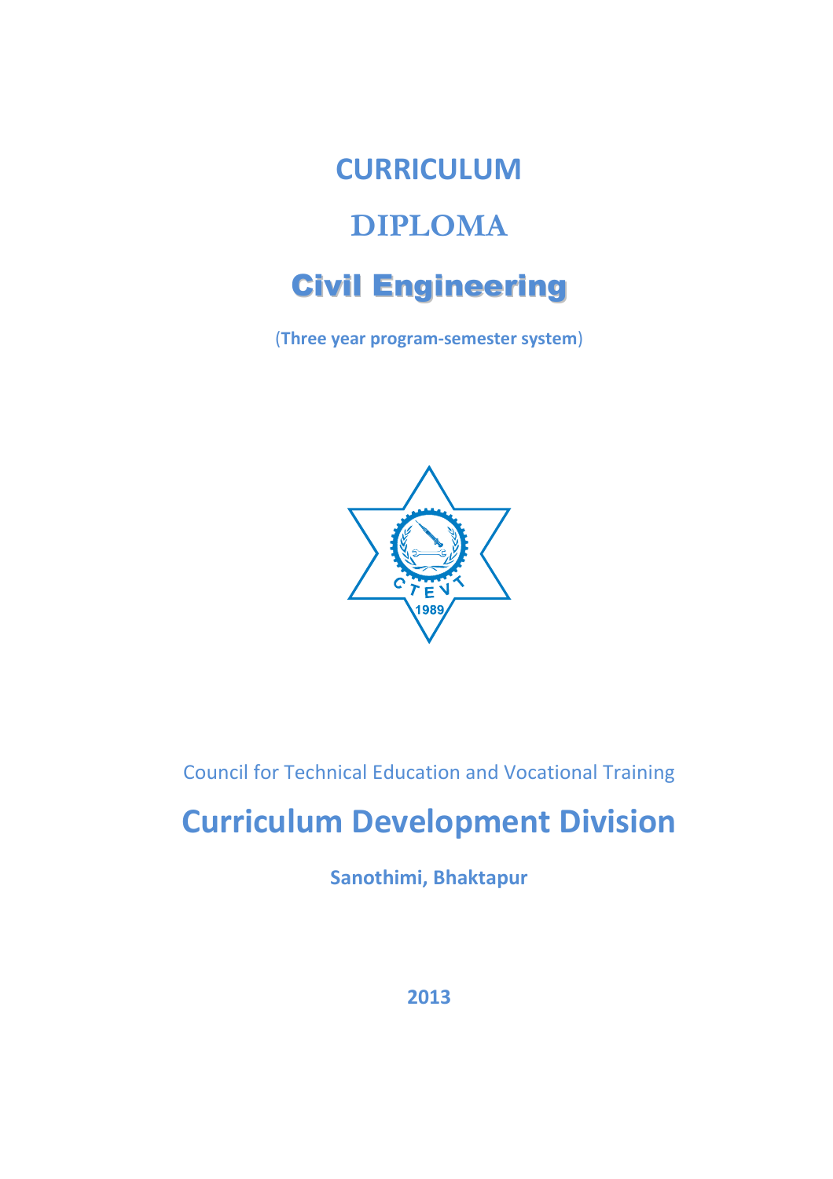# CURRICULUM

# DIPLOMA

# Civil Engineering

**(Three year program-semester system)**

Council for Technical Education and Vocational Training

## Curriculum Development Division

**Sanothimi, Bhaktapur**

**2013**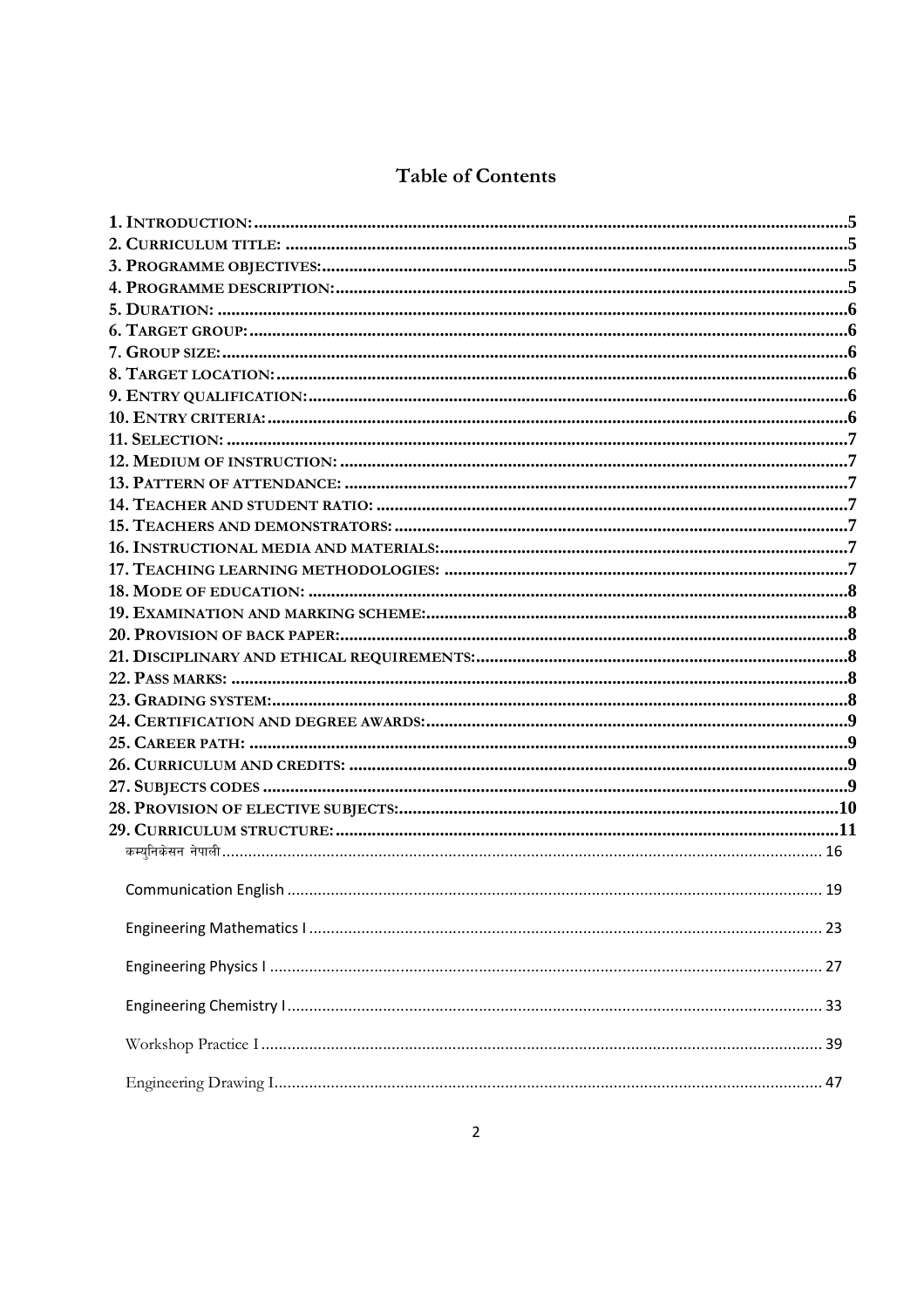# Table of Contents

1. INTRODUCTION: 5
2. CURRICULUM TITLE: 5
3. PROGRAMME OBJECTIVES: 5
4. PROGRAMME DESCRIPTION: 5
5. DURATION: 6
6. TARGET GROUP: 6
7. GROUP SIZE: 6
8. TARGET LOCATION: 6
9. ENTRY QUALIFICATION: 6
10. ENTRY CRITERIA: 6
11. SELECTION: 7
12. MEDIUM OF INSTRUCTION: 7
13. PATTERN OF ATTENDANCE: 7
14. TEACHER AND STUDENT RATIO: 7
15. TEACHERS AND DEMONSTRATORS: 7
16. INSTRUCTIONAL MEDIA AND MATERIALS: 7
17. TEACHING LEARNING METHODOLOGIES: 7
18. MODE OF EDUCATION: 8
19. EXAMINATION AND MARKING SCHEME: 8
20. PROVISION OF BACK PAPER: 8
21. DISCIPLINARY AND ETHICAL REQUIREMENTS: 8
22. PASS MARKS: 8
23. GRADING SYSTEM: 8
24. CERTIFICATION AND DEGREE AWARDS: 9
25. CAREER PATH: 9
26. CURRICULUM AND CREDITS: 9
27. SUBJECTS CODES 9
28. PROVISION OF ELECTIVE SUBJECTS: 10
29. CURRICULUM STRUCTURE: 11

कम्युनिकेसन नेपाली 16

Communication English 19

Engineering Mathematics I 23

Engineering Physics I 27

Engineering Chemistry I 33

Workshop Practice I 39

Engineering Drawing I 47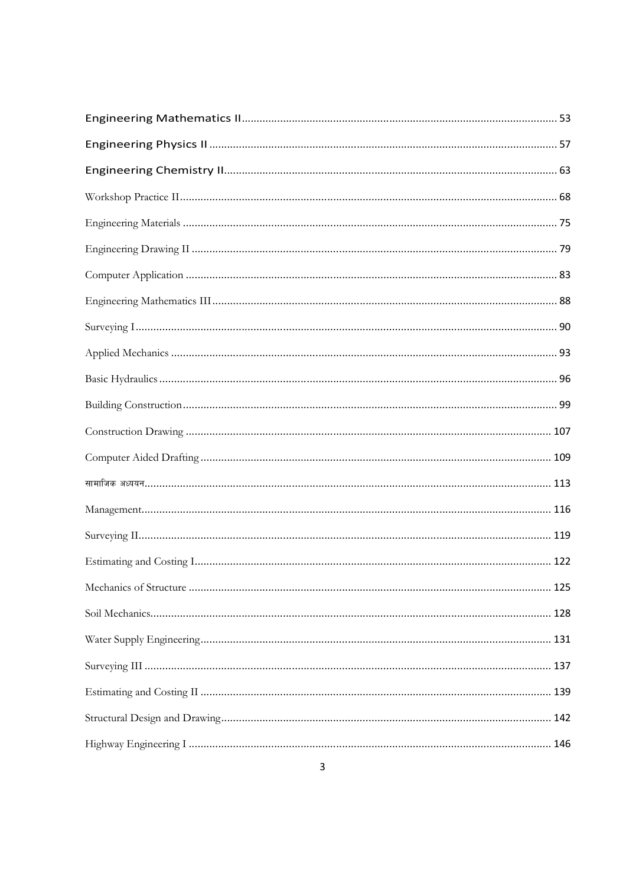Engineering Mathematics II .......... 53

Engineering Physics II .......... 57

Engineering Chemistry II .......... 63

Workshop Practice II .......... 68

Engineering Materials .......... 75

Engineering Drawing II .......... 79

Computer Application .......... 83

Engineering Mathematics III .......... 88

Surveying I .......... 90

Applied Mechanics .......... 93

Basic Hydraulics .......... 96

Building Construction .......... 99

Construction Drawing .......... 107

Computer Aided Drafting .......... 109

सामाजिक अध्ययन .......... 113

Management .......... 116

Surveying II .......... 119

Estimating and Costing I .......... 122

Mechanics of Structure .......... 125

Soil Mechanics .......... 128

Water Supply Engineering .......... 131

Surveying III .......... 137

Estimating and Costing II .......... 139

Structural Design and Drawing .......... 142

Highway Engineering I .......... 146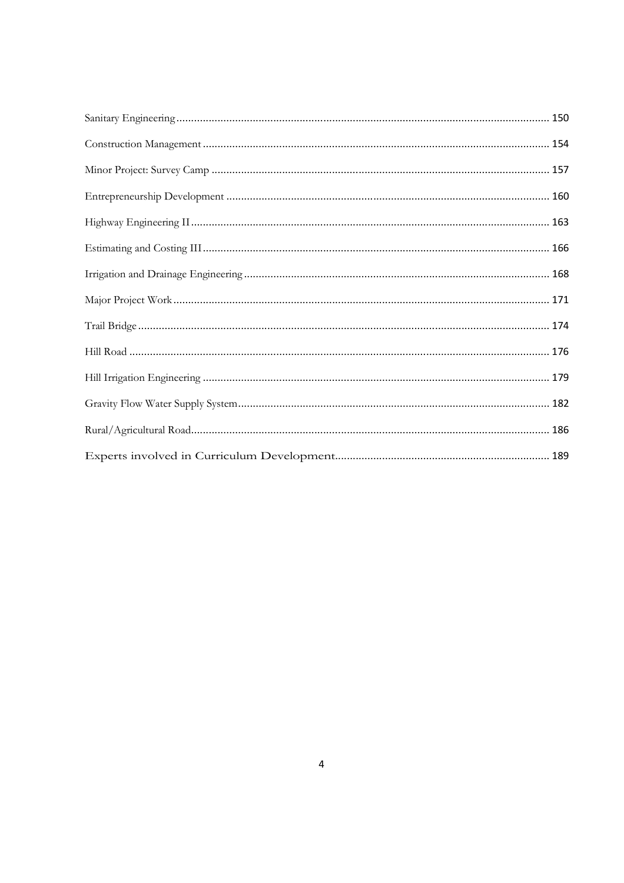Sanitary Engineering ........................................................................................................................ 150

Construction Management ................................................................................................................ 154

Minor Project: Survey Camp ............................................................................................................ 157

Entrepreneurship Development ....................................................................................................... 160

Highway Engineering II .................................................................................................................... 163

Estimating and Costing III ................................................................................................................ 166

Irrigation and Drainage Engineering ................................................................................................ 168

Major Project Work .......................................................................................................................... 171

Trail Bridge ...................................................................................................................................... 174

Hill Road .......................................................................................................................................... 176

Hill Irrigation Engineering ................................................................................................................ 179

Gravity Flow Water Supply System .................................................................................................. 182

Rural/Agricultural Road .................................................................................................................... 186

Experts involved in Curriculum Development ................................................................................... 189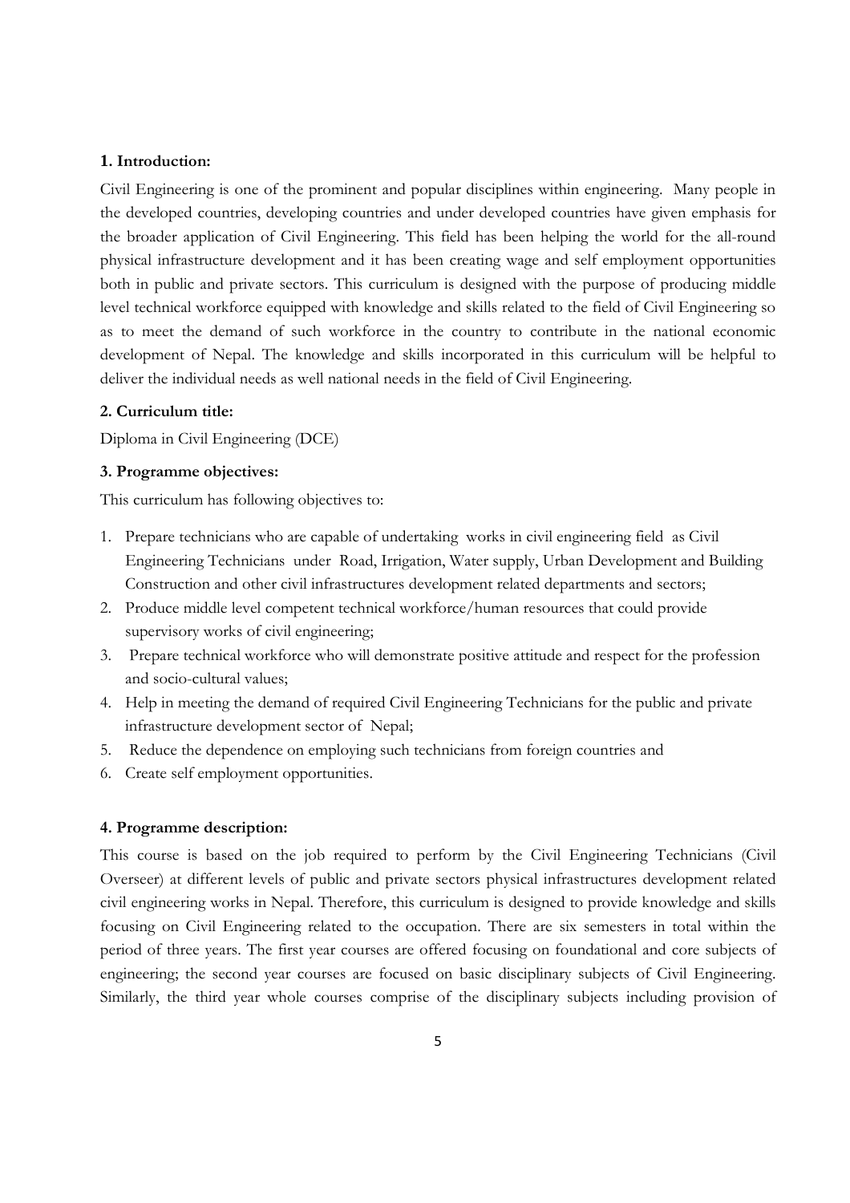**1. Introduction:**

Civil Engineering is one of the prominent and popular disciplines within engineering. Many people in the developed countries, developing countries and under developed countries have given emphasis for the broader application of Civil Engineering. This field has been helping the world for the all-round physical infrastructure development and it has been creating wage and self employment opportunities both in public and private sectors. This curriculum is designed with the purpose of producing middle level technical workforce equipped with knowledge and skills related to the field of Civil Engineering so as to meet the demand of such workforce in the country to contribute in the national economic development of Nepal. The knowledge and skills incorporated in this curriculum will be helpful to deliver the individual needs as well national needs in the field of Civil Engineering.

**2. Curriculum title:**

Diploma in Civil Engineering (DCE)

**3. Programme objectives:**

This curriculum has following objectives to:

1. Prepare technicians who are capable of undertaking works in civil engineering field as Civil Engineering Technicians under Road, Irrigation, Water supply, Urban Development and Building Construction and other civil infrastructures development related departments and sectors;
2. Produce middle level competent technical workforce/human resources that could provide supervisory works of civil engineering;
3. Prepare technical workforce who will demonstrate positive attitude and respect for the profession and socio-cultural values;
4. Help in meeting the demand of required Civil Engineering Technicians for the public and private infrastructure development sector of Nepal;
5. Reduce the dependence on employing such technicians from foreign countries and
6. Create self employment opportunities.

**4. Programme description:**

This course is based on the job required to perform by the Civil Engineering Technicians (Civil Overseer) at different levels of public and private sectors physical infrastructures development related civil engineering works in Nepal. Therefore, this curriculum is designed to provide knowledge and skills focusing on Civil Engineering related to the occupation. There are six semesters in total within the period of three years. The first year courses are offered focusing on foundational and core subjects of engineering; the second year courses are focused on basic disciplinary subjects of Civil Engineering. Similarly, the third year whole courses comprise of the disciplinary subjects including provision of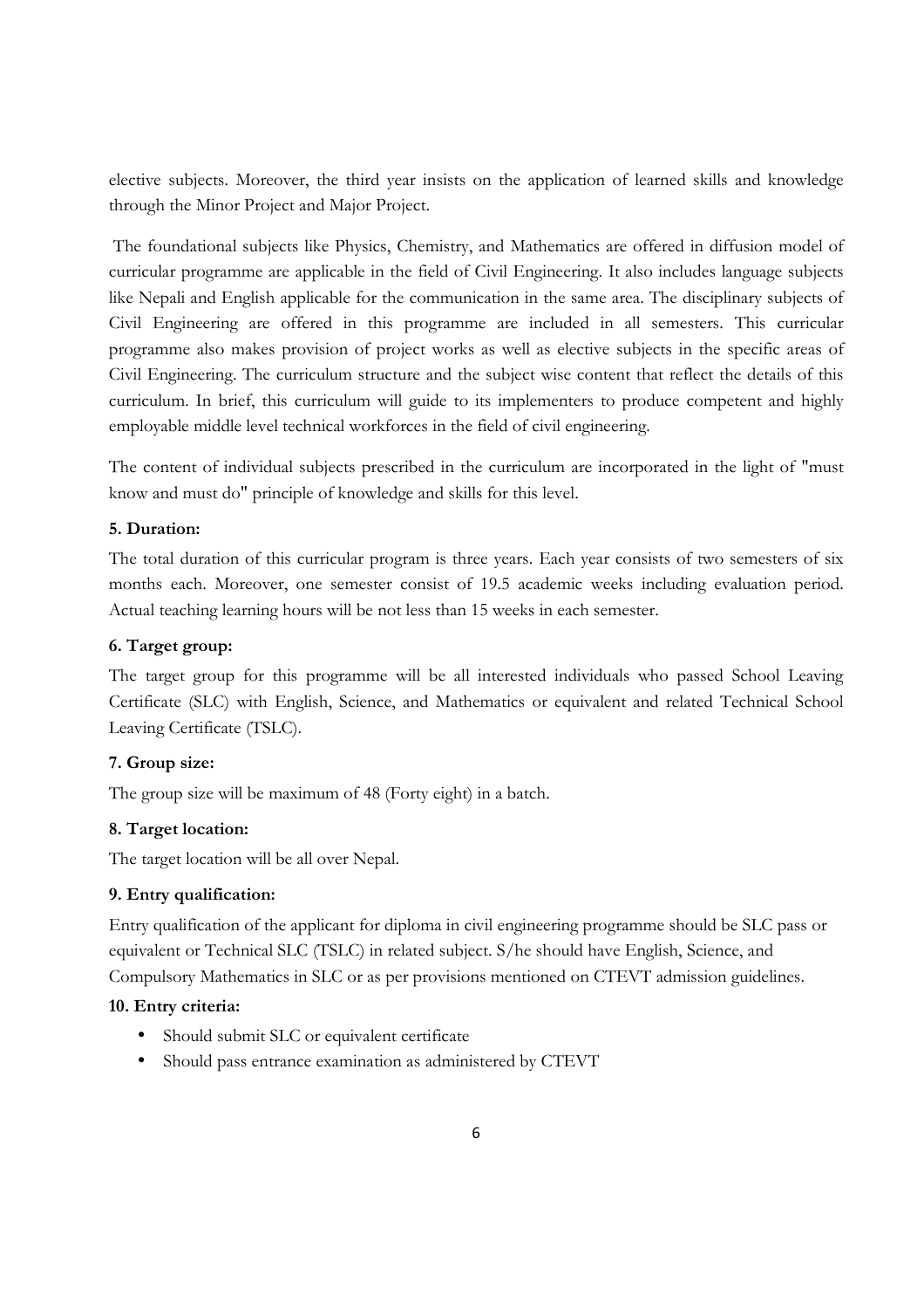elective subjects. Moreover, the third year insists on the application of learned skills and knowledge through the Minor Project and Major Project.

The foundational subjects like Physics, Chemistry, and Mathematics are offered in diffusion model of curricular programme are applicable in the field of Civil Engineering. It also includes language subjects like Nepali and English applicable for the communication in the same area. The disciplinary subjects of Civil Engineering are offered in this programme are included in all semesters. This curricular programme also makes provision of project works as well as elective subjects in the specific areas of Civil Engineering. The curriculum structure and the subject wise content that reflect the details of this curriculum. In brief, this curriculum will guide to its implementers to produce competent and highly employable middle level technical workforces in the field of civil engineering.

The content of individual subjects prescribed in the curriculum are incorporated in the light of "must know and must do" principle of knowledge and skills for this level.

**5. Duration:**

The total duration of this curricular program is three years. Each year consists of two semesters of six months each. Moreover, one semester consist of 19.5 academic weeks including evaluation period. Actual teaching learning hours will be not less than 15 weeks in each semester.

**6. Target group:**

The target group for this programme will be all interested individuals who passed School Leaving Certificate (SLC) with English, Science, and Mathematics or equivalent and related Technical School Leaving Certificate (TSLC).

**7. Group size:**

The group size will be maximum of 48 (Forty eight) in a batch.

**8. Target location:**

The target location will be all over Nepal.

**9. Entry qualification:**

Entry qualification of the applicant for diploma in civil engineering programme should be SLC pass or equivalent or Technical SLC (TSLC) in related subject. S/he should have English, Science, and Compulsory Mathematics in SLC or as per provisions mentioned on CTEVT admission guidelines.

**10. Entry criteria:**

- Should submit SLC or equivalent certificate
- Should pass entrance examination as administered by CTEVT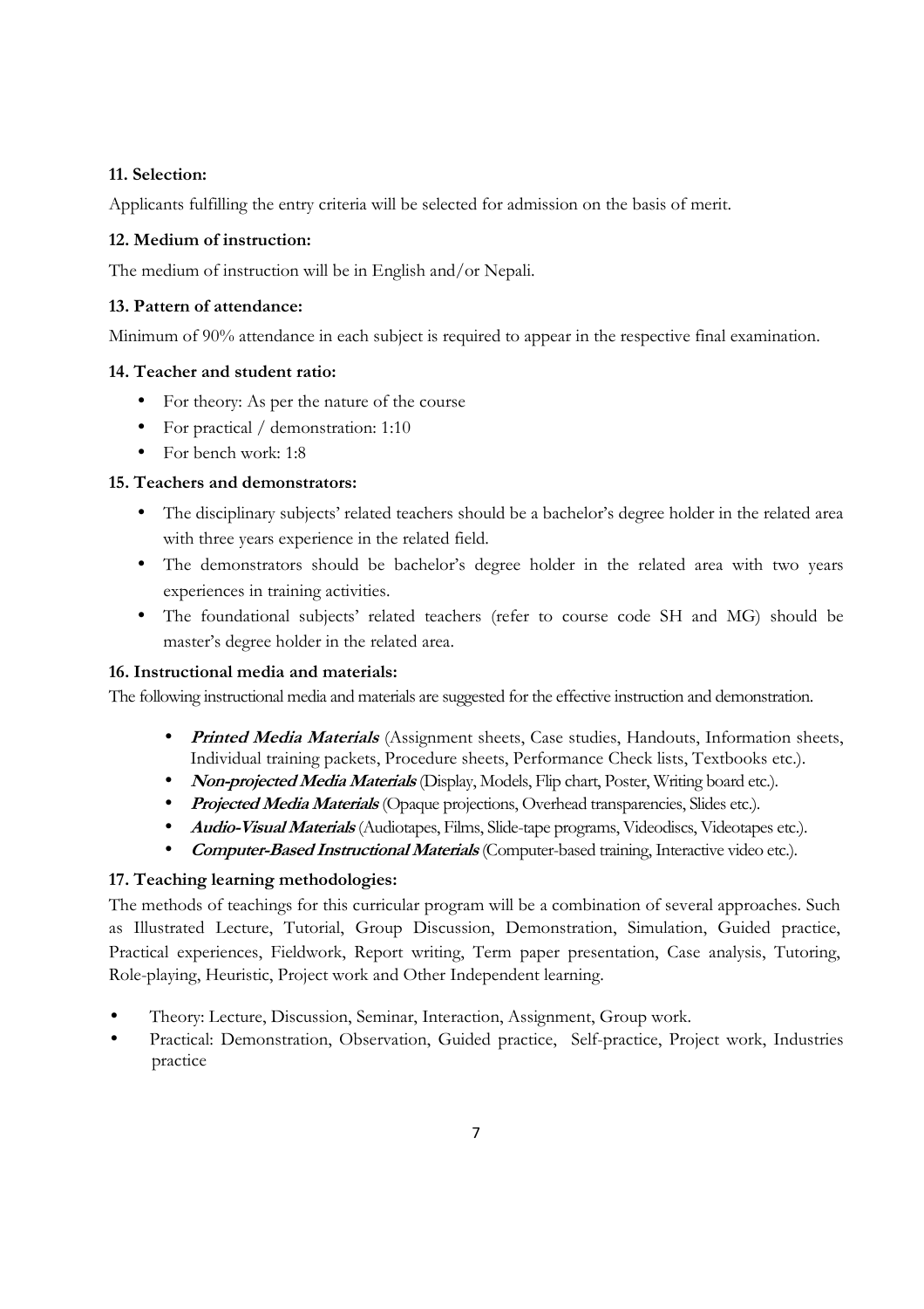### 11. Selection:

Applicants fulfilling the entry criteria will be selected for admission on the basis of merit.

### 12. Medium of instruction:

The medium of instruction will be in English and/or Nepali.

### 13. Pattern of attendance:

Minimum of 90% attendance in each subject is required to appear in the respective final examination.

### 14. Teacher and student ratio:

- For theory: As per the nature of the course
- For practical / demonstration: 1:10
- For bench work: 1:8

### 15. Teachers and demonstrators:

- The disciplinary subjects' related teachers should be a bachelor's degree holder in the related area with three years experience in the related field.
- The demonstrators should be bachelor's degree holder in the related area with two years experiences in training activities.
- The foundational subjects' related teachers (refer to course code SH and MG) should be master's degree holder in the related area.

### 16. Instructional media and materials:

The following instructional media and materials are suggested for the effective instruction and demonstration.

- ***Printed Media Materials*** (Assignment sheets, Case studies, Handouts, Information sheets, Individual training packets, Procedure sheets, Performance Check lists, Textbooks etc.).
- ***Non-projected Media Materials*** (Display, Models, Flip chart, Poster, Writing board etc.).
- ***Projected Media Materials*** (Opaque projections, Overhead transparencies, Slides etc.).
- ***Audio-Visual Materials*** (Audiotapes, Films, Slide-tape programs, Videodiscs, Videotapes etc.).
- ***Computer-Based Instructional Materials*** (Computer-based training, Interactive video etc.).

### 17. Teaching learning methodologies:

The methods of teachings for this curricular program will be a combination of several approaches. Such as Illustrated Lecture, Tutorial, Group Discussion, Demonstration, Simulation, Guided practice, Practical experiences, Fieldwork, Report writing, Term paper presentation, Case analysis, Tutoring, Role-playing, Heuristic, Project work and Other Independent learning.

- Theory: Lecture, Discussion, Seminar, Interaction, Assignment, Group work.
- Practical: Demonstration, Observation, Guided practice, Self-practice, Project work, Industries practice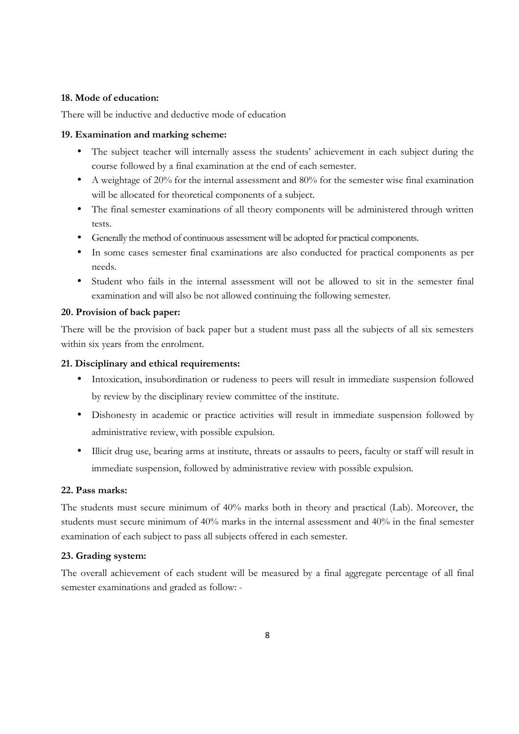**18. Mode of education:**

There will be inductive and deductive mode of education

**19. Examination and marking scheme:**

- The subject teacher will internally assess the students' achievement in each subject during the course followed by a final examination at the end of each semester.
- A weightage of 20% for the internal assessment and 80% for the semester wise final examination will be allocated for theoretical components of a subject.
- The final semester examinations of all theory components will be administered through written tests.
- Generally the method of continuous assessment will be adopted for practical components.
- In some cases semester final examinations are also conducted for practical components as per needs.
- Student who fails in the internal assessment will not be allowed to sit in the semester final examination and will also be not allowed continuing the following semester.

**20. Provision of back paper:**

There will be the provision of back paper but a student must pass all the subjects of all six semesters within six years from the enrolment.

**21. Disciplinary and ethical requirements:**

- Intoxication, insubordination or rudeness to peers will result in immediate suspension followed by review by the disciplinary review committee of the institute.
- Dishonesty in academic or practice activities will result in immediate suspension followed by administrative review, with possible expulsion.
- Illicit drug use, bearing arms at institute, threats or assaults to peers, faculty or staff will result in immediate suspension, followed by administrative review with possible expulsion.

**22. Pass marks:**

The students must secure minimum of 40% marks both in theory and practical (Lab). Moreover, the students must secure minimum of 40% marks in the internal assessment and 40% in the final semester examination of each subject to pass all subjects offered in each semester.

**23. Grading system:**

The overall achievement of each student will be measured by a final aggregate percentage of all final semester examinations and graded as follow: -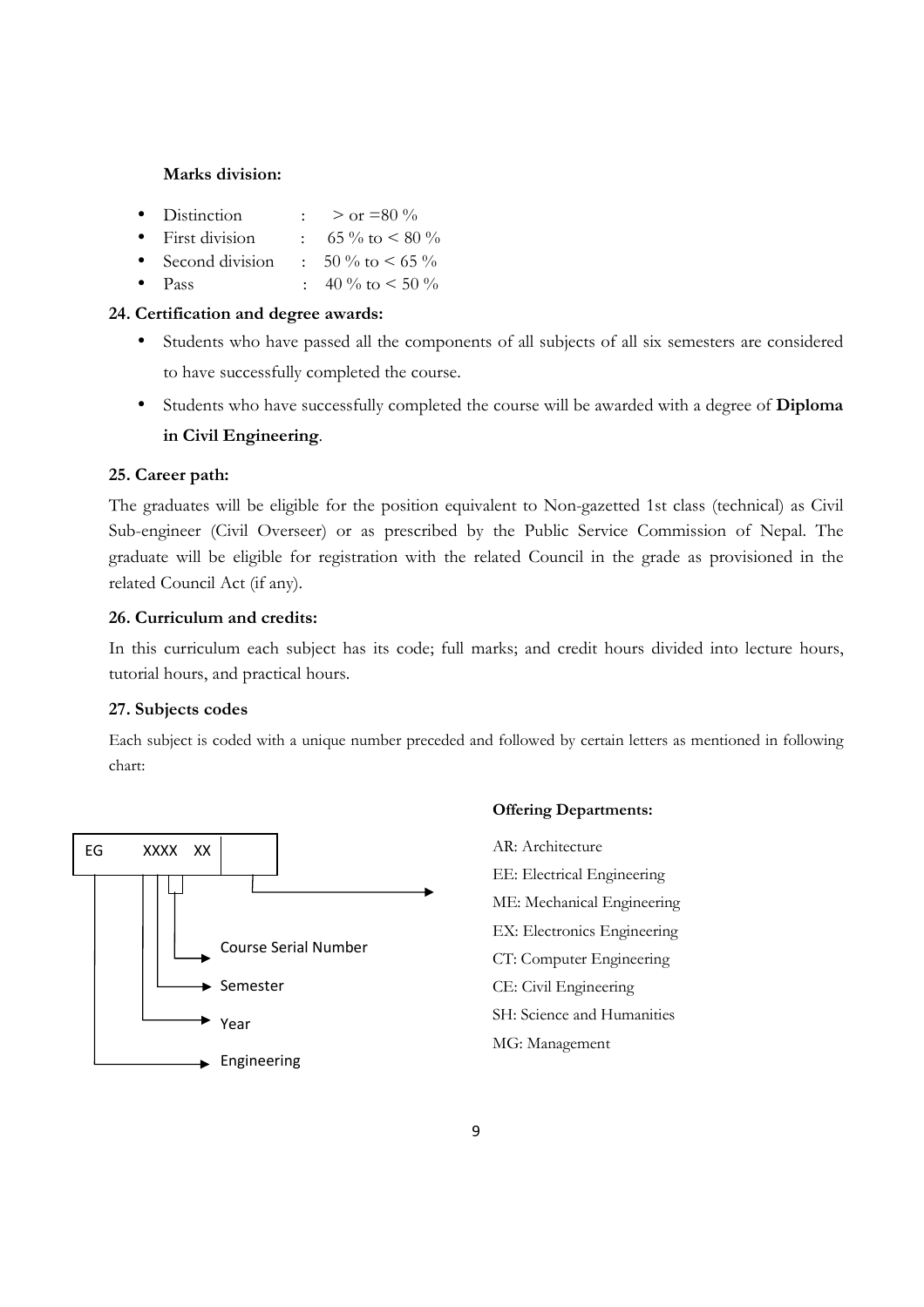**Marks division:**

- Distinction : > or =80 %
- First division : 65 % to < 80 %
- Second division : 50 % to < 65 %
- Pass : 40 % to < 50 %

## 24. Certification and degree awards:

- Students who have passed all the components of all subjects of all six semesters are considered to have successfully completed the course.
- Students who have successfully completed the course will be awarded with a degree of **Diploma in Civil Engineering**.

## 25. Career path:

The graduates will be eligible for the position equivalent to Non-gazetted 1st class (technical) as Civil Sub-engineer (Civil Overseer) or as prescribed by the Public Service Commission of Nepal. The graduate will be eligible for registration with the related Council in the grade as provisioned in the related Council Act (if any).

## 26. Curriculum and credits:

In this curriculum each subject has its code; full marks; and credit hours divided into lecture hours, tutorial hours, and practical hours.

## 27. Subjects codes

Each subject is coded with a unique number preceded and followed by certain letters as mentioned in following chart:

```
EG    XXXX  XX  [  ]
```

- EG → Engineering
- X (1st digit) → Year
- X (2nd digit) → Semester
- X (3rd–4th digits) → Course Serial Number
- XX → Offering Department

**Offering Departments:**

AR: Architecture

EE: Electrical Engineering

ME: Mechanical Engineering

EX: Electronics Engineering

CT: Computer Engineering

CE: Civil Engineering

SH: Science and Humanities

MG: Management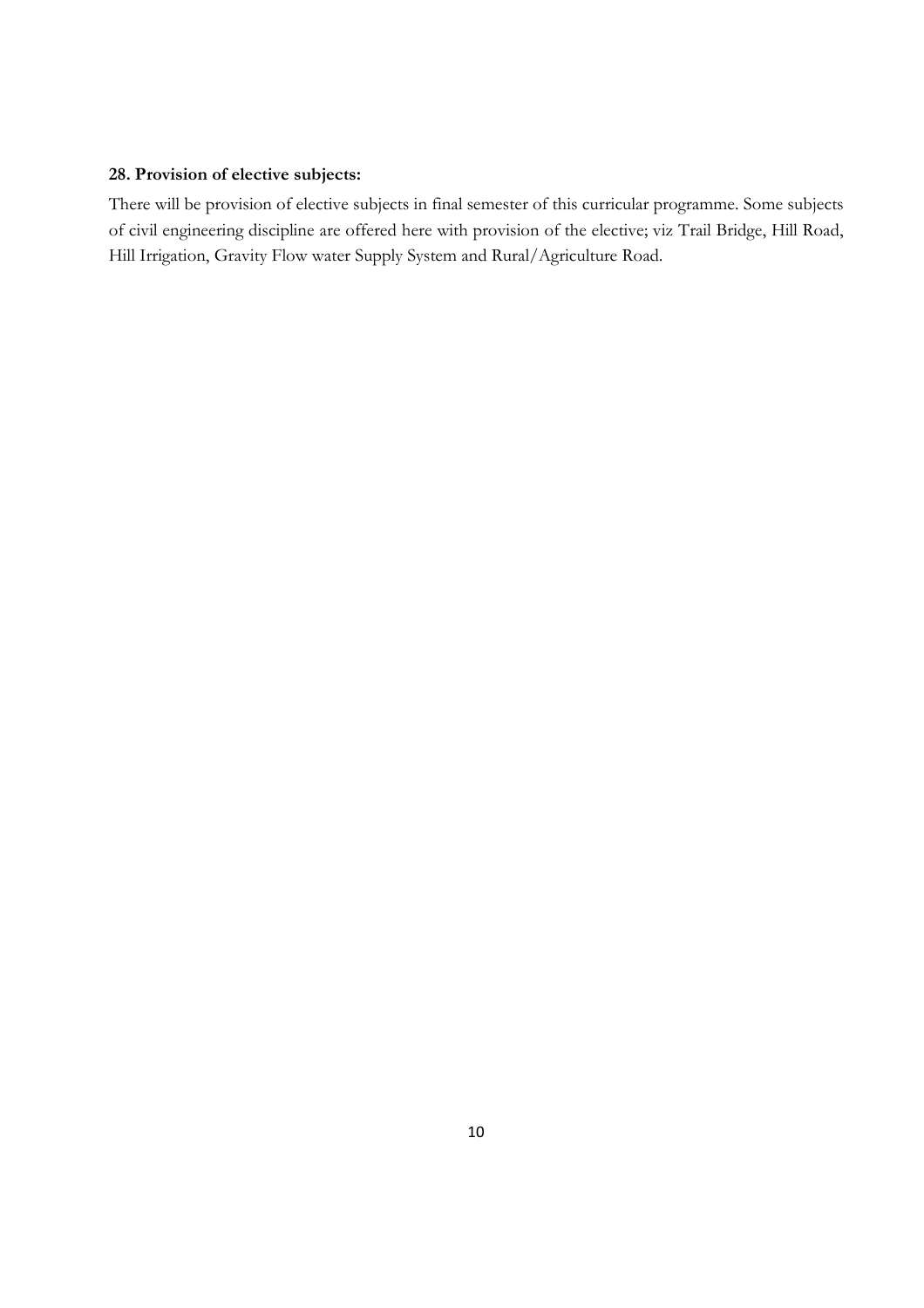**28. Provision of elective subjects:**

There will be provision of elective subjects in final semester of this curricular programme. Some subjects of civil engineering discipline are offered here with provision of the elective; viz Trail Bridge, Hill Road, Hill Irrigation, Gravity Flow water Supply System and Rural/Agriculture Road.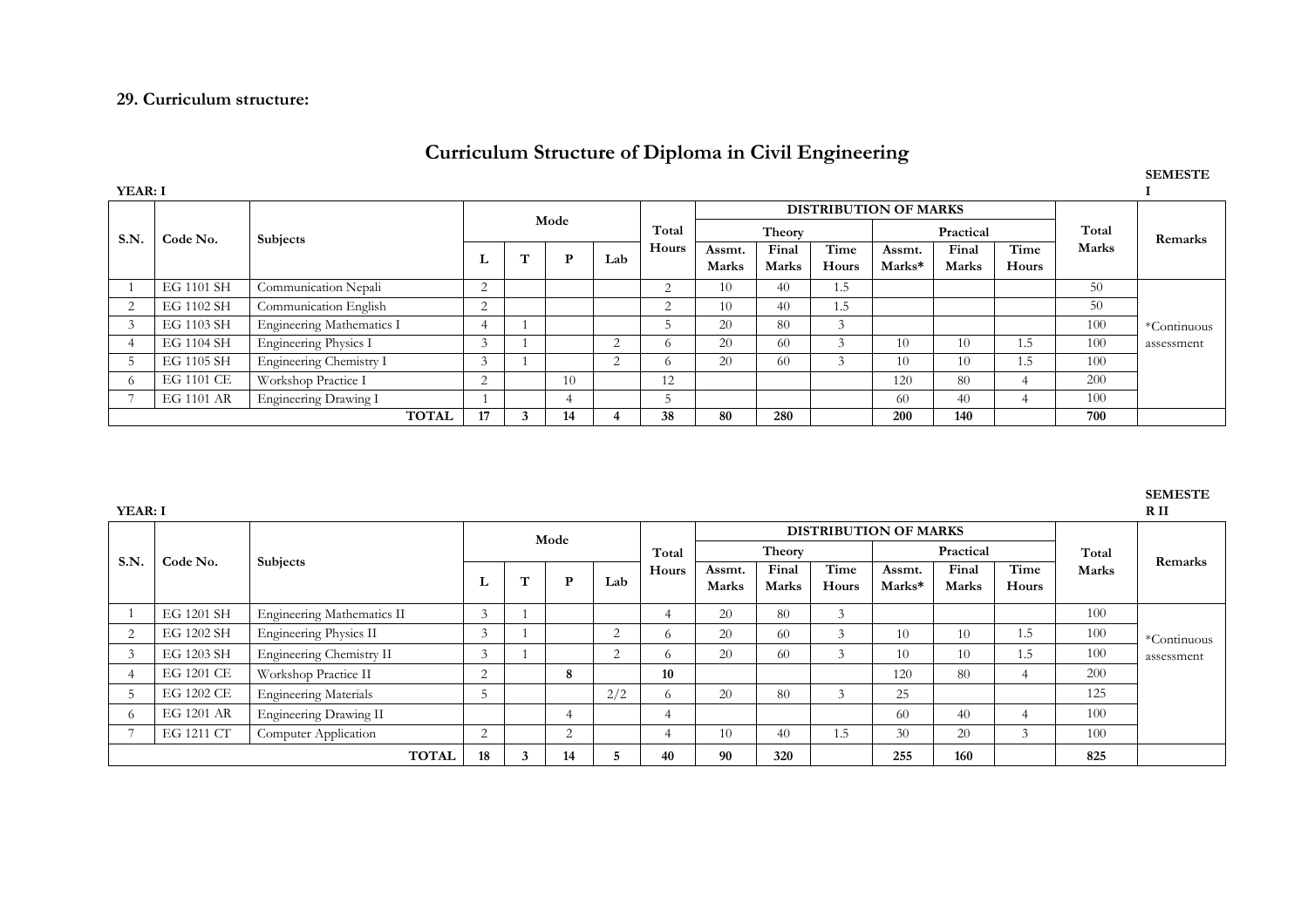**29. Curriculum structure:**

# Curriculum Structure of Diploma in Civil Engineering

**YEAR: I** **SEMESTER I**

| S.N. | Code No. | Subjects | Mode | | | | Total Hours | DISTRIBUTION OF MARKS | | | | | | Total Marks | Remarks |
|---|---|---|---|---|---|---|---|---|---|---|---|---|---|---|---|
| | | | | | | | | Theory | | | Practical | | | | |
| | | | L | T | P | Lab | | Assmt. Marks | Final Marks | Time Hours | Assmt. Marks* | Final Marks | Time Hours | | |
| 1 | EG 1101 SH | Communication Nepali | 2 | | | | 2 | 10 | 40 | 1.5 | | | | 50 | *Continuous assessment |
| 2 | EG 1102 SH | Communication English | 2 | | | | 2 | 10 | 40 | 1.5 | | | | 50 | |
| 3 | EG 1103 SH | Engineering Mathematics I | 4 | 1 | | | 5 | 20 | 80 | 3 | | | | 100 | |
| 4 | EG 1104 SH | Engineering Physics I | 3 | 1 | | 2 | 6 | 20 | 60 | 3 | 10 | 10 | 1.5 | 100 | |
| 5 | EG 1105 SH | Engineering Chemistry I | 3 | 1 | | 2 | 6 | 20 | 60 | 3 | 10 | 10 | 1.5 | 100 | |
| 6 | EG 1101 CE | Workshop Practice I | 2 | | 10 | | 12 | | | | 120 | 80 | 4 | 200 | |
| 7 | EG 1101 AR | Engineering Drawing I | 1 | | 4 | | 5 | | | | 60 | 40 | 4 | 100 | |
| | | **TOTAL** | **17** | **3** | **14** | **4** | **38** | **80** | **280** | | **200** | **140** | | **700** | |

**YEAR: I** **SEMESTER II**

| S.N. | Code No. | Subjects | Mode | | | | Total Hours | DISTRIBUTION OF MARKS | | | | | | Total Marks | Remarks |
|---|---|---|---|---|---|---|---|---|---|---|---|---|---|---|---|
| | | | | | | | | Theory | | | Practical | | | | |
| | | | L | T | P | Lab | | Assmt. Marks | Final Marks | Time Hours | Assmt. Marks* | Final Marks | Time Hours | | |
| 1 | EG 1201 SH | Engineering Mathematics II | 3 | 1 | | | 4 | 20 | 80 | 3 | | | | 100 | *Continuous assessment |
| 2 | EG 1202 SH | Engineering Physics II | 3 | 1 | | 2 | 6 | 20 | 60 | 3 | 10 | 10 | 1.5 | 100 | |
| 3 | EG 1203 SH | Engineering Chemistry II | 3 | 1 | | 2 | 6 | 20 | 60 | 3 | 10 | 10 | 1.5 | 100 | |
| 4 | EG 1201 CE | Workshop Practice II | 2 | | **8** | | **10** | | | | 120 | 80 | 4 | 200 | |
| 5 | EG 1202 CE | Engineering Materials | 5 | | | 2/2 | 6 | 20 | 80 | 3 | 25 | | | 125 | |
| 6 | EG 1201 AR | Engineering Drawing II | | | 4 | | 4 | | | | 60 | 40 | 4 | 100 | |
| 7 | EG 1211 CT | Computer Application | 2 | | 2 | | 4 | 10 | 40 | 1.5 | 30 | 20 | 3 | 100 | |
| | | **TOTAL** | **18** | **3** | **14** | **5** | **40** | **90** | **320** | | **255** | **160** | | **825** | |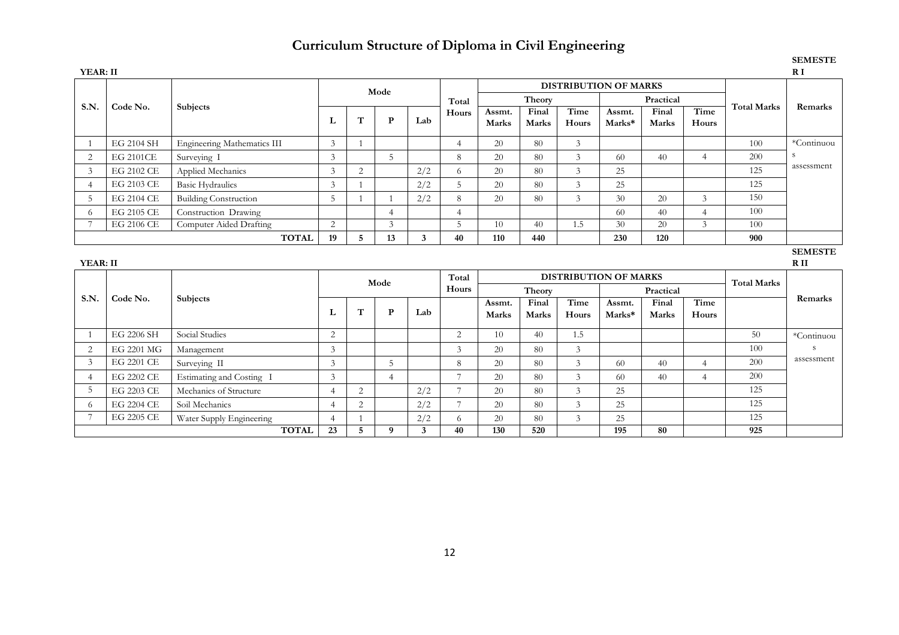# Curriculum Structure of Diploma in Civil Engineering

**YEAR: II** **SEMESTER I**

| S.N. | Code No. | Subjects | Mode | | | | Total Hours | DISTRIBUTION OF MARKS | | | | | | Total Marks | Remarks |
|---|---|---|---|---|---|---|---|---|---|---|---|---|---|---|---|
| | | | | | | | | Theory | | | Practical | | | | |
| | | | L | T | P | Lab | | Assmt. Marks | Final Marks | Time Hours | Assmt. Marks* | Final Marks | Time Hours | | |
| 1 | EG 2104 SH | Engineering Mathematics III | 3 | 1 | | | 4 | 20 | 80 | 3 | | | | 100 | *Continuous assessment |
| 2 | EG 2101CE | Surveying I | 3 | | 5 | | 8 | 20 | 80 | 3 | 60 | 40 | 4 | 200 | |
| 3 | EG 2102 CE | Applied Mechanics | 3 | 2 | | 2/2 | 6 | 20 | 80 | 3 | 25 | | | 125 | |
| 4 | EG 2103 CE | Basic Hydraulics | 3 | 1 | | 2/2 | 5 | 20 | 80 | 3 | 25 | | | 125 | |
| 5 | EG 2104 CE | Building Construction | 5 | 1 | 1 | 2/2 | 8 | 20 | 80 | 3 | 30 | 20 | 3 | 150 | |
| 6 | EG 2105 CE | Construction Drawing | | | 4 | | 4 | | | | 60 | 40 | 4 | 100 | |
| 7 | EG 2106 CE | Computer Aided Drafting | 2 | | 3 | | 5 | 10 | 40 | 1.5 | 30 | 20 | 3 | 100 | |
| | | **TOTAL** | **19** | **5** | **13** | **3** | **40** | **110** | **440** | | **230** | **120** | | **900** | |

**YEAR: II** **SEMESTER II**

| S.N. | Code No. | Subjects | Mode | | | | Total Hours | DISTRIBUTION OF MARKS | | | | | | Total Marks | Remarks |
|---|---|---|---|---|---|---|---|---|---|---|---|---|---|---|---|
| | | | | | | | | Theory | | | Practical | | | | |
| | | | L | T | P | Lab | | Assmt. Marks | Final Marks | Time Hours | Assmt. Marks* | Final Marks | Time Hours | | |
| 1 | EG 2206 SH | Social Studies | 2 | | | | 2 | 10 | 40 | 1.5 | | | | 50 | *Continuous assessment |
| 2 | EG 2201 MG | Management | 3 | | | | 3 | 20 | 80 | 3 | | | | 100 | |
| 3 | EG 2201 CE | Surveying II | 3 | | 5 | | 8 | 20 | 80 | 3 | 60 | 40 | 4 | 200 | |
| 4 | EG 2202 CE | Estimating and Costing I | 3 | | 4 | | 7 | 20 | 80 | 3 | 60 | 40 | 4 | 200 | |
| 5 | EG 2203 CE | Mechanics of Structure | 4 | 2 | | 2/2 | 7 | 20 | 80 | 3 | 25 | | | 125 | |
| 6 | EG 2204 CE | Soil Mechanics | 4 | 2 | | 2/2 | 7 | 20 | 80 | 3 | 25 | | | 125 | |
| 7 | EG 2205 CE | Water Supply Engineering | 4 | 1 | | 2/2 | 6 | 20 | 80 | 3 | 25 | | | 125 | |
| | | **TOTAL** | **23** | **5** | **9** | **3** | **40** | **130** | **520** | | **195** | **80** | | **925** | |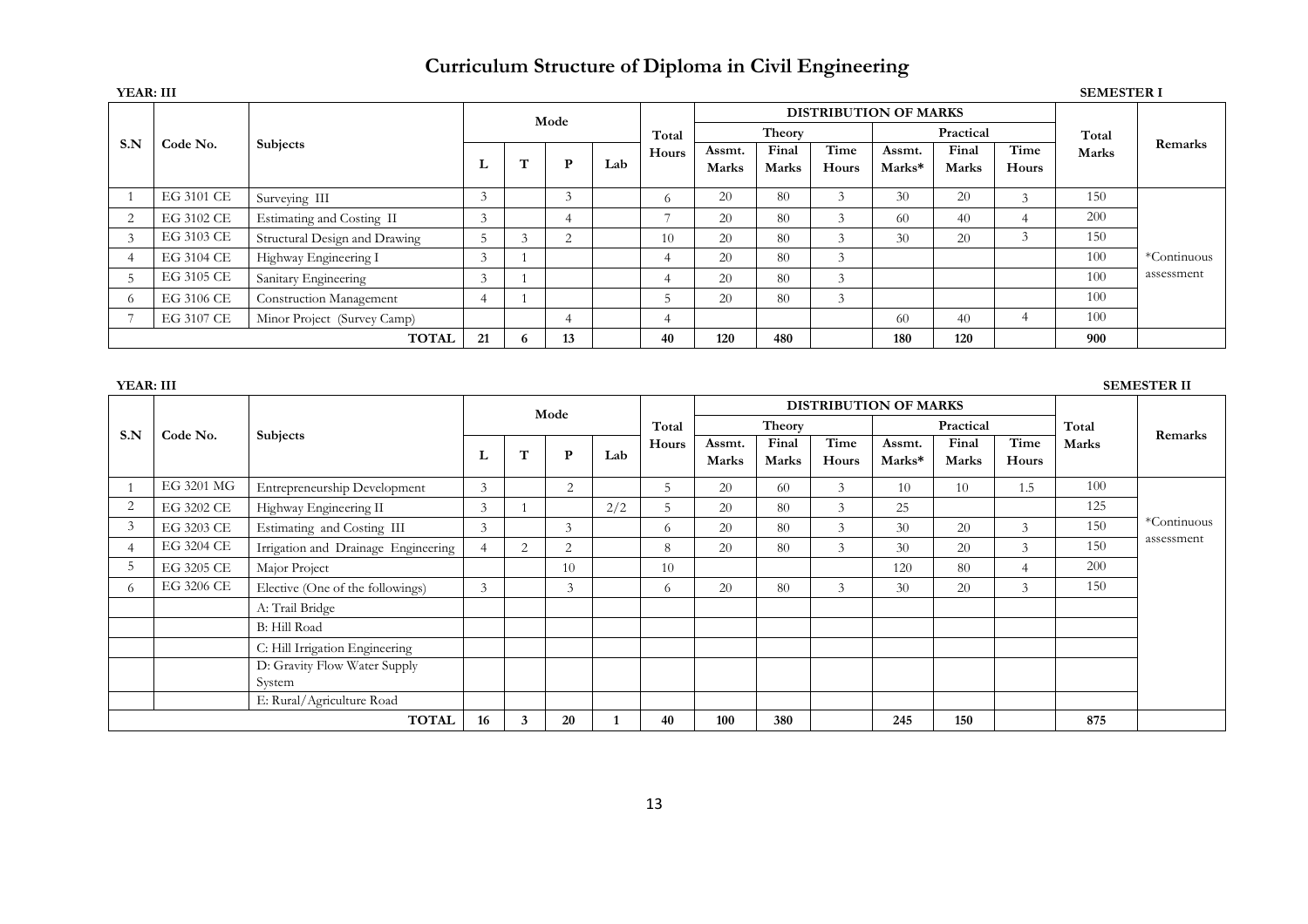# Curriculum Structure of Diploma in Civil Engineering

**YEAR: III** **SEMESTER I**

| S.N | Code No. | Subjects | Mode | | | | Total Hours | DISTRIBUTION OF MARKS | | | | | | Total Marks | Remarks |
|---|---|---|---|---|---|---|---|---|---|---|---|---|---|---|---|
| | | | | | | | | Theory | | | Practical | | | | |
| | | | L | T | P | Lab | | Assmt. Marks | Final Marks | Time Hours | Assmt. Marks* | Final Marks | Time Hours | | |
| 1 | EG 3101 CE | Surveying III | 3 | | 3 | | 6 | 20 | 80 | 3 | 30 | 20 | 3 | 150 | *Continuous assessment |
| 2 | EG 3102 CE | Estimating and Costing II | 3 | | 4 | | 7 | 20 | 80 | 3 | 60 | 40 | 4 | 200 | |
| 3 | EG 3103 CE | Structural Design and Drawing | 5 | 3 | 2 | | 10 | 20 | 80 | 3 | 30 | 20 | 3 | 150 | |
| 4 | EG 3104 CE | Highway Engineering I | 3 | 1 | | | 4 | 20 | 80 | 3 | | | | 100 | |
| 5 | EG 3105 CE | Sanitary Engineering | 3 | 1 | | | 4 | 20 | 80 | 3 | | | | 100 | |
| 6 | EG 3106 CE | Construction Management | 4 | 1 | | | 5 | 20 | 80 | 3 | | | | 100 | |
| 7 | EG 3107 CE | Minor Project (Survey Camp) | | | 4 | | 4 | | | | 60 | 40 | 4 | 100 | |
| | | **TOTAL** | **21** | **6** | **13** | | **40** | **120** | **480** | | **180** | **120** | | **900** | |

**YEAR: III** **SEMESTER II**

| S.N | Code No. | Subjects | Mode | | | | Total Hours | DISTRIBUTION OF MARKS | | | | | | Total Marks | Remarks |
|---|---|---|---|---|---|---|---|---|---|---|---|---|---|---|---|
| | | | | | | | | Theory | | | Practical | | | | |
| | | | L | T | P | Lab | | Assmt. Marks | Final Marks | Time Hours | Assmt. Marks* | Final Marks | Time Hours | | |
| 1 | EG 3201 MG | Entrepreneurship Development | 3 | | 2 | | 5 | 20 | 60 | 3 | 10 | 10 | 1.5 | 100 | *Continuous assessment |
| 2 | EG 3202 CE | Highway Engineering II | 3 | 1 | | 2/2 | 5 | 20 | 80 | 3 | 25 | | | 125 | |
| 3 | EG 3203 CE | Estimating and Costing III | 3 | | 3 | | 6 | 20 | 80 | 3 | 30 | 20 | 3 | 150 | |
| 4 | EG 3204 CE | Irrigation and Drainage Engineering | 4 | 2 | 2 | | 8 | 20 | 80 | 3 | 30 | 20 | 3 | 150 | |
| 5 | EG 3205 CE | Major Project | | | 10 | | 10 | | | | 120 | 80 | 4 | 200 | |
| 6 | EG 3206 CE | Elective (One of the followings) | 3 | | 3 | | 6 | 20 | 80 | 3 | 30 | 20 | 3 | 150 | |
| | | A: Trail Bridge | | | | | | | | | | | | | |
| | | B: Hill Road | | | | | | | | | | | | | |
| | | C: Hill Irrigation Engineering | | | | | | | | | | | | | |
| | | D: Gravity Flow Water Supply System | | | | | | | | | | | | | |
| | | E: Rural/Agriculture Road | | | | | | | | | | | | | |
| | | **TOTAL** | **16** | **3** | **20** | **1** | **40** | **100** | **380** | | **245** | **150** | | **875** | |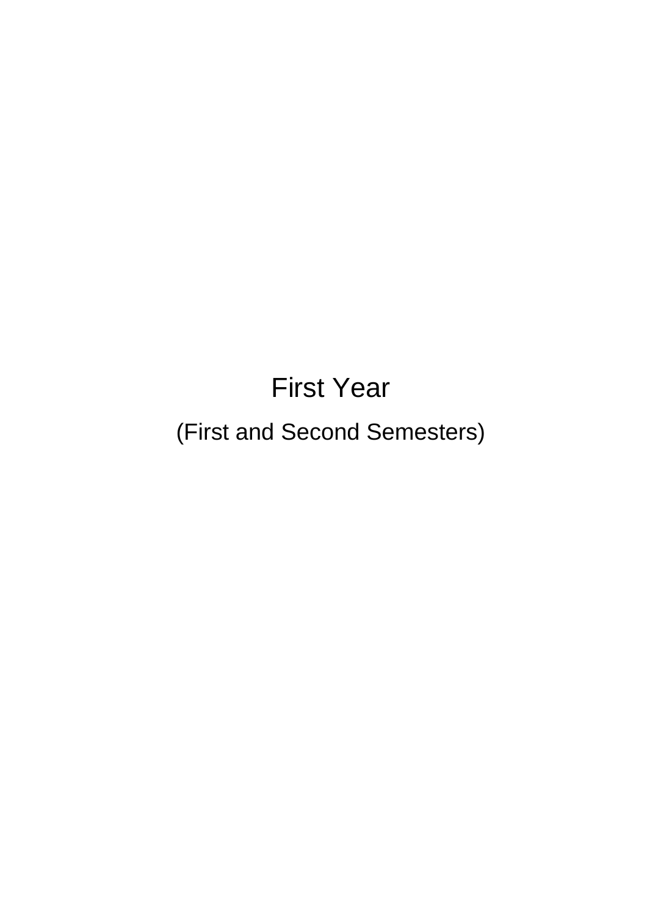# First Year

(First and Second Semesters)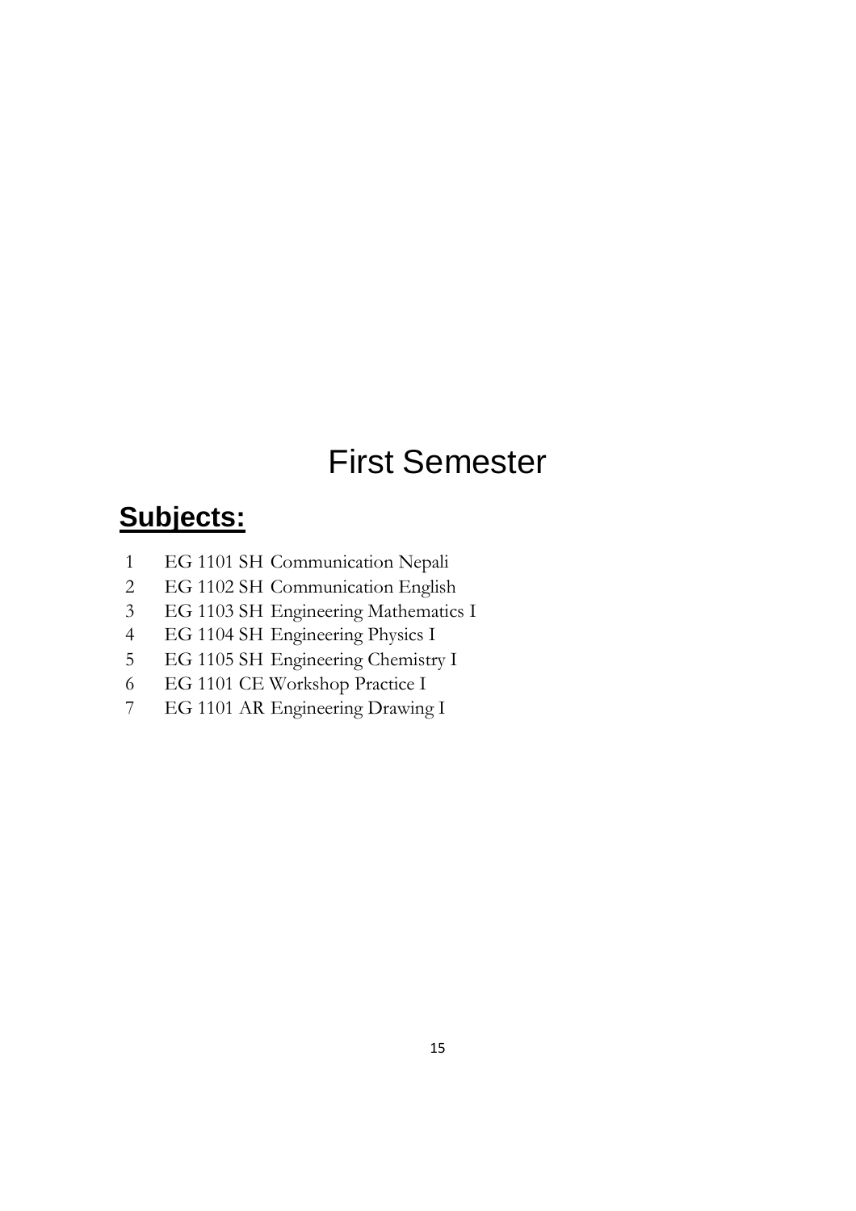# First Semester

## Subjects:

1. EG 1101 SH Communication Nepali
2. EG 1102 SH Communication English
3. EG 1103 SH Engineering Mathematics I
4. EG 1104 SH Engineering Physics I
5. EG 1105 SH Engineering Chemistry I
6. EG 1101 CE Workshop Practice I
7. EG 1101 AR Engineering Drawing I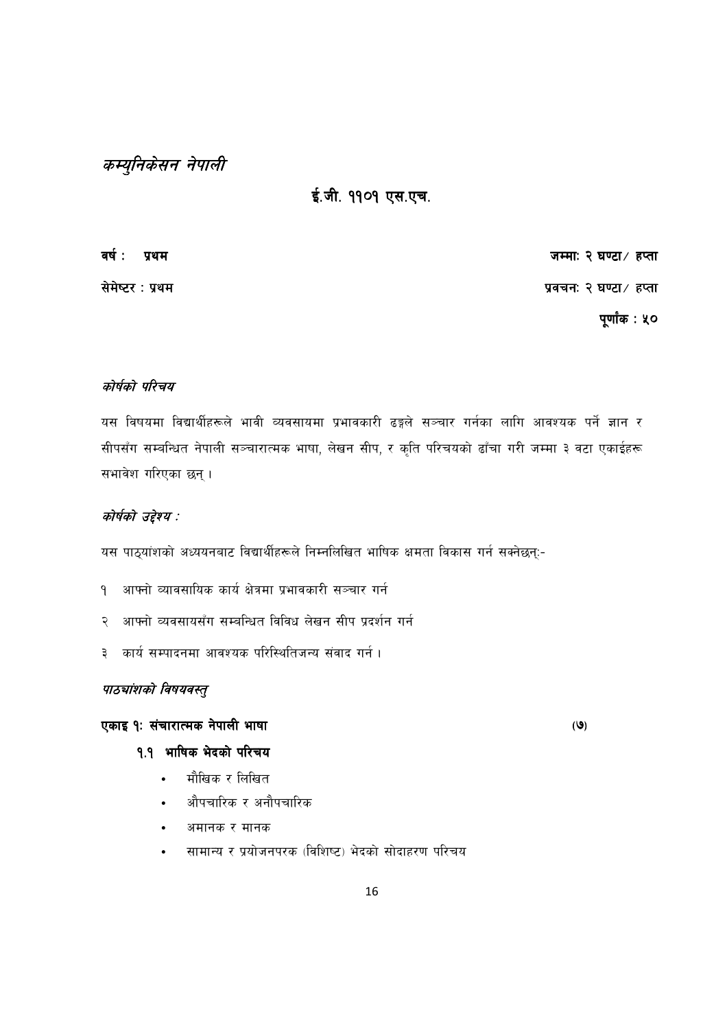*कम्युनिकेसन नेपाली*

**ई.जी. ११०१ एस.एच.**

**वर्ष : प्रथम** **जम्माः २ घण्टा/ हप्ता**

**सेमेष्टर : प्रथम** **प्रवचनः २ घण्टा/ हप्ता**

**पूर्णांक : ५०**

### *कोर्षको परिचय*

यस विषयमा विद्यार्थीहरूले भावी व्यवसायमा प्रभावकारी ढङ्गले सञ्चार गर्नका लागि आवश्यक पर्ने ज्ञान र सीपसँग सम्बन्धित नेपाली सञ्चारात्मक भाषा, लेखन सीप, र कृति परिचयको ढाँचा गरी जम्मा ३ वटा एकाईहरू सभावेश गरिएका छन् ।

### *कोर्षको उद्देश्य :*

यस पाठ्यांशको अध्ययनबाट विद्यार्थीहरूले निम्नलिखित भाषिक क्षमता विकास गर्न सक्नेछन्:-

१ आफ्नो व्यावसायिक कार्य क्षेत्रमा प्रभावकारी सञ्चार गर्न

२ आफ्नो व्यवसायसँग सम्बन्धित विविध लेखन सीप प्रदर्शन गर्न

३ कार्य सम्पादनमा आवश्यक परिस्थितिजन्य संवाद गर्न ।

### *पाठ्यांशको विषयवस्तु*

**एकाइ १: संचारात्मक नेपाली भाषा** **(७)**

**१.१ भाषिक भेदको परिचय**

- मौखिक र लिखित
- औपचारिक र अनौपचारिक
- अमानक र मानक
- सामान्य र प्रयोजनपरक (विशिष्ट) भेदको सोदाहरण परिचय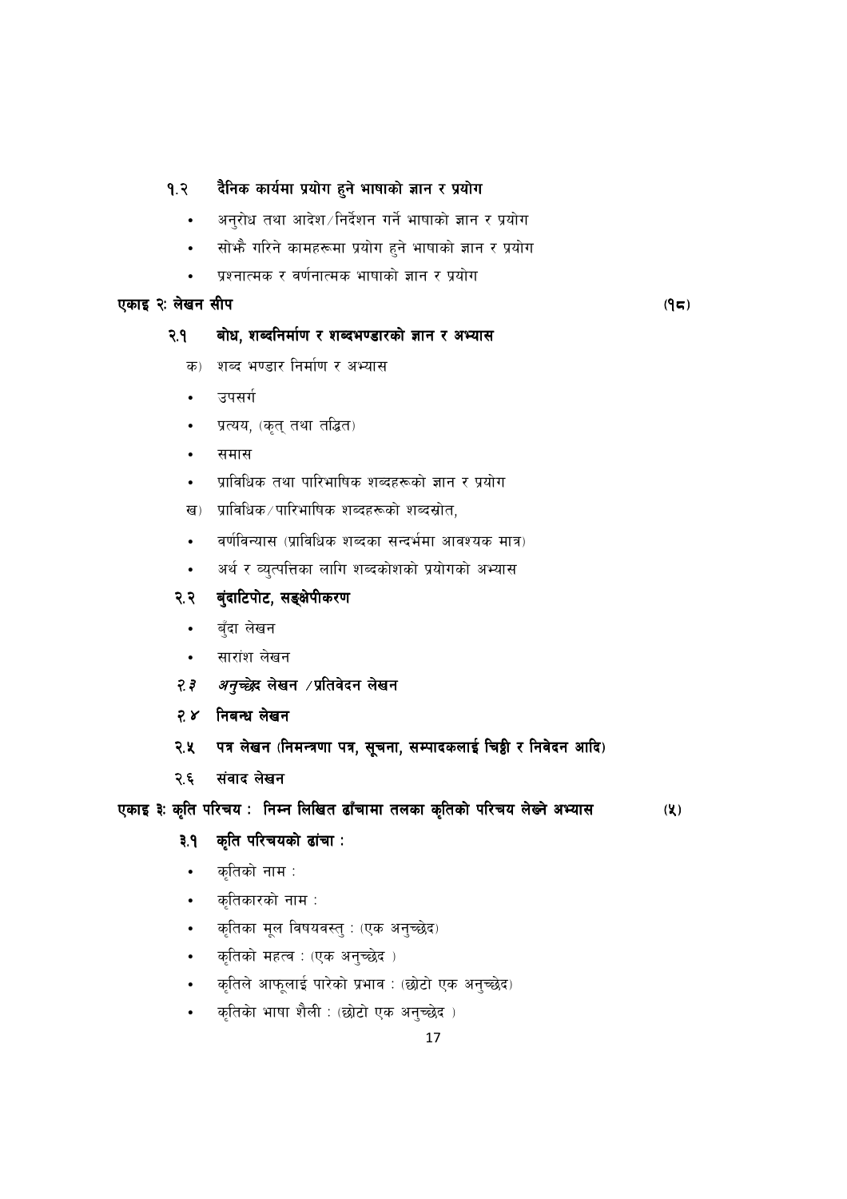### १.२ दैनिक कार्यमा प्रयोग हुने भाषाको ज्ञान र प्रयोग

- अनुरोध तथा आदेश/निर्देशन गर्ने भाषाको ज्ञान र प्रयोग
- सोझै गरिने कामहरूमा प्रयोग हुने भाषाको ज्ञान र प्रयोग
- प्रश्नात्मक र वर्णनात्मक भाषाको ज्ञान र प्रयोग

## एकाइ २: लेखन सीप (१८)

### २.१ बोध, शब्दनिर्माण र शब्दभण्डारको ज्ञान र अभ्यास

क) शब्द भण्डार निर्माण र अभ्यास

- उपसर्ग
- प्रत्यय, (कृत् तथा तद्धित)
- समास
- प्राविधिक तथा पारिभाषिक शब्दहरूको ज्ञान र प्रयोग

ख) प्राविधिक/पारिभाषिक शब्दहरूको शब्दस्रोत,

- वर्णविन्यास (प्राविधिक शब्दका सन्दर्भमा आवश्यक मात्र)
- अर्थ र व्युत्पत्तिका लागि शब्दकोशको प्रयोगको अभ्यास

### २.२ बुंदाटिपोट, सङ्क्षेपीकरण

- बुँदा लेखन
- सारांश लेखन

### *२.३ अनुच्छेद* लेखन /प्रतिवेदन लेखन

### २.४ निबन्ध लेखन

### २.५ पत्र लेखन (निमन्त्रणा पत्र, सूचना, सम्पादकलाई चिठ्ठी र निवेदन आदि)

### २.६ संवाद लेखन

## एकाइ ३: कृति परिचय : निम्न लिखित ढाँचामा तलका कृतिको परिचय लेख्ने अभ्यास (५)

### ३.१ कृति परिचयको ढांचा :

- कृतिको नाम :
- कृतिकारको नाम :
- कृतिका मूल विषयवस्तु : (एक अनुच्छेद)
- कृतिको महत्व : (एक अनुच्छेद )
- कृतिले आफूलाई पारेको प्रभाव : (छोटो एक अनुच्छेद)
- कृतिको भाषा शैली : (छोटो एक अनुच्छेद )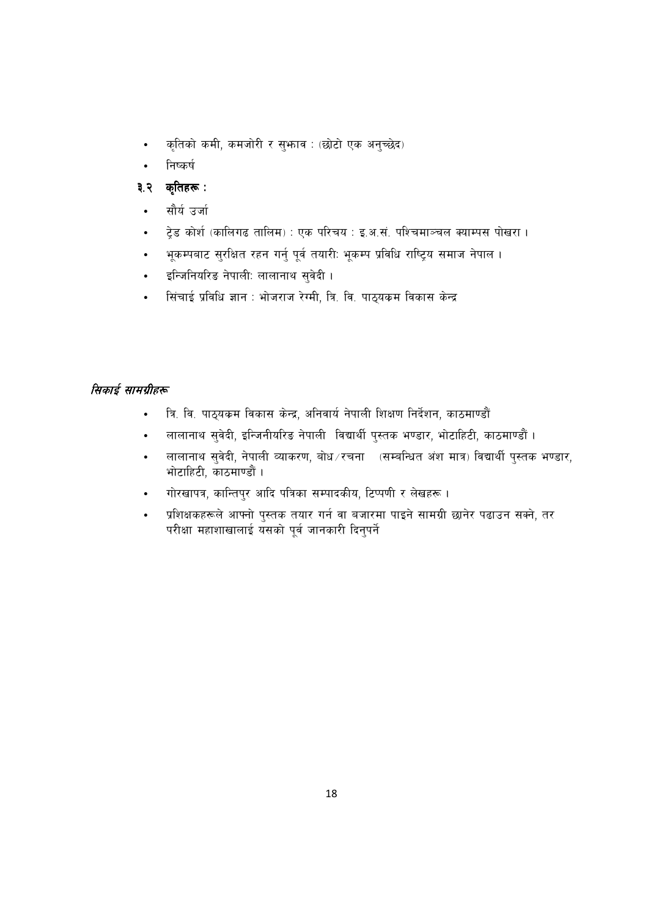- कृतिको कमी, कमजोरी र सुझाव : (छोटो एक अनुच्छेद)
- निष्कर्ष

### ३.२ कृतिहरू :

- सौर्य उर्जा
- ट्रेड कोर्श (कालिगढ तालिम) : एक परिचय : इ.अ.सं. पश्चिमाञ्चल क्याम्पस पोखरा ।
- भूकम्पबाट सुरक्षित रहन गर्नु पूर्व तयारीः भूकम्प प्रविधि राष्ट्रिय समाज नेपाल ।
- इन्जिनियरिङ नेपालीः लालानाथ सुवेदी ।
- सिंचाई प्रविधि ज्ञान : भोजराज रेग्मी, त्रि. वि. पाठ्यक्रम विकास केन्द्र

***सिकाई सामग्रीहरू***

- त्रि. वि. पाठ्यक्रम विकास केन्द्र, अनिवार्य नेपाली शिक्षण निर्देशन, काठमाण्डौं
- लालानाथ सुवेदी, इन्जिनीयरिङ नेपाली विद्यार्थी पुस्तक भण्डार, भोटाहिटी, काठमाण्डौं ।
- लालानाथ सुवेदी, नेपाली व्याकरण, बोध/रचना (सम्बन्धित अंश मात्र) विद्यार्थी पुस्तक भण्डार, भोटाहिटी, काठमाण्डौं ।
- गोरखापत्र, कान्तिपुर आदि पत्रिका सम्पादकीय, टिप्पणी र लेखहरू ।
- प्रशिक्षकहरूले आफ्नो पुस्तक तयार गर्न वा बजारमा पाइने सामग्री छानेर पढाउन सक्ने, तर परीक्षा महाशाखालाई यसको पूर्व जानकारी दिनुपर्ने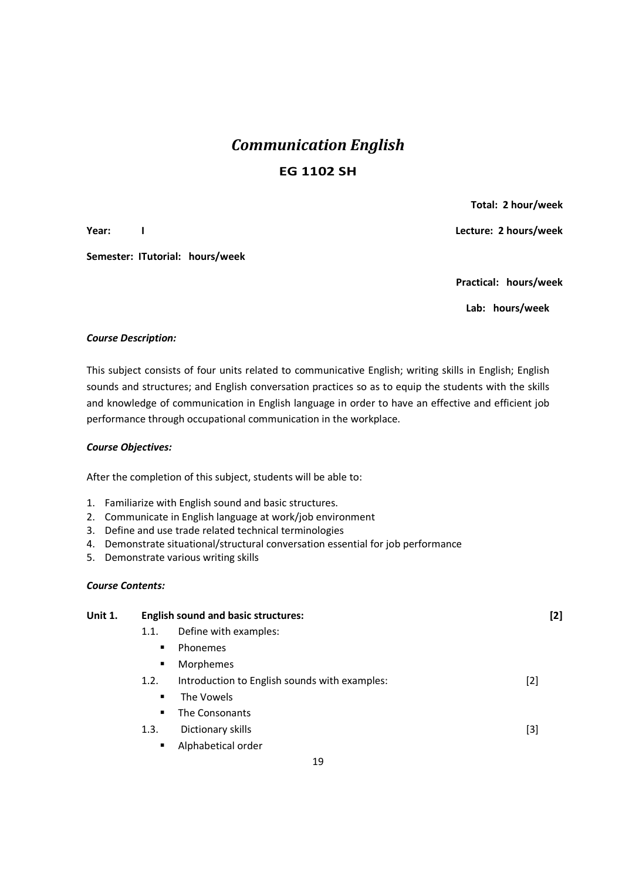# *Communication English*

## EG 1102 SH

**Total: 2 hour/week**

**Year: I** **Lecture: 2 hours/week**

**Semester: ITutorial: hours/week**

**Practical: hours/week**

**Lab: hours/week**

***Course Description:***

This subject consists of four units related to communicative English; writing skills in English; English sounds and structures; and English conversation practices so as to equip the students with the skills and knowledge of communication in English language in order to have an effective and efficient job performance through occupational communication in the workplace.

***Course Objectives:***

After the completion of this subject, students will be able to:

1. Familiarize with English sound and basic structures.
2. Communicate in English language at work/job environment
3. Define and use trade related technical terminologies
4. Demonstrate situational/structural conversation essential for job performance
5. Demonstrate various writing skills

***Course Contents:***

**Unit 1. English sound and basic structures: [2]**

1.1. Define with examples:
   - Phonemes
   - Morphemes

1.2. Introduction to English sounds with examples: [2]
   - The Vowels
   - The Consonants

1.3. Dictionary skills [3]
   - Alphabetical order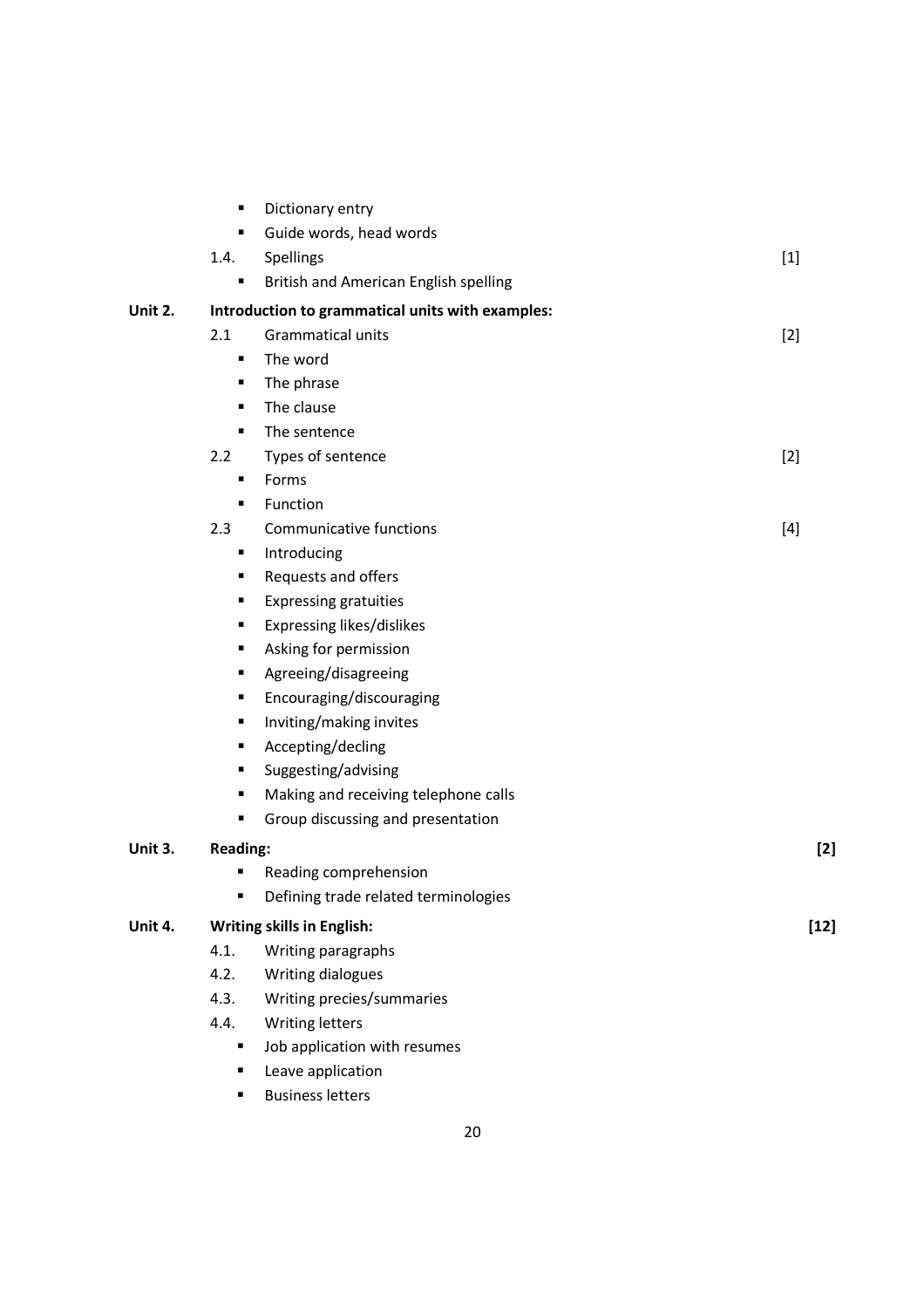- Dictionary entry
- Guide words, head words

1.4. Spellings [1]

- British and American English spelling

**Unit 2. Introduction to grammatical units with examples:**

2.1 Grammatical units [2]

- The word
- The phrase
- The clause
- The sentence

2.2 Types of sentence [2]

- Forms
- Function

2.3 Communicative functions [4]

- Introducing
- Requests and offers
- Expressing gratuities
- Expressing likes/dislikes
- Asking for permission
- Agreeing/disagreeing
- Encouraging/discouraging
- Inviting/making invites
- Accepting/decling
- Suggesting/advising
- Making and receiving telephone calls
- Group discussing and presentation

**Unit 3. Reading:** **[2]**

- Reading comprehension
- Defining trade related terminologies

**Unit 4. Writing skills in English:** **[12]**

4.1. Writing paragraphs

4.2. Writing dialogues

4.3. Writing precies/summaries

4.4. Writing letters

- Job application with resumes
- Leave application
- Business letters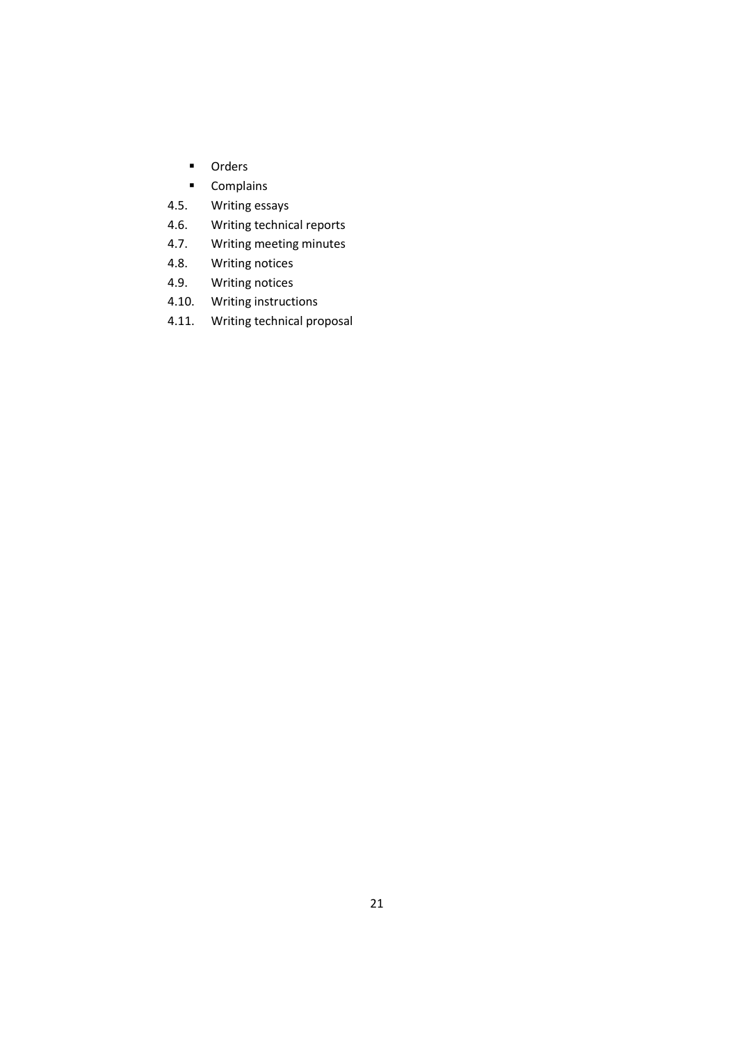- Orders
- Complains

4.5. Writing essays

4.6. Writing technical reports

4.7. Writing meeting minutes

4.8. Writing notices

4.9. Writing notices

4.10. Writing instructions

4.11. Writing technical proposal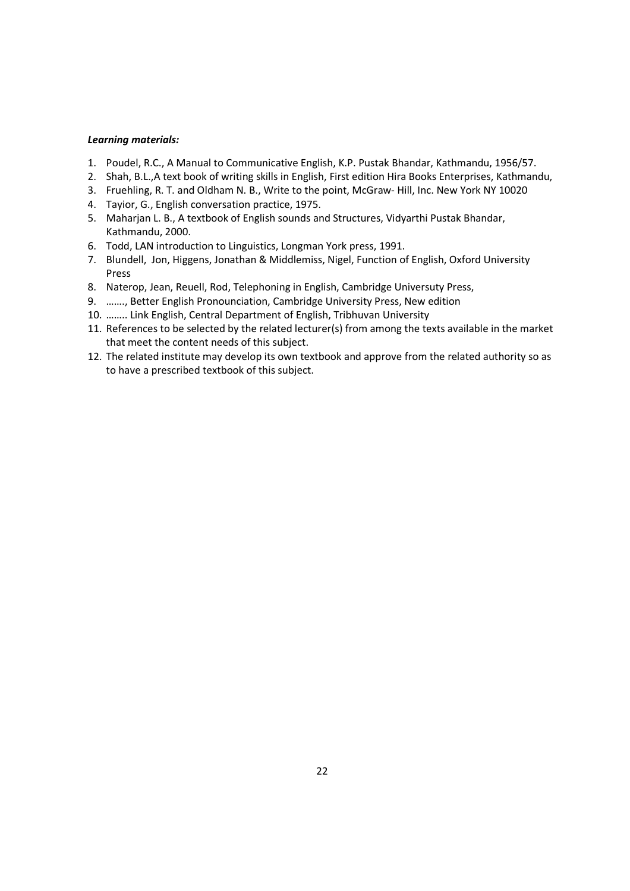***Learning materials:***

1. Poudel, R.C., A Manual to Communicative English, K.P. Pustak Bhandar, Kathmandu, 1956/57.
2. Shah, B.L.,A text book of writing skills in English, First edition Hira Books Enterprises, Kathmandu,
3. Fruehling, R. T. and Oldham N. B., Write to the point, McGraw- Hill, Inc. New York NY 10020
4. Tayior, G., English conversation practice, 1975.
5. Maharjan L. B., A textbook of English sounds and Structures, Vidyarthi Pustak Bhandar, Kathmandu, 2000.
6. Todd, LAN introduction to Linguistics, Longman York press, 1991.
7. Blundell, Jon, Higgens, Jonathan & Middlemiss, Nigel, Function of English, Oxford University Press
8. Naterop, Jean, Reuell, Rod, Telephoning in English, Cambridge Universuty Press,
9. ……., Better English Pronounciation, Cambridge University Press, New edition
10. …….. Link English, Central Department of English, Tribhuvan University
11. References to be selected by the related lecturer(s) from among the texts available in the market that meet the content needs of this subject.
12. The related institute may develop its own textbook and approve from the related authority so as to have a prescribed textbook of this subject.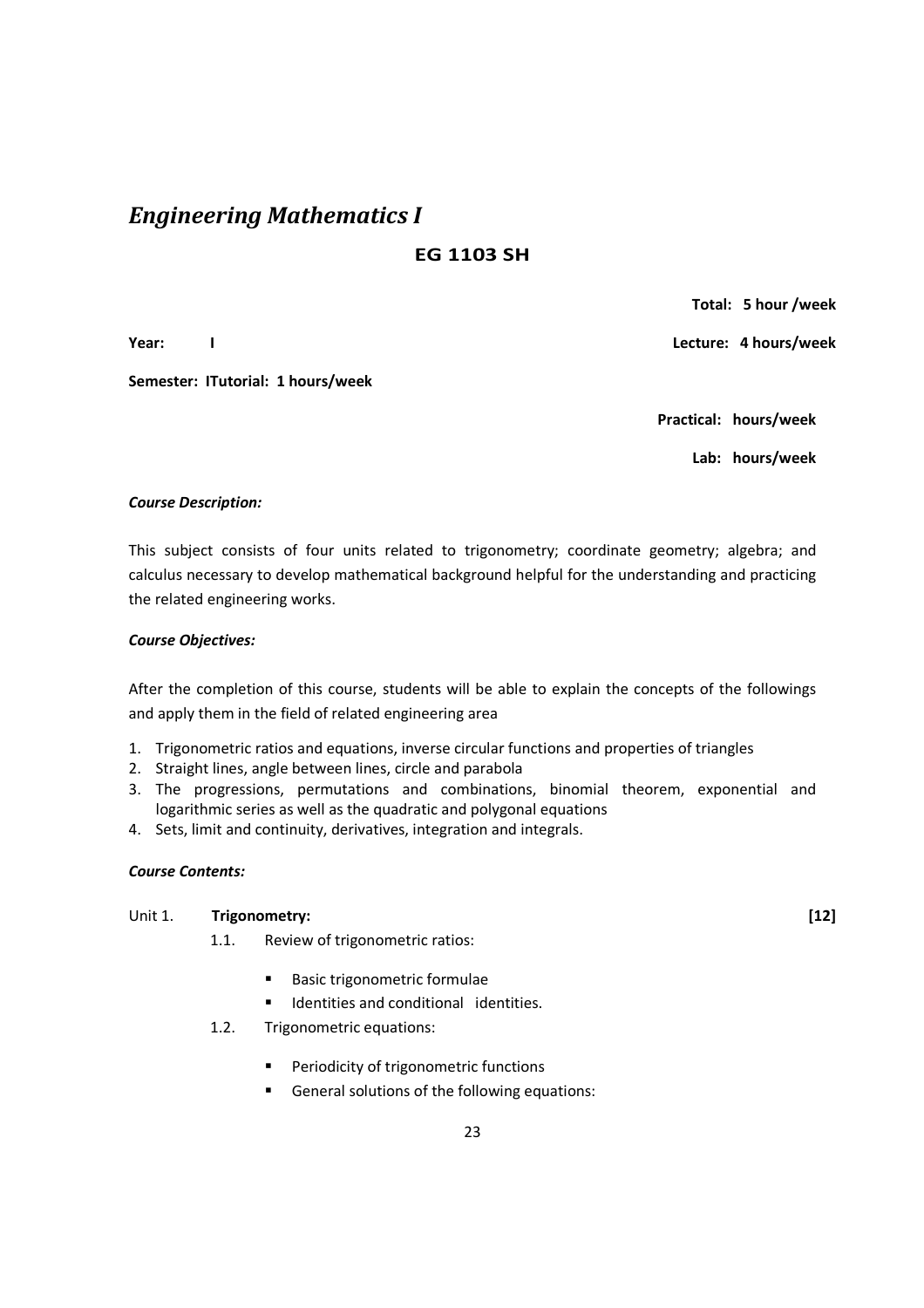# *Engineering Mathematics I*

## EG 1103 SH

**Total: 5 hour /week**

**Year: I** **Lecture: 4 hours/week**

**Semester: ITutorial: 1 hours/week**

**Practical: hours/week**

**Lab: hours/week**

***Course Description:***

This subject consists of four units related to trigonometry; coordinate geometry; algebra; and calculus necessary to develop mathematical background helpful for the understanding and practicing the related engineering works.

***Course Objectives:***

After the completion of this course, students will be able to explain the concepts of the followings and apply them in the field of related engineering area

1. Trigonometric ratios and equations, inverse circular functions and properties of triangles
2. Straight lines, angle between lines, circle and parabola
3. The progressions, permutations and combinations, binomial theorem, exponential and logarithmic series as well as the quadratic and polygonal equations
4. Sets, limit and continuity, derivatives, integration and integrals.

***Course Contents:***

Unit 1. **Trigonometry: [12]**

1.1. Review of trigonometric ratios:
   - Basic trigonometric formulae
   - Identities and conditional identities.

1.2. Trigonometric equations:
   - Periodicity of trigonometric functions
   - General solutions of the following equations: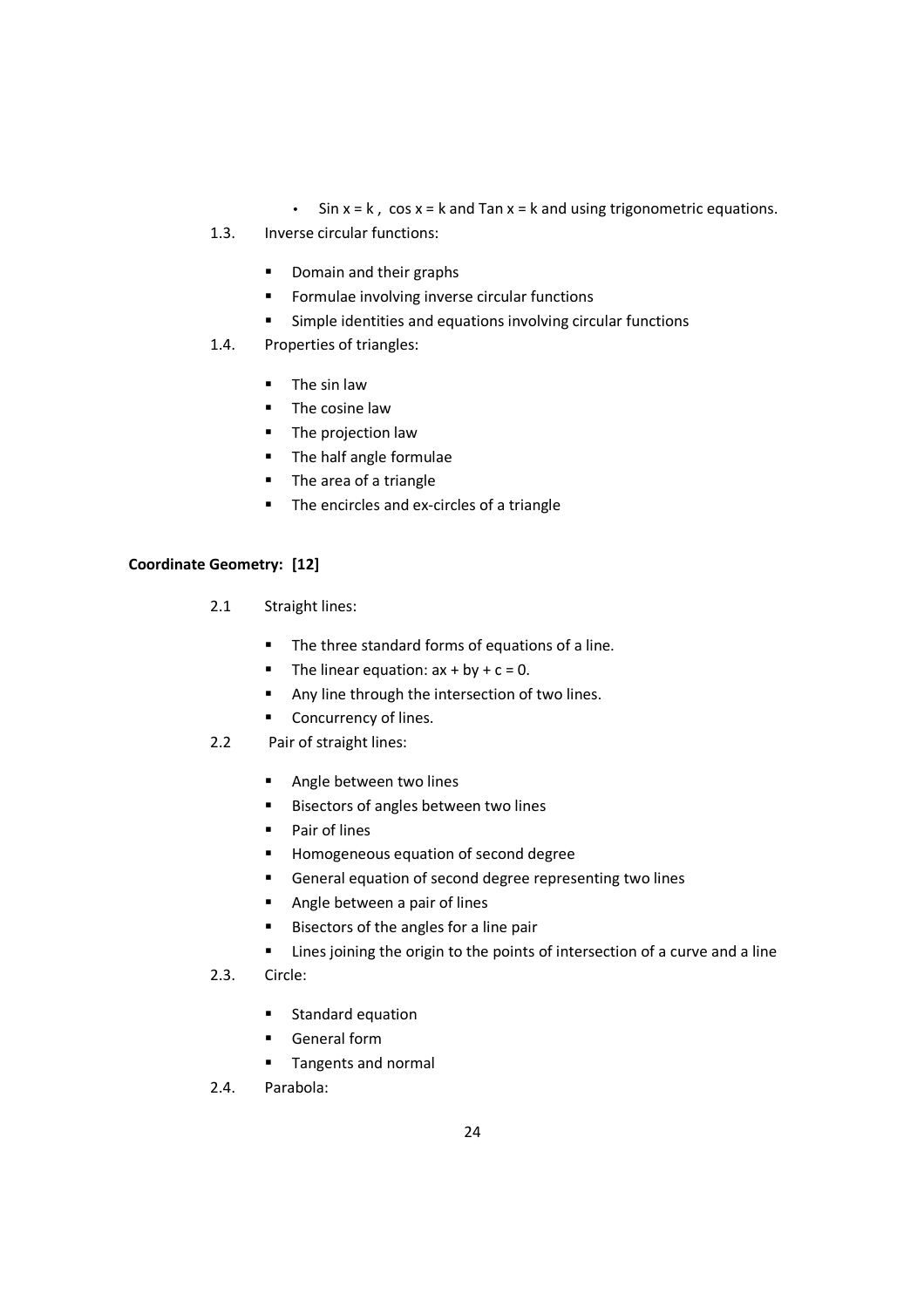- Sin $x = k$ , cos $x = k$ and Tan $x = k$ and using trigonometric equations.

1.3. Inverse circular functions:

- Domain and their graphs
- Formulae involving inverse circular functions
- Simple identities and equations involving circular functions

1.4. Properties of triangles:

- The sin law
- The cosine law
- The projection law
- The half angle formulae
- The area of a triangle
- The encircles and ex-circles of a triangle

**Coordinate Geometry: [12]**

2.1 Straight lines:

- The three standard forms of equations of a line.
- The linear equation: $ax + by + c = 0$.
- Any line through the intersection of two lines.
- Concurrency of lines.

2.2 Pair of straight lines:

- Angle between two lines
- Bisectors of angles between two lines
- Pair of lines
- Homogeneous equation of second degree
- General equation of second degree representing two lines
- Angle between a pair of lines
- Bisectors of the angles for a line pair
- Lines joining the origin to the points of intersection of a curve and a line

2.3. Circle:

- Standard equation
- General form
- Tangents and normal

2.4. Parabola: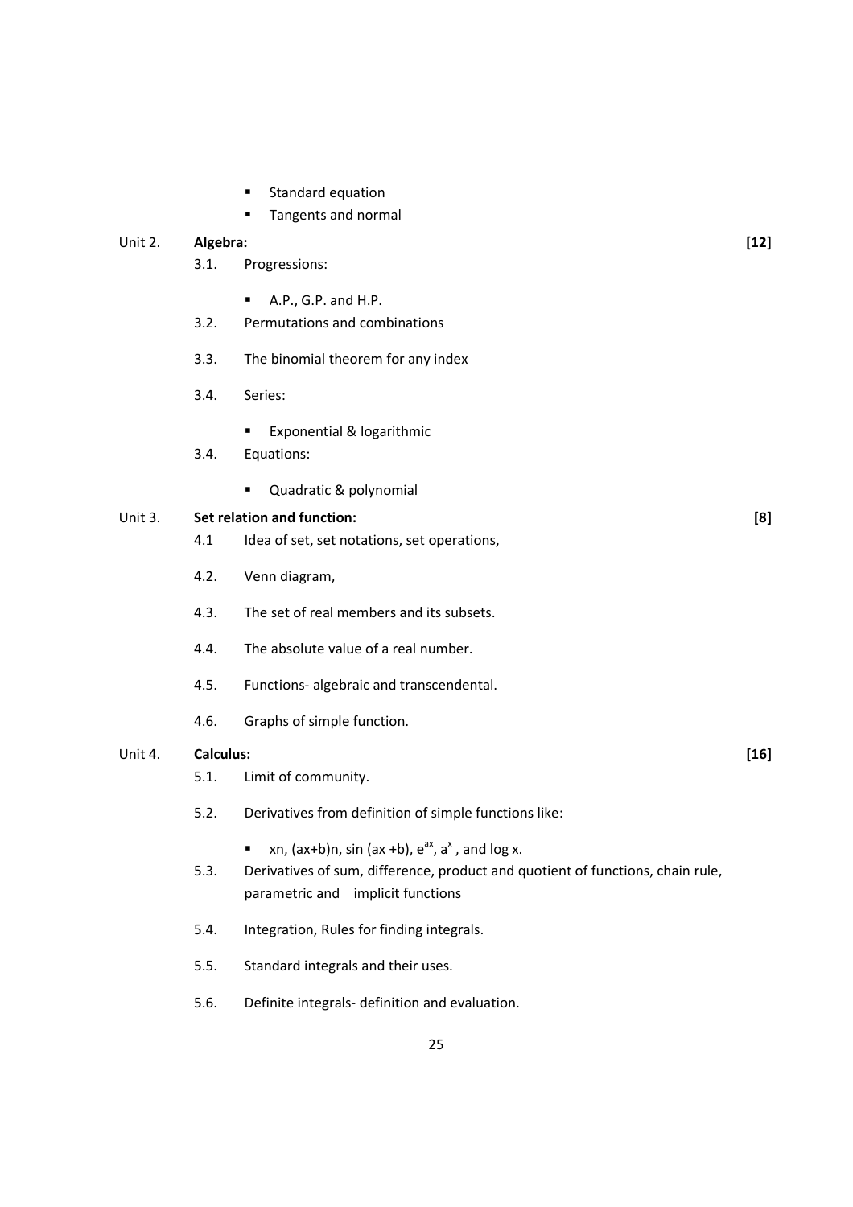- Standard equation
- Tangents and normal

Unit 2. **Algebra:** **[12]**

3.1. Progressions:

- A.P., G.P. and H.P.

3.2. Permutations and combinations

3.3. The binomial theorem for any index

3.4. Series:

- Exponential & logarithmic

3.4. Equations:

- Quadratic & polynomial

Unit 3. **Set relation and function:** **[8]**

4.1 Idea of set, set notations, set operations,

4.2. Venn diagram,

4.3. The set of real members and its subsets.

4.4. The absolute value of a real number.

4.5. Functions- algebraic and transcendental.

4.6. Graphs of simple function.

Unit 4. **Calculus:** **[16]**

5.1. Limit of community.

5.2. Derivatives from definition of simple functions like:

- xn, (ax+b)n, sin (ax +b), $e^{ax}$, $a^x$ , and log x.

5.3. Derivatives of sum, difference, product and quotient of functions, chain rule, parametric and implicit functions

5.4. Integration, Rules for finding integrals.

5.5. Standard integrals and their uses.

5.6. Definite integrals- definition and evaluation.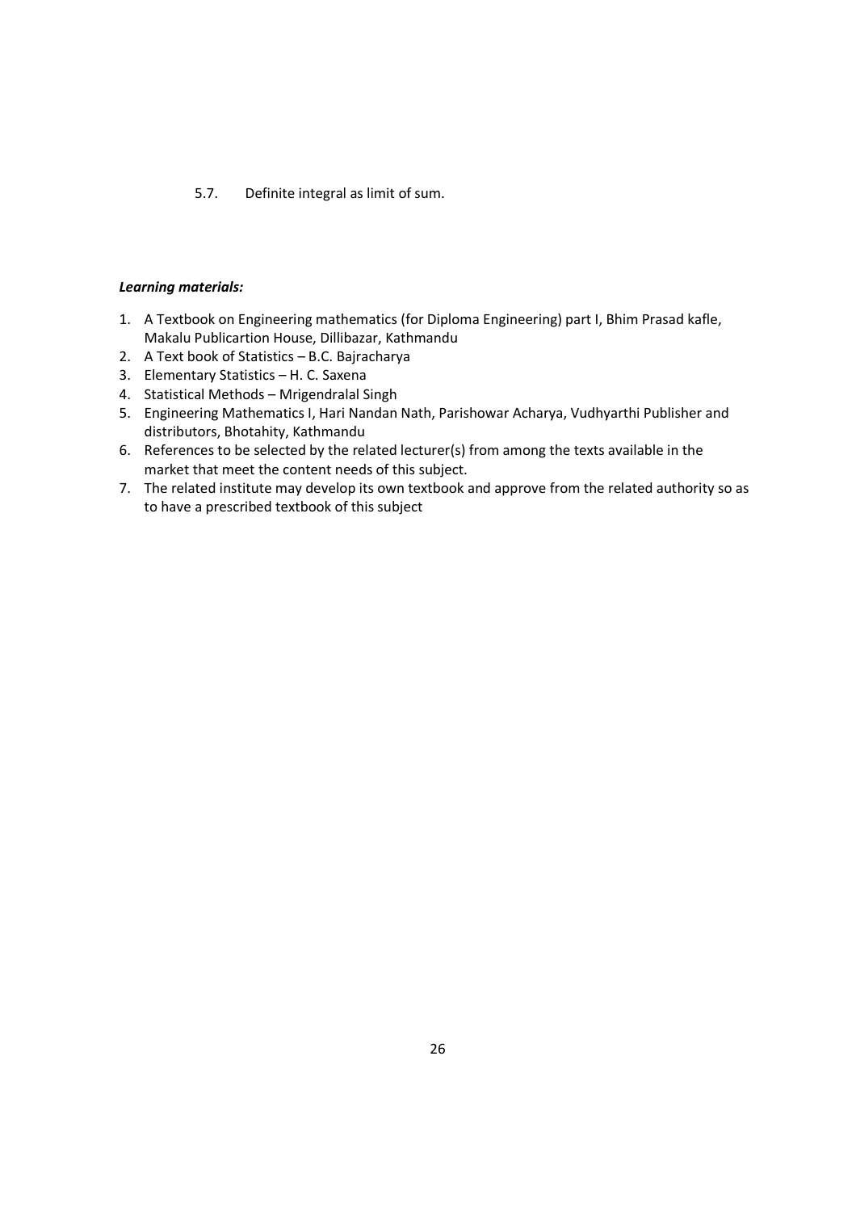5.7. Definite integral as limit of sum.

***Learning materials:***

1. A Textbook on Engineering mathematics (for Diploma Engineering) part I, Bhim Prasad kafle, Makalu Publicartion House, Dillibazar, Kathmandu
2. A Text book of Statistics – B.C. Bajracharya
3. Elementary Statistics – H. C. Saxena
4. Statistical Methods – Mrigendralal Singh
5. Engineering Mathematics I, Hari Nandan Nath, Parishowar Acharya, Vudhyarthi Publisher and distributors, Bhotahity, Kathmandu
6. References to be selected by the related lecturer(s) from among the texts available in the market that meet the content needs of this subject.
7. The related institute may develop its own textbook and approve from the related authority so as to have a prescribed textbook of this subject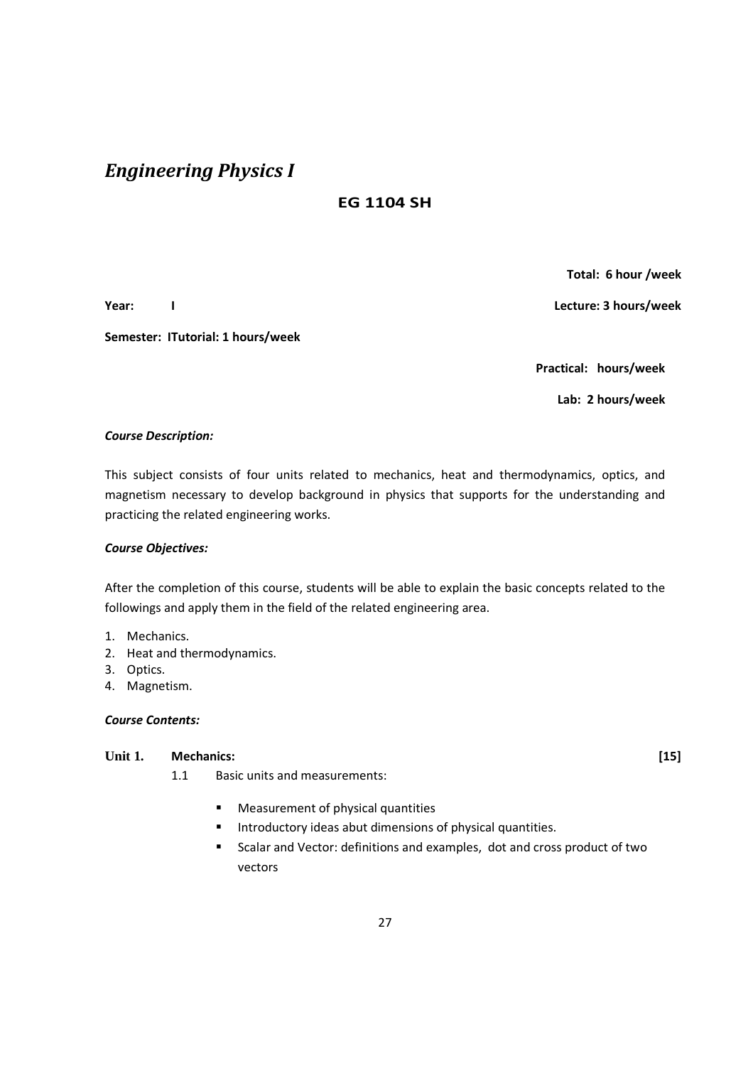# *Engineering Physics I*

**EG 1104 SH**

**Total: 6 hour /week**

**Year: I** **Lecture: 3 hours/week**

**Semester: ITutorial: 1 hours/week**

**Practical: hours/week**

**Lab: 2 hours/week**

***Course Description:***

This subject consists of four units related to mechanics, heat and thermodynamics, optics, and magnetism necessary to develop background in physics that supports for the understanding and practicing the related engineering works.

***Course Objectives:***

After the completion of this course, students will be able to explain the basic concepts related to the followings and apply them in the field of the related engineering area.

1. Mechanics.
2. Heat and thermodynamics.
3. Optics.
4. Magnetism.

***Course Contents:***

**Unit 1. Mechanics:** **[15]**

1.1 Basic units and measurements:

- Measurement of physical quantities
- Introductory ideas abut dimensions of physical quantities.
- Scalar and Vector: definitions and examples, dot and cross product of two vectors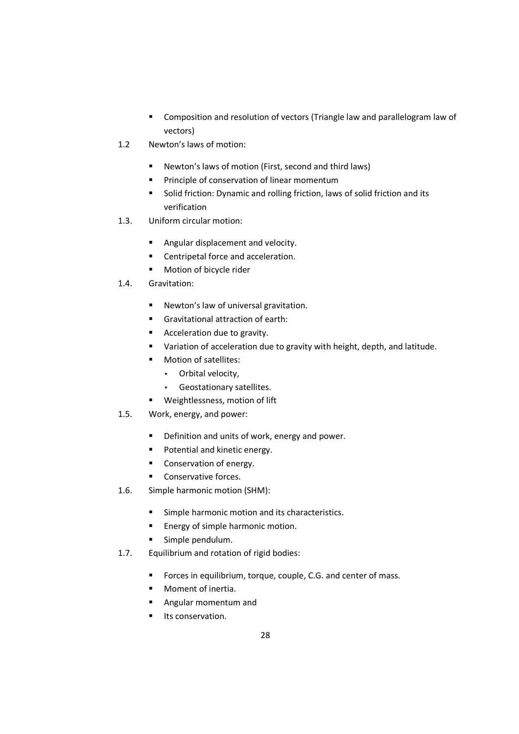- Composition and resolution of vectors (Triangle law and parallelogram law of vectors)

1.2 Newton's laws of motion:

- Newton's laws of motion (First, second and third laws)
- Principle of conservation of linear momentum
- Solid friction: Dynamic and rolling friction, laws of solid friction and its verification

1.3. Uniform circular motion:

- Angular displacement and velocity.
- Centripetal force and acceleration.
- Motion of bicycle rider

1.4. Gravitation:

- Newton's law of universal gravitation.
- Gravitational attraction of earth:
- Acceleration due to gravity.
- Variation of acceleration due to gravity with height, depth, and latitude.
- Motion of satellites:
  - Orbital velocity,
  - Geostationary satellites.
- Weightlessness, motion of lift

1.5. Work, energy, and power:

- Definition and units of work, energy and power.
- Potential and kinetic energy.
- Conservation of energy.
- Conservative forces.

1.6. Simple harmonic motion (SHM):

- Simple harmonic motion and its characteristics.
- Energy of simple harmonic motion.
- Simple pendulum.

1.7. Equilibrium and rotation of rigid bodies:

- Forces in equilibrium, torque, couple, C.G. and center of mass.
- Moment of inertia.
- Angular momentum and
- Its conservation.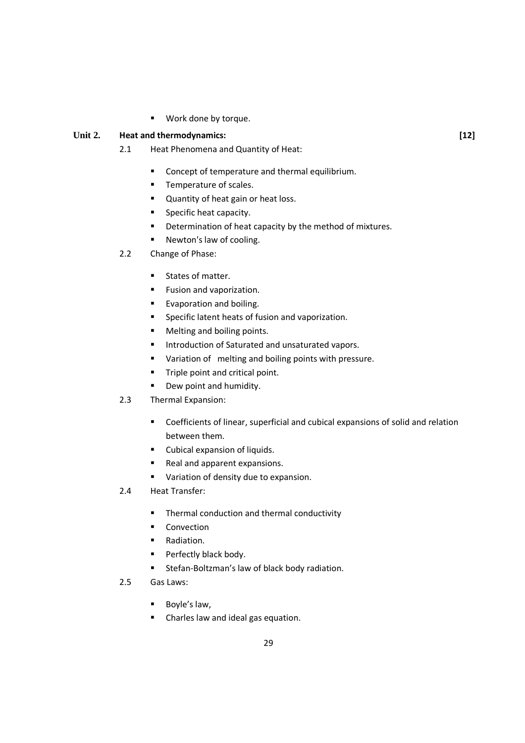- Work done by torque.

**Unit 2. Heat and thermodynamics:** **[12]**

2.1 Heat Phenomena and Quantity of Heat:

- Concept of temperature and thermal equilibrium.
- Temperature of scales.
- Quantity of heat gain or heat loss.
- Specific heat capacity.
- Determination of heat capacity by the method of mixtures.
- Newton's law of cooling.

2.2 Change of Phase:

- States of matter.
- Fusion and vaporization.
- Evaporation and boiling.
- Specific latent heats of fusion and vaporization.
- Melting and boiling points.
- Introduction of Saturated and unsaturated vapors.
- Variation of melting and boiling points with pressure.
- Triple point and critical point.
- Dew point and humidity.

2.3 Thermal Expansion:

- Coefficients of linear, superficial and cubical expansions of solid and relation between them.
- Cubical expansion of liquids.
- Real and apparent expansions.
- Variation of density due to expansion.

2.4 Heat Transfer:

- Thermal conduction and thermal conductivity
- Convection
- Radiation.
- Perfectly black body.
- Stefan-Boltzman's law of black body radiation.

2.5 Gas Laws:

- Boyle's law,
- Charles law and ideal gas equation.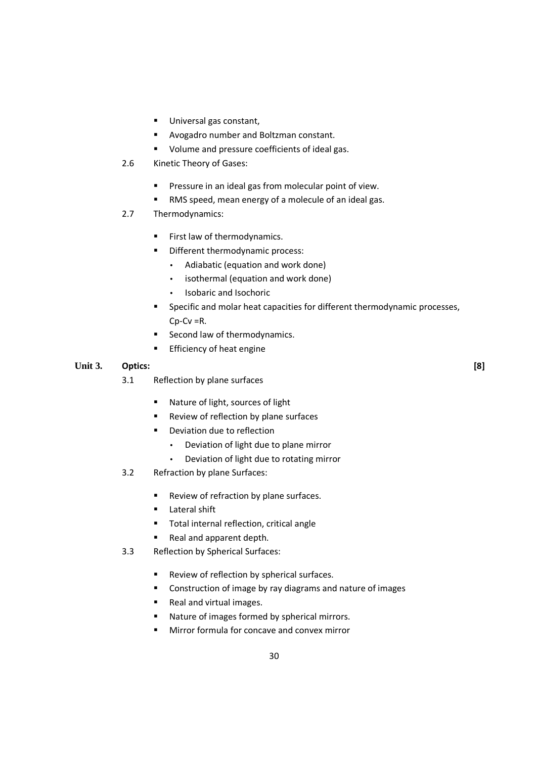- Universal gas constant,
- Avogadro number and Boltzman constant.
- Volume and pressure coefficients of ideal gas.

2.6 Kinetic Theory of Gases:

- Pressure in an ideal gas from molecular point of view.
- RMS speed, mean energy of a molecule of an ideal gas.

2.7 Thermodynamics:

- First law of thermodynamics.
- Different thermodynamic process:
  - Adiabatic (equation and work done)
  - isothermal (equation and work done)
  - Isobaric and Isochoric
- Specific and molar heat capacities for different thermodynamic processes, $C_p - C_v = R$.
- Second law of thermodynamics.
- Efficiency of heat engine

**Unit 3. Optics: [8]**

3.1 Reflection by plane surfaces

- Nature of light, sources of light
- Review of reflection by plane surfaces
- Deviation due to reflection
  - Deviation of light due to plane mirror
  - Deviation of light due to rotating mirror

3.2 Refraction by plane Surfaces:

- Review of refraction by plane surfaces.
- Lateral shift
- Total internal reflection, critical angle
- Real and apparent depth.

3.3 Reflection by Spherical Surfaces:

- Review of reflection by spherical surfaces.
- Construction of image by ray diagrams and nature of images
- Real and virtual images.
- Nature of images formed by spherical mirrors.
- Mirror formula for concave and convex mirror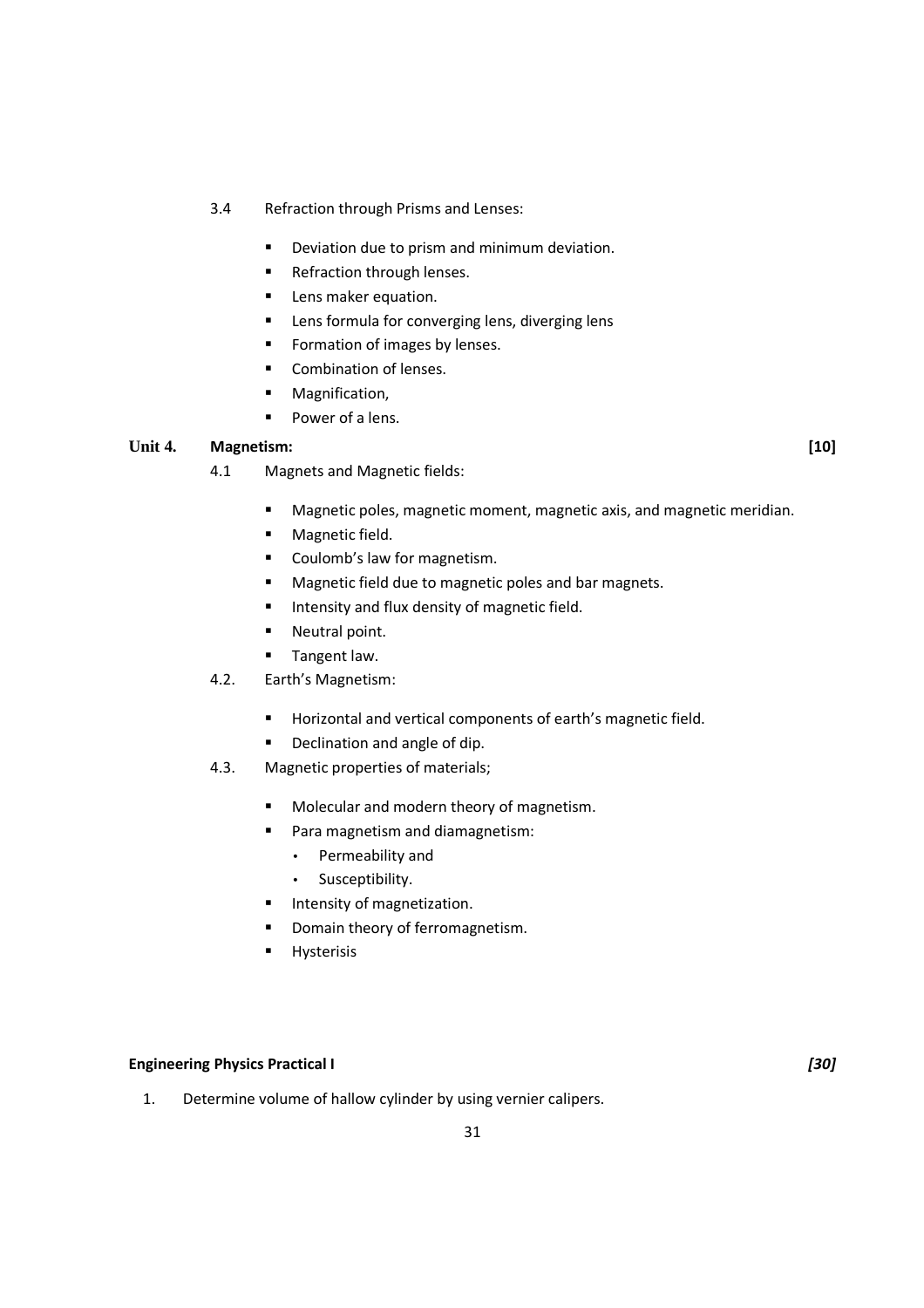3.4 Refraction through Prisms and Lenses:

- Deviation due to prism and minimum deviation.
- Refraction through lenses.
- Lens maker equation.
- Lens formula for converging lens, diverging lens
- Formation of images by lenses.
- Combination of lenses.
- Magnification,
- Power of a lens.

## Unit 4. Magnetism: [10]

4.1 Magnets and Magnetic fields:

- Magnetic poles, magnetic moment, magnetic axis, and magnetic meridian.
- Magnetic field.
- Coulomb's law for magnetism.
- Magnetic field due to magnetic poles and bar magnets.
- Intensity and flux density of magnetic field.
- Neutral point.
- Tangent law.

4.2. Earth's Magnetism:

- Horizontal and vertical components of earth's magnetic field.
- Declination and angle of dip.

4.3. Magnetic properties of materials;

- Molecular and modern theory of magnetism.
- Para magnetism and diamagnetism:
    - Permeability and
    - Susceptibility.
- Intensity of magnetization.
- Domain theory of ferromagnetism.
- Hysterisis

**Engineering Physics Practical I** ***[30]***

1. Determine volume of hallow cylinder by using vernier calipers.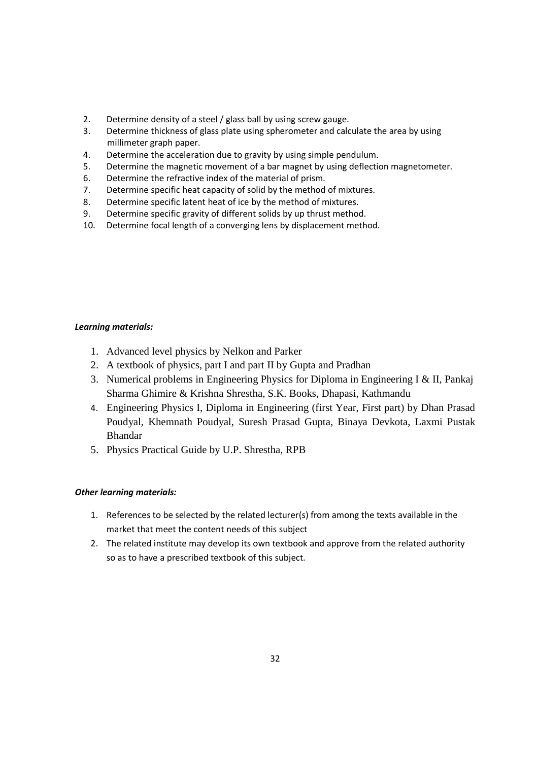2. Determine density of a steel / glass ball by using screw gauge.
3. Determine thickness of glass plate using spherometer and calculate the area by using millimeter graph paper.
4. Determine the acceleration due to gravity by using simple pendulum.
5. Determine the magnetic movement of a bar magnet by using deflection magnetometer.
6. Determine the refractive index of the material of prism.
7. Determine specific heat capacity of solid by the method of mixtures.
8. Determine specific latent heat of ice by the method of mixtures.
9. Determine specific gravity of different solids by up thrust method.
10. Determine focal length of a converging lens by displacement method.

***Learning materials:***

1. Advanced level physics by Nelkon and Parker
2. A textbook of physics, part I and part II by Gupta and Pradhan
3. Numerical problems in Engineering Physics for Diploma in Engineering I & II, Pankaj Sharma Ghimire & Krishna Shrestha, S.K. Books, Dhapasi, Kathmandu
4. Engineering Physics I, Diploma in Engineering (first Year, First part) by Dhan Prasad Poudyal, Khemnath Poudyal, Suresh Prasad Gupta, Binaya Devkota, Laxmi Pustak Bhandar
5. Physics Practical Guide by U.P. Shrestha, RPB

***Other learning materials:***

1. References to be selected by the related lecturer(s) from among the texts available in the market that meet the content needs of this subject
2. The related institute may develop its own textbook and approve from the related authority so as to have a prescribed textbook of this subject.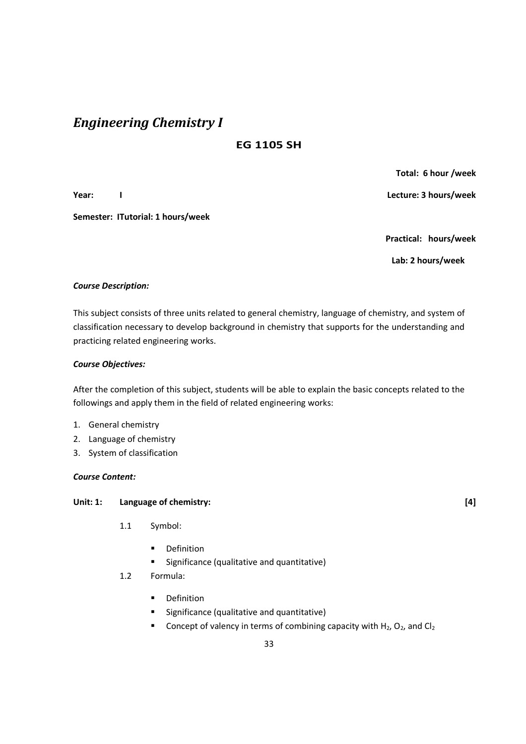# *Engineering Chemistry I*

## EG 1105 SH

**Total: 6 hour /week**

**Year: I** **Lecture: 3 hours/week**

**Semester: ITutorial: 1 hours/week**

**Practical: hours/week**

**Lab: 2 hours/week**

***Course Description:***

This subject consists of three units related to general chemistry, language of chemistry, and system of classification necessary to develop background in chemistry that supports for the understanding and practicing related engineering works.

***Course Objectives:***

After the completion of this subject, students will be able to explain the basic concepts related to the followings and apply them in the field of related engineering works:

1. General chemistry
2. Language of chemistry
3. System of classification

***Course Content:***

**Unit: 1: Language of chemistry: [4]**

1.1 Symbol:

- Definition
- Significance (qualitative and quantitative)

1.2 Formula:

- Definition
- Significance (qualitative and quantitative)
- Concept of valency in terms of combining capacity with $H_2$, $O_2$, and $Cl_2$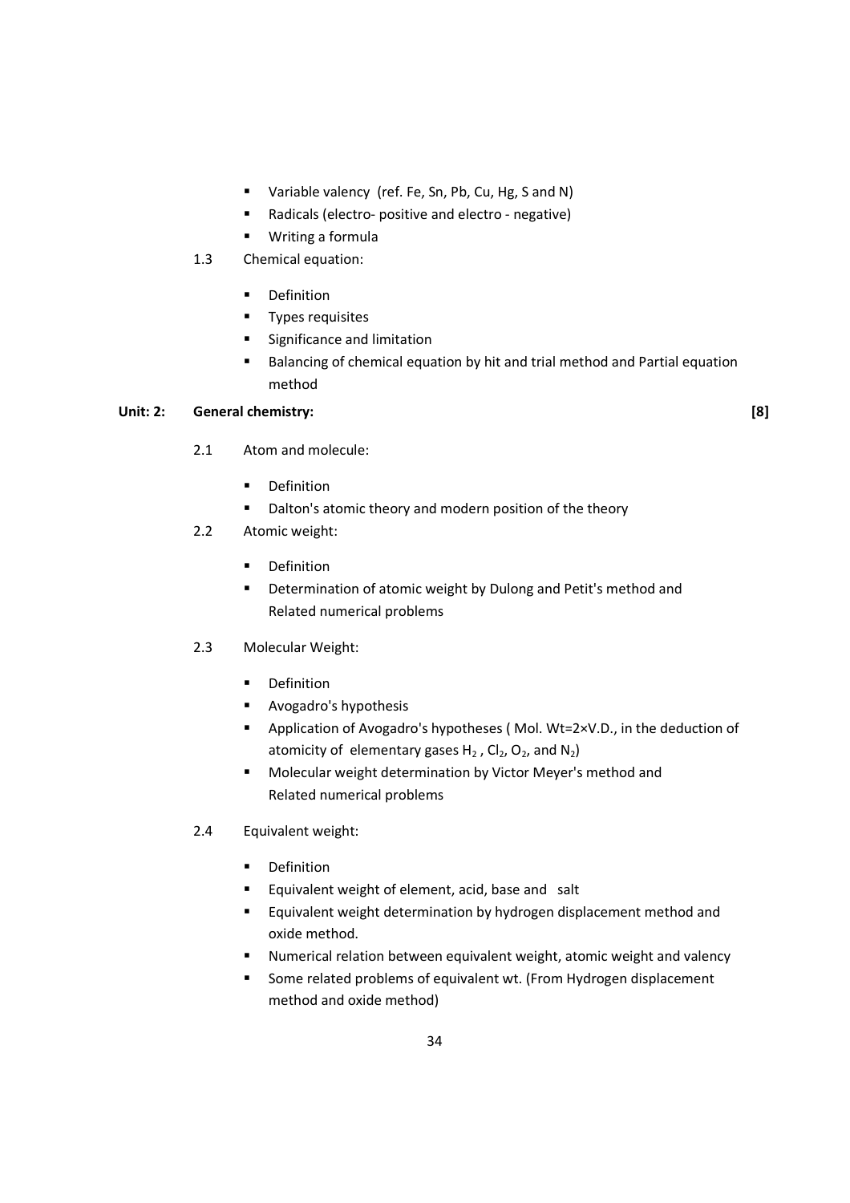- Variable valency (ref. Fe, Sn, Pb, Cu, Hg, S and N)
- Radicals (electro- positive and electro - negative)
- Writing a formula

1.3 Chemical equation:

- Definition
- Types requisites
- Significance and limitation
- Balancing of chemical equation by hit and trial method and Partial equation method

**Unit: 2: General chemistry: [8]**

2.1 Atom and molecule:

- Definition
- Dalton's atomic theory and modern position of the theory

2.2 Atomic weight:

- Definition
- Determination of atomic weight by Dulong and Petit's method and Related numerical problems

2.3 Molecular Weight:

- Definition
- Avogadro's hypothesis
- Application of Avogadro's hypotheses ( Mol. Wt=2×V.D., in the deduction of atomicity of elementary gases $H_2$ , $Cl_2$, $O_2$, and $N_2$)
- Molecular weight determination by Victor Meyer's method and Related numerical problems

2.4 Equivalent weight:

- Definition
- Equivalent weight of element, acid, base and salt
- Equivalent weight determination by hydrogen displacement method and oxide method.
- Numerical relation between equivalent weight, atomic weight and valency
- Some related problems of equivalent wt. (From Hydrogen displacement method and oxide method)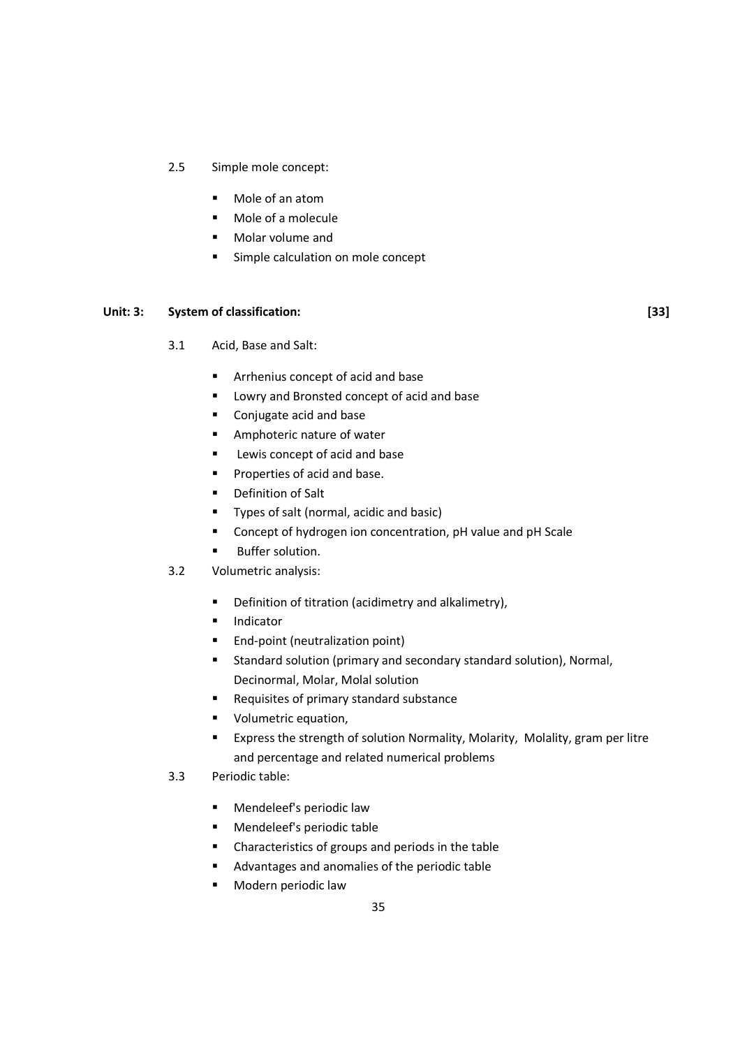2.5 Simple mole concept:

- Mole of an atom
- Mole of a molecule
- Molar volume and
- Simple calculation on mole concept

## Unit: 3: System of classification: [33]

3.1 Acid, Base and Salt:

- Arrhenius concept of acid and base
- Lowry and Bronsted concept of acid and base
- Conjugate acid and base
- Amphoteric nature of water
- Lewis concept of acid and base
- Properties of acid and base.
- Definition of Salt
- Types of salt (normal, acidic and basic)
- Concept of hydrogen ion concentration, pH value and pH Scale
- Buffer solution.

3.2 Volumetric analysis:

- Definition of titration (acidimetry and alkalimetry),
- Indicator
- End-point (neutralization point)
- Standard solution (primary and secondary standard solution), Normal, Decinormal, Molar, Molal solution
- Requisites of primary standard substance
- Volumetric equation,
- Express the strength of solution Normality, Molarity, Molality, gram per litre and percentage and related numerical problems

3.3 Periodic table:

- Mendeleef's periodic law
- Mendeleef's periodic table
- Characteristics of groups and periods in the table
- Advantages and anomalies of the periodic table
- Modern periodic law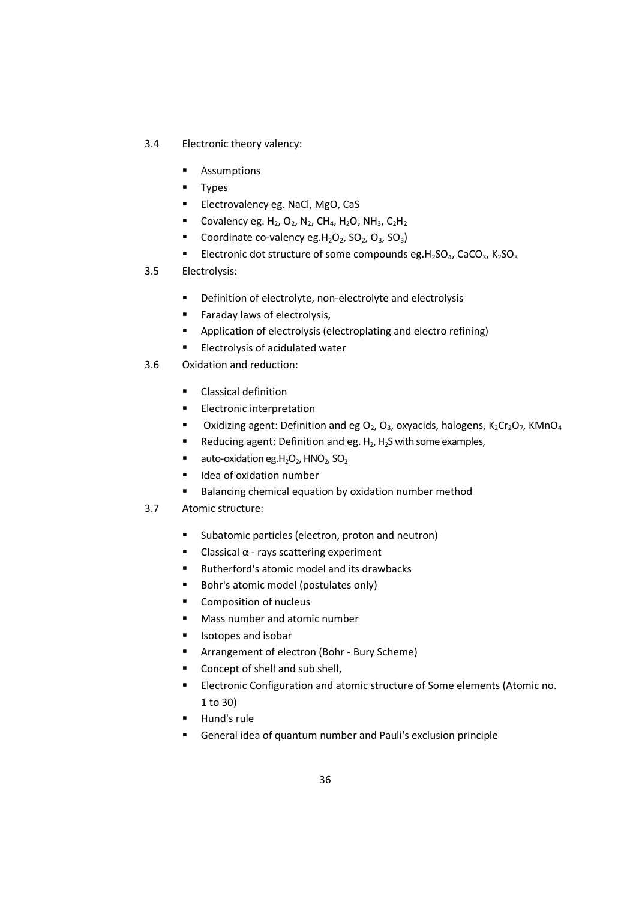3.4 Electronic theory valency:

- Assumptions
- Types
- Electrovalency eg. NaCl, MgO, CaS
- Covalency eg. $H_2$, $O_2$, $N_2$, $CH_4$, $H_2O$, $NH_3$, $C_2H_2$
- Coordinate co-valency eg.$H_2O_2$, $SO_2$, $O_3$, $SO_3$)
- Electronic dot structure of some compounds eg.$H_2SO_4$, $CaCO_3$, $K_2SO_3$

3.5 Electrolysis:

- Definition of electrolyte, non-electrolyte and electrolysis
- Faraday laws of electrolysis,
- Application of electrolysis (electroplating and electro refining)
- Electrolysis of acidulated water

3.6 Oxidation and reduction:

- Classical definition
- Electronic interpretation
- Oxidizing agent: Definition and eg $O_2$, $O_3$, oxyacids, halogens, $K_2Cr_2O_7$, $KMnO_4$
- Reducing agent: Definition and eg. $H_2$, $H_2S$ with some examples,
- auto-oxidation eg.$H_2O_2$, $HNO_2$, $SO_2$
- Idea of oxidation number
- Balancing chemical equation by oxidation number method

3.7 Atomic structure:

- Subatomic particles (electron, proton and neutron)
- Classical α - rays scattering experiment
- Rutherford's atomic model and its drawbacks
- Bohr's atomic model (postulates only)
- Composition of nucleus
- Mass number and atomic number
- Isotopes and isobar
- Arrangement of electron (Bohr - Bury Scheme)
- Concept of shell and sub shell,
- Electronic Configuration and atomic structure of Some elements (Atomic no. 1 to 30)
- Hund's rule
- General idea of quantum number and Pauli's exclusion principle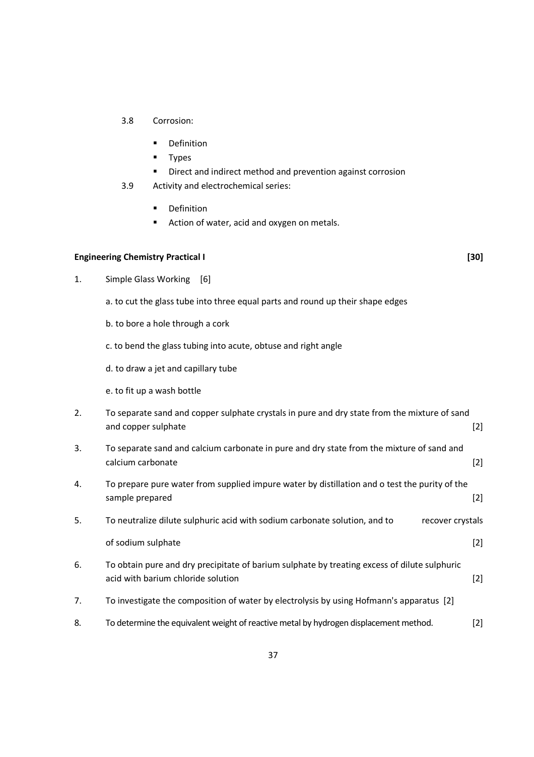3.8 Corrosion:

- Definition
- Types
- Direct and indirect method and prevention against corrosion

3.9 Activity and electrochemical series:

- Definition
- Action of water, acid and oxygen on metals.

**Engineering Chemistry Practical I** **[30]**

1. Simple Glass Working [6]

   a. to cut the glass tube into three equal parts and round up their shape edges

   b. to bore a hole through a cork

   c. to bend the glass tubing into acute, obtuse and right angle

   d. to draw a jet and capillary tube

   e. to fit up a wash bottle

2. To separate sand and copper sulphate crystals in pure and dry state from the mixture of sand and copper sulphate [2]

3. To separate sand and calcium carbonate in pure and dry state from the mixture of sand and calcium carbonate [2]

4. To prepare pure water from supplied impure water by distillation and o test the purity of the sample prepared [2]

5. To neutralize dilute sulphuric acid with sodium carbonate solution, and to recover crystals of sodium sulphate [2]

6. To obtain pure and dry precipitate of barium sulphate by treating excess of dilute sulphuric acid with barium chloride solution [2]

7. To investigate the composition of water by electrolysis by using Hofmann's apparatus [2]

8. To determine the equivalent weight of reactive metal by hydrogen displacement method. [2]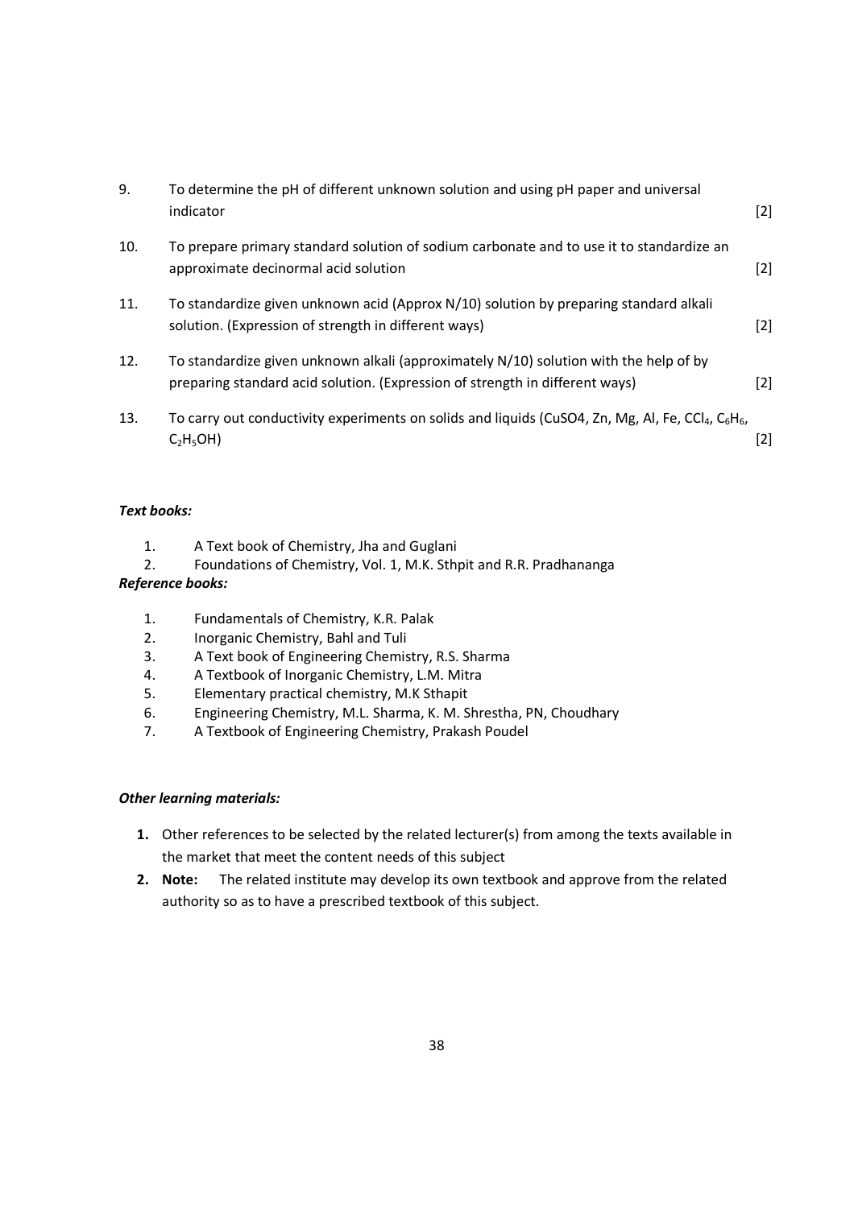9. To determine the pH of different unknown solution and using pH paper and universal indicator [2]

10. To prepare primary standard solution of sodium carbonate and to use it to standardize an approximate decinormal acid solution [2]

11. To standardize given unknown acid (Approx N/10) solution by preparing standard alkali solution. (Expression of strength in different ways) [2]

12. To standardize given unknown alkali (approximately N/10) solution with the help of by preparing standard acid solution. (Expression of strength in different ways) [2]

13. To carry out conductivity experiments on solids and liquids (CuSO4, Zn, Mg, Al, Fe, $CCl_4$, $C_6H_6$, $C_2H_5OH$) [2]

***Text books:***

1. A Text book of Chemistry, Jha and Guglani
2. Foundations of Chemistry, Vol. 1, M.K. Sthpit and R.R. Pradhananga

***Reference books:***

1. Fundamentals of Chemistry, K.R. Palak
2. Inorganic Chemistry, Bahl and Tuli
3. A Text book of Engineering Chemistry, R.S. Sharma
4. A Textbook of Inorganic Chemistry, L.M. Mitra
5. Elementary practical chemistry, M.K Sthapit
6. Engineering Chemistry, M.L. Sharma, K. M. Shrestha, PN, Choudhary
7. A Textbook of Engineering Chemistry, Prakash Poudel

***Other learning materials:***

1. Other references to be selected by the related lecturer(s) from among the texts available in the market that meet the content needs of this subject
2. **Note:** The related institute may develop its own textbook and approve from the related authority so as to have a prescribed textbook of this subject.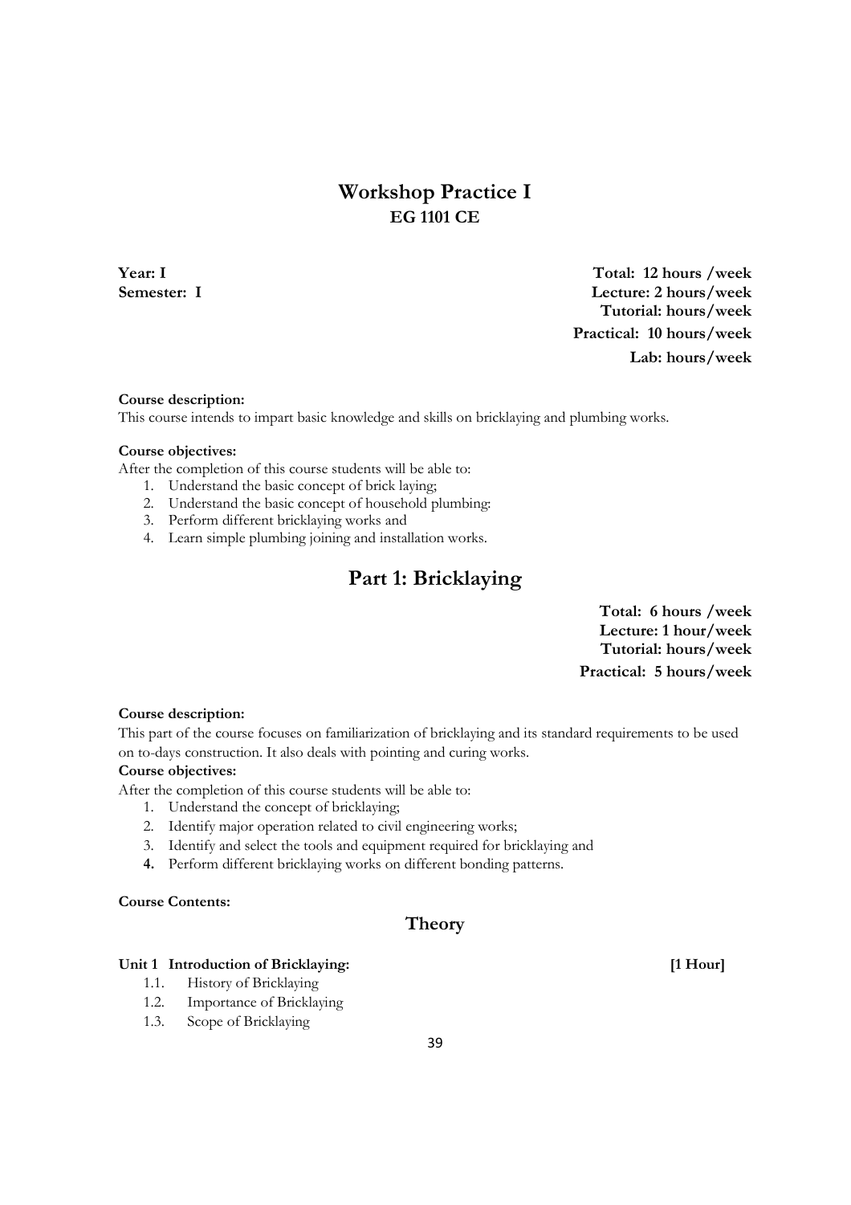# Workshop Practice I

## EG 1101 CE

**Year: I**
**Semester: I**

**Total: 12 hours /week**
**Lecture: 2 hours/week**
**Tutorial: hours/week**
**Practical: 10 hours/week**
**Lab: hours/week**

**Course description:**
This course intends to impart basic knowledge and skills on bricklaying and plumbing works.

**Course objectives:**
After the completion of this course students will be able to:

1. Understand the basic concept of brick laying;
2. Understand the basic concept of household plumbing:
3. Perform different bricklaying works and
4. Learn simple plumbing joining and installation works.

# Part 1: Bricklaying

**Total: 6 hours /week**
**Lecture: 1 hour/week**
**Tutorial: hours/week**
**Practical: 5 hours/week**

**Course description:**
This part of the course focuses on familiarization of bricklaying and its standard requirements to be used on to-days construction. It also deals with pointing and curing works.

**Course objectives:**
After the completion of this course students will be able to:

1. Understand the concept of bricklaying;
2. Identify major operation related to civil engineering works;
3. Identify and select the tools and equipment required for bricklaying and
4. Perform different bricklaying works on different bonding patterns.

**Course Contents:**

## Theory

**Unit 1 Introduction of Bricklaying: [1 Hour]**

1.1. History of Bricklaying
1.2. Importance of Bricklaying
1.3. Scope of Bricklaying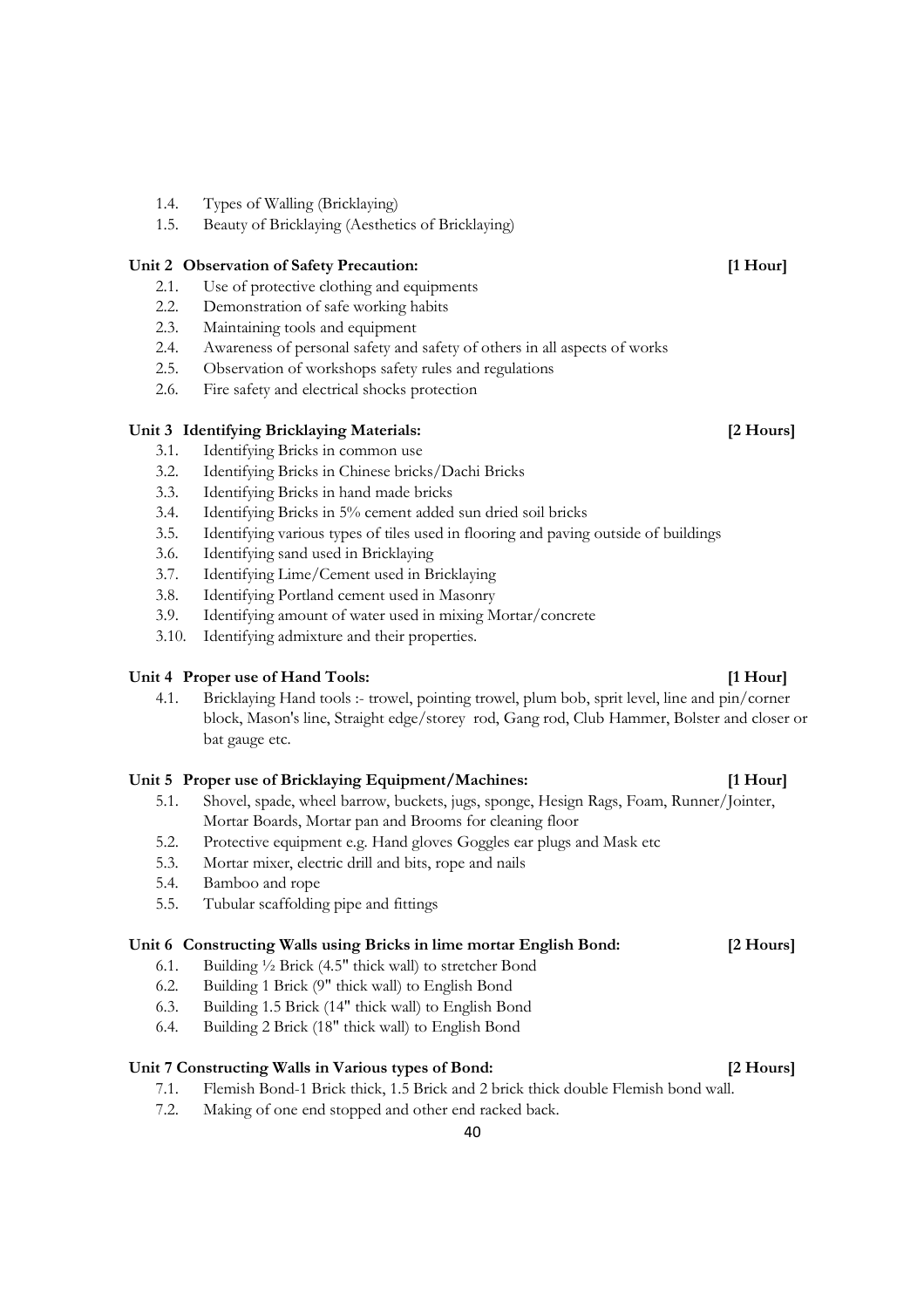1.4. Types of Walling (Bricklaying)

1.5. Beauty of Bricklaying (Aesthetics of Bricklaying)

**Unit 2 Observation of Safety Precaution:** **[1 Hour]**

2.1. Use of protective clothing and equipments

2.2. Demonstration of safe working habits

2.3. Maintaining tools and equipment

2.4. Awareness of personal safety and safety of others in all aspects of works

2.5. Observation of workshops safety rules and regulations

2.6. Fire safety and electrical shocks protection

**Unit 3 Identifying Bricklaying Materials:** **[2 Hours]**

3.1. Identifying Bricks in common use

3.2. Identifying Bricks in Chinese bricks/Dachi Bricks

3.3. Identifying Bricks in hand made bricks

3.4. Identifying Bricks in 5% cement added sun dried soil bricks

3.5. Identifying various types of tiles used in flooring and paving outside of buildings

3.6. Identifying sand used in Bricklaying

3.7. Identifying Lime/Cement used in Bricklaying

3.8. Identifying Portland cement used in Masonry

3.9. Identifying amount of water used in mixing Mortar/concrete

3.10. Identifying admixture and their properties.

**Unit 4 Proper use of Hand Tools:** **[1 Hour]**

4.1. Bricklaying Hand tools :- trowel, pointing trowel, plum bob, sprit level, line and pin/corner block, Mason's line, Straight edge/storey rod, Gang rod, Club Hammer, Bolster and closer or bat gauge etc.

**Unit 5 Proper use of Bricklaying Equipment/Machines:** **[1 Hour]**

5.1. Shovel, spade, wheel barrow, buckets, jugs, sponge, Hesign Rags, Foam, Runner/Jointer, Mortar Boards, Mortar pan and Brooms for cleaning floor

5.2. Protective equipment e.g. Hand gloves Goggles ear plugs and Mask etc

5.3. Mortar mixer, electric drill and bits, rope and nails

5.4. Bamboo and rope

5.5. Tubular scaffolding pipe and fittings

**Unit 6 Constructing Walls using Bricks in lime mortar English Bond:** **[2 Hours]**

6.1. Building ½ Brick (4.5" thick wall) to stretcher Bond

6.2. Building 1 Brick (9" thick wall) to English Bond

6.3. Building 1.5 Brick (14" thick wall) to English Bond

6.4. Building 2 Brick (18" thick wall) to English Bond

**Unit 7 Constructing Walls in Various types of Bond:** **[2 Hours]**

7.1. Flemish Bond-1 Brick thick, 1.5 Brick and 2 brick thick double Flemish bond wall.

7.2. Making of one end stopped and other end racked back.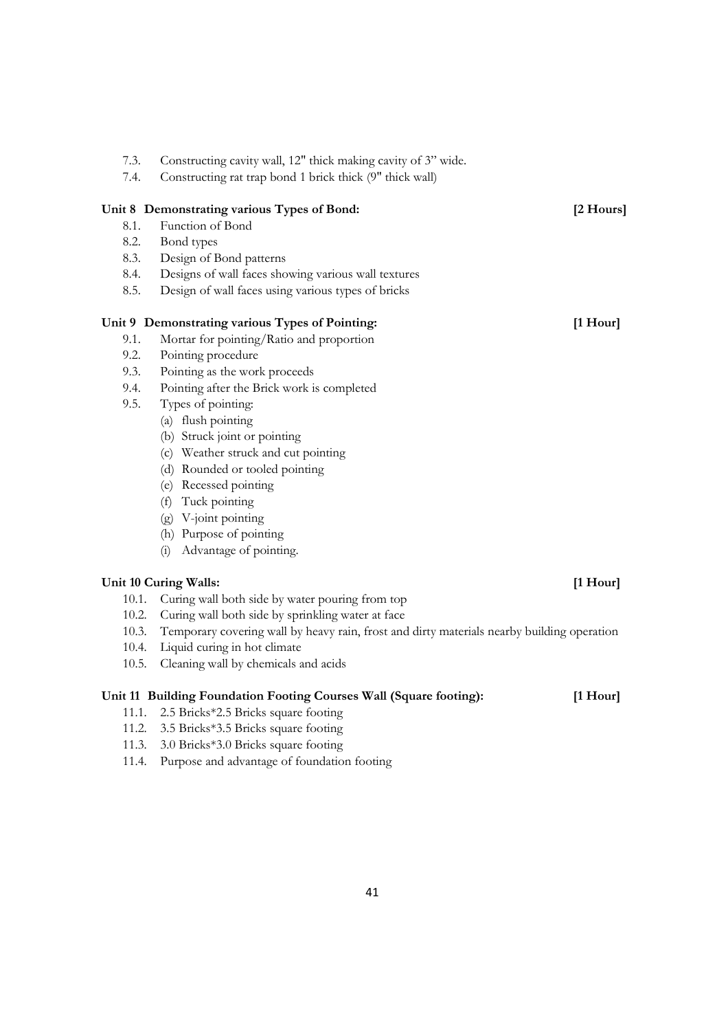7.3. Constructing cavity wall, 12" thick making cavity of 3” wide.

7.4. Constructing rat trap bond 1 brick thick (9" thick wall)

### Unit 8 Demonstrating various Types of Bond: [2 Hours]

8.1. Function of Bond

8.2. Bond types

8.3. Design of Bond patterns

8.4. Designs of wall faces showing various wall textures

8.5. Design of wall faces using various types of bricks

### Unit 9 Demonstrating various Types of Pointing: [1 Hour]

9.1. Mortar for pointing/Ratio and proportion

9.2. Pointing procedure

9.3. Pointing as the work proceeds

9.4. Pointing after the Brick work is completed

9.5. Types of pointing:

- (a) flush pointing
- (b) Struck joint or pointing
- (c) Weather struck and cut pointing
- (d) Rounded or tooled pointing
- (e) Recessed pointing
- (f) Tuck pointing
- (g) V-joint pointing
- (h) Purpose of pointing
- (i) Advantage of pointing.

### Unit 10 Curing Walls: [1 Hour]

10.1. Curing wall both side by water pouring from top

10.2. Curing wall both side by sprinkling water at face

10.3. Temporary covering wall by heavy rain, frost and dirty materials nearby building operation

10.4. Liquid curing in hot climate

10.5. Cleaning wall by chemicals and acids

### Unit 11 Building Foundation Footing Courses Wall (Square footing): [1 Hour]

11.1. 2.5 Bricks*2.5 Bricks square footing

11.2. 3.5 Bricks*3.5 Bricks square footing

11.3. 3.0 Bricks*3.0 Bricks square footing

11.4. Purpose and advantage of foundation footing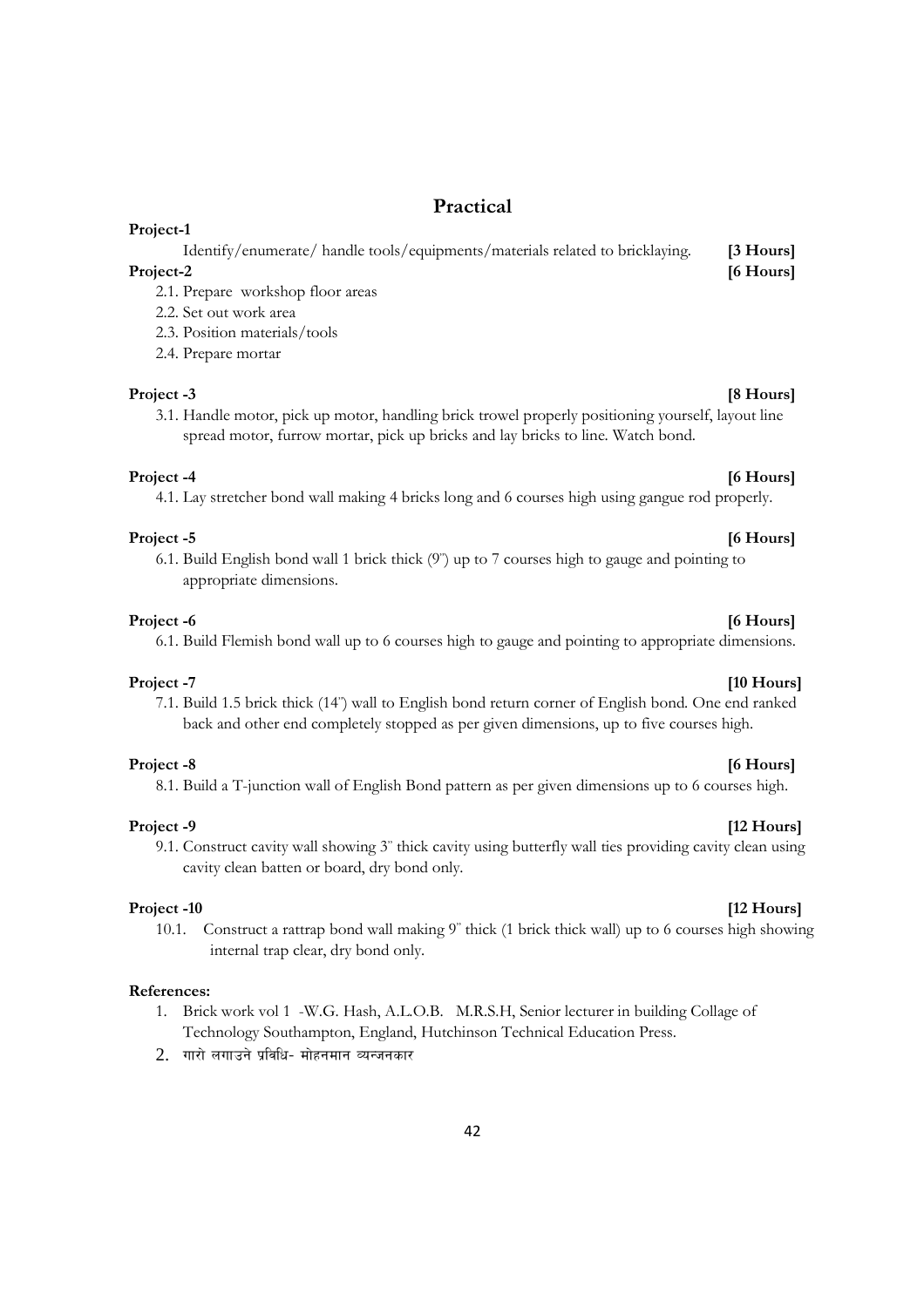## Practical

**Project-1**

Identify/enumerate/ handle tools/equipments/materials related to bricklaying. **[3 Hours]**

**Project-2** **[6 Hours]**

2.1. Prepare workshop floor areas

2.2. Set out work area

2.3. Position materials/tools

2.4. Prepare mortar

**Project -3** **[8 Hours]**

3.1. Handle motor, pick up motor, handling brick trowel properly positioning yourself, layout line spread motor, furrow mortar, pick up bricks and lay bricks to line. Watch bond.

**Project -4** **[6 Hours]**

4.1. Lay stretcher bond wall making 4 bricks long and 6 courses high using gangue rod properly.

**Project -5** **[6 Hours]**

6.1. Build English bond wall 1 brick thick (9") up to 7 courses high to gauge and pointing to appropriate dimensions.

**Project -6** **[6 Hours]**

6.1. Build Flemish bond wall up to 6 courses high to gauge and pointing to appropriate dimensions.

**Project -7** **[10 Hours]**

7.1. Build 1.5 brick thick (14") wall to English bond return corner of English bond. One end ranked back and other end completely stopped as per given dimensions, up to five courses high.

**Project -8** **[6 Hours]**

8.1. Build a T-junction wall of English Bond pattern as per given dimensions up to 6 courses high.

**Project -9** **[12 Hours]**

9.1. Construct cavity wall showing 3" thick cavity using butterfly wall ties providing cavity clean using cavity clean batten or board, dry bond only.

**Project -10** **[12 Hours]**

10.1. Construct a rattrap bond wall making 9" thick (1 brick thick wall) up to 6 courses high showing internal trap clear, dry bond only.

**References:**

1. Brick work vol 1 -W.G. Hash, A.L.O.B. M.R.S.H, Senior lecturer in building Collage of Technology Southampton, England, Hutchinson Technical Education Press.
2. गारो लगाउने प्रविधि- मोहनमान व्यन्जनकार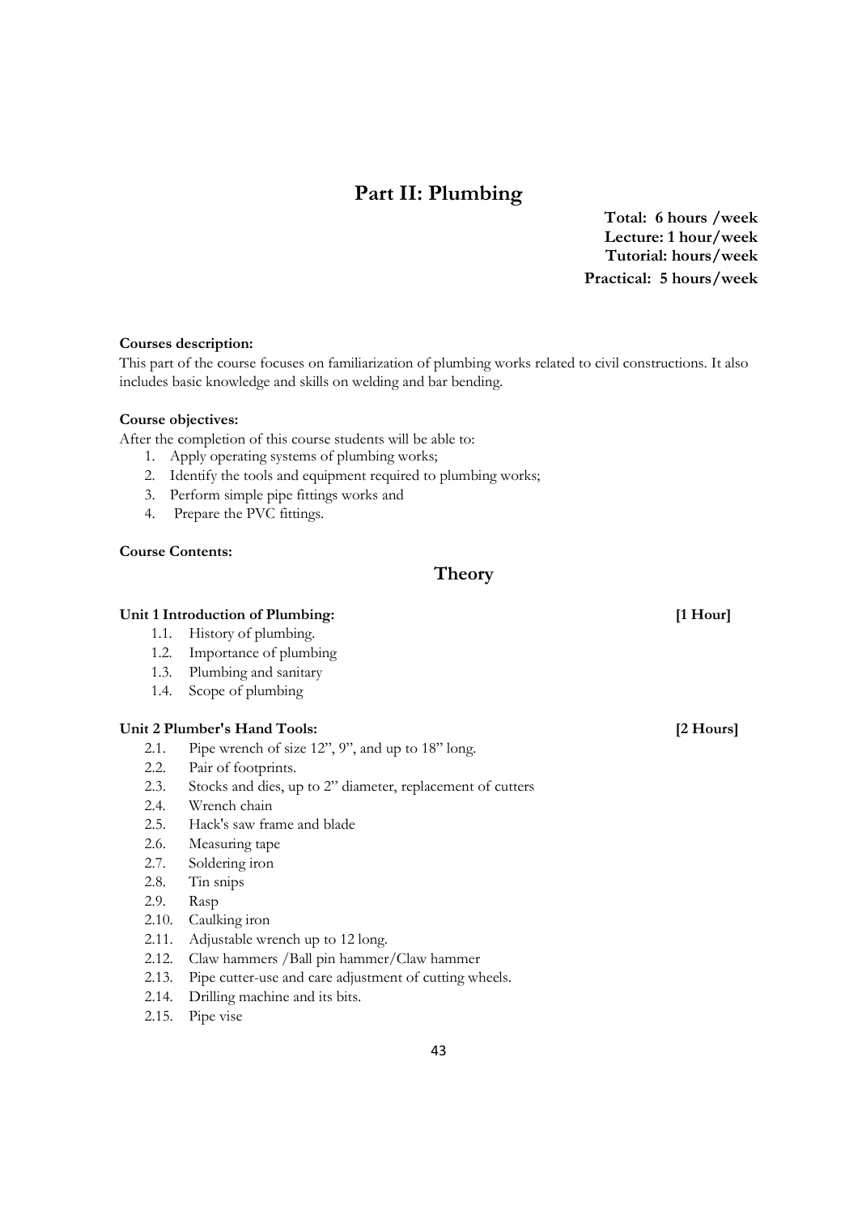# Part II: Plumbing

**Total: 6 hours /week**
**Lecture: 1 hour/week**
**Tutorial: hours/week**
**Practical: 5 hours/week**

**Courses description:**

This part of the course focuses on familiarization of plumbing works related to civil constructions. It also includes basic knowledge and skills on welding and bar bending.

**Course objectives:**

After the completion of this course students will be able to:

1. Apply operating systems of plumbing works;
2. Identify the tools and equipment required to plumbing works;
3. Perform simple pipe fittings works and
4. Prepare the PVC fittings.

**Course Contents:**

## Theory

**Unit 1 Introduction of Plumbing: [1 Hour]**

- 1.1. History of plumbing.
- 1.2. Importance of plumbing
- 1.3. Plumbing and sanitary
- 1.4. Scope of plumbing

**Unit 2 Plumber's Hand Tools: [2 Hours]**

- 2.1. Pipe wrench of size 12", 9", and up to 18" long.
- 2.2. Pair of footprints.
- 2.3. Stocks and dies, up to 2" diameter, replacement of cutters
- 2.4. Wrench chain
- 2.5. Hack's saw frame and blade
- 2.6. Measuring tape
- 2.7. Soldering iron
- 2.8. Tin snips
- 2.9. Rasp
- 2.10. Caulking iron
- 2.11. Adjustable wrench up to 12 long.
- 2.12. Claw hammers /Ball pin hammer/Claw hammer
- 2.13. Pipe cutter-use and care adjustment of cutting wheels.
- 2.14. Drilling machine and its bits.
- 2.15. Pipe vise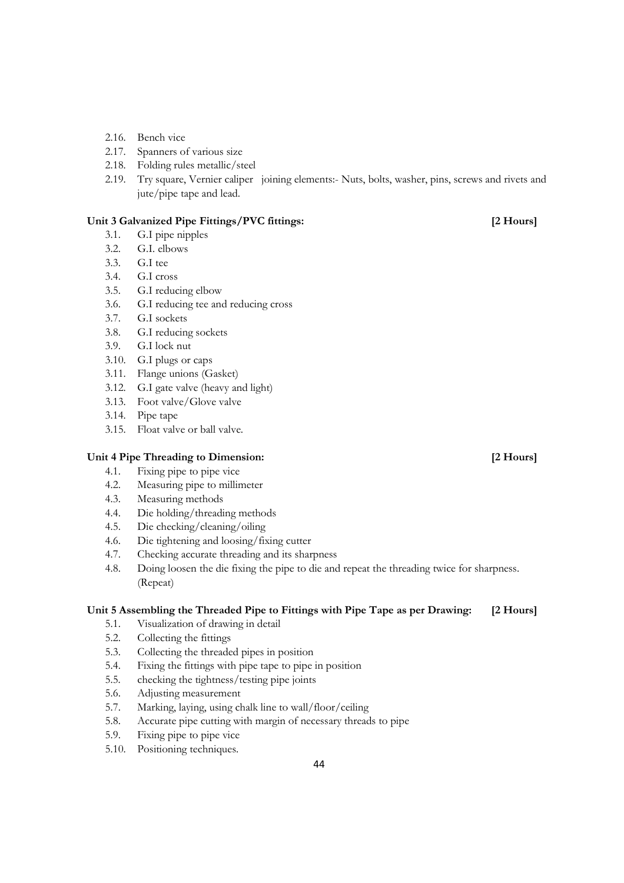2.16. Bench vice
2.17. Spanners of various size
2.18. Folding rules metallic/steel
2.19. Try square, Vernier caliper joining elements:- Nuts, bolts, washer, pins, screws and rivets and jute/pipe tape and lead.

**Unit 3 Galvanized Pipe Fittings/PVC fittings: [2 Hours]**

3.1. G.I pipe nipples
3.2. G.I. elbows
3.3. G.I tee
3.4. G.I cross
3.5. G.I reducing elbow
3.6. G.I reducing tee and reducing cross
3.7. G.I sockets
3.8. G.I reducing sockets
3.9. G.I lock nut
3.10. G.I plugs or caps
3.11. Flange unions (Gasket)
3.12. G.I gate valve (heavy and light)
3.13. Foot valve/Glove valve
3.14. Pipe tape
3.15. Float valve or ball valve.

**Unit 4 Pipe Threading to Dimension: [2 Hours]**

4.1. Fixing pipe to pipe vice
4.2. Measuring pipe to millimeter
4.3. Measuring methods
4.4. Die holding/threading methods
4.5. Die checking/cleaning/oiling
4.6. Die tightening and loosing/fixing cutter
4.7. Checking accurate threading and its sharpness
4.8. Doing loosen the die fixing the pipe to die and repeat the threading twice for sharpness. (Repeat)

**Unit 5 Assembling the Threaded Pipe to Fittings with Pipe Tape as per Drawing: [2 Hours]**

5.1. Visualization of drawing in detail
5.2. Collecting the fittings
5.3. Collecting the threaded pipes in position
5.4. Fixing the fittings with pipe tape to pipe in position
5.5. checking the tightness/testing pipe joints
5.6. Adjusting measurement
5.7. Marking, laying, using chalk line to wall/floor/ceiling
5.8. Accurate pipe cutting with margin of necessary threads to pipe
5.9. Fixing pipe to pipe vice
5.10. Positioning techniques.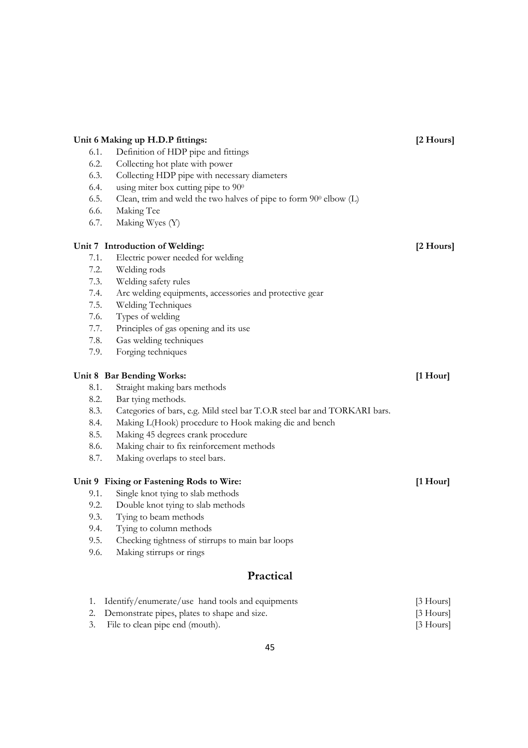**Unit 6 Making up H.D.P fittings:** **[2 Hours]**

6.1. Definition of HDP pipe and fittings
6.2. Collecting hot plate with power
6.3. Collecting HDP pipe with necessary diameters
6.4. using miter box cutting pipe to $90^0$
6.5. Clean, trim and weld the two halves of pipe to form $90^0$ elbow (L)
6.6. Making Tee
6.7. Making Wyes (Y)

**Unit 7 Introduction of Welding:** **[2 Hours]**

7.1. Electric power needed for welding
7.2. Welding rods
7.3. Welding safety rules
7.4. Arc welding equipments, accessories and protective gear
7.5. Welding Techniques
7.6. Types of welding
7.7. Principles of gas opening and its use
7.8. Gas welding techniques
7.9. Forging techniques

**Unit 8 Bar Bending Works:** **[1 Hour]**

8.1. Straight making bars methods
8.2. Bar tying methods.
8.3. Categories of bars, e.g. Mild steel bar T.O.R steel bar and TORKARI bars.
8.4. Making L(Hook) procedure to Hook making die and bench
8.5. Making 45 degrees crank procedure
8.6. Making chair to fix reinforcement methods
8.7. Making overlaps to steel bars.

**Unit 9 Fixing or Fastening Rods to Wire:** **[1 Hour]**

9.1. Single knot tying to slab methods
9.2. Double knot tying to slab methods
9.3. Tying to beam methods
9.4. Tying to column methods
9.5. Checking tightness of stirrups to main bar loops
9.6. Making stirrups or rings

## Practical

1. Identify/enumerate/use hand tools and equipments [3 Hours]
2. Demonstrate pipes, plates to shape and size. [3 Hours]
3. File to clean pipe end (mouth). [3 Hours]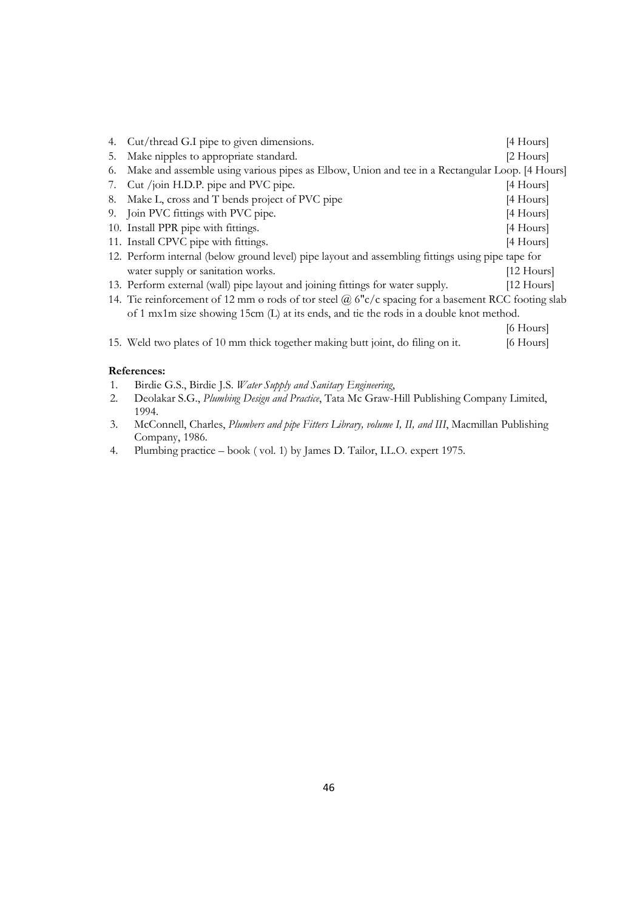4. Cut/thread G.I pipe to given dimensions. [4 Hours]
5. Make nipples to appropriate standard. [2 Hours]
6. Make and assemble using various pipes as Elbow, Union and tee in a Rectangular Loop. [4 Hours]
7. Cut /join H.D.P. pipe and PVC pipe. [4 Hours]
8. Make L, cross and T bends project of PVC pipe [4 Hours]
9. Join PVC fittings with PVC pipe. [4 Hours]
10. Install PPR pipe with fittings. [4 Hours]
11. Install CPVC pipe with fittings. [4 Hours]
12. Perform internal (below ground level) pipe layout and assembling fittings using pipe tape for water supply or sanitation works. [12 Hours]
13. Perform external (wall) pipe layout and joining fittings for water supply. [12 Hours]
14. Tie reinforcement of 12 mm ø rods of tor steel @ 6"c/c spacing for a basement RCC footing slab of 1 mx1m size showing 15cm (L) at its ends, and tie the rods in a double knot method. [6 Hours]
15. Weld two plates of 10 mm thick together making butt joint, do filing on it. [6 Hours]

**References:**

1. Birdie G.S., Birdie J.S. *Water Supply and Sanitary Engineering*,
2. Deolakar S.G., *Plumbing Design and Practice*, Tata Mc Graw-Hill Publishing Company Limited, 1994.
3. McConnell, Charles, *Plumbers and pipe Fitters Library, volume I, II, and III*, Macmillan Publishing Company, 1986.
4. Plumbing practice – book ( vol. 1) by James D. Tailor, I.L.O. expert 1975.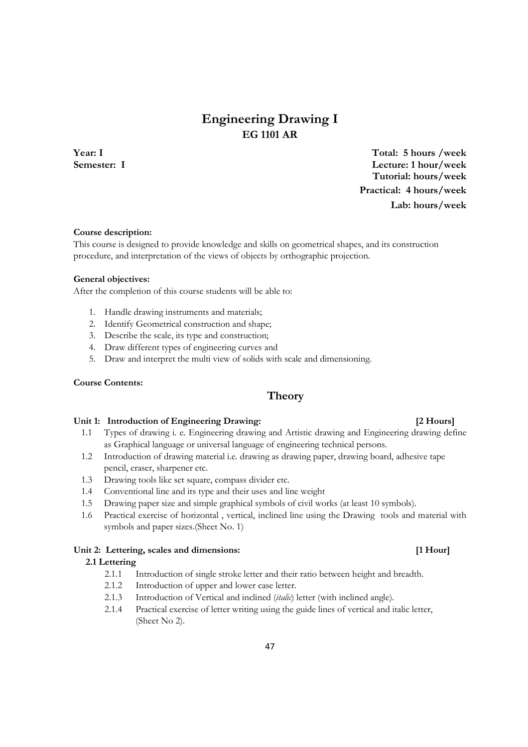# Engineering Drawing I
## EG 1101 AR

**Year: I**
**Semester: I**

**Total: 5 hours /week**
**Lecture: 1 hour/week**
**Tutorial: hours/week**
**Practical: 4 hours/week**
**Lab: hours/week**

**Course description:**
This course is designed to provide knowledge and skills on geometrical shapes, and its construction procedure, and interpretation of the views of objects by orthographic projection.

**General objectives:**
After the completion of this course students will be able to:

1. Handle drawing instruments and materials;
2. Identify Geometrical construction and shape;
3. Describe the scale, its type and construction;
4. Draw different types of engineering curves and
5. Draw and interpret the multi view of solids with scale and dimensioning.

**Course Contents:**

## Theory

**Unit 1: Introduction of Engineering Drawing: [2 Hours]**

1.1 Types of drawing i. e. Engineering drawing and Artistic drawing and Engineering drawing define as Graphical language or universal language of engineering technical persons.
1.2 Introduction of drawing material i.e. drawing as drawing paper, drawing board, adhesive tape pencil, eraser, sharpener etc.
1.3 Drawing tools like set square, compass divider etc.
1.4 Conventional line and its type and their uses and line weight
1.5 Drawing paper size and simple graphical symbols of civil works (at least 10 symbols).
1.6 Practical exercise of horizontal , vertical, inclined line using the Drawing tools and material with symbols and paper sizes.(Sheet No. 1)

**Unit 2: Lettering, scales and dimensions: [1 Hour]**

**2.1 Lettering**

2.1.1 Introduction of single stroke letter and their ratio between height and breadth.
2.1.2 Introduction of upper and lower case letter.
2.1.3 Introduction of Vertical and inclined (*italic*) letter (with inclined angle).
2.1.4 Practical exercise of letter writing using the guide lines of vertical and italic letter, (Sheet No 2).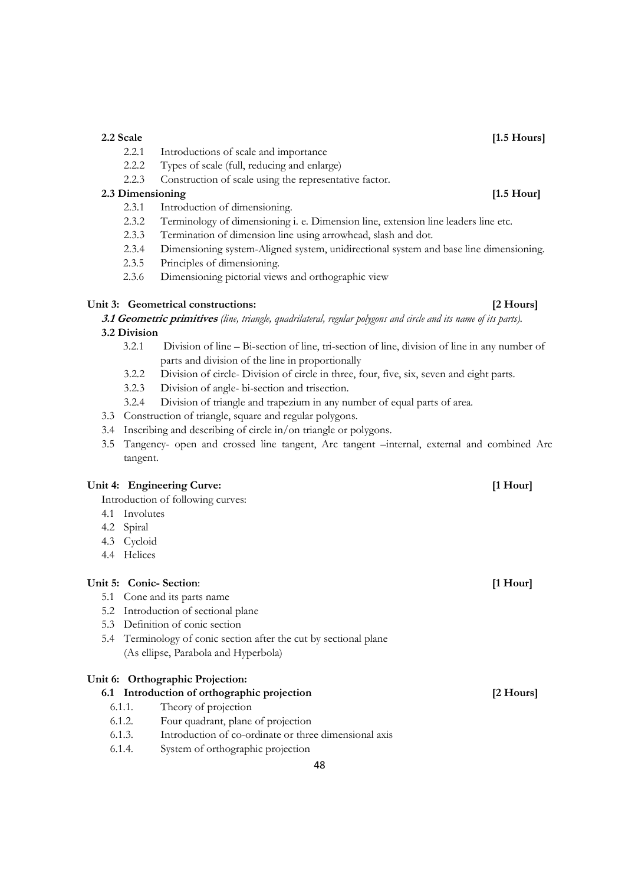**2.2 Scale** **[1.5 Hours]**

- 2.2.1 Introductions of scale and importance
- 2.2.2 Types of scale (full, reducing and enlarge)
- 2.2.3 Construction of scale using the representative factor.

**2.3 Dimensioning** **[1.5 Hour]**

- 2.3.1 Introduction of dimensioning.
- 2.3.2 Terminology of dimensioning i. e. Dimension line, extension line leaders line etc.
- 2.3.3 Termination of dimension line using arrowhead, slash and dot.
- 2.3.4 Dimensioning system-Aligned system, unidirectional system and base line dimensioning.
- 2.3.5 Principles of dimensioning.
- 2.3.6 Dimensioning pictorial views and orthographic view

**Unit 3: Geometrical constructions:** **[2 Hours]**

***3.1 Geometric primitives*** *(line, triangle, quadrilateral, regular polygons and circle and its name of its parts).*

**3.2 Division**

- 3.2.1 Division of line – Bi-section of line, tri-section of line, division of line in any number of parts and division of the line in proportionally
- 3.2.2 Division of circle- Division of circle in three, four, five, six, seven and eight parts.
- 3.2.3 Division of angle- bi-section and trisection.
- 3.2.4 Division of triangle and trapezium in any number of equal parts of area.

3.3 Construction of triangle, square and regular polygons.

3.4 Inscribing and describing of circle in/on triangle or polygons.

3.5 Tangency- open and crossed line tangent, Arc tangent –internal, external and combined Arc tangent.

**Unit 4: Engineering Curve:** **[1 Hour]**

Introduction of following curves:

- 4.1 Involutes
- 4.2 Spiral
- 4.3 Cycloid
- 4.4 Helices

**Unit 5: Conic- Section**: **[1 Hour]**

- 5.1 Cone and its parts name
- 5.2 Introduction of sectional plane
- 5.3 Definition of conic section
- 5.4 Terminology of conic section after the cut by sectional plane (As ellipse, Parabola and Hyperbola)

**Unit 6: Orthographic Projection:**

**6.1 Introduction of orthographic projection** **[2 Hours]**

- 6.1.1. Theory of projection
- 6.1.2. Four quadrant, plane of projection
- 6.1.3. Introduction of co-ordinate or three dimensional axis
- 6.1.4. System of orthographic projection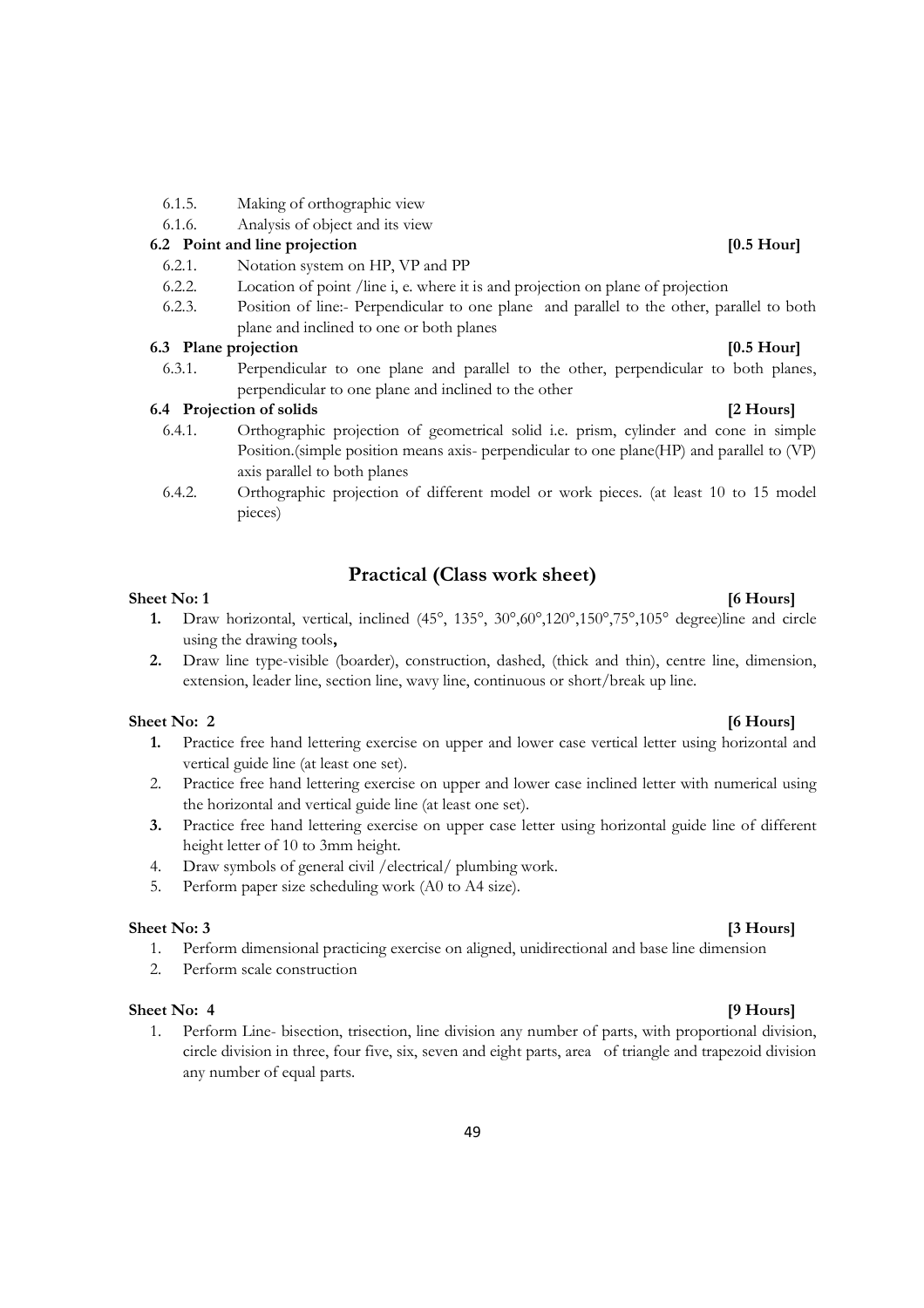6.1.5. Making of orthographic view

6.1.6. Analysis of object and its view

**6.2 Point and line projection** **[0.5 Hour]**

6.2.1. Notation system on HP, VP and PP

6.2.2. Location of point /line i, e. where it is and projection on plane of projection

6.2.3. Position of line:- Perpendicular to one plane and parallel to the other, parallel to both plane and inclined to one or both planes

**6.3 Plane projection** **[0.5 Hour]**

6.3.1. Perpendicular to one plane and parallel to the other, perpendicular to both planes, perpendicular to one plane and inclined to the other

**6.4 Projection of solids** **[2 Hours]**

6.4.1. Orthographic projection of geometrical solid i.e. prism, cylinder and cone in simple Position.(simple position means axis- perpendicular to one plane(HP) and parallel to (VP) axis parallel to both planes

6.4.2. Orthographic projection of different model or work pieces. (at least 10 to 15 model pieces)

## Practical (Class work sheet)

**Sheet No: 1** **[6 Hours]**

1. Draw horizontal, vertical, inclined (45°, 135°, 30°,60°,120°,150°,75°,105° degree)line and circle using the drawing tools**,**
2. Draw line type-visible (boarder), construction, dashed, (thick and thin), centre line, dimension, extension, leader line, section line, wavy line, continuous or short/break up line.

**Sheet No: 2** **[6 Hours]**

1. Practice free hand lettering exercise on upper and lower case vertical letter using horizontal and vertical guide line (at least one set).
2. Practice free hand lettering exercise on upper and lower case inclined letter with numerical using the horizontal and vertical guide line (at least one set).
3. Practice free hand lettering exercise on upper case letter using horizontal guide line of different height letter of 10 to 3mm height.
4. Draw symbols of general civil /electrical/ plumbing work.
5. Perform paper size scheduling work (A0 to A4 size).

**Sheet No: 3** **[3 Hours]**

1. Perform dimensional practicing exercise on aligned, unidirectional and base line dimension
2. Perform scale construction

**Sheet No: 4** **[9 Hours]**

1. Perform Line- bisection, trisection, line division any number of parts, with proportional division, circle division in three, four five, six, seven and eight parts, area of triangle and trapezoid division any number of equal parts.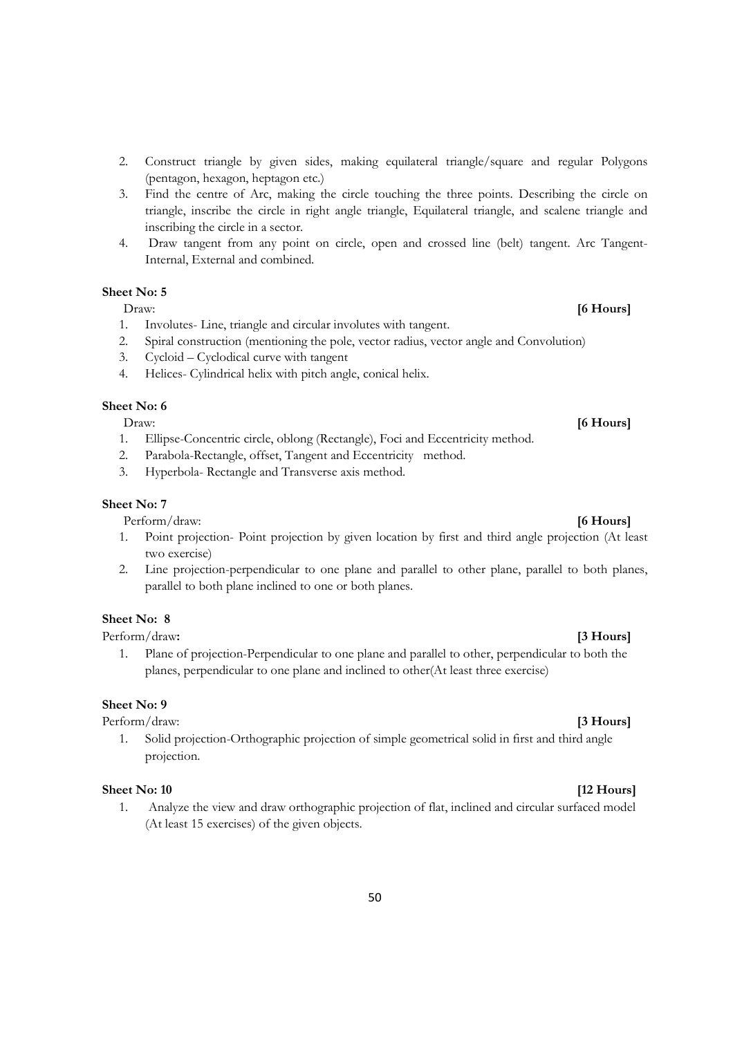2. Construct triangle by given sides, making equilateral triangle/square and regular Polygons (pentagon, hexagon, heptagon etc.)
3. Find the centre of Arc, making the circle touching the three points. Describing the circle on triangle, inscribe the circle in right angle triangle, Equilateral triangle, and scalene triangle and inscribing the circle in a sector.
4. Draw tangent from any point on circle, open and crossed line (belt) tangent. Arc Tangent-Internal, External and combined.

**Sheet No: 5**

Draw: **[6 Hours]**

1. Involutes- Line, triangle and circular involutes with tangent.
2. Spiral construction (mentioning the pole, vector radius, vector angle and Convolution)
3. Cycloid – Cyclodical curve with tangent
4. Helices- Cylindrical helix with pitch angle, conical helix.

**Sheet No: 6**

Draw: **[6 Hours]**

1. Ellipse-Concentric circle, oblong (Rectangle), Foci and Eccentricity method.
2. Parabola-Rectangle, offset, Tangent and Eccentricity method.
3. Hyperbola- Rectangle and Transverse axis method.

**Sheet No: 7**

Perform/draw: **[6 Hours]**

1. Point projection- Point projection by given location by first and third angle projection (At least two exercise)
2. Line projection-perpendicular to one plane and parallel to other plane, parallel to both planes, parallel to both plane inclined to one or both planes.

**Sheet No: 8**

Perform/draw**:** **[3 Hours]**

1. Plane of projection-Perpendicular to one plane and parallel to other, perpendicular to both the planes, perpendicular to one plane and inclined to other(At least three exercise)

**Sheet No: 9**

Perform/draw: **[3 Hours]**

1. Solid projection-Orthographic projection of simple geometrical solid in first and third angle projection.

**Sheet No: 10** **[12 Hours]**

1. Analyze the view and draw orthographic projection of flat, inclined and circular surfaced model (At least 15 exercises) of the given objects.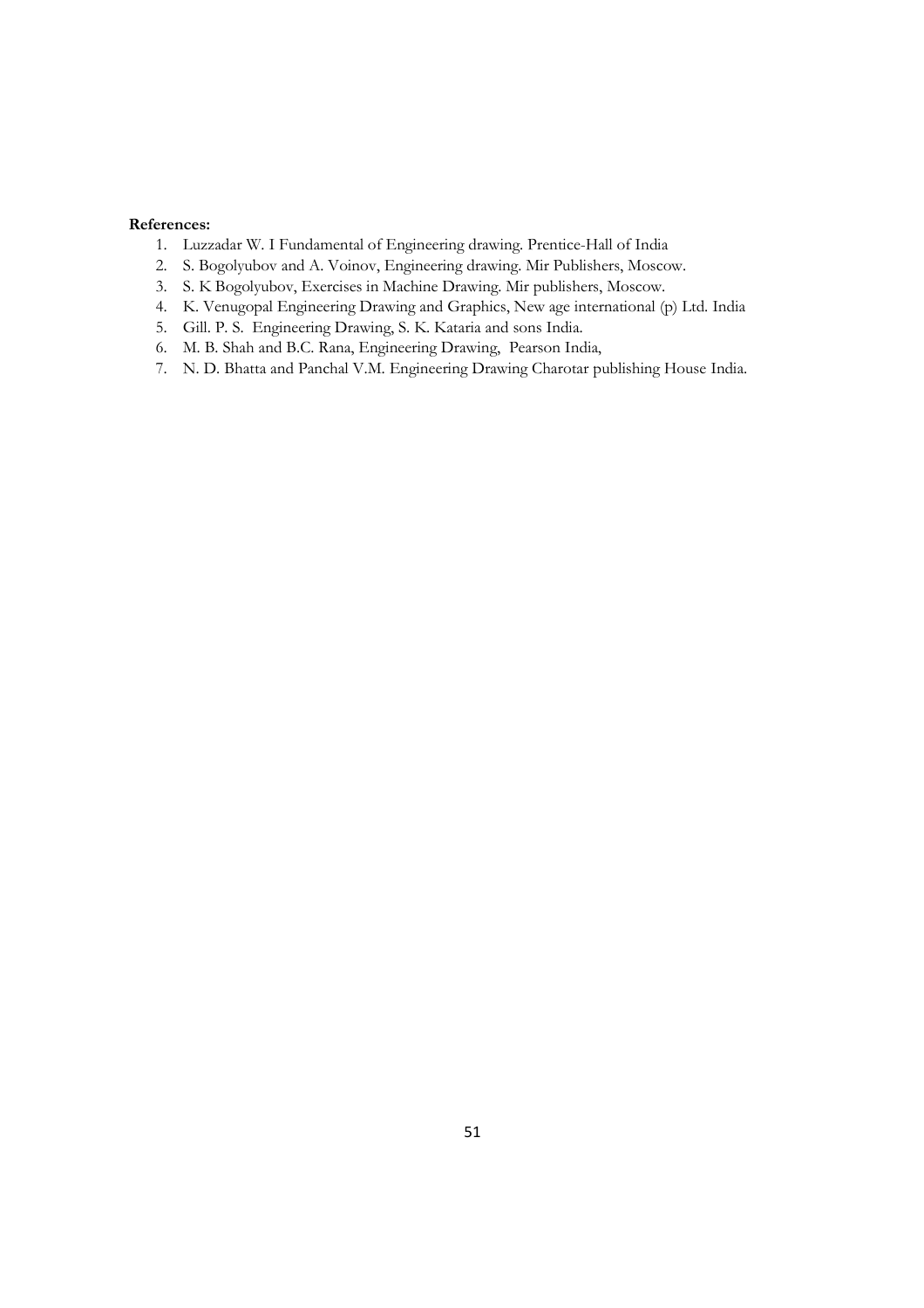**References:**

1. Luzzadar W. I Fundamental of Engineering drawing. Prentice-Hall of India
2. S. Bogolyubov and A. Voinov, Engineering drawing. Mir Publishers, Moscow.
3. S. K Bogolyubov, Exercises in Machine Drawing. Mir publishers, Moscow.
4. K. Venugopal Engineering Drawing and Graphics, New age international (p) Ltd. India
5. Gill. P. S. Engineering Drawing, S. K. Kataria and sons India.
6. M. B. Shah and B.C. Rana, Engineering Drawing, Pearson India,
7. N. D. Bhatta and Panchal V.M. Engineering Drawing Charotar publishing House India.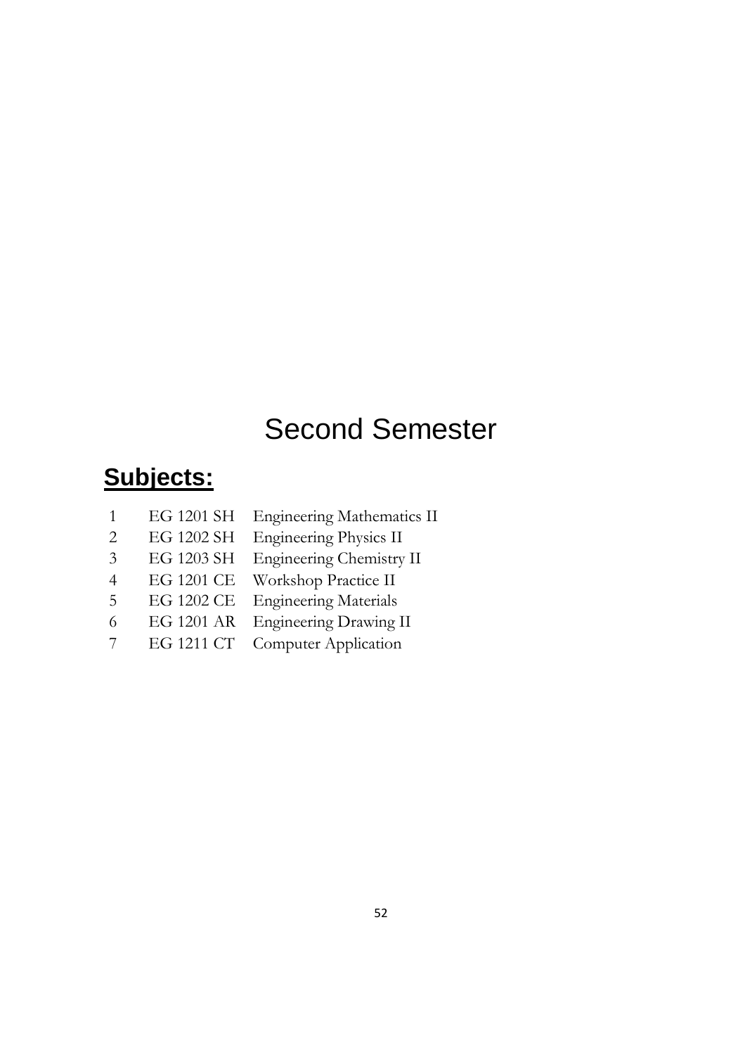# Second Semester

## Subjects:

| | | |
|---|---|---|
| 1 | EG 1201 SH | Engineering Mathematics II |
| 2 | EG 1202 SH | Engineering Physics II |
| 3 | EG 1203 SH | Engineering Chemistry II |
| 4 | EG 1201 CE | Workshop Practice II |
| 5 | EG 1202 CE | Engineering Materials |
| 6 | EG 1201 AR | Engineering Drawing II |
| 7 | EG 1211 CT | Computer Application |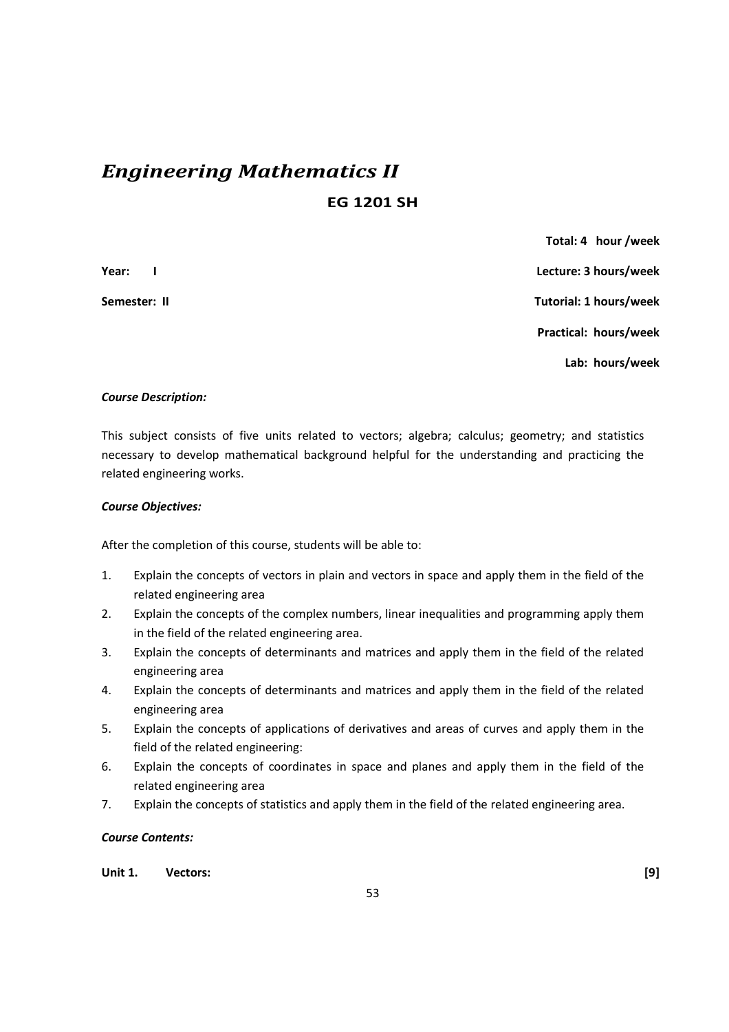# *Engineering Mathematics II*

**EG 1201 SH**

**Total: 4 hour /week**

**Year: I** **Lecture: 3 hours/week**

**Semester: II** **Tutorial: 1 hours/week**

**Practical: hours/week**

**Lab: hours/week**

***Course Description:***

This subject consists of five units related to vectors; algebra; calculus; geometry; and statistics necessary to develop mathematical background helpful for the understanding and practicing the related engineering works.

***Course Objectives:***

After the completion of this course, students will be able to:

1. Explain the concepts of vectors in plain and vectors in space and apply them in the field of the related engineering area
2. Explain the concepts of the complex numbers, linear inequalities and programming apply them in the field of the related engineering area.
3. Explain the concepts of determinants and matrices and apply them in the field of the related engineering area
4. Explain the concepts of determinants and matrices and apply them in the field of the related engineering area
5. Explain the concepts of applications of derivatives and areas of curves and apply them in the field of the related engineering:
6. Explain the concepts of coordinates in space and planes and apply them in the field of the related engineering area
7. Explain the concepts of statistics and apply them in the field of the related engineering area.

***Course Contents:***

**Unit 1. Vectors:** **[9]**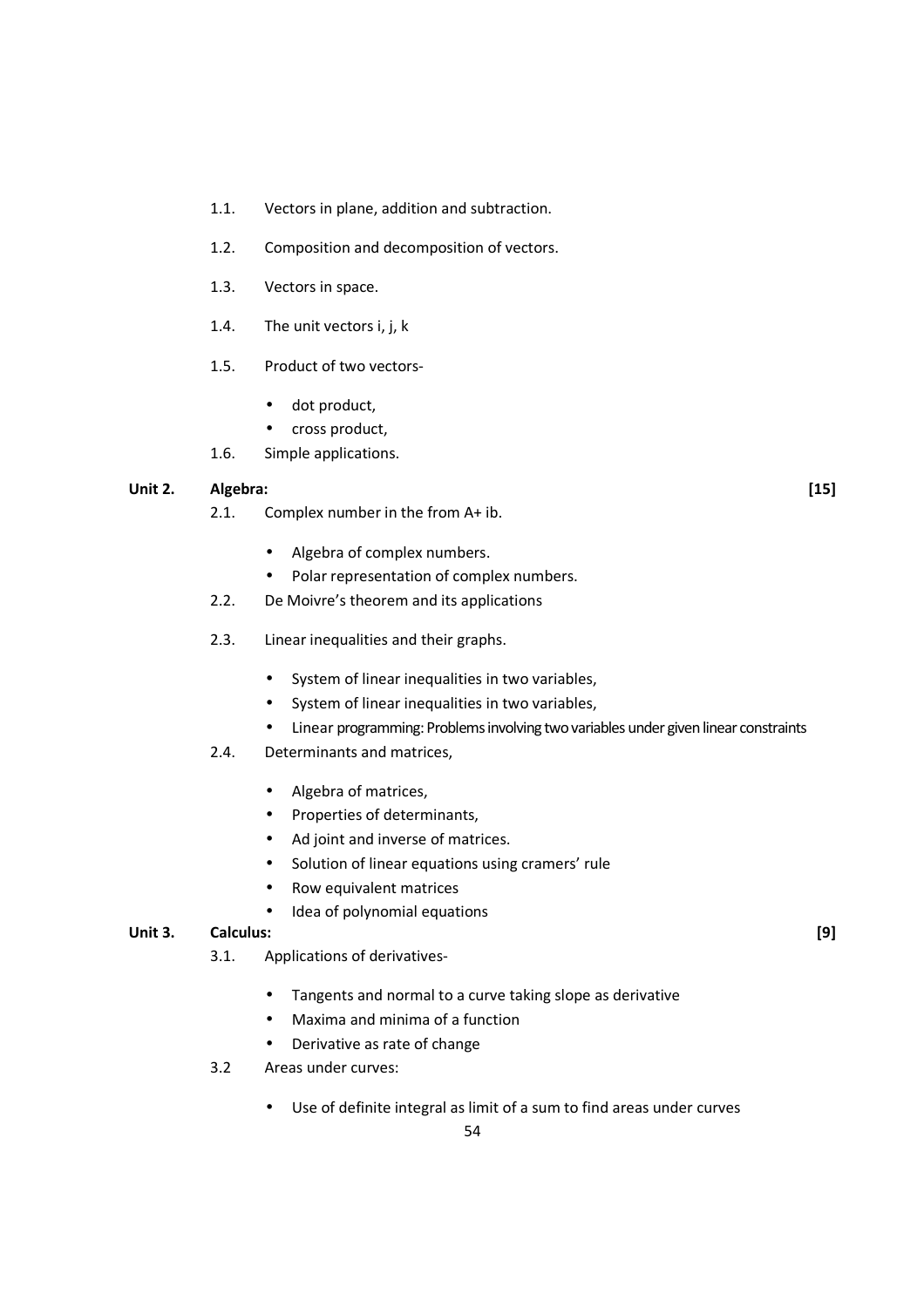1.1. Vectors in plane, addition and subtraction.

1.2. Composition and decomposition of vectors.

1.3. Vectors in space.

1.4. The unit vectors i, j, k

1.5. Product of two vectors-

- dot product,
- cross product,

1.6. Simple applications.

**Unit 2. Algebra: [15]**

2.1. Complex number in the from A+ ib.

- Algebra of complex numbers.
- Polar representation of complex numbers.

2.2. De Moivre's theorem and its applications

2.3. Linear inequalities and their graphs.

- System of linear inequalities in two variables,
- System of linear inequalities in two variables,
- Linear programming: Problems involving two variables under given linear constraints

2.4. Determinants and matrices,

- Algebra of matrices,
- Properties of determinants,
- Ad joint and inverse of matrices.
- Solution of linear equations using cramers' rule
- Row equivalent matrices
- Idea of polynomial equations

**Unit 3. Calculus: [9]**

3.1. Applications of derivatives-

- Tangents and normal to a curve taking slope as derivative
- Maxima and minima of a function
- Derivative as rate of change

3.2 Areas under curves:

- Use of definite integral as limit of a sum to find areas under curves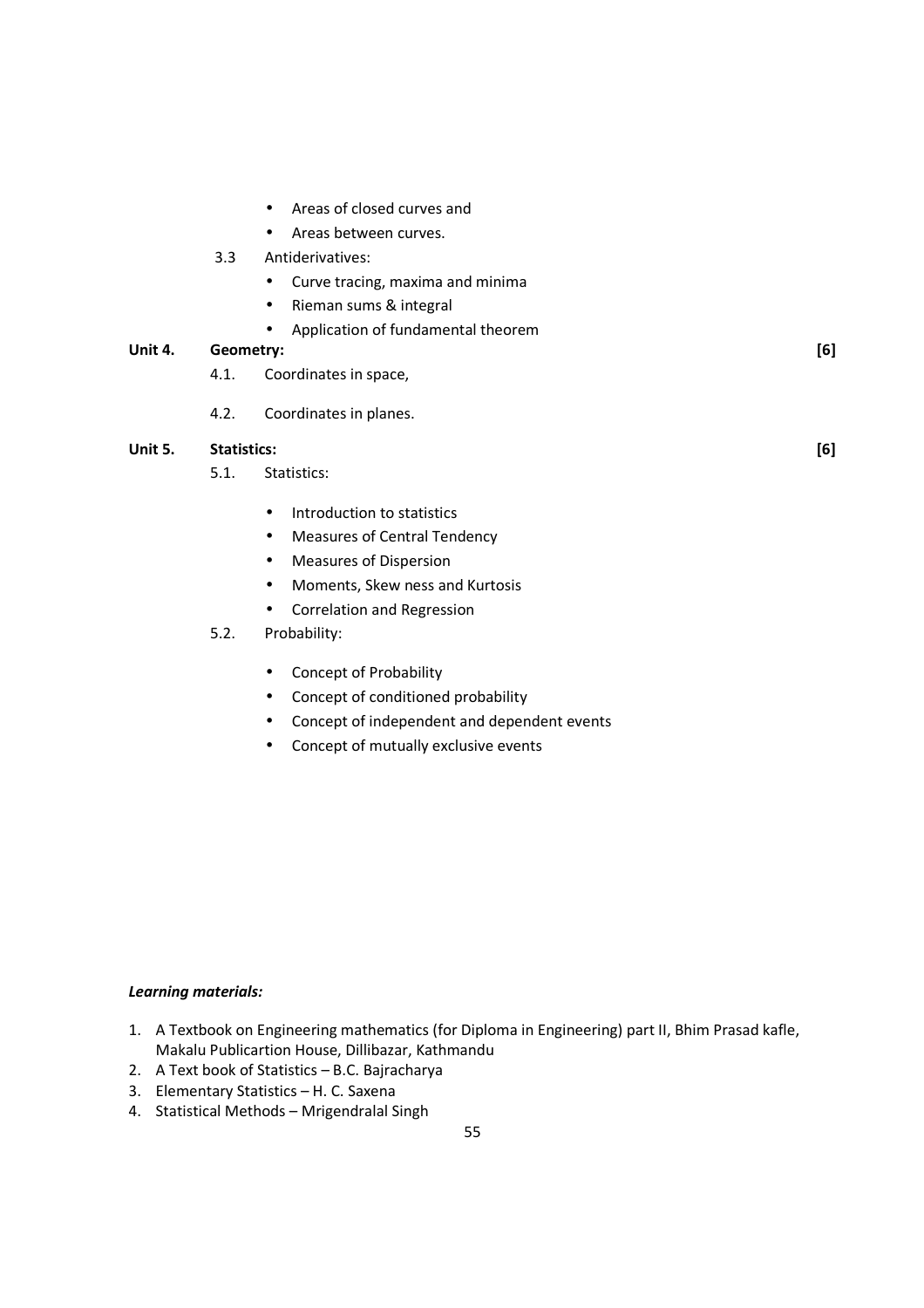- Areas of closed curves and
- Areas between curves.

3.3 Antiderivatives:

- Curve tracing, maxima and minima
- Rieman sums & integral
- Application of fundamental theorem

**Unit 4. Geometry: [6]**

4.1. Coordinates in space,

4.2. Coordinates in planes.

**Unit 5. Statistics: [6]**

5.1. Statistics:

- Introduction to statistics
- Measures of Central Tendency
- Measures of Dispersion
- Moments, Skew ness and Kurtosis
- Correlation and Regression

5.2. Probability:

- Concept of Probability
- Concept of conditioned probability
- Concept of independent and dependent events
- Concept of mutually exclusive events

***Learning materials:***

1. A Textbook on Engineering mathematics (for Diploma in Engineering) part II, Bhim Prasad kafle, Makalu Publicartion House, Dillibazar, Kathmandu
2. A Text book of Statistics – B.C. Bajracharya
3. Elementary Statistics – H. C. Saxena
4. Statistical Methods – Mrigendralal Singh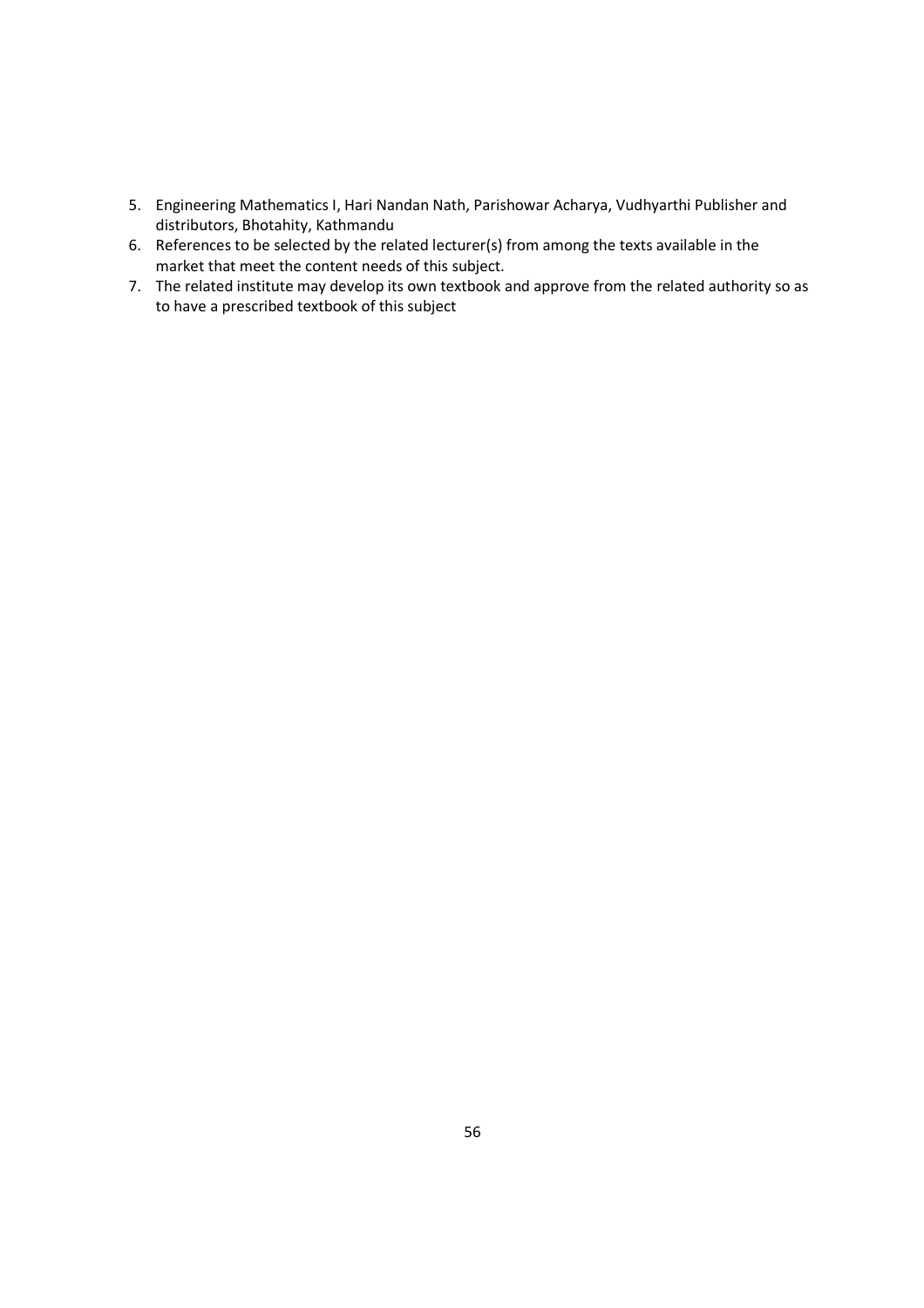5. Engineering Mathematics I, Hari Nandan Nath, Parishowar Acharya, Vudhyarthi Publisher and distributors, Bhotahity, Kathmandu
6. References to be selected by the related lecturer(s) from among the texts available in the market that meet the content needs of this subject.
7. The related institute may develop its own textbook and approve from the related authority so as to have a prescribed textbook of this subject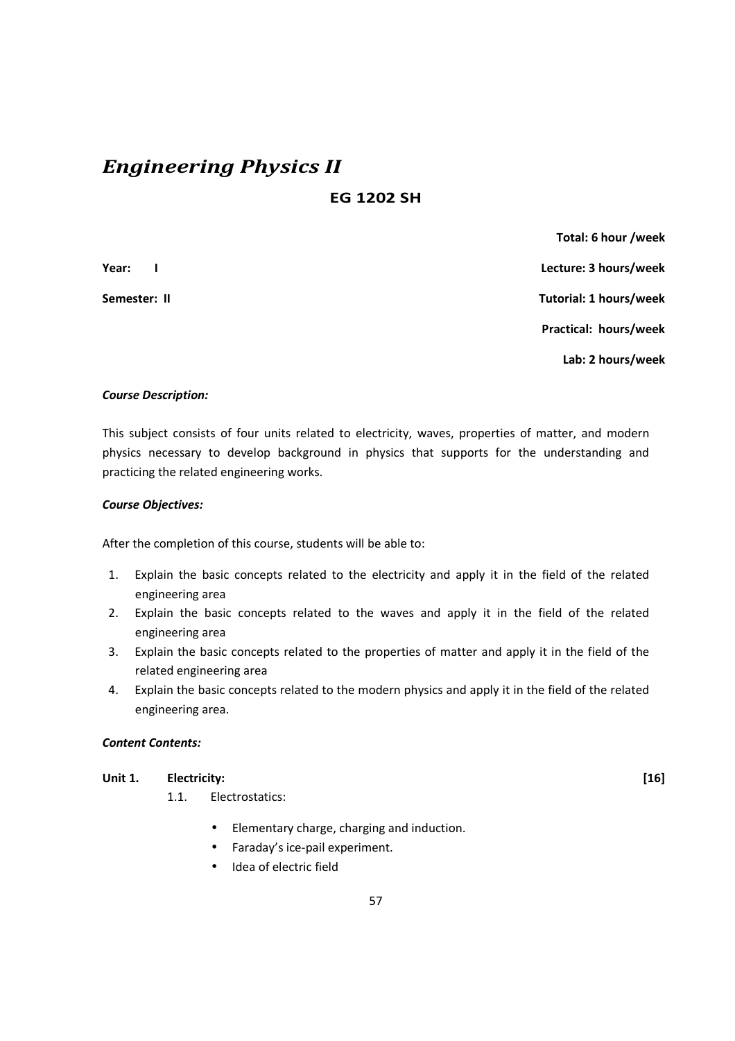# *Engineering Physics II*

## EG 1202 SH

**Total: 6 hour /week**

**Year: I** **Lecture: 3 hours/week**

**Semester: II** **Tutorial: 1 hours/week**

**Practical: hours/week**

**Lab: 2 hours/week**

***Course Description:***

This subject consists of four units related to electricity, waves, properties of matter, and modern physics necessary to develop background in physics that supports for the understanding and practicing the related engineering works.

***Course Objectives:***

After the completion of this course, students will be able to:

1. Explain the basic concepts related to the electricity and apply it in the field of the related engineering area
2. Explain the basic concepts related to the waves and apply it in the field of the related engineering area
3. Explain the basic concepts related to the properties of matter and apply it in the field of the related engineering area
4. Explain the basic concepts related to the modern physics and apply it in the field of the related engineering area.

***Content Contents:***

**Unit 1. Electricity:** **[16]**

1.1. Electrostatics:

- Elementary charge, charging and induction.
- Faraday's ice-pail experiment.
- Idea of electric field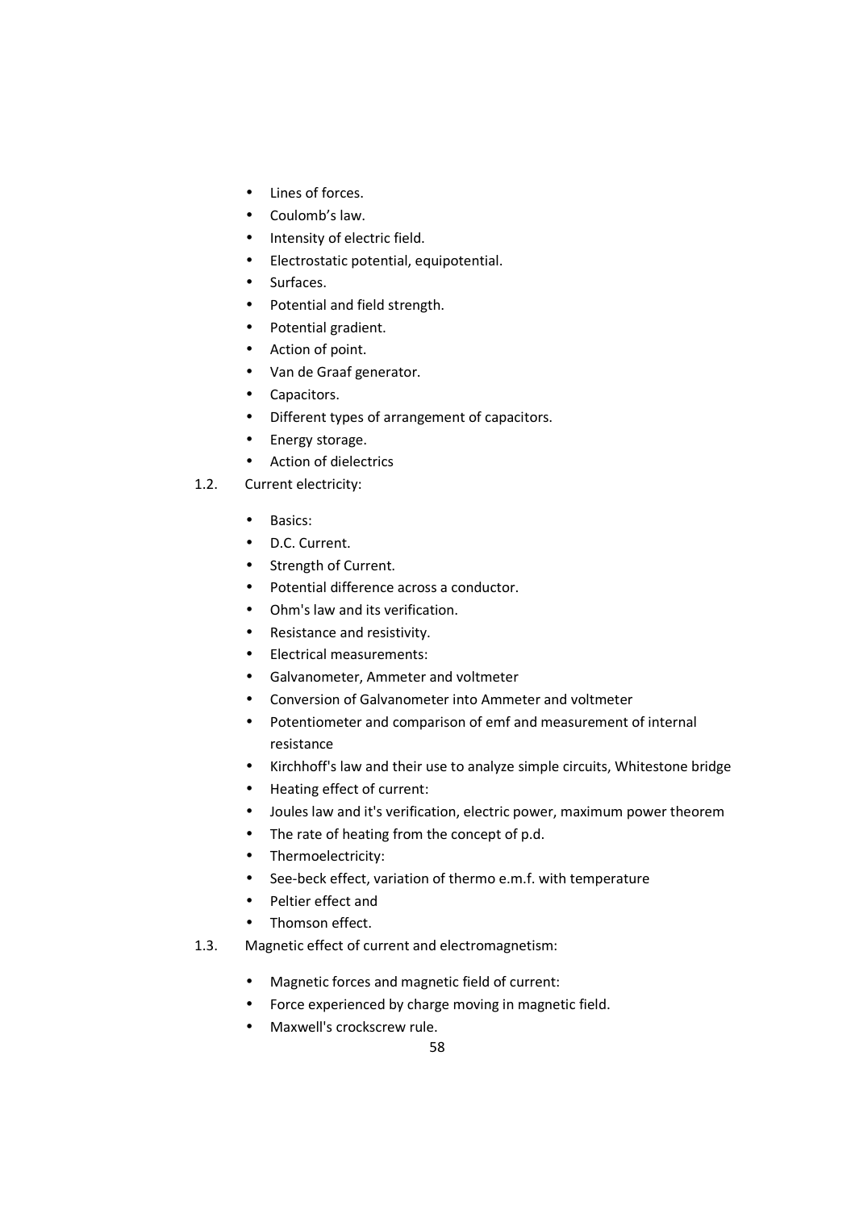- Lines of forces.
- Coulomb's law.
- Intensity of electric field.
- Electrostatic potential, equipotential.
- Surfaces.
- Potential and field strength.
- Potential gradient.
- Action of point.
- Van de Graaf generator.
- Capacitors.
- Different types of arrangement of capacitors.
- Energy storage.
- Action of dielectrics

1.2. Current electricity:

- Basics:
- D.C. Current.
- Strength of Current.
- Potential difference across a conductor.
- Ohm's law and its verification.
- Resistance and resistivity.
- Electrical measurements:
- Galvanometer, Ammeter and voltmeter
- Conversion of Galvanometer into Ammeter and voltmeter
- Potentiometer and comparison of emf and measurement of internal resistance
- Kirchhoff's law and their use to analyze simple circuits, Whitestone bridge
- Heating effect of current:
- Joules law and it's verification, electric power, maximum power theorem
- The rate of heating from the concept of p.d.
- Thermoelectricity:
- See-beck effect, variation of thermo e.m.f. with temperature
- Peltier effect and
- Thomson effect.

1.3. Magnetic effect of current and electromagnetism:

- Magnetic forces and magnetic field of current:
- Force experienced by charge moving in magnetic field.
- Maxwell's crockscrew rule.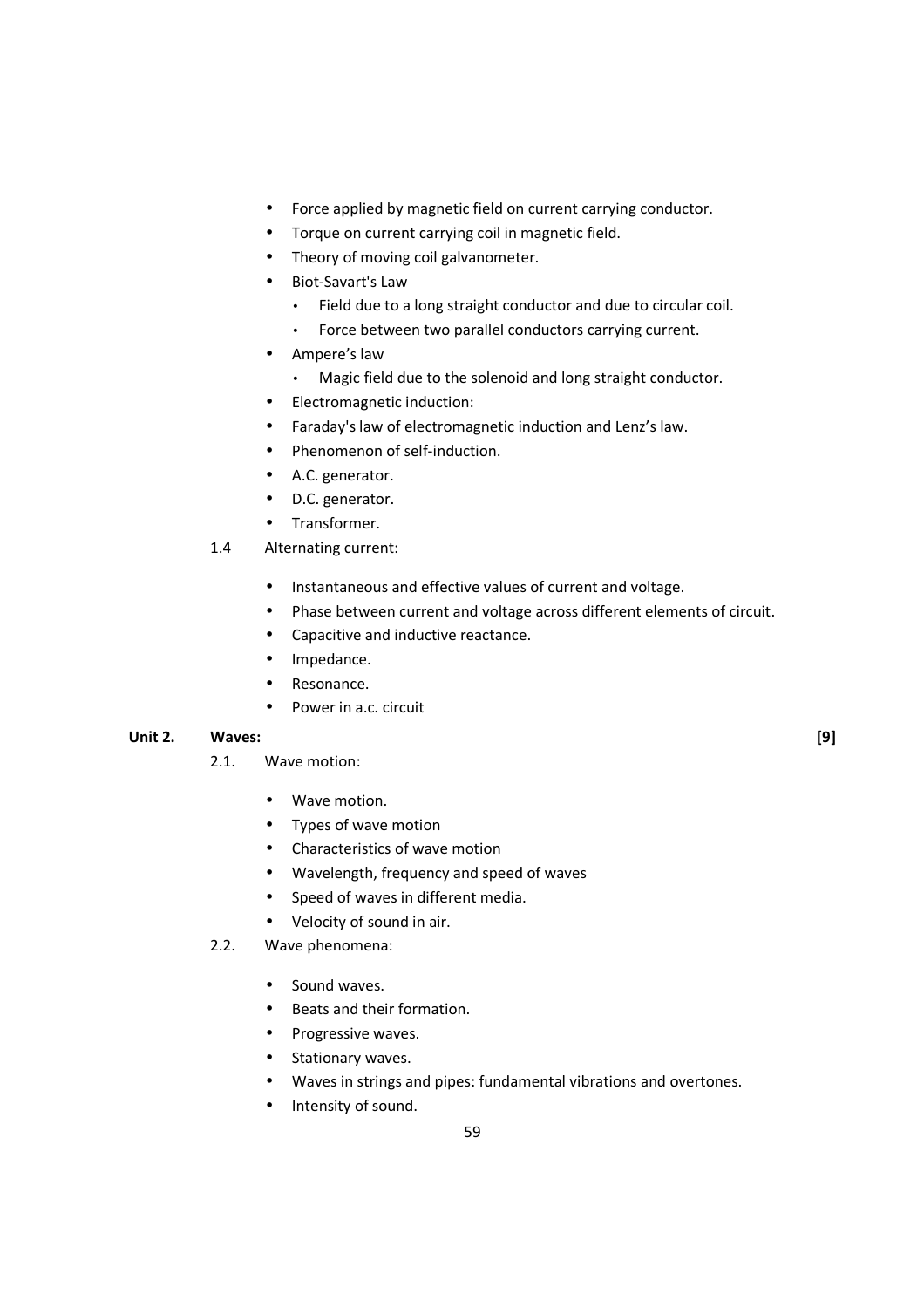- Force applied by magnetic field on current carrying conductor.
- Torque on current carrying coil in magnetic field.
- Theory of moving coil galvanometer.
- Biot-Savart's Law
  - Field due to a long straight conductor and due to circular coil.
  - Force between two parallel conductors carrying current.
- Ampere's law
  - Magic field due to the solenoid and long straight conductor.
- Electromagnetic induction:
- Faraday's law of electromagnetic induction and Lenz's law.
- Phenomenon of self-induction.
- A.C. generator.
- D.C. generator.
- Transformer.

1.4 Alternating current:

- Instantaneous and effective values of current and voltage.
- Phase between current and voltage across different elements of circuit.
- Capacitive and inductive reactance.
- Impedance.
- Resonance.
- Power in a.c. circuit

**Unit 2. Waves:** **[9]**

2.1. Wave motion:

- Wave motion.
- Types of wave motion
- Characteristics of wave motion
- Wavelength, frequency and speed of waves
- Speed of waves in different media.
- Velocity of sound in air.

2.2. Wave phenomena:

- Sound waves.
- Beats and their formation.
- Progressive waves.
- Stationary waves.
- Waves in strings and pipes: fundamental vibrations and overtones.
- Intensity of sound.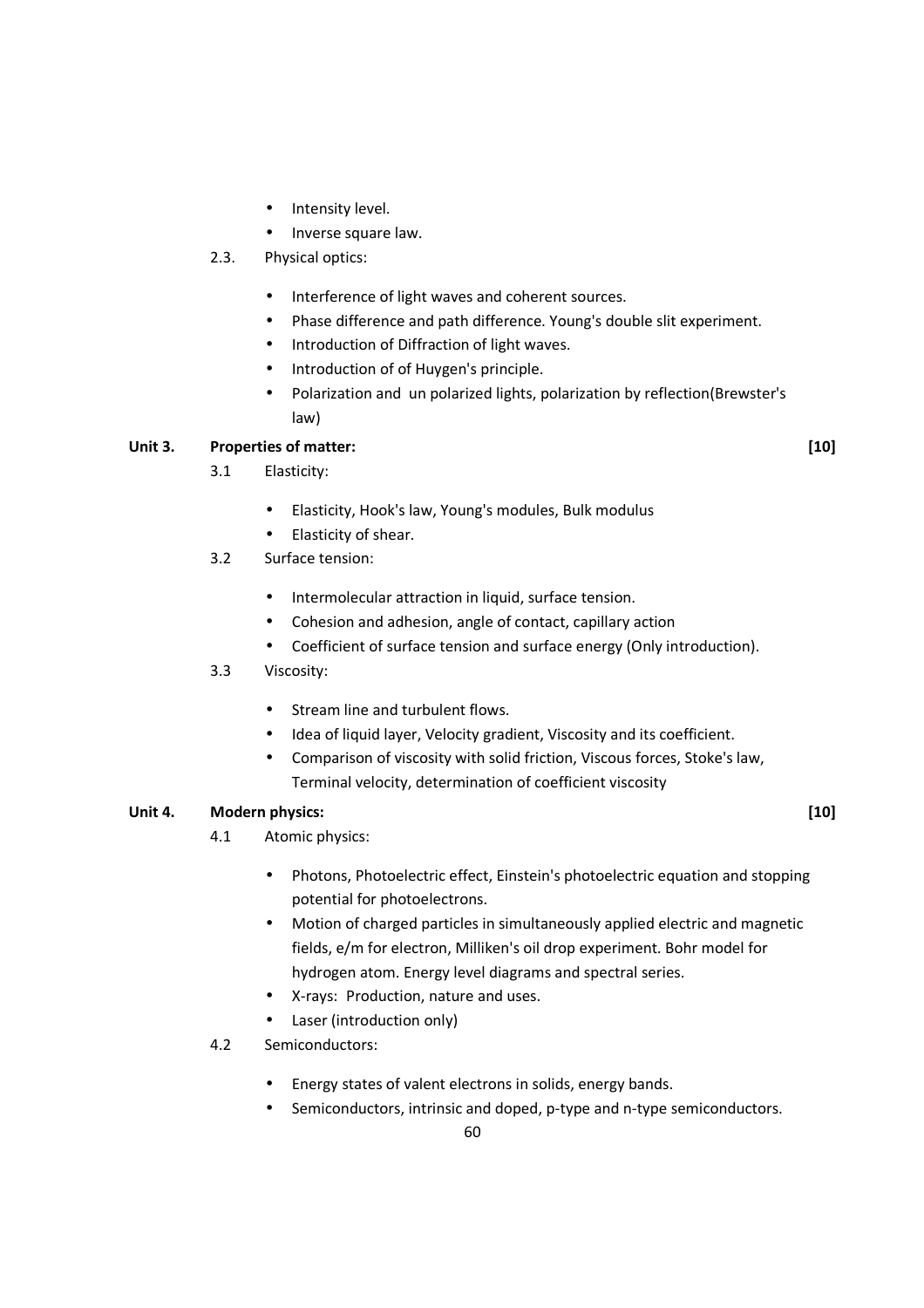- Intensity level.
- Inverse square law.

2.3. Physical optics:

- Interference of light waves and coherent sources.
- Phase difference and path difference. Young's double slit experiment.
- Introduction of Diffraction of light waves.
- Introduction of of Huygen's principle.
- Polarization and un polarized lights, polarization by reflection(Brewster's law)

**Unit 3. Properties of matter: [10]**

3.1 Elasticity:

- Elasticity, Hook's law, Young's modules, Bulk modulus
- Elasticity of shear.

3.2 Surface tension:

- Intermolecular attraction in liquid, surface tension.
- Cohesion and adhesion, angle of contact, capillary action
- Coefficient of surface tension and surface energy (Only introduction).

3.3 Viscosity:

- Stream line and turbulent flows.
- Idea of liquid layer, Velocity gradient, Viscosity and its coefficient.
- Comparison of viscosity with solid friction, Viscous forces, Stoke's law, Terminal velocity, determination of coefficient viscosity

**Unit 4. Modern physics: [10]**

4.1 Atomic physics:

- Photons, Photoelectric effect, Einstein's photoelectric equation and stopping potential for photoelectrons.
- Motion of charged particles in simultaneously applied electric and magnetic fields, e/m for electron, Milliken's oil drop experiment. Bohr model for hydrogen atom. Energy level diagrams and spectral series.
- X-rays: Production, nature and uses.
- Laser (introduction only)

4.2 Semiconductors:

- Energy states of valent electrons in solids, energy bands.
- Semiconductors, intrinsic and doped, p-type and n-type semiconductors.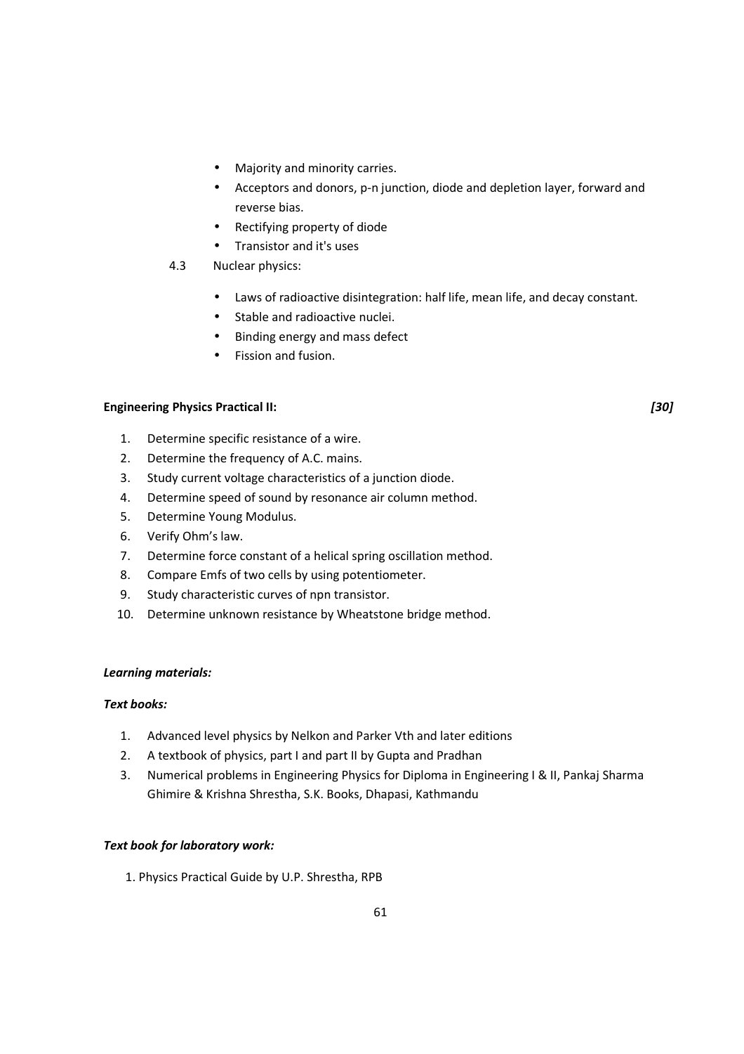- Majority and minority carries.
- Acceptors and donors, p-n junction, diode and depletion layer, forward and reverse bias.
- Rectifying property of diode
- Transistor and it's uses

4.3 Nuclear physics:

- Laws of radioactive disintegration: half life, mean life, and decay constant.
- Stable and radioactive nuclei.
- Binding energy and mass defect
- Fission and fusion.

**Engineering Physics Practical II:** ***[30]***

1. Determine specific resistance of a wire.
2. Determine the frequency of A.C. mains.
3. Study current voltage characteristics of a junction diode.
4. Determine speed of sound by resonance air column method.
5. Determine Young Modulus.
6. Verify Ohm's law.
7. Determine force constant of a helical spring oscillation method.
8. Compare Emfs of two cells by using potentiometer.
9. Study characteristic curves of npn transistor.
10. Determine unknown resistance by Wheatstone bridge method.

***Learning materials:***

***Text books:***

1. Advanced level physics by Nelkon and Parker Vth and later editions
2. A textbook of physics, part I and part II by Gupta and Pradhan
3. Numerical problems in Engineering Physics for Diploma in Engineering I & II, Pankaj Sharma Ghimire & Krishna Shrestha, S.K. Books, Dhapasi, Kathmandu

***Text book for laboratory work:***

1. Physics Practical Guide by U.P. Shrestha, RPB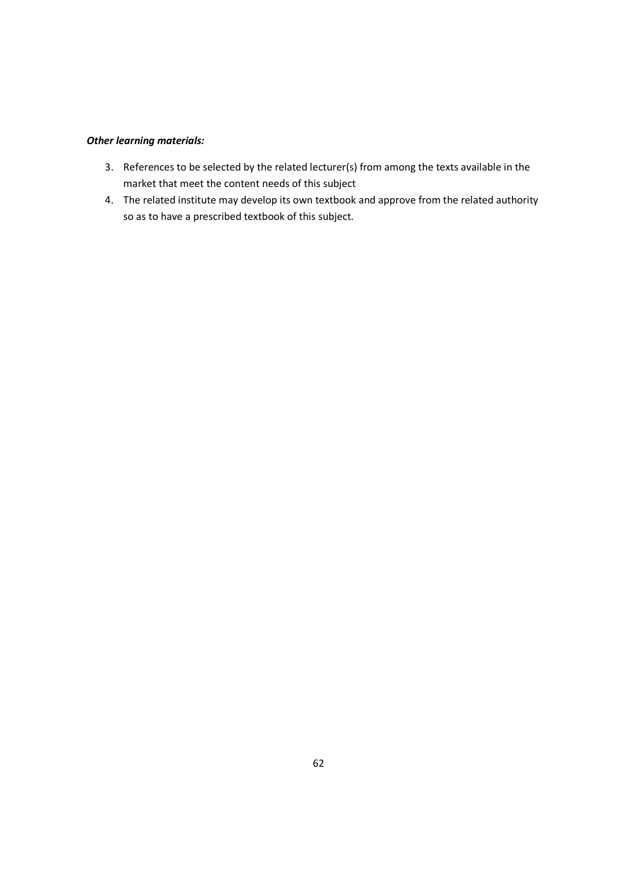***Other learning materials:***

3. References to be selected by the related lecturer(s) from among the texts available in the market that meet the content needs of this subject
4. The related institute may develop its own textbook and approve from the related authority so as to have a prescribed textbook of this subject.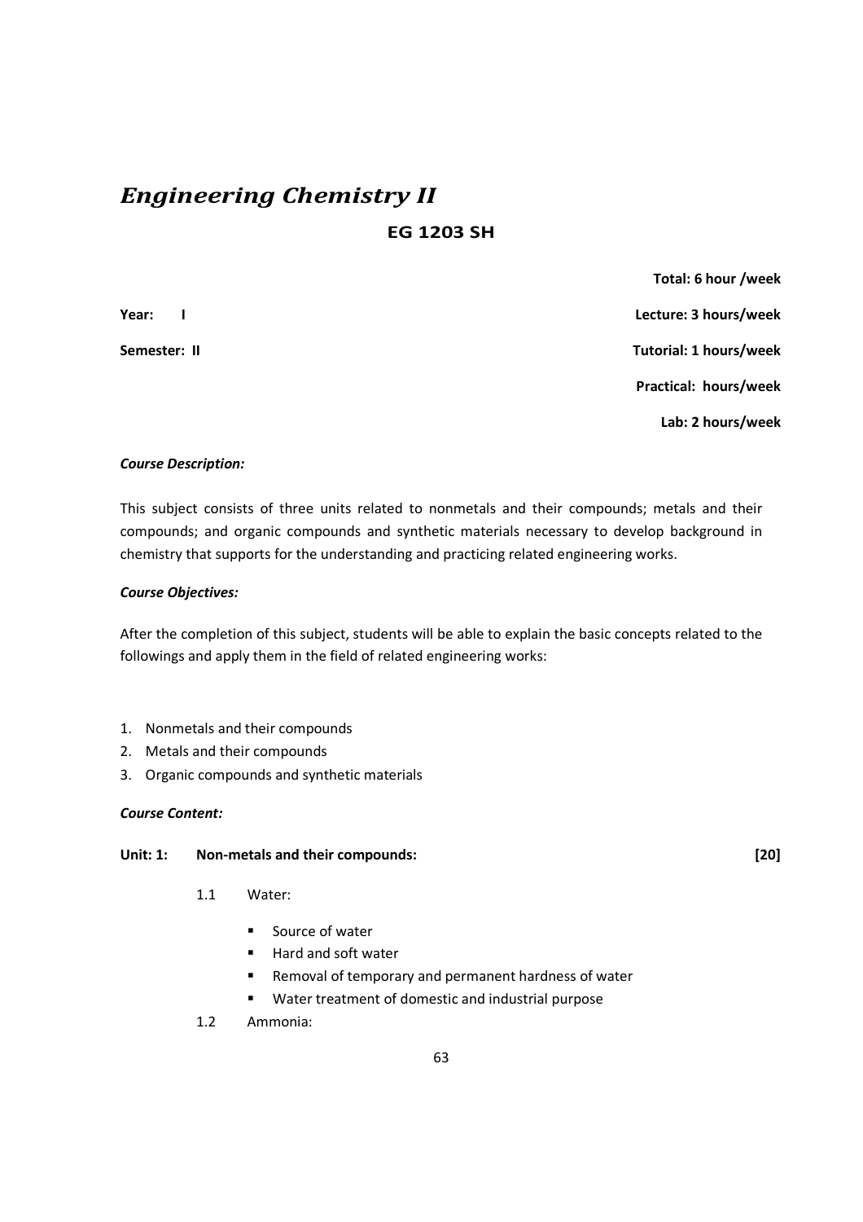# *Engineering Chemistry II*

**EG 1203 SH**

| | |
|---|---|
| | **Total: 6 hour /week** |
| **Year: I** | **Lecture: 3 hours/week** |
| **Semester: II** | **Tutorial: 1 hours/week** |
| | **Practical: hours/week** |
| | **Lab: 2 hours/week** |

***Course Description:***

This subject consists of three units related to nonmetals and their compounds; metals and their compounds; and organic compounds and synthetic materials necessary to develop background in chemistry that supports for the understanding and practicing related engineering works.

***Course Objectives:***

After the completion of this subject, students will be able to explain the basic concepts related to the followings and apply them in the field of related engineering works:

1. Nonmetals and their compounds
2. Metals and their compounds
3. Organic compounds and synthetic materials

***Course Content:***

**Unit: 1: Non-metals and their compounds: [20]**

1.1 Water:

- Source of water
- Hard and soft water
- Removal of temporary and permanent hardness of water
- Water treatment of domestic and industrial purpose

1.2 Ammonia: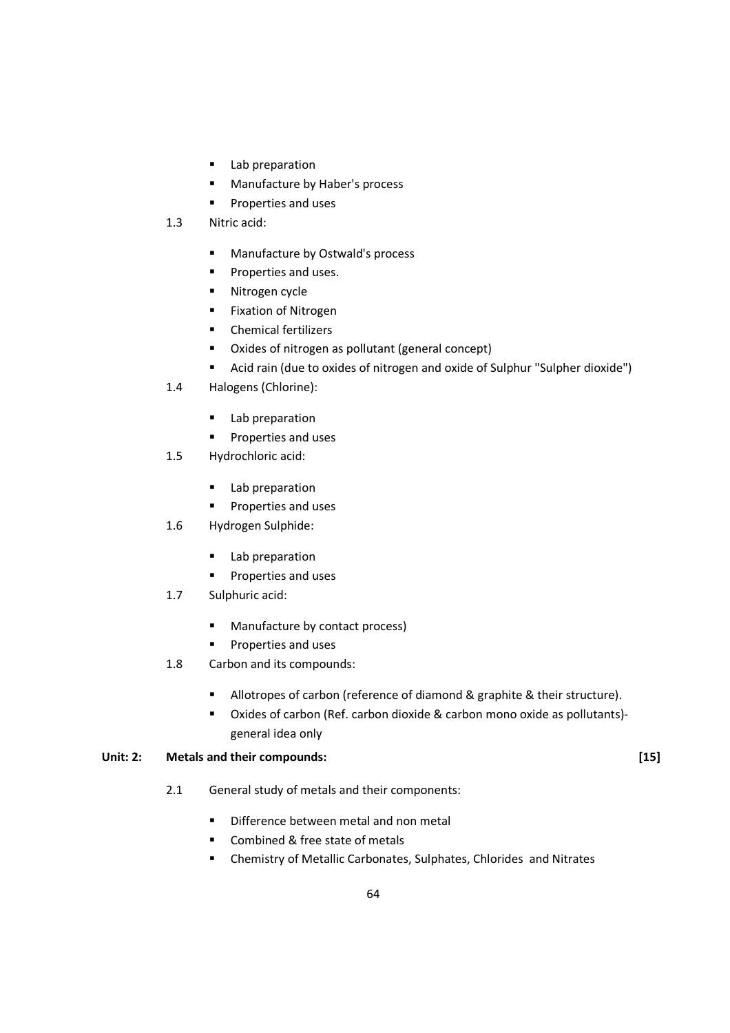- Lab preparation
- Manufacture by Haber's process
- Properties and uses

1.3 Nitric acid:

- Manufacture by Ostwald's process
- Properties and uses.
- Nitrogen cycle
- Fixation of Nitrogen
- Chemical fertilizers
- Oxides of nitrogen as pollutant (general concept)
- Acid rain (due to oxides of nitrogen and oxide of Sulphur "Sulpher dioxide")

1.4 Halogens (Chlorine):

- Lab preparation
- Properties and uses

1.5 Hydrochloric acid:

- Lab preparation
- Properties and uses

1.6 Hydrogen Sulphide:

- Lab preparation
- Properties and uses

1.7 Sulphuric acid:

- Manufacture by contact process)
- Properties and uses

1.8 Carbon and its compounds:

- Allotropes of carbon (reference of diamond & graphite & their structure).
- Oxides of carbon (Ref. carbon dioxide & carbon mono oxide as pollutants)- general idea only

**Unit: 2: Metals and their compounds: [15]**

2.1 General study of metals and their components:

- Difference between metal and non metal
- Combined & free state of metals
- Chemistry of Metallic Carbonates, Sulphates, Chlorides and Nitrates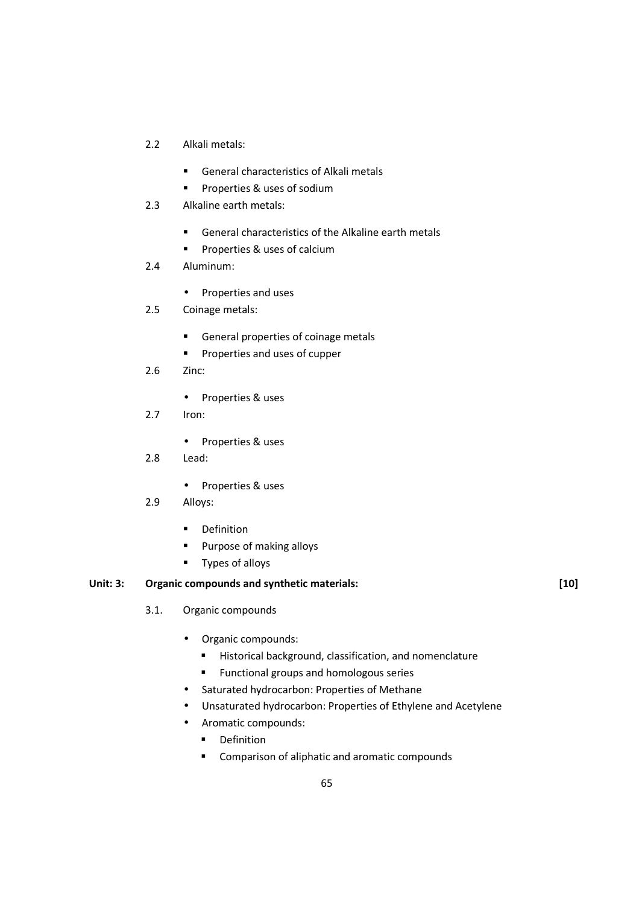2.2 Alkali metals:

- General characteristics of Alkali metals
- Properties & uses of sodium

2.3 Alkaline earth metals:

- General characteristics of the Alkaline earth metals
- Properties & uses of calcium

2.4 Aluminum:

- Properties and uses

2.5 Coinage metals:

- General properties of coinage metals
- Properties and uses of cupper

2.6 Zinc:

- Properties & uses

2.7 Iron:

- Properties & uses

2.8 Lead:

- Properties & uses

2.9 Alloys:

- Definition
- Purpose of making alloys
- Types of alloys

**Unit: 3: Organic compounds and synthetic materials: [10]**

3.1. Organic compounds

- Organic compounds:
  - Historical background, classification, and nomenclature
  - Functional groups and homologous series
- Saturated hydrocarbon: Properties of Methane
- Unsaturated hydrocarbon: Properties of Ethylene and Acetylene
- Aromatic compounds:
  - Definition
  - Comparison of aliphatic and aromatic compounds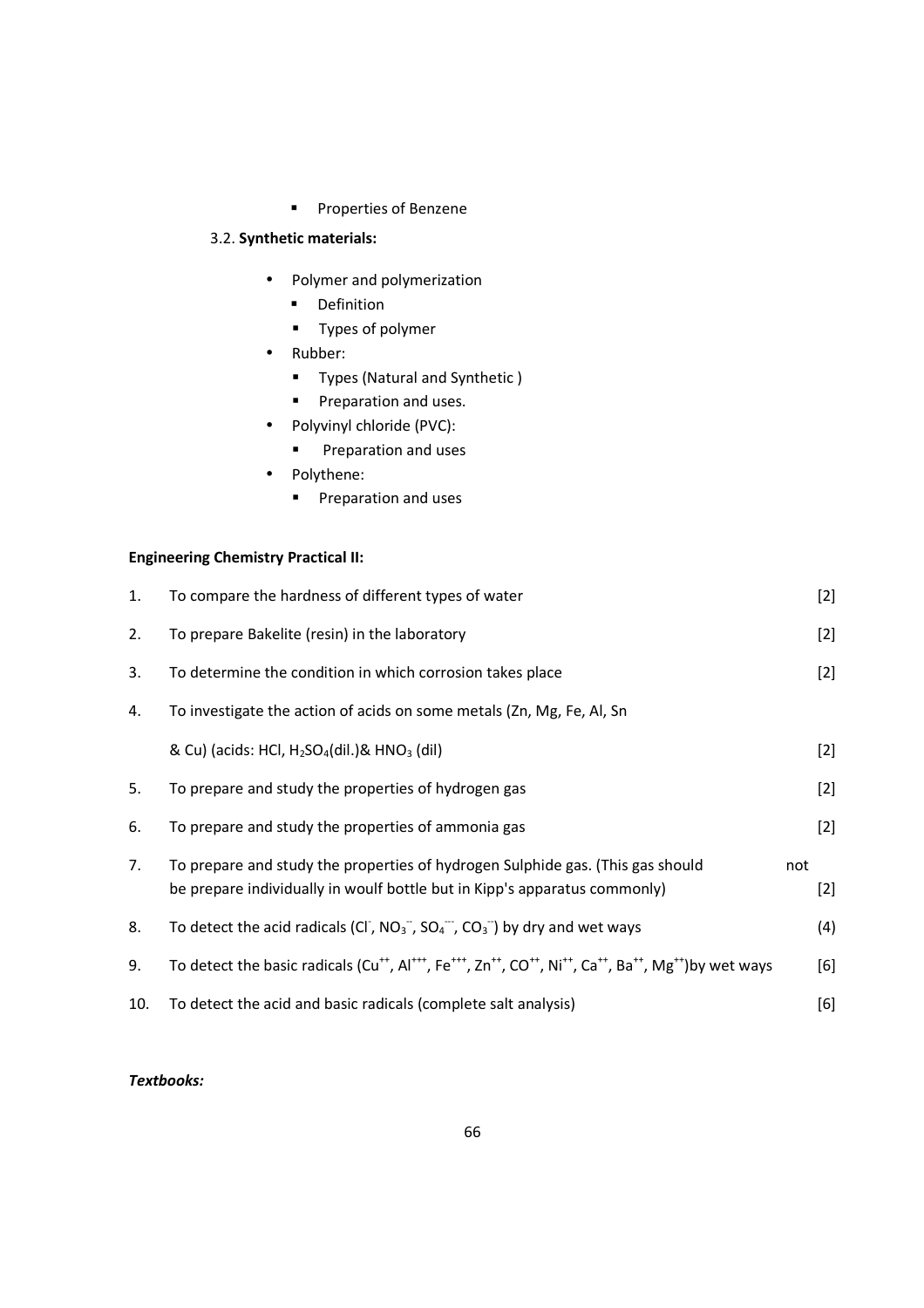- Properties of Benzene

3.2. **Synthetic materials:**

- Polymer and polymerization
  - Definition
  - Types of polymer
- Rubber:
  - Types (Natural and Synthetic )
  - Preparation and uses.
- Polyvinyl chloride (PVC):
  - Preparation and uses
- Polythene:
  - Preparation and uses

**Engineering Chemistry Practical II:**

1. To compare the hardness of different types of water [2]
2. To prepare Bakelite (resin) in the laboratory [2]
3. To determine the condition in which corrosion takes place [2]
4. To investigate the action of acids on some metals (Zn, Mg, Fe, Al, Sn & Cu) (acids: HCl, $H_2SO_4$(dil.)& $HNO_3$ (dil) [2]
5. To prepare and study the properties of hydrogen gas [2]
6. To prepare and study the properties of ammonia gas [2]
7. To prepare and study the properties of hydrogen Sulphide gas. (This gas should not be prepare individually in woulf bottle but in Kipp's apparatus commonly) [2]
8. To detect the acid radicals ($Cl^-$, $NO_3^{--}$, $SO_4^{---}$, $CO_3^{--}$) by dry and wet ways (4)
9. To detect the basic radicals ($Cu^{++}$, $Al^{+++}$, $Fe^{+++}$, $Zn^{++}$, $CO^{++}$, $Ni^{++}$, $Ca^{++}$, $Ba^{++}$, $Mg^{++}$)by wet ways [6]
10. To detect the acid and basic radicals (complete salt analysis) [6]

***Textbooks:***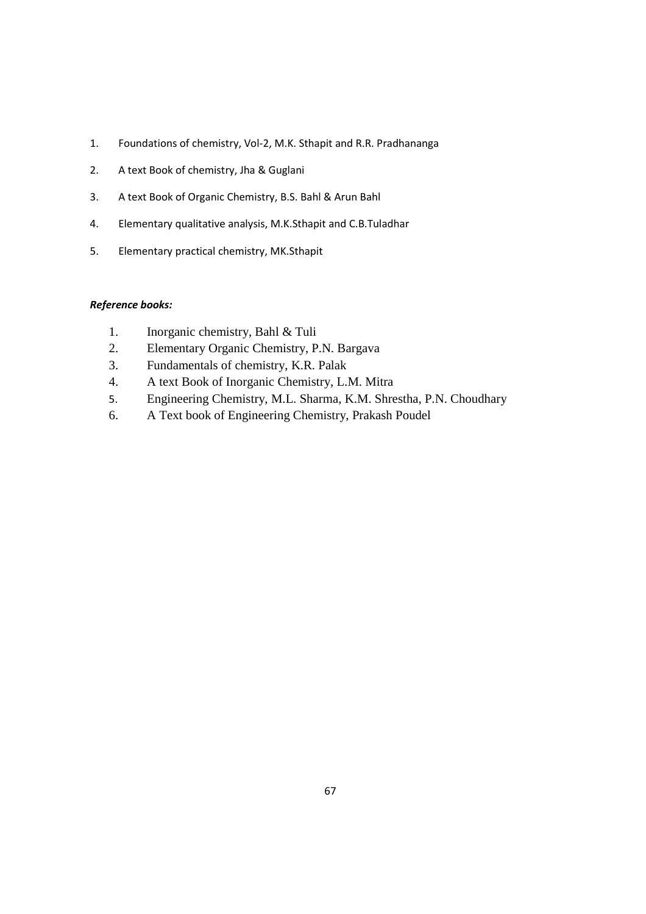1. Foundations of chemistry, Vol-2, M.K. Sthapit and R.R. Pradhananga
2. A text Book of chemistry, Jha & Guglani
3. A text Book of Organic Chemistry, B.S. Bahl & Arun Bahl
4. Elementary qualitative analysis, M.K.Sthapit and C.B.Tuladhar
5. Elementary practical chemistry, MK.Sthapit

***Reference books:***

1. Inorganic chemistry, Bahl & Tuli
2. Elementary Organic Chemistry, P.N. Bargava
3. Fundamentals of chemistry, K.R. Palak
4. A text Book of Inorganic Chemistry, L.M. Mitra
5. Engineering Chemistry, M.L. Sharma, K.M. Shrestha, P.N. Choudhary
6. A Text book of Engineering Chemistry, Prakash Poudel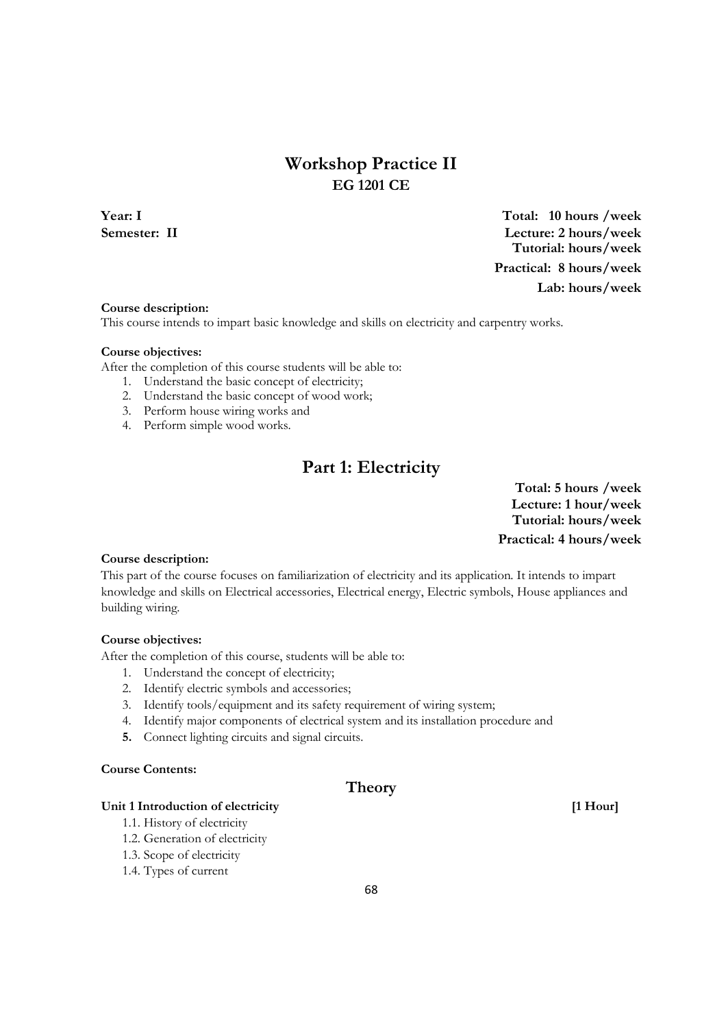# Workshop Practice II

## EG 1201 CE

**Year: I**
**Semester: II**

**Total: 10 hours /week**
**Lecture: 2 hours/week**
**Tutorial: hours/week**
**Practical: 8 hours/week**
**Lab: hours/week**

**Course description:**
This course intends to impart basic knowledge and skills on electricity and carpentry works.

**Course objectives:**
After the completion of this course students will be able to:

1. Understand the basic concept of electricity;
2. Understand the basic concept of wood work;
3. Perform house wiring works and
4. Perform simple wood works.

## Part 1: Electricity

**Total: 5 hours /week**
**Lecture: 1 hour/week**
**Tutorial: hours/week**
**Practical: 4 hours/week**

**Course description:**
This part of the course focuses on familiarization of electricity and its application. It intends to impart knowledge and skills on Electrical accessories, Electrical energy, Electric symbols, House appliances and building wiring.

**Course objectives:**
After the completion of this course, students will be able to:

1. Understand the concept of electricity;
2. Identify electric symbols and accessories;
3. Identify tools/equipment and its safety requirement of wiring system;
4. Identify major components of electrical system and its installation procedure and
5. Connect lighting circuits and signal circuits.

**Course Contents:**

### Theory

**Unit 1 Introduction of electricity** **[1 Hour]**

- 1.1. History of electricity
- 1.2. Generation of electricity
- 1.3. Scope of electricity
- 1.4. Types of current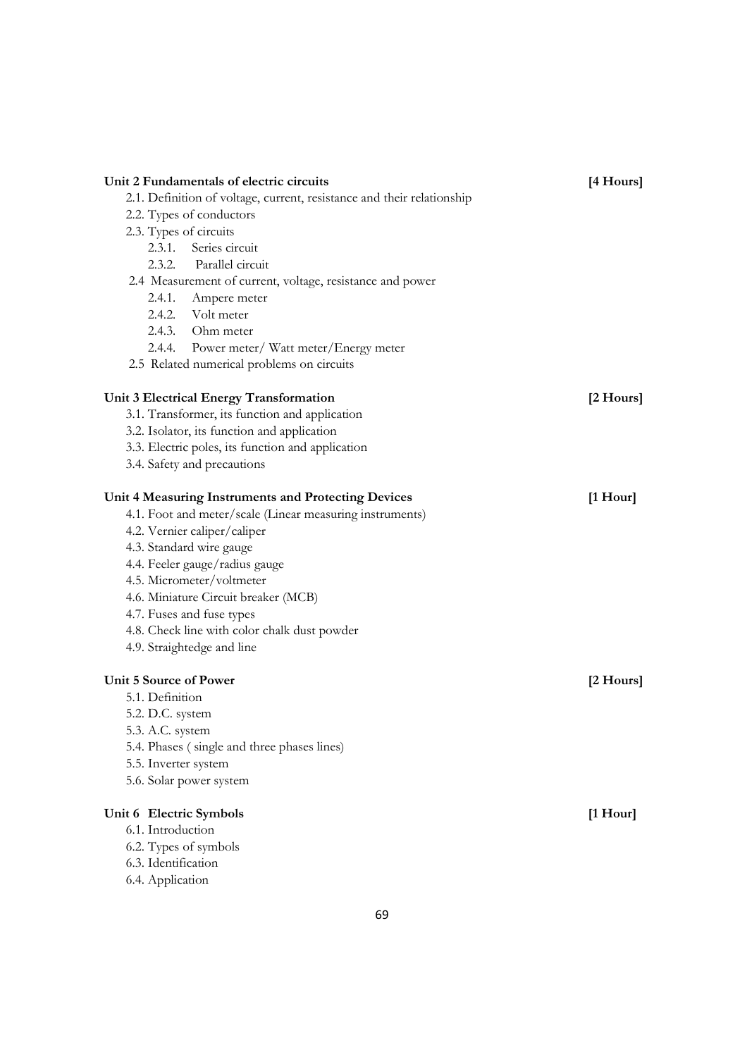**Unit 2 Fundamentals of electric circuits** **[4 Hours]**

- 2.1. Definition of voltage, current, resistance and their relationship
- 2.2. Types of conductors
- 2.3. Types of circuits
  - 2.3.1. Series circuit
  - 2.3.2. Parallel circuit
- 2.4 Measurement of current, voltage, resistance and power
  - 2.4.1. Ampere meter
  - 2.4.2. Volt meter
  - 2.4.3. Ohm meter
  - 2.4.4. Power meter/ Watt meter/Energy meter
- 2.5 Related numerical problems on circuits

**Unit 3 Electrical Energy Transformation** **[2 Hours]**

- 3.1. Transformer, its function and application
- 3.2. Isolator, its function and application
- 3.3. Electric poles, its function and application
- 3.4. Safety and precautions

**Unit 4 Measuring Instruments and Protecting Devices** **[1 Hour]**

- 4.1. Foot and meter/scale (Linear measuring instruments)
- 4.2. Vernier caliper/caliper
- 4.3. Standard wire gauge
- 4.4. Feeler gauge/radius gauge
- 4.5. Micrometer/voltmeter
- 4.6. Miniature Circuit breaker (MCB)
- 4.7. Fuses and fuse types
- 4.8. Check line with color chalk dust powder
- 4.9. Straightedge and line

**Unit 5 Source of Power** **[2 Hours]**

- 5.1. Definition
- 5.2. D.C. system
- 5.3. A.C. system
- 5.4. Phases ( single and three phases lines)
- 5.5. Inverter system
- 5.6. Solar power system

**Unit 6 Electric Symbols** **[1 Hour]**

- 6.1. Introduction
- 6.2. Types of symbols
- 6.3. Identification
- 6.4. Application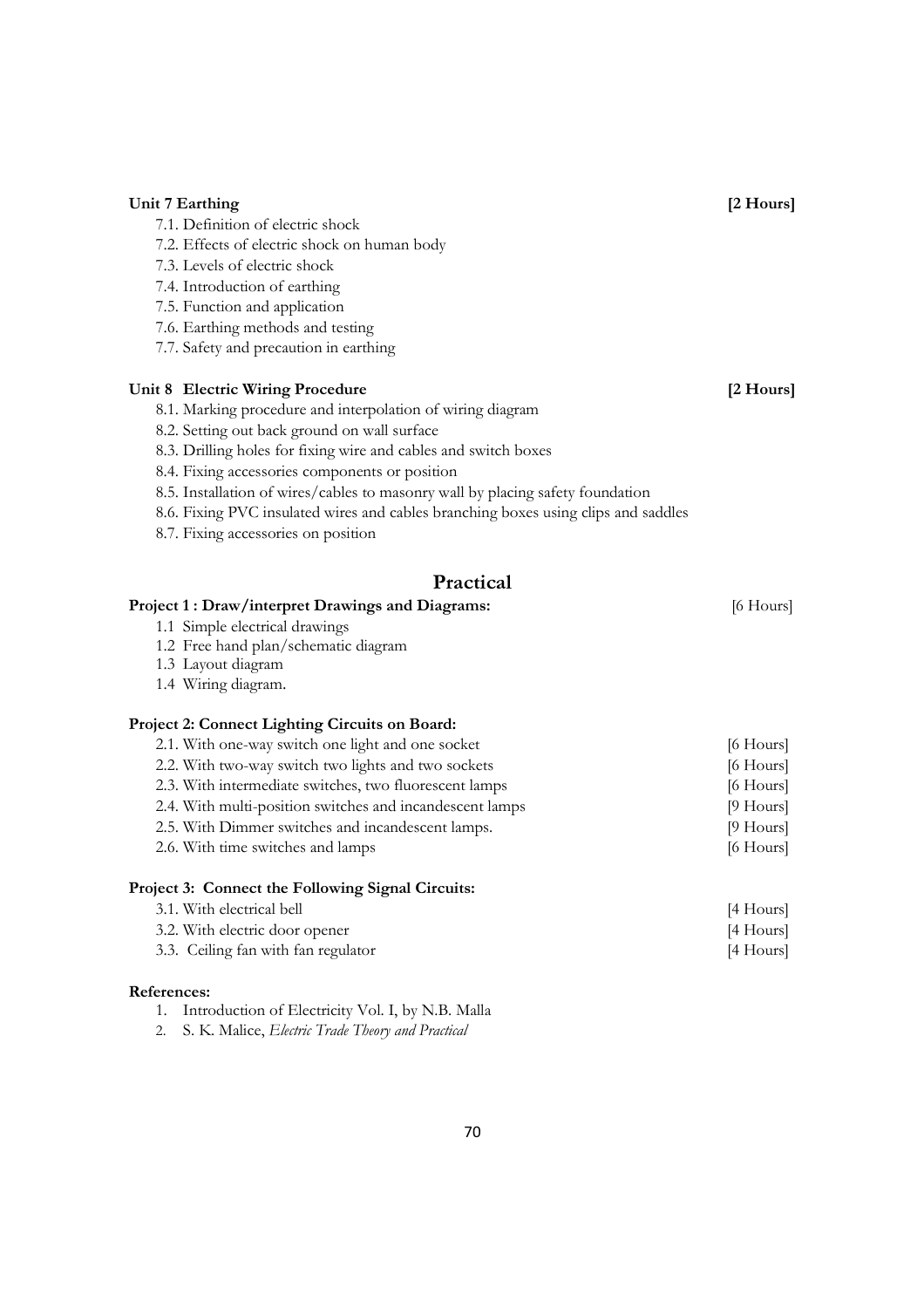**Unit 7 Earthing** **[2 Hours]**

7.1. Definition of electric shock
7.2. Effects of electric shock on human body
7.3. Levels of electric shock
7.4. Introduction of earthing
7.5. Function and application
7.6. Earthing methods and testing
7.7. Safety and precaution in earthing

**Unit 8 Electric Wiring Procedure** **[2 Hours]**

8.1. Marking procedure and interpolation of wiring diagram
8.2. Setting out back ground on wall surface
8.3. Drilling holes for fixing wire and cables and switch boxes
8.4. Fixing accessories components or position
8.5. Installation of wires/cables to masonry wall by placing safety foundation
8.6. Fixing PVC insulated wires and cables branching boxes using clips and saddles
8.7. Fixing accessories on position

## Practical

**Project 1 : Draw/interpret Drawings and Diagrams:** [6 Hours]

1.1 Simple electrical drawings
1.2 Free hand plan/schematic diagram
1.3 Layout diagram
1.4 Wiring diagram.

**Project 2: Connect Lighting Circuits on Board:**

2.1. With one-way switch one light and one socket [6 Hours]
2.2. With two-way switch two lights and two sockets [6 Hours]
2.3. With intermediate switches, two fluorescent lamps [6 Hours]
2.4. With multi-position switches and incandescent lamps [9 Hours]
2.5. With Dimmer switches and incandescent lamps. [9 Hours]
2.6. With time switches and lamps [6 Hours]

**Project 3: Connect the Following Signal Circuits:**

3.1. With electrical bell [4 Hours]
3.2. With electric door opener [4 Hours]
3.3. Ceiling fan with fan regulator [4 Hours]

**References:**

1. Introduction of Electricity Vol. I, by N.B. Malla
2. S. K. Malice, *Electric Trade Theory and Practical*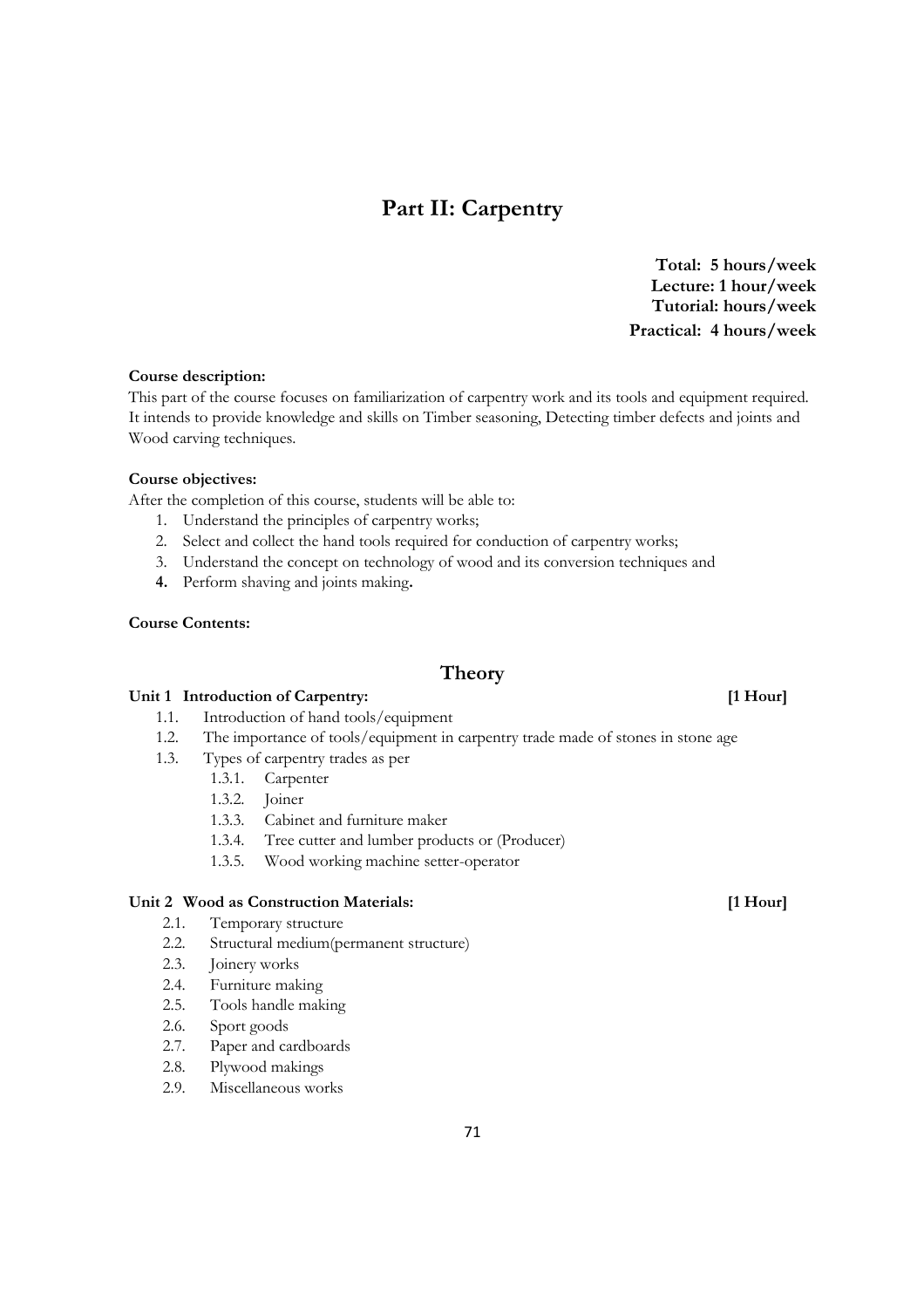# Part II: Carpentry

**Total: 5 hours/week**
**Lecture: 1 hour/week**
**Tutorial: hours/week**
**Practical: 4 hours/week**

**Course description:**

This part of the course focuses on familiarization of carpentry work and its tools and equipment required. It intends to provide knowledge and skills on Timber seasoning, Detecting timber defects and joints and Wood carving techniques.

**Course objectives:**

After the completion of this course, students will be able to:

1. Understand the principles of carpentry works;
2. Select and collect the hand tools required for conduction of carpentry works;
3. Understand the concept on technology of wood and its conversion techniques and
4. Perform shaving and joints making**.**

**Course Contents:**

## Theory

**Unit 1 Introduction of Carpentry: [1 Hour]**

- 1.1. Introduction of hand tools/equipment
- 1.2. The importance of tools/equipment in carpentry trade made of stones in stone age
- 1.3. Types of carpentry trades as per
  - 1.3.1. Carpenter
  - 1.3.2. Joiner
  - 1.3.3. Cabinet and furniture maker
  - 1.3.4. Tree cutter and lumber products or (Producer)
  - 1.3.5. Wood working machine setter-operator

**Unit 2 Wood as Construction Materials: [1 Hour]**

- 2.1. Temporary structure
- 2.2. Structural medium(permanent structure)
- 2.3. Joinery works
- 2.4. Furniture making
- 2.5. Tools handle making
- 2.6. Sport goods
- 2.7. Paper and cardboards
- 2.8. Plywood makings
- 2.9. Miscellaneous works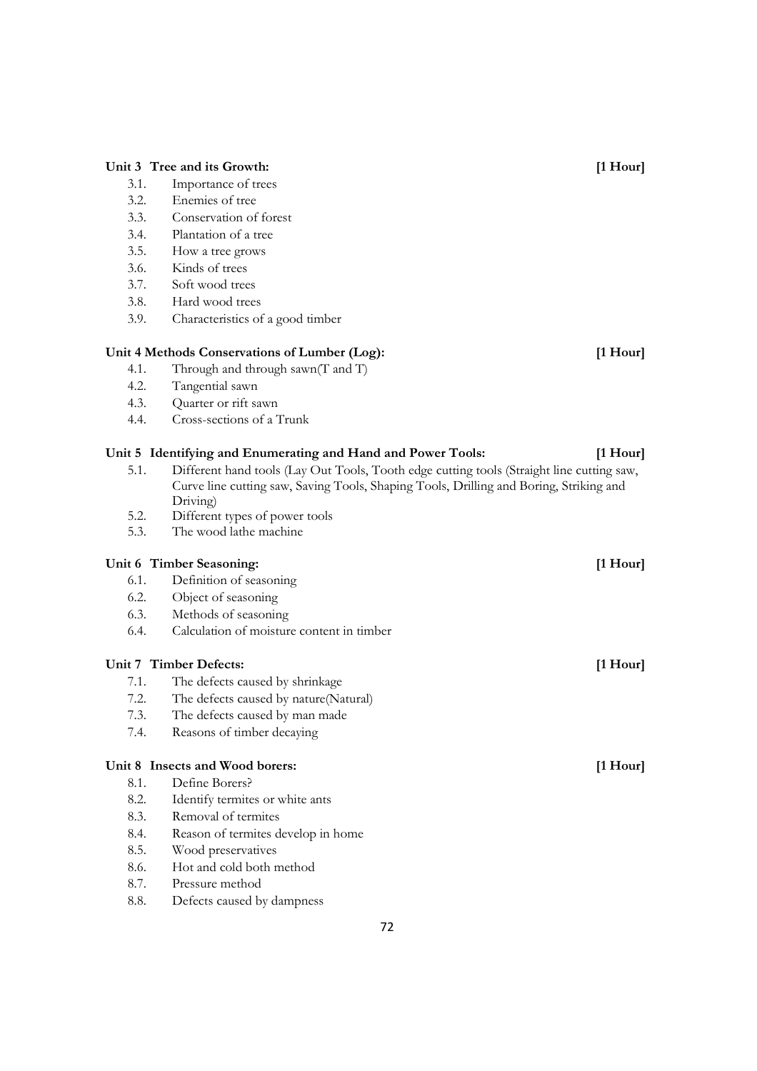**Unit 3 Tree and its Growth:** **[1 Hour]**

- 3.1. Importance of trees
- 3.2. Enemies of tree
- 3.3. Conservation of forest
- 3.4. Plantation of a tree
- 3.5. How a tree grows
- 3.6. Kinds of trees
- 3.7. Soft wood trees
- 3.8. Hard wood trees
- 3.9. Characteristics of a good timber

**Unit 4 Methods Conservations of Lumber (Log):** **[1 Hour]**

- 4.1. Through and through sawn(T and T)
- 4.2. Tangential sawn
- 4.3. Quarter or rift sawn
- 4.4. Cross-sections of a Trunk

**Unit 5 Identifying and Enumerating and Hand and Power Tools:** **[1 Hour]**

- 5.1. Different hand tools (Lay Out Tools, Tooth edge cutting tools (Straight line cutting saw, Curve line cutting saw, Saving Tools, Shaping Tools, Drilling and Boring, Striking and Driving)
- 5.2. Different types of power tools
- 5.3. The wood lathe machine

**Unit 6 Timber Seasoning:** **[1 Hour]**

- 6.1. Definition of seasoning
- 6.2. Object of seasoning
- 6.3. Methods of seasoning
- 6.4. Calculation of moisture content in timber

**Unit 7 Timber Defects:** **[1 Hour]**

- 7.1. The defects caused by shrinkage
- 7.2. The defects caused by nature(Natural)
- 7.3. The defects caused by man made
- 7.4. Reasons of timber decaying

**Unit 8 Insects and Wood borers:** **[1 Hour]**

- 8.1. Define Borers?
- 8.2. Identify termites or white ants
- 8.3. Removal of termites
- 8.4. Reason of termites develop in home
- 8.5. Wood preservatives
- 8.6. Hot and cold both method
- 8.7. Pressure method
- 8.8. Defects caused by dampness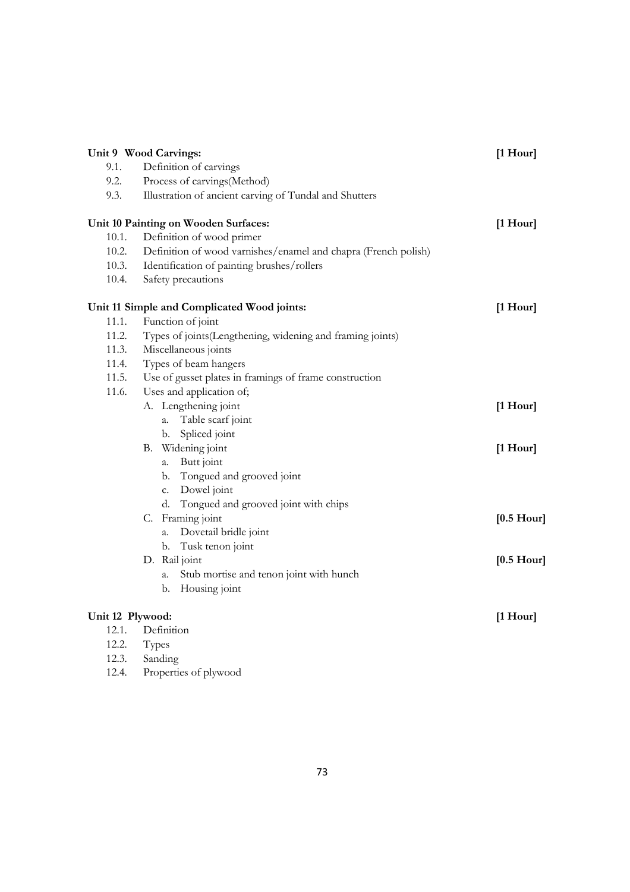**Unit 9 Wood Carvings:** **[1 Hour]**

- 9.1. Definition of carvings
- 9.2. Process of carvings(Method)
- 9.3. Illustration of ancient carving of Tundal and Shutters

**Unit 10 Painting on Wooden Surfaces:** **[1 Hour]**

- 10.1. Definition of wood primer
- 10.2. Definition of wood varnishes/enamel and chapra (French polish)
- 10.3. Identification of painting brushes/rollers
- 10.4. Safety precautions

**Unit 11 Simple and Complicated Wood joints:** **[1 Hour]**

- 11.1. Function of joint
- 11.2. Types of joints(Lengthening, widening and framing joints)
- 11.3. Miscellaneous joints
- 11.4. Types of beam hangers
- 11.5. Use of gusset plates in framings of frame construction
- 11.6. Uses and application of;
  - A. Lengthening joint **[1 Hour]**
    - a. Table scarf joint
    - b. Spliced joint
  - B. Widening joint **[1 Hour]**
    - a. Butt joint
    - b. Tongued and grooved joint
    - c. Dowel joint
    - d. Tongued and grooved joint with chips
  - C. Framing joint **[0.5 Hour]**
    - a. Dovetail bridle joint
    - b. Tusk tenon joint
  - D. Rail joint **[0.5 Hour]**
    - a. Stub mortise and tenon joint with hunch
    - b. Housing joint

**Unit 12 Plywood:** **[1 Hour]**

- 12.1. Definition
- 12.2. Types
- 12.3. Sanding
- 12.4. Properties of plywood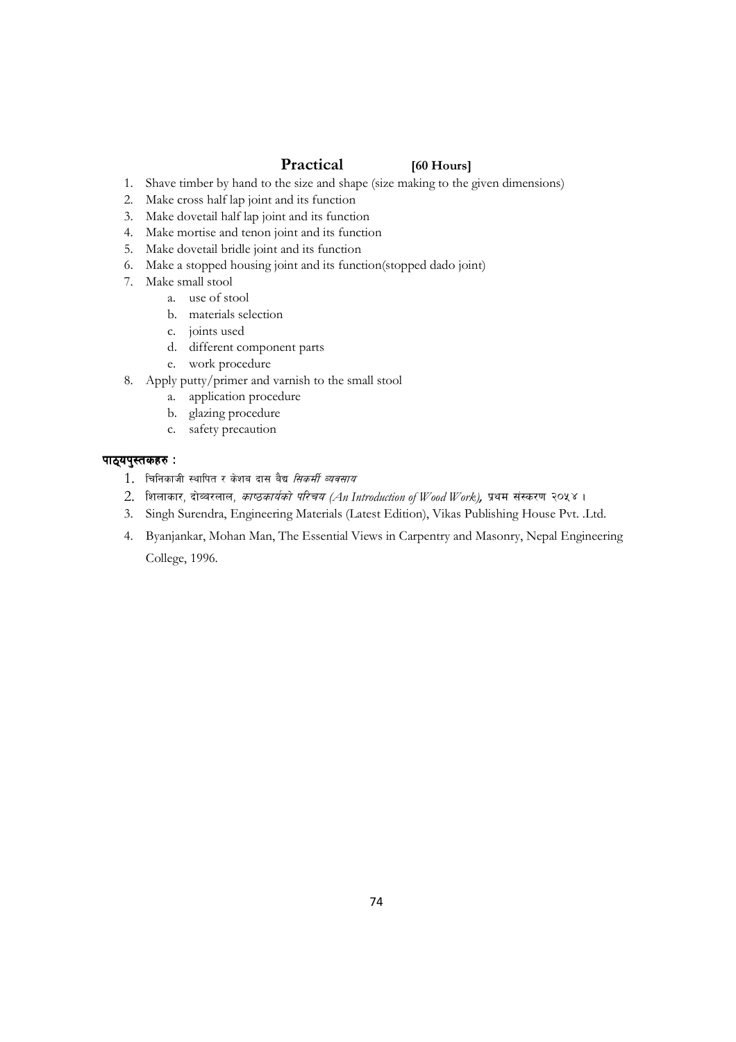## Practical [60 Hours]

1. Shave timber by hand to the size and shape (size making to the given dimensions)
2. Make cross half lap joint and its function
3. Make dovetail half lap joint and its function
4. Make mortise and tenon joint and its function
5. Make dovetail bridle joint and its function
6. Make a stopped housing joint and its function(stopped dado joint)
7. Make small stool
    a. use of stool
    b. materials selection
    c. joints used
    d. different component parts
    e. work procedure
8. Apply putty/primer and varnish to the small stool
    a. application procedure
    b. glazing procedure
    c. safety precaution

**पाठ्यपुस्तकहरु :**

1. चिनिकाजी स्थापित र केशव दास बैद्य *सिकर्मी व्यवसाय*
2. शिलाकार, दोब्बरलाल, *काष्ठकार्यको परिचय (An Introduction of Wood Work)*, प्रथम संस्करण २०५४ ।
3. Singh Surendra, Engineering Materials (Latest Edition), Vikas Publishing House Pvt. .Ltd.
4. Byanjankar, Mohan Man, The Essential Views in Carpentry and Masonry, Nepal Engineering College, 1996.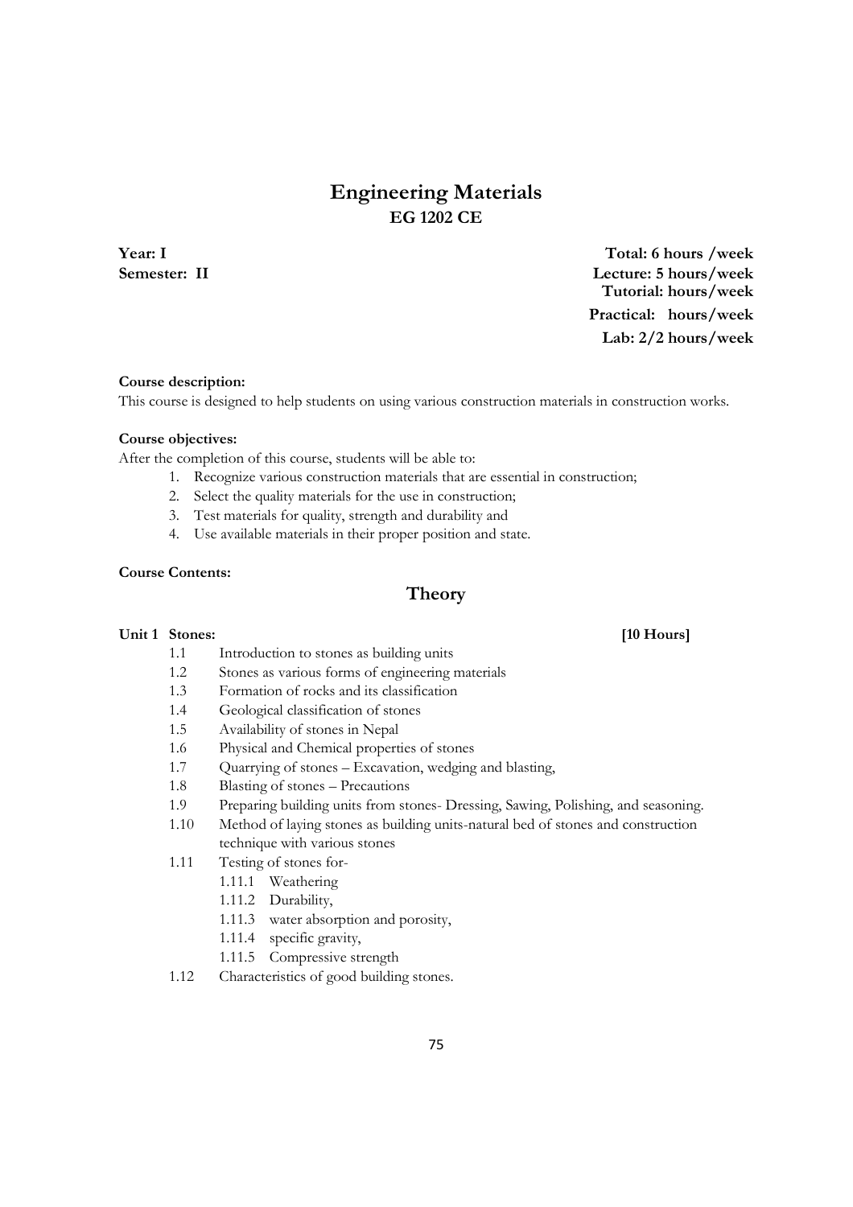# Engineering Materials
## EG 1202 CE

**Year: I**
**Semester: II**

**Total: 6 hours /week**
**Lecture: 5 hours/week**
**Tutorial: hours/week**
**Practical: hours/week**
**Lab: 2/2 hours/week**

**Course description:**
This course is designed to help students on using various construction materials in construction works.

**Course objectives:**
After the completion of this course, students will be able to:

1. Recognize various construction materials that are essential in construction;
2. Select the quality materials for the use in construction;
3. Test materials for quality, strength and durability and
4. Use available materials in their proper position and state.

**Course Contents:**

## Theory

**Unit 1 Stones: [10 Hours]**

- 1.1 Introduction to stones as building units
- 1.2 Stones as various forms of engineering materials
- 1.3 Formation of rocks and its classification
- 1.4 Geological classification of stones
- 1.5 Availability of stones in Nepal
- 1.6 Physical and Chemical properties of stones
- 1.7 Quarrying of stones – Excavation, wedging and blasting,
- 1.8 Blasting of stones – Precautions
- 1.9 Preparing building units from stones- Dressing, Sawing, Polishing, and seasoning.
- 1.10 Method of laying stones as building units-natural bed of stones and construction technique with various stones
- 1.11 Testing of stones for-
  - 1.11.1 Weathering
  - 1.11.2 Durability,
  - 1.11.3 water absorption and porosity,
  - 1.11.4 specific gravity,
  - 1.11.5 Compressive strength
- 1.12 Characteristics of good building stones.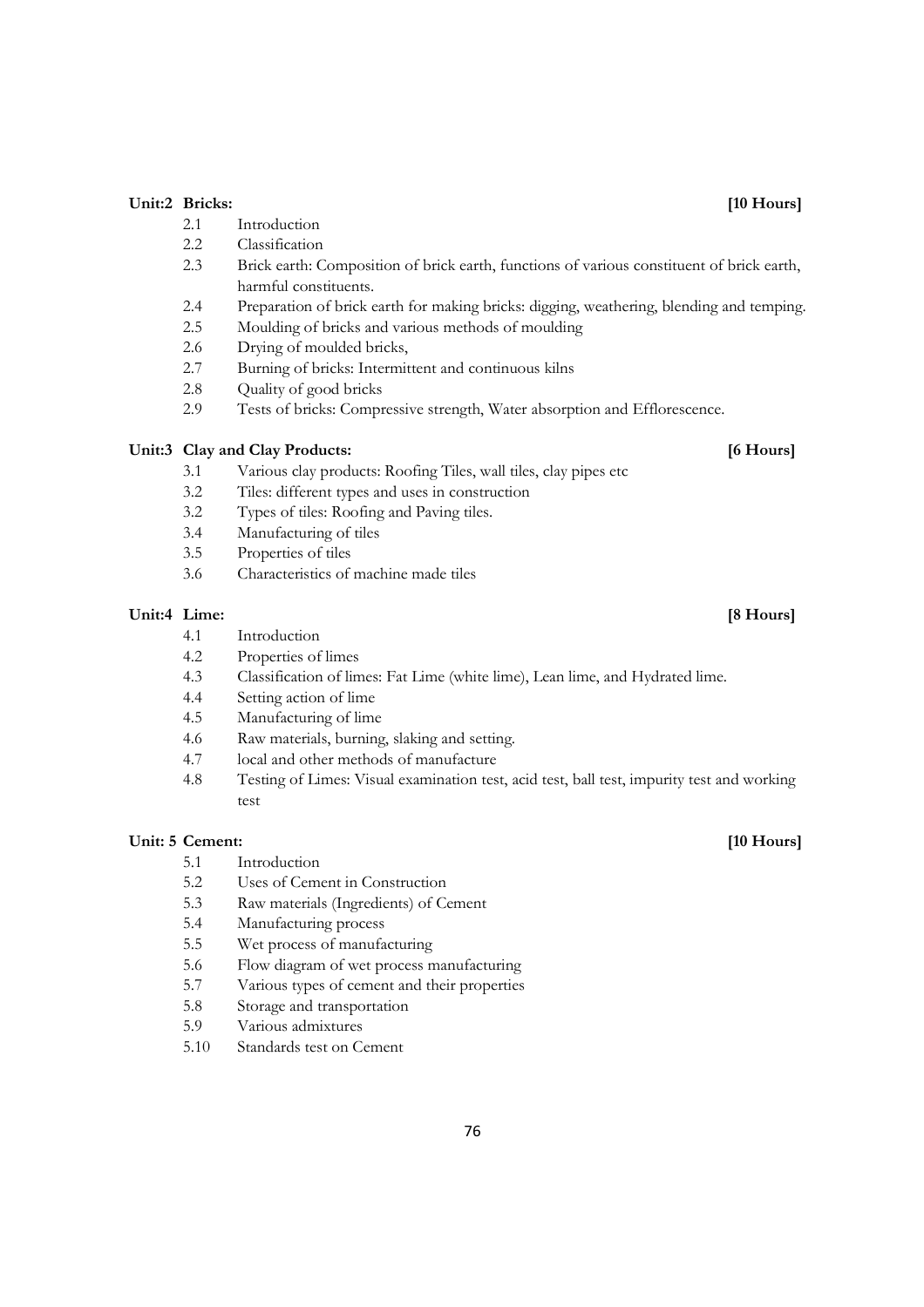**Unit:2 Bricks:** **[10 Hours]**

- 2.1 Introduction
- 2.2 Classification
- 2.3 Brick earth: Composition of brick earth, functions of various constituent of brick earth, harmful constituents.
- 2.4 Preparation of brick earth for making bricks: digging, weathering, blending and temping.
- 2.5 Moulding of bricks and various methods of moulding
- 2.6 Drying of moulded bricks,
- 2.7 Burning of bricks: Intermittent and continuous kilns
- 2.8 Quality of good bricks
- 2.9 Tests of bricks: Compressive strength, Water absorption and Efflorescence.

**Unit:3 Clay and Clay Products:** **[6 Hours]**

- 3.1 Various clay products: Roofing Tiles, wall tiles, clay pipes etc
- 3.2 Tiles: different types and uses in construction
- 3.2 Types of tiles: Roofing and Paving tiles.
- 3.4 Manufacturing of tiles
- 3.5 Properties of tiles
- 3.6 Characteristics of machine made tiles

**Unit:4 Lime:** **[8 Hours]**

- 4.1 Introduction
- 4.2 Properties of limes
- 4.3 Classification of limes: Fat Lime (white lime), Lean lime, and Hydrated lime.
- 4.4 Setting action of lime
- 4.5 Manufacturing of lime
- 4.6 Raw materials, burning, slaking and setting.
- 4.7 local and other methods of manufacture
- 4.8 Testing of Limes: Visual examination test, acid test, ball test, impurity test and working test

**Unit: 5 Cement:** **[10 Hours]**

- 5.1 Introduction
- 5.2 Uses of Cement in Construction
- 5.3 Raw materials (Ingredients) of Cement
- 5.4 Manufacturing process
- 5.5 Wet process of manufacturing
- 5.6 Flow diagram of wet process manufacturing
- 5.7 Various types of cement and their properties
- 5.8 Storage and transportation
- 5.9 Various admixtures
- 5.10 Standards test on Cement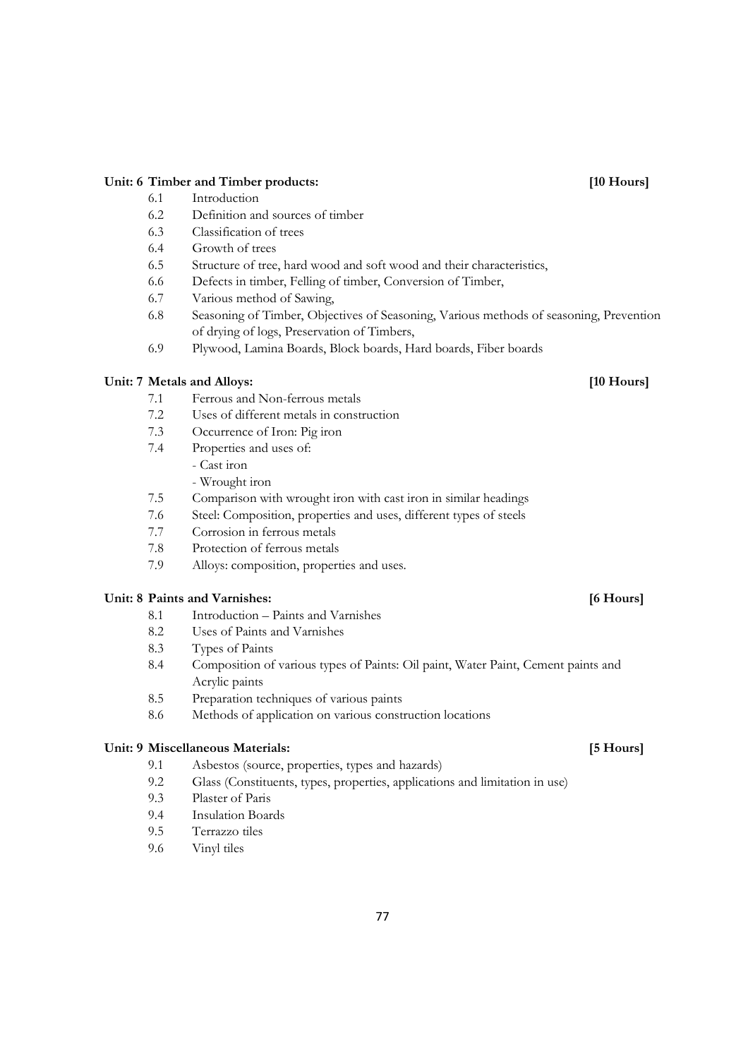**Unit: 6 Timber and Timber products: [10 Hours]**

- 6.1 Introduction
- 6.2 Definition and sources of timber
- 6.3 Classification of trees
- 6.4 Growth of trees
- 6.5 Structure of tree, hard wood and soft wood and their characteristics,
- 6.6 Defects in timber, Felling of timber, Conversion of Timber,
- 6.7 Various method of Sawing,
- 6.8 Seasoning of Timber, Objectives of Seasoning, Various methods of seasoning, Prevention of drying of logs, Preservation of Timbers,
- 6.9 Plywood, Lamina Boards, Block boards, Hard boards, Fiber boards

**Unit: 7 Metals and Alloys: [10 Hours]**

- 7.1 Ferrous and Non-ferrous metals
- 7.2 Uses of different metals in construction
- 7.3 Occurrence of Iron: Pig iron
- 7.4 Properties and uses of:
  - Cast iron
  - Wrought iron
- 7.5 Comparison with wrought iron with cast iron in similar headings
- 7.6 Steel: Composition, properties and uses, different types of steels
- 7.7 Corrosion in ferrous metals
- 7.8 Protection of ferrous metals
- 7.9 Alloys: composition, properties and uses.

**Unit: 8 Paints and Varnishes: [6 Hours]**

- 8.1 Introduction – Paints and Varnishes
- 8.2 Uses of Paints and Varnishes
- 8.3 Types of Paints
- 8.4 Composition of various types of Paints: Oil paint, Water Paint, Cement paints and Acrylic paints
- 8.5 Preparation techniques of various paints
- 8.6 Methods of application on various construction locations

**Unit: 9 Miscellaneous Materials: [5 Hours]**

- 9.1 Asbestos (source, properties, types and hazards)
- 9.2 Glass (Constituents, types, properties, applications and limitation in use)
- 9.3 Plaster of Paris
- 9.4 Insulation Boards
- 9.5 Terrazzo tiles
- 9.6 Vinyl tiles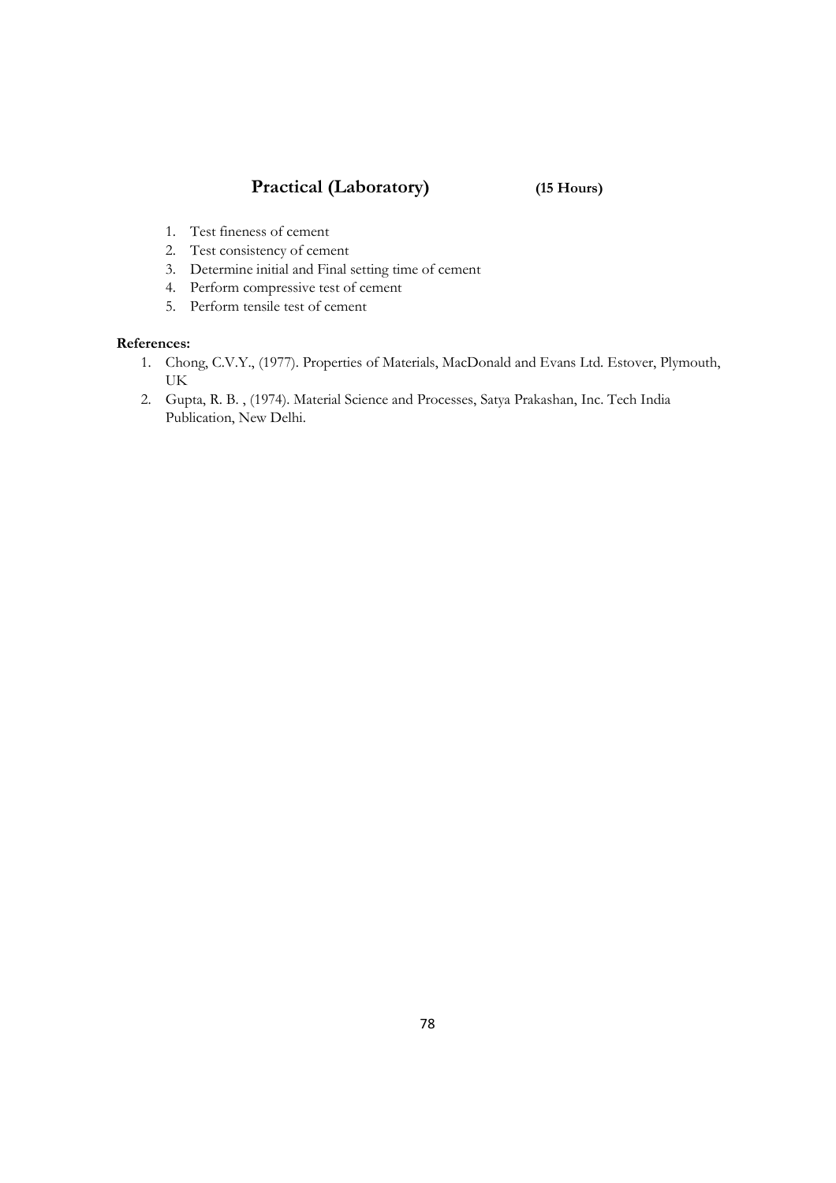## Practical (Laboratory) **(15 Hours)**

1. Test fineness of cement
2. Test consistency of cement
3. Determine initial and Final setting time of cement
4. Perform compressive test of cement
5. Perform tensile test of cement

**References:**

1. Chong, C.V.Y., (1977). Properties of Materials, MacDonald and Evans Ltd. Estover, Plymouth, UK
2. Gupta, R. B. , (1974). Material Science and Processes, Satya Prakashan, Inc. Tech India Publication, New Delhi.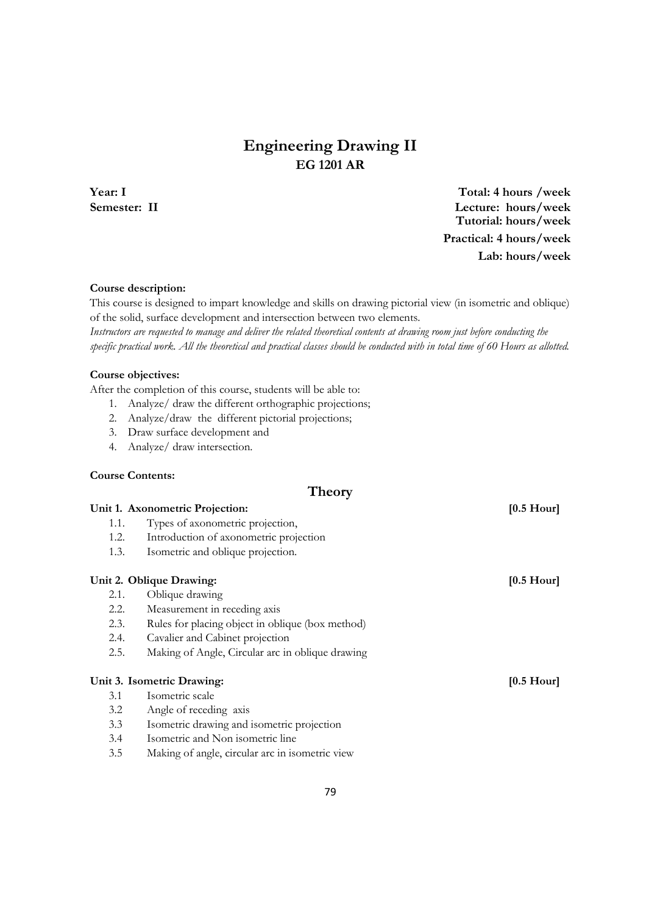# Engineering Drawing II

## EG 1201 AR

**Year: I**
**Semester: II**

**Total: 4 hours /week**
**Lecture: hours/week**
**Tutorial: hours/week**
**Practical: 4 hours/week**
**Lab: hours/week**

**Course description:**

This course is designed to impart knowledge and skills on drawing pictorial view (in isometric and oblique) of the solid, surface development and intersection between two elements.

*Instructors are requested to manage and deliver the related theoretical contents at drawing room just before conducting the specific practical work. All the theoretical and practical classes should be conducted with in total time of 60 Hours as allotted.*

**Course objectives:**

After the completion of this course, students will be able to:

1. Analyze/ draw the different orthographic projections;
2. Analyze/draw the different pictorial projections;
3. Draw surface development and
4. Analyze/ draw intersection.

**Course Contents:**

## Theory

**Unit 1. Axonometric Projection:** **[0.5 Hour]**

- 1.1. Types of axonometric projection,
- 1.2. Introduction of axonometric projection
- 1.3. Isometric and oblique projection.

**Unit 2. Oblique Drawing:** **[0.5 Hour]**

- 2.1. Oblique drawing
- 2.2. Measurement in receding axis
- 2.3. Rules for placing object in oblique (box method)
- 2.4. Cavalier and Cabinet projection
- 2.5. Making of Angle, Circular arc in oblique drawing

**Unit 3. Isometric Drawing:** **[0.5 Hour]**

- 3.1 Isometric scale
- 3.2 Angle of receding axis
- 3.3 Isometric drawing and isometric projection
- 3.4 Isometric and Non isometric line
- 3.5 Making of angle, circular arc in isometric view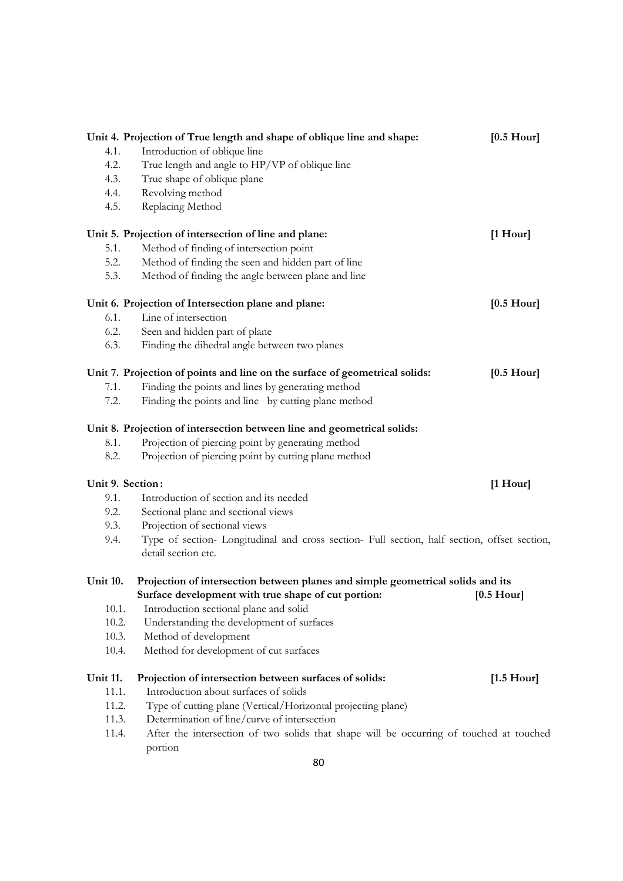**Unit 4. Projection of True length and shape of oblique line and shape: [0.5 Hour]**

- 4.1. Introduction of oblique line
- 4.2. True length and angle to HP/VP of oblique line
- 4.3. True shape of oblique plane
- 4.4. Revolving method
- 4.5. Replacing Method

**Unit 5. Projection of intersection of line and plane: [1 Hour]**

- 5.1. Method of finding of intersection point
- 5.2. Method of finding the seen and hidden part of line
- 5.3. Method of finding the angle between plane and line

**Unit 6. Projection of Intersection plane and plane: [0.5 Hour]**

- 6.1. Line of intersection
- 6.2. Seen and hidden part of plane
- 6.3. Finding the dihedral angle between two planes

**Unit 7. Projection of points and line on the surface of geometrical solids: [0.5 Hour]**

- 7.1. Finding the points and lines by generating method
- 7.2. Finding the points and line by cutting plane method

**Unit 8. Projection of intersection between line and geometrical solids:**

- 8.1. Projection of piercing point by generating method
- 8.2. Projection of piercing point by cutting plane method

**Unit 9. Section: [1 Hour]**

- 9.1. Introduction of section and its needed
- 9.2. Sectional plane and sectional views
- 9.3. Projection of sectional views
- 9.4. Type of section- Longitudinal and cross section- Full section, half section, offset section, detail section etc.

**Unit 10. Projection of intersection between planes and simple geometrical solids and its Surface development with true shape of cut portion: [0.5 Hour]**

- 10.1. Introduction sectional plane and solid
- 10.2. Understanding the development of surfaces
- 10.3. Method of development
- 10.4. Method for development of cut surfaces

**Unit 11. Projection of intersection between surfaces of solids: [1.5 Hour]**

- 11.1. Introduction about surfaces of solids
- 11.2. Type of cutting plane (Vertical/Horizontal projecting plane)
- 11.3. Determination of line/curve of intersection
- 11.4. After the intersection of two solids that shape will be occurring of touched at touched portion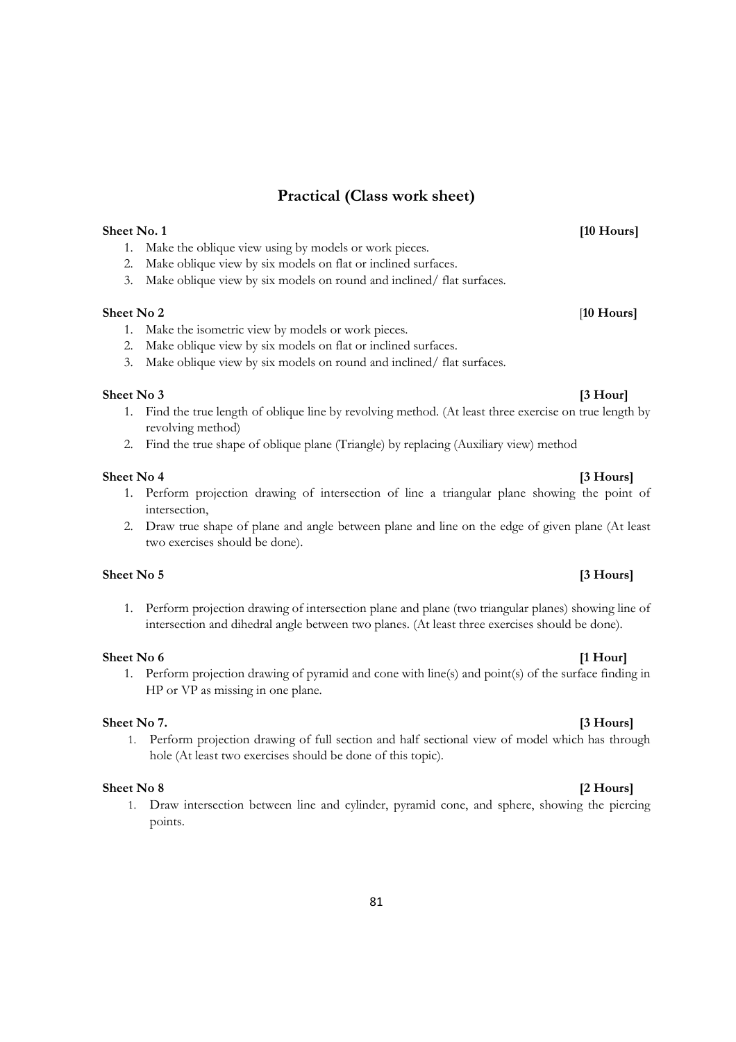## Practical (Class work sheet)

**Sheet No. 1** **[10 Hours]**

1. Make the oblique view using by models or work pieces.
2. Make oblique view by six models on flat or inclined surfaces.
3. Make oblique view by six models on round and inclined/ flat surfaces.

**Sheet No 2** [**10 Hours]**

1. Make the isometric view by models or work pieces.
2. Make oblique view by six models on flat or inclined surfaces.
3. Make oblique view by six models on round and inclined/ flat surfaces.

**Sheet No 3** **[3 Hour]**

1. Find the true length of oblique line by revolving method. (At least three exercise on true length by revolving method)
2. Find the true shape of oblique plane (Triangle) by replacing (Auxiliary view) method

**Sheet No 4** **[3 Hours]**

1. Perform projection drawing of intersection of line a triangular plane showing the point of intersection,
2. Draw true shape of plane and angle between plane and line on the edge of given plane (At least two exercises should be done).

**Sheet No 5** **[3 Hours]**

1. Perform projection drawing of intersection plane and plane (two triangular planes) showing line of intersection and dihedral angle between two planes. (At least three exercises should be done).

**Sheet No 6** **[1 Hour]**

1. Perform projection drawing of pyramid and cone with line(s) and point(s) of the surface finding in HP or VP as missing in one plane.

**Sheet No 7.** **[3 Hours]**

1. Perform projection drawing of full section and half sectional view of model which has through hole (At least two exercises should be done of this topic).

**Sheet No 8** **[2 Hours]**

1. Draw intersection between line and cylinder, pyramid cone, and sphere, showing the piercing points.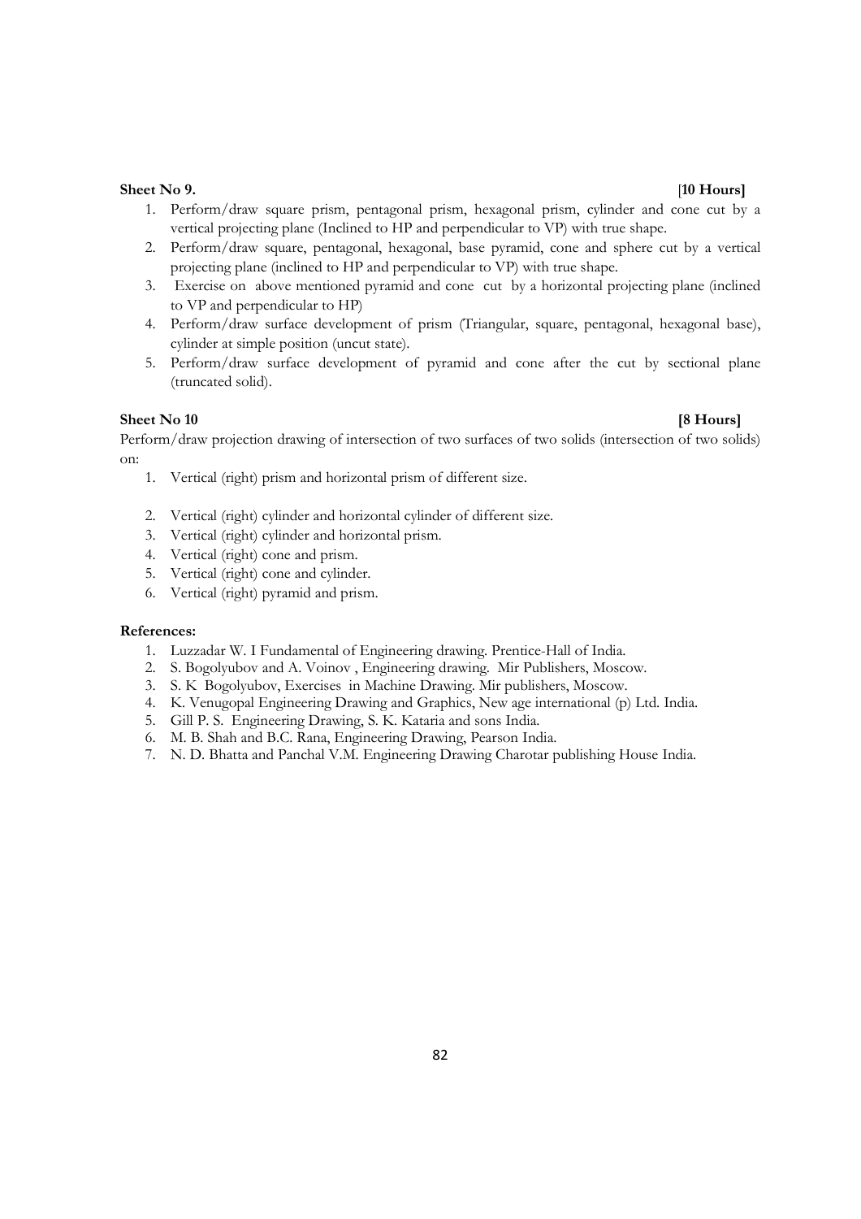**Sheet No 9.** **[10 Hours]**

1. Perform/draw square prism, pentagonal prism, hexagonal prism, cylinder and cone cut by a vertical projecting plane (Inclined to HP and perpendicular to VP) with true shape.
2. Perform/draw square, pentagonal, hexagonal, base pyramid, cone and sphere cut by a vertical projecting plane (inclined to HP and perpendicular to VP) with true shape.
3. Exercise on above mentioned pyramid and cone cut by a horizontal projecting plane (inclined to VP and perpendicular to HP)
4. Perform/draw surface development of prism (Triangular, square, pentagonal, hexagonal base), cylinder at simple position (uncut state).
5. Perform/draw surface development of pyramid and cone after the cut by sectional plane (truncated solid).

**Sheet No 10** **[8 Hours]**

Perform/draw projection drawing of intersection of two surfaces of two solids (intersection of two solids) on:

1. Vertical (right) prism and horizontal prism of different size.
2. Vertical (right) cylinder and horizontal cylinder of different size.
3. Vertical (right) cylinder and horizontal prism.
4. Vertical (right) cone and prism.
5. Vertical (right) cone and cylinder.
6. Vertical (right) pyramid and prism.

**References:**

1. Luzzadar W. I Fundamental of Engineering drawing. Prentice-Hall of India.
2. S. Bogolyubov and A. Voinov , Engineering drawing. Mir Publishers, Moscow.
3. S. K Bogolyubov, Exercises in Machine Drawing. Mir publishers, Moscow.
4. K. Venugopal Engineering Drawing and Graphics, New age international (p) Ltd. India.
5. Gill P. S. Engineering Drawing, S. K. Kataria and sons India.
6. M. B. Shah and B.C. Rana, Engineering Drawing, Pearson India.
7. N. D. Bhatta and Panchal V.M. Engineering Drawing Charotar publishing House India.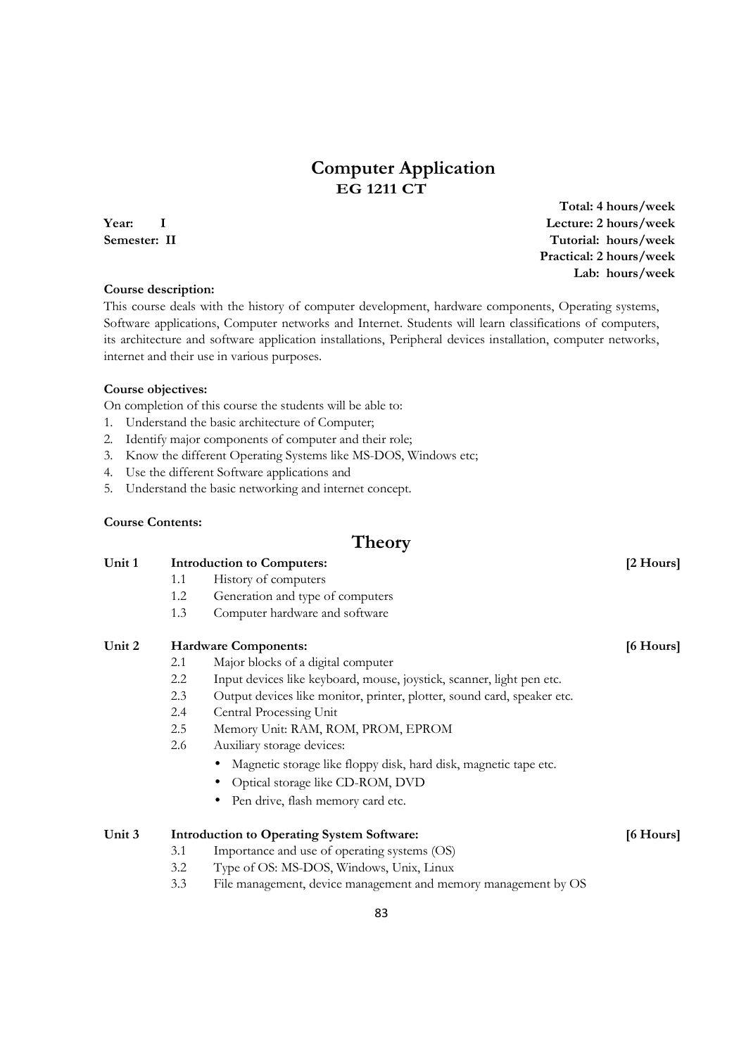# Computer Application
## EG 1211 CT

**Year: I**
**Semester: II**

**Total: 4 hours/week**
**Lecture: 2 hours/week**
**Tutorial: hours/week**
**Practical: 2 hours/week**
**Lab: hours/week**

**Course description:**

This course deals with the history of computer development, hardware components, Operating systems, Software applications, Computer networks and Internet. Students will learn classifications of computers, its architecture and software application installations, Peripheral devices installation, computer networks, internet and their use in various purposes.

**Course objectives:**

On completion of this course the students will be able to:

1. Understand the basic architecture of Computer;
2. Identify major components of computer and their role;
3. Know the different Operating Systems like MS-DOS, Windows etc;
4. Use the different Software applications and
5. Understand the basic networking and internet concept.

**Course Contents:**

## Theory

**Unit 1 Introduction to Computers:** **[2 Hours]**

- 1.1 History of computers
- 1.2 Generation and type of computers
- 1.3 Computer hardware and software

**Unit 2 Hardware Components:** **[6 Hours]**

- 2.1 Major blocks of a digital computer
- 2.2 Input devices like keyboard, mouse, joystick, scanner, light pen etc.
- 2.3 Output devices like monitor, printer, plotter, sound card, speaker etc.
- 2.4 Central Processing Unit
- 2.5 Memory Unit: RAM, ROM, PROM, EPROM
- 2.6 Auxiliary storage devices:
  - Magnetic storage like floppy disk, hard disk, magnetic tape etc.
  - Optical storage like CD-ROM, DVD
  - Pen drive, flash memory card etc.

**Unit 3 Introduction to Operating System Software:** **[6 Hours]**

- 3.1 Importance and use of operating systems (OS)
- 3.2 Type of OS: MS-DOS, Windows, Unix, Linux
- 3.3 File management, device management and memory management by OS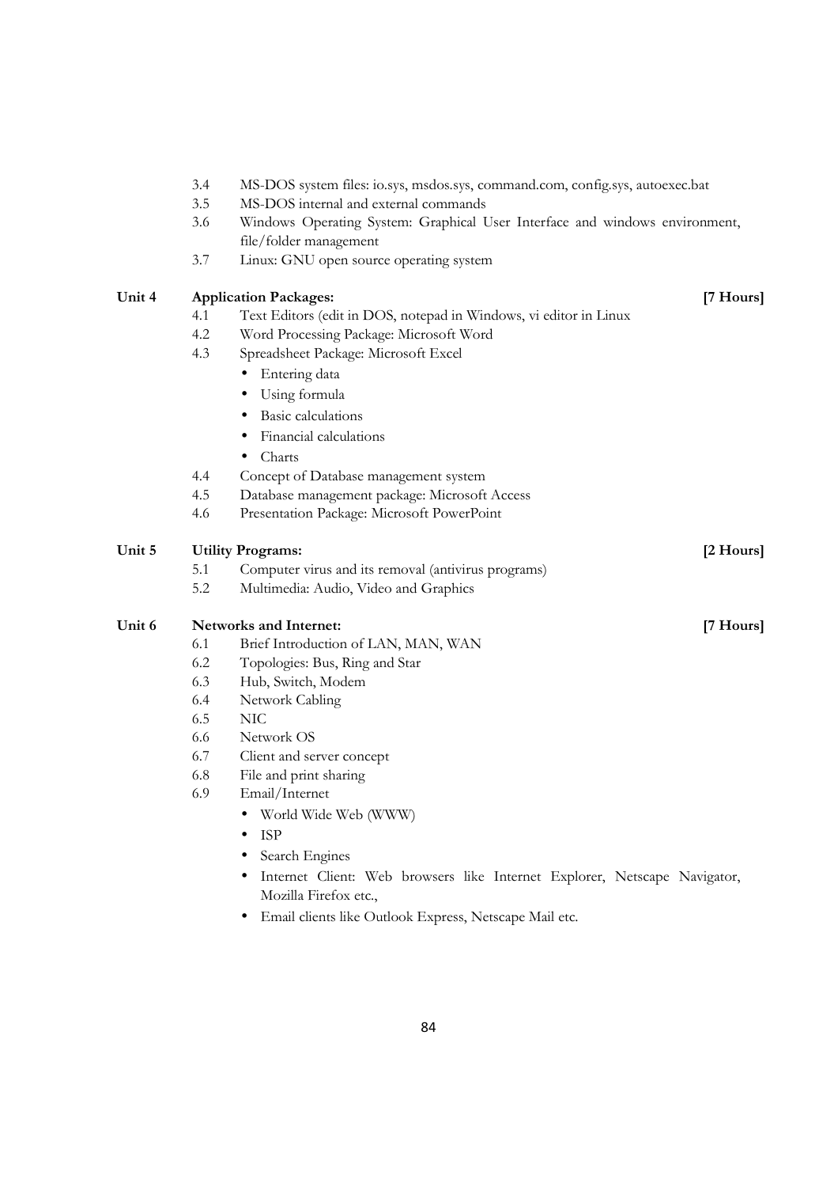3.4 MS-DOS system files: io.sys, msdos.sys, command.com, config.sys, autoexec.bat

3.5 MS-DOS internal and external commands

3.6 Windows Operating System: Graphical User Interface and windows environment, file/folder management

3.7 Linux: GNU open source operating system

**Unit 4 Application Packages: [7 Hours]**

4.1 Text Editors (edit in DOS, notepad in Windows, vi editor in Linux

4.2 Word Processing Package: Microsoft Word

4.3 Spreadsheet Package: Microsoft Excel

- Entering data
- Using formula
- Basic calculations
- Financial calculations
- Charts

4.4 Concept of Database management system

4.5 Database management package: Microsoft Access

4.6 Presentation Package: Microsoft PowerPoint

**Unit 5 Utility Programs: [2 Hours]**

5.1 Computer virus and its removal (antivirus programs)

5.2 Multimedia: Audio, Video and Graphics

**Unit 6 Networks and Internet: [7 Hours]**

6.1 Brief Introduction of LAN, MAN, WAN

6.2 Topologies: Bus, Ring and Star

6.3 Hub, Switch, Modem

6.4 Network Cabling

6.5 NIC

6.6 Network OS

6.7 Client and server concept

6.8 File and print sharing

6.9 Email/Internet

- World Wide Web (WWW)
- ISP
- Search Engines
- Internet Client: Web browsers like Internet Explorer, Netscape Navigator, Mozilla Firefox etc.,
- Email clients like Outlook Express, Netscape Mail etc.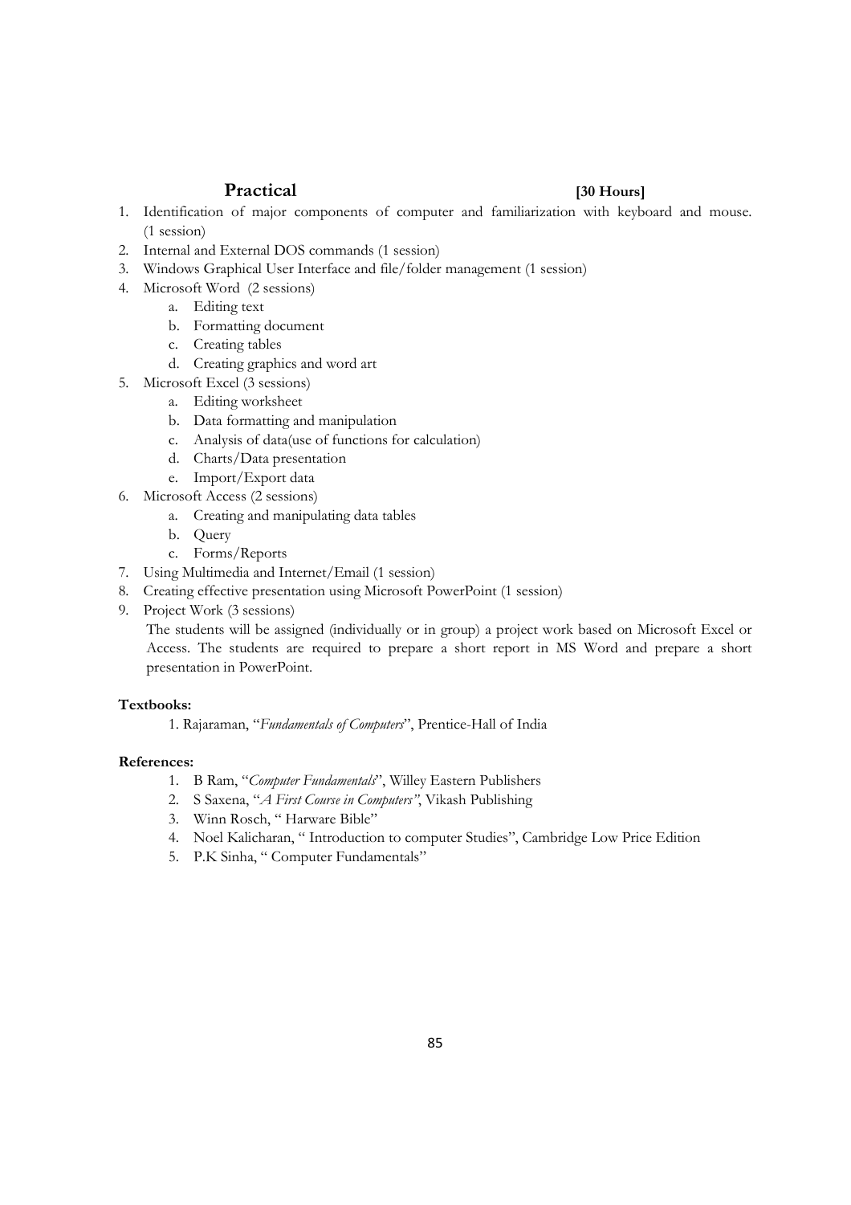## Practical [30 Hours]

1. Identification of major components of computer and familiarization with keyboard and mouse. (1 session)
2. Internal and External DOS commands (1 session)
3. Windows Graphical User Interface and file/folder management (1 session)
4. Microsoft Word (2 sessions)
   a. Editing text
   b. Formatting document
   c. Creating tables
   d. Creating graphics and word art
5. Microsoft Excel (3 sessions)
   a. Editing worksheet
   b. Data formatting and manipulation
   c. Analysis of data(use of functions for calculation)
   d. Charts/Data presentation
   e. Import/Export data
6. Microsoft Access (2 sessions)
   a. Creating and manipulating data tables
   b. Query
   c. Forms/Reports
7. Using Multimedia and Internet/Email (1 session)
8. Creating effective presentation using Microsoft PowerPoint (1 session)
9. Project Work (3 sessions)

   The students will be assigned (individually or in group) a project work based on Microsoft Excel or Access. The students are required to prepare a short report in MS Word and prepare a short presentation in PowerPoint.

**Textbooks:**

1. Rajaraman, "*Fundamentals of Computers*", Prentice-Hall of India

**References:**

1. B Ram, "*Computer Fundamentals*", Willey Eastern Publishers
2. S Saxena, "*A First Course in Computers"*, Vikash Publishing
3. Winn Rosch, " Harware Bible"
4. Noel Kalicharan, " Introduction to computer Studies", Cambridge Low Price Edition
5. P.K Sinha, " Computer Fundamentals"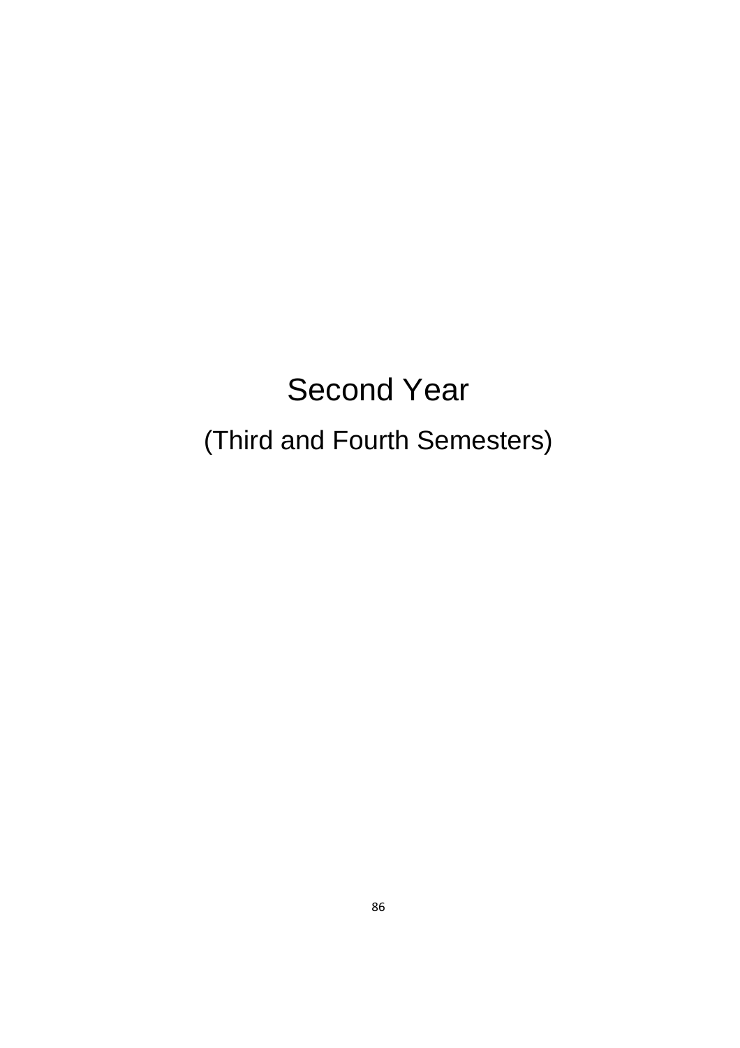# Second Year

## (Third and Fourth Semesters)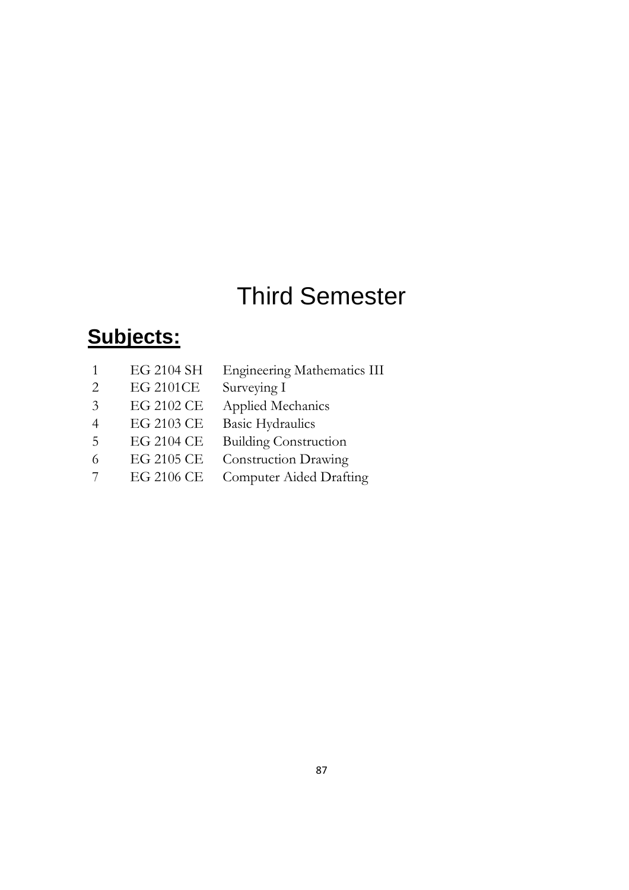# Third Semester

## **Subjects:**

| | | |
|---|---|---|
| 1 | EG 2104 SH | Engineering Mathematics III |
| 2 | EG 2101CE | Surveying I |
| 3 | EG 2102 CE | Applied Mechanics |
| 4 | EG 2103 CE | Basic Hydraulics |
| 5 | EG 2104 CE | Building Construction |
| 6 | EG 2105 CE | Construction Drawing |
| 7 | EG 2106 CE | Computer Aided Drafting |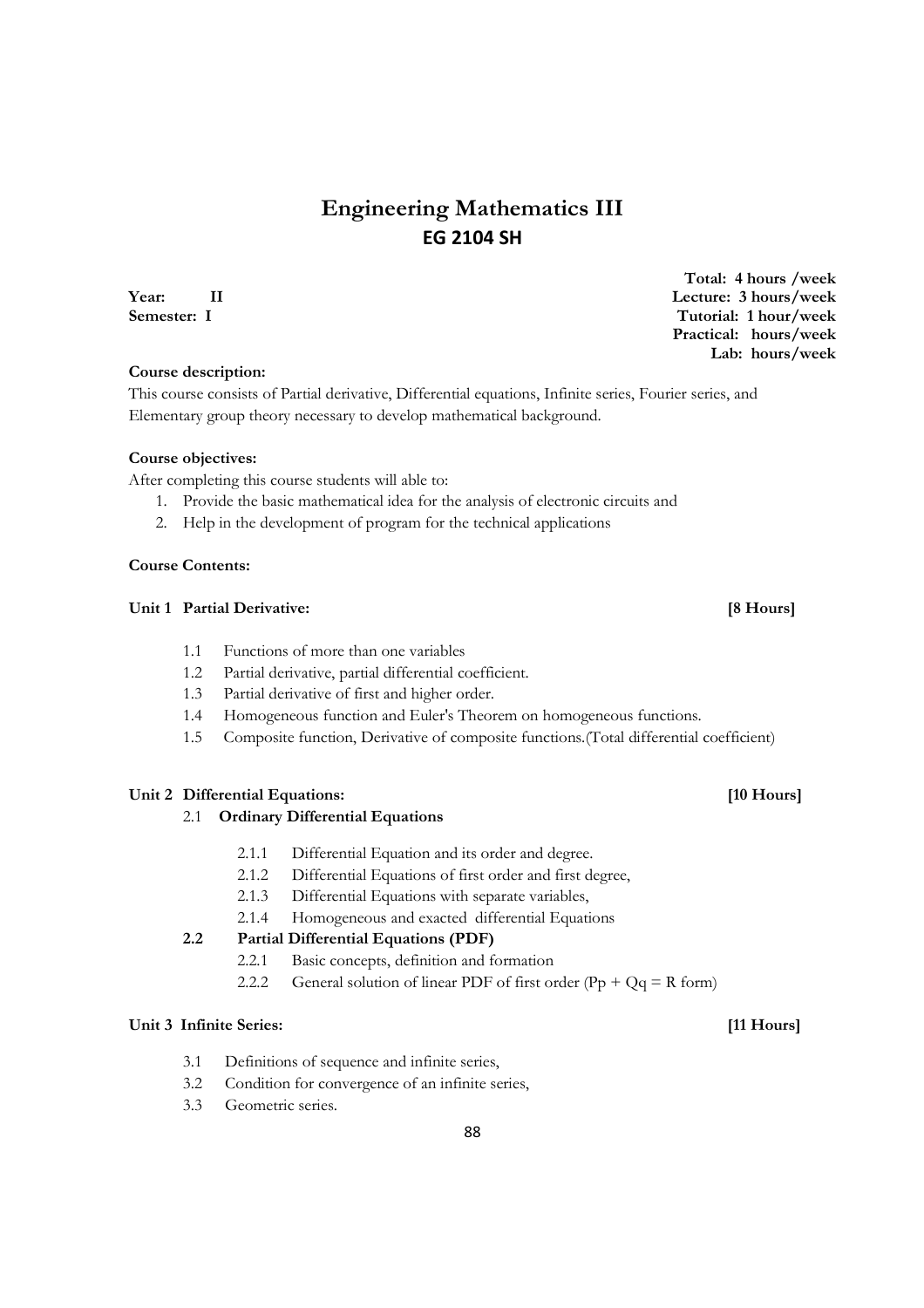# Engineering Mathematics III

## EG 2104 SH

**Year: II**
**Semester: I**

**Total: 4 hours /week**
**Lecture: 3 hours/week**
**Tutorial: 1 hour/week**
**Practical: hours/week**
**Lab: hours/week**

**Course description:**

This course consists of Partial derivative, Differential equations, Infinite series, Fourier series, and Elementary group theory necessary to develop mathematical background.

**Course objectives:**

After completing this course students will able to:

1. Provide the basic mathematical idea for the analysis of electronic circuits and
2. Help in the development of program for the technical applications

**Course Contents:**

**Unit 1 Partial Derivative: [8 Hours]**

- 1.1 Functions of more than one variables
- 1.2 Partial derivative, partial differential coefficient.
- 1.3 Partial derivative of first and higher order.
- 1.4 Homogeneous function and Euler's Theorem on homogeneous functions.
- 1.5 Composite function, Derivative of composite functions.(Total differential coefficient)

**Unit 2 Differential Equations: [10 Hours]**

2.1 **Ordinary Differential Equations**

- 2.1.1 Differential Equation and its order and degree.
- 2.1.2 Differential Equations of first order and first degree,
- 2.1.3 Differential Equations with separate variables,
- 2.1.4 Homogeneous and exacted differential Equations

**2.2 Partial Differential Equations (PDF)**

- 2.2.1 Basic concepts, definition and formation
- 2.2.2 General solution of linear PDF of first order ($Pp + Qq = R$ form)

**Unit 3 Infinite Series: [11 Hours]**

- 3.1 Definitions of sequence and infinite series,
- 3.2 Condition for convergence of an infinite series,
- 3.3 Geometric series.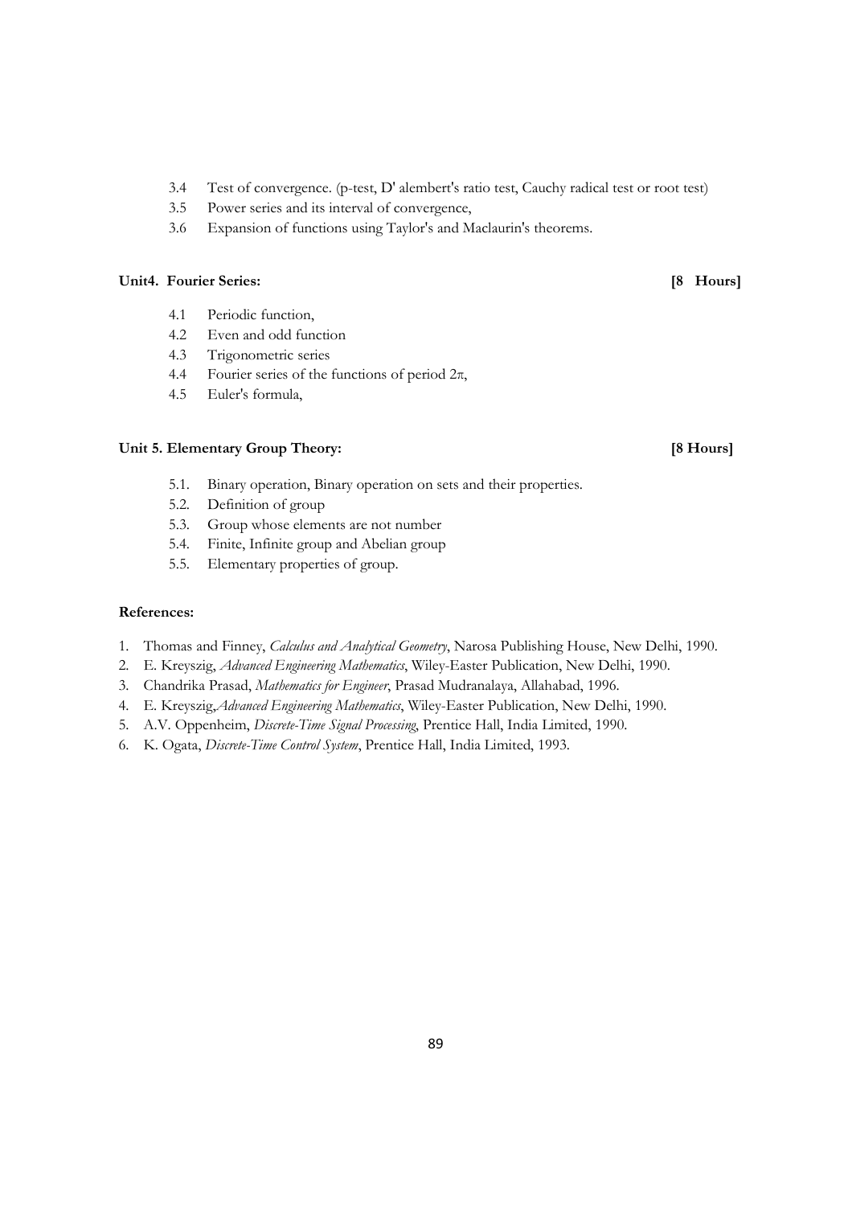- 3.4 Test of convergence. (p-test, D' alembert's ratio test, Cauchy radical test or root test)
- 3.5 Power series and its interval of convergence,
- 3.6 Expansion of functions using Taylor's and Maclaurin's theorems.

**Unit4. Fourier Series:** **[8 Hours]**

- 4.1 Periodic function,
- 4.2 Even and odd function
- 4.3 Trigonometric series
- 4.4 Fourier series of the functions of period $2\pi$,
- 4.5 Euler's formula,

**Unit 5. Elementary Group Theory:** **[8 Hours]**

- 5.1. Binary operation, Binary operation on sets and their properties.
- 5.2. Definition of group
- 5.3. Group whose elements are not number
- 5.4. Finite, Infinite group and Abelian group
- 5.5. Elementary properties of group.

**References:**

1. Thomas and Finney, *Calculus and Analytical Geometry*, Narosa Publishing House, New Delhi, 1990.
2. E. Kreyszig, *Advanced Engineering Mathematics*, Wiley-Easter Publication, New Delhi, 1990.
3. Chandrika Prasad, *Mathematics for Engineer*, Prasad Mudranalaya, Allahabad, 1996.
4. E. Kreyszig,*Advanced Engineering Mathematics*, Wiley-Easter Publication, New Delhi, 1990.
5. A.V. Oppenheim, *Discrete-Time Signal Processing*, Prentice Hall, India Limited, 1990.
6. K. Ogata, *Discrete-Time Control System*, Prentice Hall, India Limited, 1993.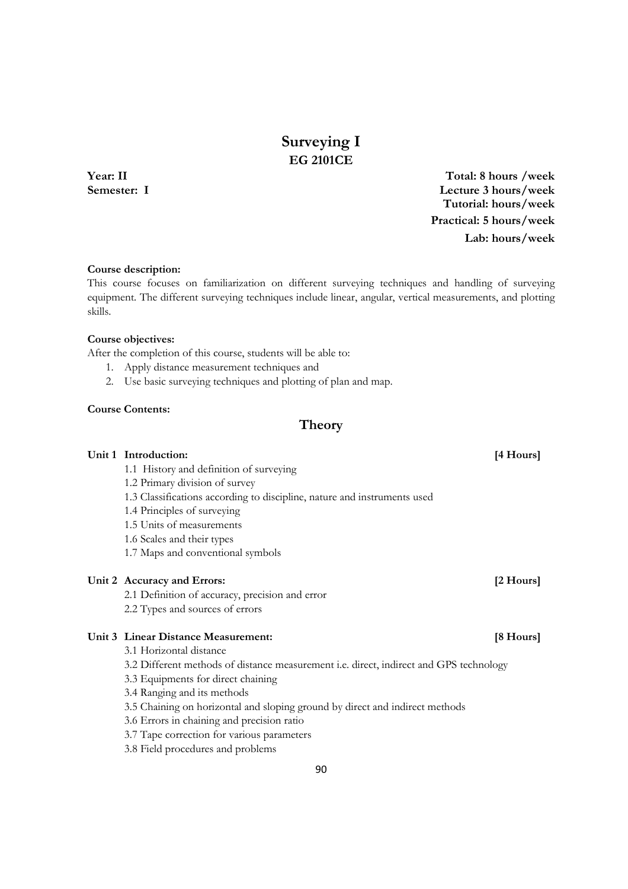# Surveying I
## EG 2101CE

**Year: II**
**Semester: I**

**Total: 8 hours /week**
**Lecture 3 hours/week**
**Tutorial: hours/week**
**Practical: 5 hours/week**
**Lab: hours/week**

**Course description:**

This course focuses on familiarization on different surveying techniques and handling of surveying equipment. The different surveying techniques include linear, angular, vertical measurements, and plotting skills.

**Course objectives:**

After the completion of this course, students will be able to:

1. Apply distance measurement techniques and
2. Use basic surveying techniques and plotting of plan and map.

**Course Contents:**

## Theory

**Unit 1 Introduction: [4 Hours]**

- 1.1 History and definition of surveying
- 1.2 Primary division of survey
- 1.3 Classifications according to discipline, nature and instruments used
- 1.4 Principles of surveying
- 1.5 Units of measurements
- 1.6 Scales and their types
- 1.7 Maps and conventional symbols

**Unit 2 Accuracy and Errors: [2 Hours]**

- 2.1 Definition of accuracy, precision and error
- 2.2 Types and sources of errors

**Unit 3 Linear Distance Measurement: [8 Hours]**

- 3.1 Horizontal distance
- 3.2 Different methods of distance measurement i.e. direct, indirect and GPS technology
- 3.3 Equipments for direct chaining
- 3.4 Ranging and its methods
- 3.5 Chaining on horizontal and sloping ground by direct and indirect methods
- 3.6 Errors in chaining and precision ratio
- 3.7 Tape correction for various parameters
- 3.8 Field procedures and problems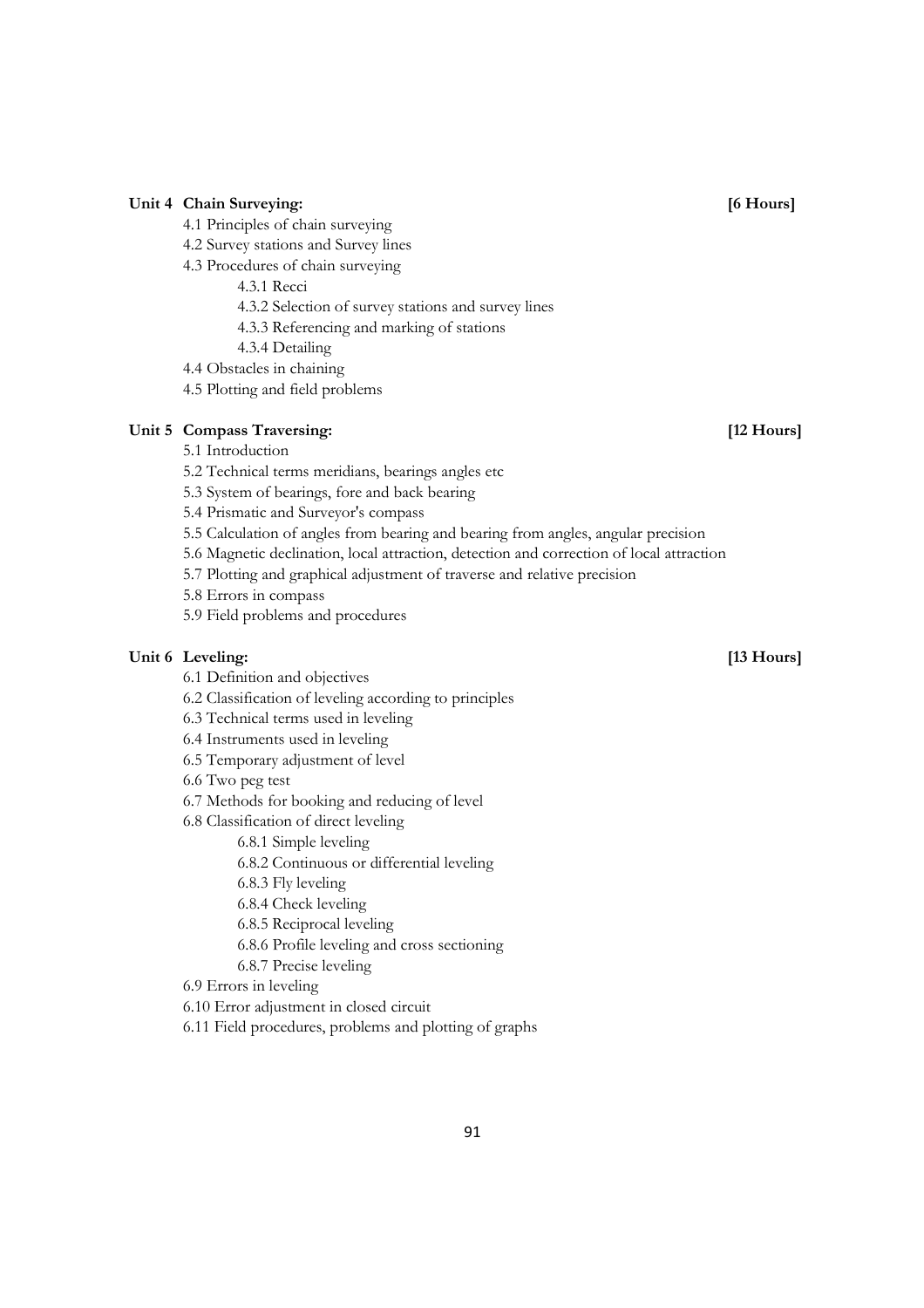**Unit 4 Chain Surveying: [6 Hours]**

- 4.1 Principles of chain surveying
- 4.2 Survey stations and Survey lines
- 4.3 Procedures of chain surveying
  - 4.3.1 Recci
  - 4.3.2 Selection of survey stations and survey lines
  - 4.3.3 Referencing and marking of stations
  - 4.3.4 Detailing
- 4.4 Obstacles in chaining
- 4.5 Plotting and field problems

**Unit 5 Compass Traversing: [12 Hours]**

- 5.1 Introduction
- 5.2 Technical terms meridians, bearings angles etc
- 5.3 System of bearings, fore and back bearing
- 5.4 Prismatic and Surveyor's compass
- 5.5 Calculation of angles from bearing and bearing from angles, angular precision
- 5.6 Magnetic declination, local attraction, detection and correction of local attraction
- 5.7 Plotting and graphical adjustment of traverse and relative precision
- 5.8 Errors in compass
- 5.9 Field problems and procedures

**Unit 6 Leveling: [13 Hours]**

- 6.1 Definition and objectives
- 6.2 Classification of leveling according to principles
- 6.3 Technical terms used in leveling
- 6.4 Instruments used in leveling
- 6.5 Temporary adjustment of level
- 6.6 Two peg test
- 6.7 Methods for booking and reducing of level
- 6.8 Classification of direct leveling
  - 6.8.1 Simple leveling
  - 6.8.2 Continuous or differential leveling
  - 6.8.3 Fly leveling
  - 6.8.4 Check leveling
  - 6.8.5 Reciprocal leveling
  - 6.8.6 Profile leveling and cross sectioning
  - 6.8.7 Precise leveling
- 6.9 Errors in leveling
- 6.10 Error adjustment in closed circuit
- 6.11 Field procedures, problems and plotting of graphs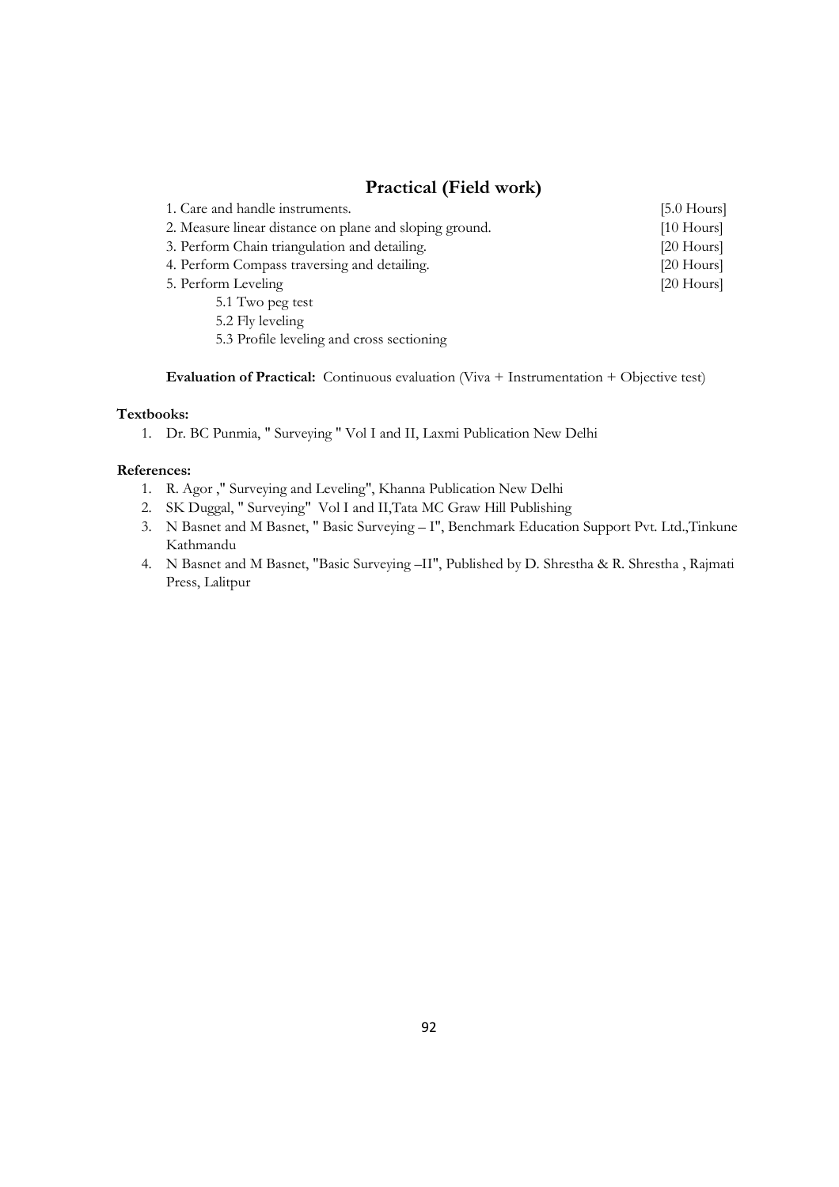## Practical (Field work)

1. Care and handle instruments. [5.0 Hours]
2. Measure linear distance on plane and sloping ground. [10 Hours]
3. Perform Chain triangulation and detailing. [20 Hours]
4. Perform Compass traversing and detailing. [20 Hours]
5. Perform Leveling [20 Hours]
   - 5.1 Two peg test
   - 5.2 Fly leveling
   - 5.3 Profile leveling and cross sectioning

**Evaluation of Practical:** Continuous evaluation (Viva + Instrumentation + Objective test)

**Textbooks:**

1. Dr. BC Punmia, " Surveying " Vol I and II, Laxmi Publication New Delhi

**References:**

1. R. Agor ," Surveying and Leveling", Khanna Publication New Delhi
2. SK Duggal, " Surveying" Vol I and II,Tata MC Graw Hill Publishing
3. N Basnet and M Basnet, " Basic Surveying – I", Benchmark Education Support Pvt. Ltd.,Tinkune Kathmandu
4. N Basnet and M Basnet, "Basic Surveying –II", Published by D. Shrestha & R. Shrestha , Rajmati Press, Lalitpur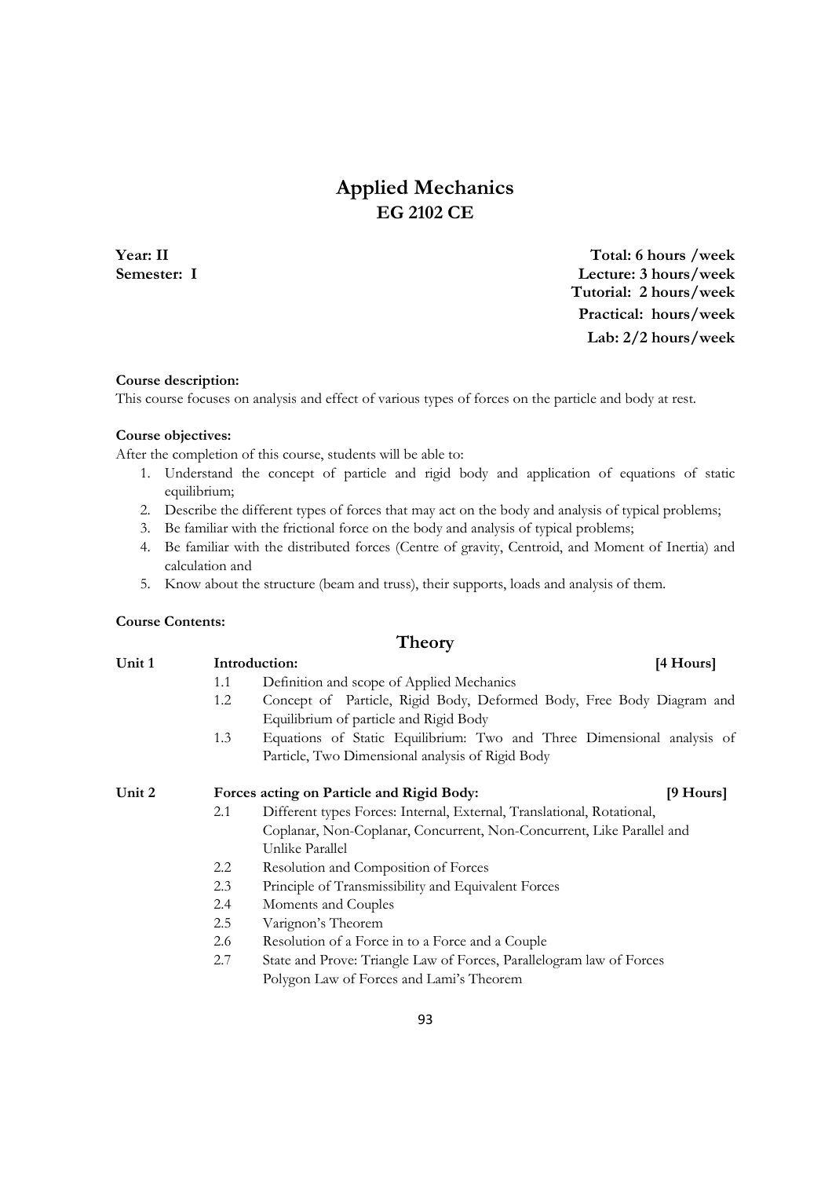# Applied Mechanics
## EG 2102 CE

**Year: II**
**Semester: I**

**Total: 6 hours /week**
**Lecture: 3 hours/week**
**Tutorial: 2 hours/week**
**Practical: hours/week**
**Lab: 2/2 hours/week**

**Course description:**
This course focuses on analysis and effect of various types of forces on the particle and body at rest.

**Course objectives:**
After the completion of this course, students will be able to:

1. Understand the concept of particle and rigid body and application of equations of static equilibrium;
2. Describe the different types of forces that may act on the body and analysis of typical problems;
3. Be familiar with the frictional force on the body and analysis of typical problems;
4. Be familiar with the distributed forces (Centre of gravity, Centroid, and Moment of Inertia) and calculation and
5. Know about the structure (beam and truss), their supports, loads and analysis of them.

**Course Contents:**

## Theory

**Unit 1 Introduction: [4 Hours]**

- 1.1 Definition and scope of Applied Mechanics
- 1.2 Concept of Particle, Rigid Body, Deformed Body, Free Body Diagram and Equilibrium of particle and Rigid Body
- 1.3 Equations of Static Equilibrium: Two and Three Dimensional analysis of Particle, Two Dimensional analysis of Rigid Body

**Unit 2 Forces acting on Particle and Rigid Body: [9 Hours]**

- 2.1 Different types Forces: Internal, External, Translational, Rotational, Coplanar, Non-Coplanar, Concurrent, Non-Concurrent, Like Parallel and Unlike Parallel
- 2.2 Resolution and Composition of Forces
- 2.3 Principle of Transmissibility and Equivalent Forces
- 2.4 Moments and Couples
- 2.5 Varignon's Theorem
- 2.6 Resolution of a Force in to a Force and a Couple
- 2.7 State and Prove: Triangle Law of Forces, Parallelogram law of Forces Polygon Law of Forces and Lami's Theorem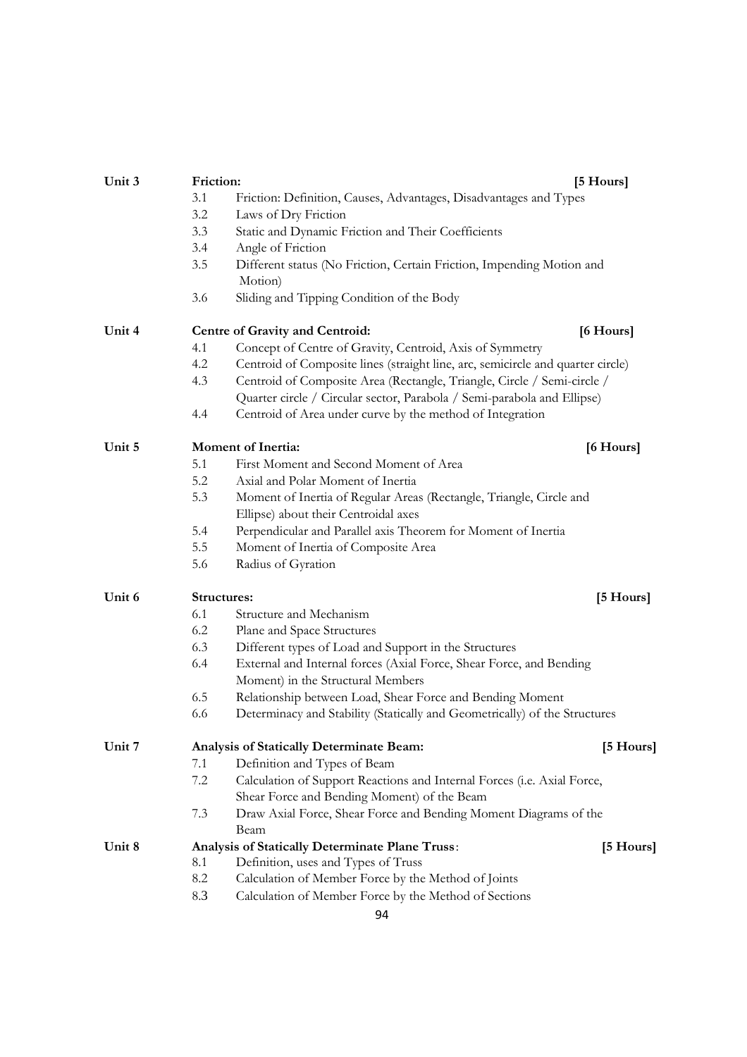**Unit 3 Friction: [5 Hours]**

- 3.1 Friction: Definition, Causes, Advantages, Disadvantages and Types
- 3.2 Laws of Dry Friction
- 3.3 Static and Dynamic Friction and Their Coefficients
- 3.4 Angle of Friction
- 3.5 Different status (No Friction, Certain Friction, Impending Motion and Motion)
- 3.6 Sliding and Tipping Condition of the Body

**Unit 4 Centre of Gravity and Centroid: [6 Hours]**

- 4.1 Concept of Centre of Gravity, Centroid, Axis of Symmetry
- 4.2 Centroid of Composite lines (straight line, arc, semicircle and quarter circle)
- 4.3 Centroid of Composite Area (Rectangle, Triangle, Circle / Semi-circle / Quarter circle / Circular sector, Parabola / Semi-parabola and Ellipse)
- 4.4 Centroid of Area under curve by the method of Integration

**Unit 5 Moment of Inertia: [6 Hours]**

- 5.1 First Moment and Second Moment of Area
- 5.2 Axial and Polar Moment of Inertia
- 5.3 Moment of Inertia of Regular Areas (Rectangle, Triangle, Circle and Ellipse) about their Centroidal axes
- 5.4 Perpendicular and Parallel axis Theorem for Moment of Inertia
- 5.5 Moment of Inertia of Composite Area
- 5.6 Radius of Gyration

**Unit 6 Structures: [5 Hours]**

- 6.1 Structure and Mechanism
- 6.2 Plane and Space Structures
- 6.3 Different types of Load and Support in the Structures
- 6.4 External and Internal forces (Axial Force, Shear Force, and Bending Moment) in the Structural Members
- 6.5 Relationship between Load, Shear Force and Bending Moment
- 6.6 Determinacy and Stability (Statically and Geometrically) of the Structures

**Unit 7 Analysis of Statically Determinate Beam: [5 Hours]**

- 7.1 Definition and Types of Beam
- 7.2 Calculation of Support Reactions and Internal Forces (i.e. Axial Force, Shear Force and Bending Moment) of the Beam
- 7.3 Draw Axial Force, Shear Force and Bending Moment Diagrams of the Beam

**Unit 8 Analysis of Statically Determinate Plane Truss: [5 Hours]**

- 8.1 Definition, uses and Types of Truss
- 8.2 Calculation of Member Force by the Method of Joints
- 8.3 Calculation of Member Force by the Method of Sections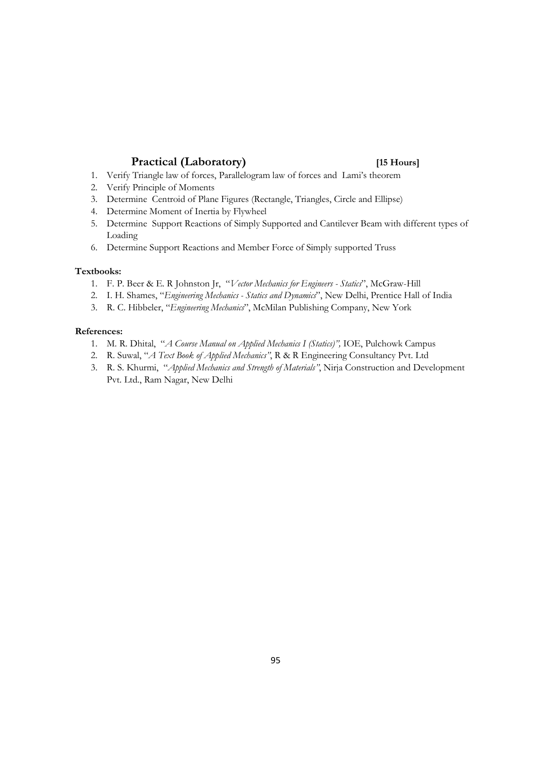## Practical (Laboratory) [15 Hours]

1. Verify Triangle law of forces, Parallelogram law of forces and Lami's theorem
2. Verify Principle of Moments
3. Determine Centroid of Plane Figures (Rectangle, Triangles, Circle and Ellipse)
4. Determine Moment of Inertia by Flywheel
5. Determine Support Reactions of Simply Supported and Cantilever Beam with different types of Loading
6. Determine Support Reactions and Member Force of Simply supported Truss

**Textbooks:**

1. F. P. Beer & E. R Johnston Jr, "*Vector Mechanics for Engineers - Statics*", McGraw-Hill
2. I. H. Shames, "*Engineering Mechanics - Statics and Dynamics*", New Delhi, Prentice Hall of India
3. R. C. Hibbeler, "*Engineering Mechanics*", McMilan Publishing Company, New York

**References:**

1. M. R. Dhital, "*A Course Manual on Applied Mechanics I (Statics)",* IOE, Pulchowk Campus
2. R. Suwal, "*A Text Book of Applied Mechanics"*, R & R Engineering Consultancy Pvt. Ltd
3. R. S. Khurmi, "*Applied Mechanics and Strength of Materials"*, Nirja Construction and Development Pvt. Ltd., Ram Nagar, New Delhi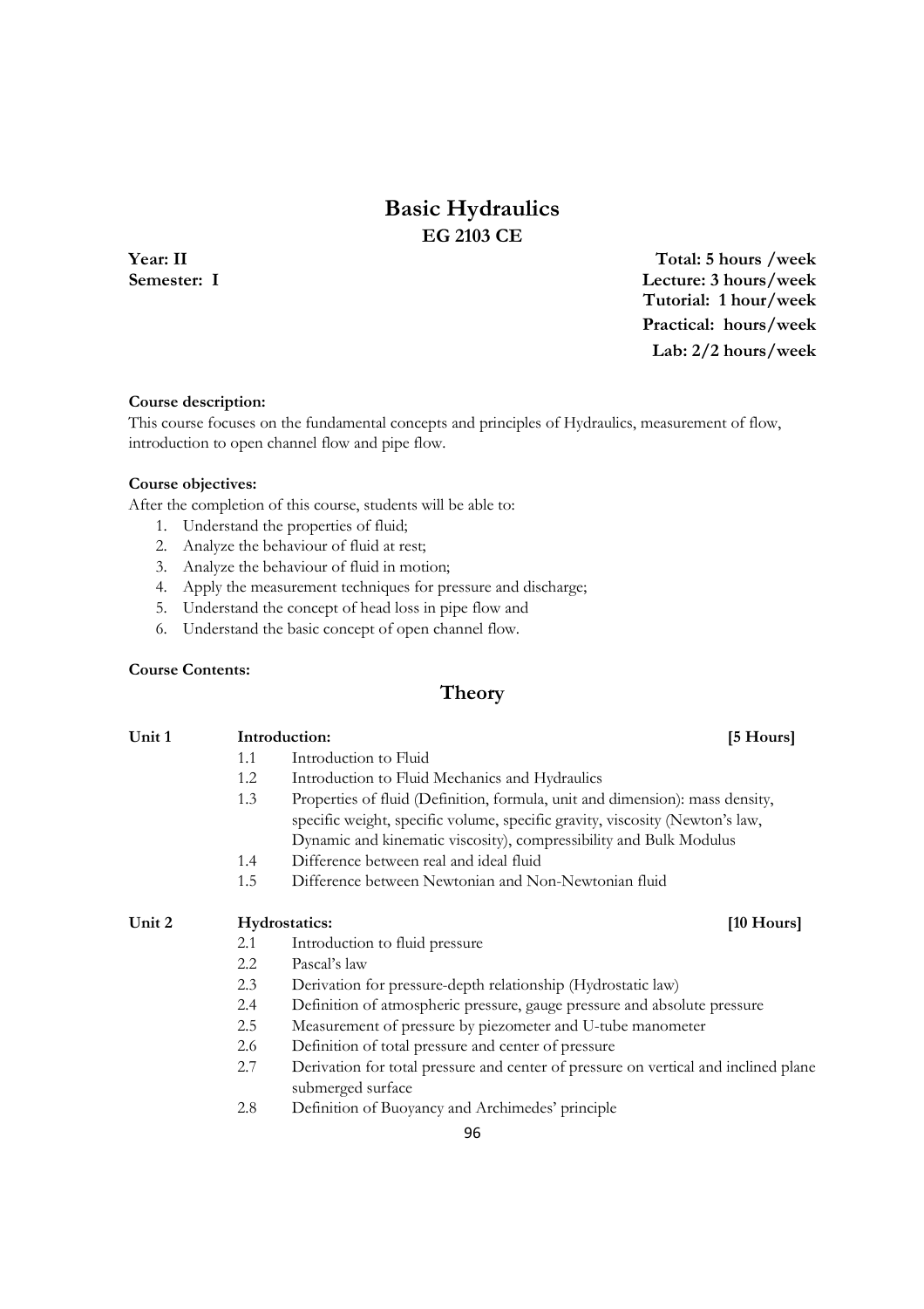# Basic Hydraulics
## EG 2103 CE

**Year: II**
**Semester: I**

**Total: 5 hours /week**
**Lecture: 3 hours/week**
**Tutorial: 1 hour/week**
**Practical: hours/week**
**Lab: 2/2 hours/week**

**Course description:**

This course focuses on the fundamental concepts and principles of Hydraulics, measurement of flow, introduction to open channel flow and pipe flow.

**Course objectives:**

After the completion of this course, students will be able to:

1. Understand the properties of fluid;
2. Analyze the behaviour of fluid at rest;
3. Analyze the behaviour of fluid in motion;
4. Apply the measurement techniques for pressure and discharge;
5. Understand the concept of head loss in pipe flow and
6. Understand the basic concept of open channel flow.

**Course Contents:**

## Theory

**Unit 1 Introduction: [5 Hours]**

- 1.1 Introduction to Fluid
- 1.2 Introduction to Fluid Mechanics and Hydraulics
- 1.3 Properties of fluid (Definition, formula, unit and dimension): mass density, specific weight, specific volume, specific gravity, viscosity (Newton's law, Dynamic and kinematic viscosity), compressibility and Bulk Modulus
- 1.4 Difference between real and ideal fluid
- 1.5 Difference between Newtonian and Non-Newtonian fluid

**Unit 2 Hydrostatics: [10 Hours]**

- 2.1 Introduction to fluid pressure
- 2.2 Pascal's law
- 2.3 Derivation for pressure-depth relationship (Hydrostatic law)
- 2.4 Definition of atmospheric pressure, gauge pressure and absolute pressure
- 2.5 Measurement of pressure by piezometer and U-tube manometer
- 2.6 Definition of total pressure and center of pressure
- 2.7 Derivation for total pressure and center of pressure on vertical and inclined plane submerged surface
- 2.8 Definition of Buoyancy and Archimedes' principle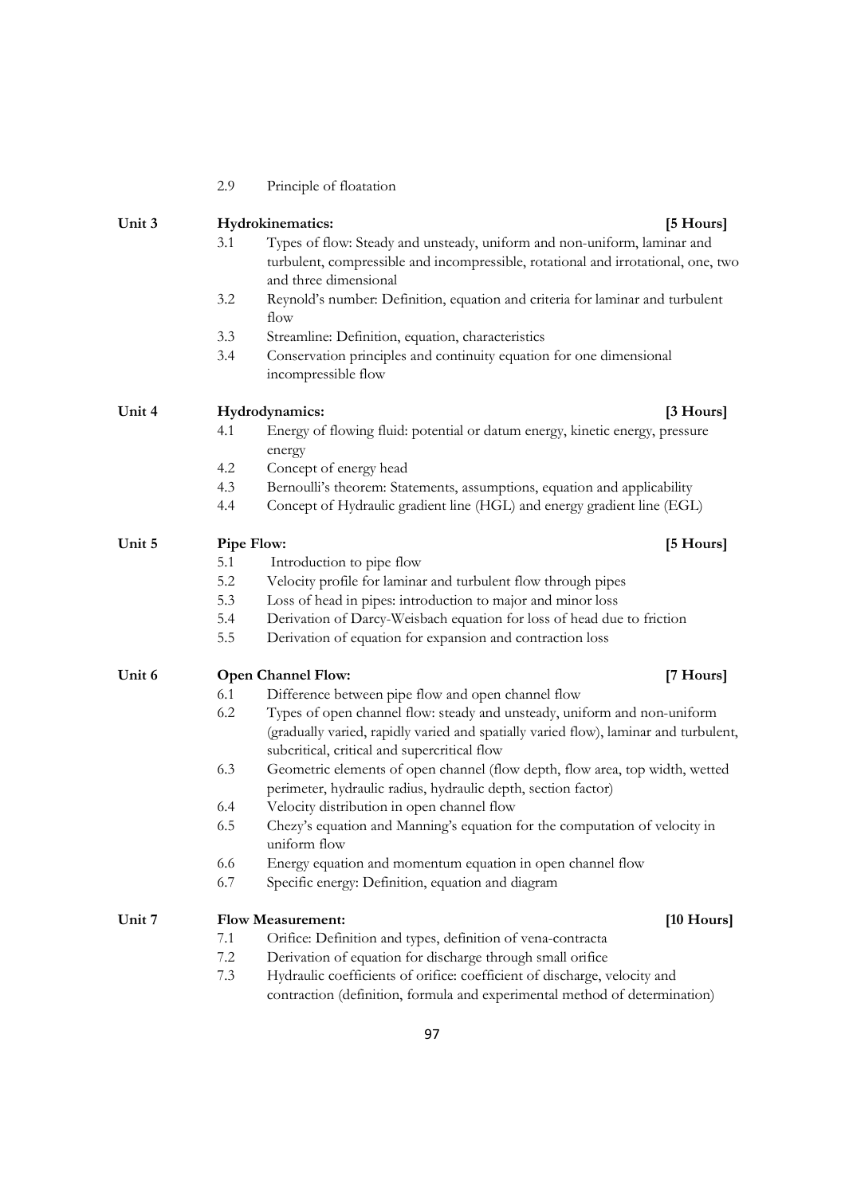2.9 Principle of floatation

**Unit 3** **Hydrokinematics:** **[5 Hours]**

- 3.1 Types of flow: Steady and unsteady, uniform and non-uniform, laminar and turbulent, compressible and incompressible, rotational and irrotational, one, two and three dimensional
- 3.2 Reynold's number: Definition, equation and criteria for laminar and turbulent flow
- 3.3 Streamline: Definition, equation, characteristics
- 3.4 Conservation principles and continuity equation for one dimensional incompressible flow

**Unit 4** **Hydrodynamics:** **[3 Hours]**

- 4.1 Energy of flowing fluid: potential or datum energy, kinetic energy, pressure energy
- 4.2 Concept of energy head
- 4.3 Bernoulli's theorem: Statements, assumptions, equation and applicability
- 4.4 Concept of Hydraulic gradient line (HGL) and energy gradient line (EGL)

**Unit 5** **Pipe Flow:** **[5 Hours]**

- 5.1 Introduction to pipe flow
- 5.2 Velocity profile for laminar and turbulent flow through pipes
- 5.3 Loss of head in pipes: introduction to major and minor loss
- 5.4 Derivation of Darcy-Weisbach equation for loss of head due to friction
- 5.5 Derivation of equation for expansion and contraction loss

**Unit 6** **Open Channel Flow:** **[7 Hours]**

- 6.1 Difference between pipe flow and open channel flow
- 6.2 Types of open channel flow: steady and unsteady, uniform and non-uniform (gradually varied, rapidly varied and spatially varied flow), laminar and turbulent, subcritical, critical and supercritical flow
- 6.3 Geometric elements of open channel (flow depth, flow area, top width, wetted perimeter, hydraulic radius, hydraulic depth, section factor)
- 6.4 Velocity distribution in open channel flow
- 6.5 Chezy's equation and Manning's equation for the computation of velocity in uniform flow
- 6.6 Energy equation and momentum equation in open channel flow
- 6.7 Specific energy: Definition, equation and diagram

**Unit 7** **Flow Measurement:** **[10 Hours]**

- 7.1 Orifice: Definition and types, definition of vena-contracta
- 7.2 Derivation of equation for discharge through small orifice
- 7.3 Hydraulic coefficients of orifice: coefficient of discharge, velocity and contraction (definition, formula and experimental method of determination)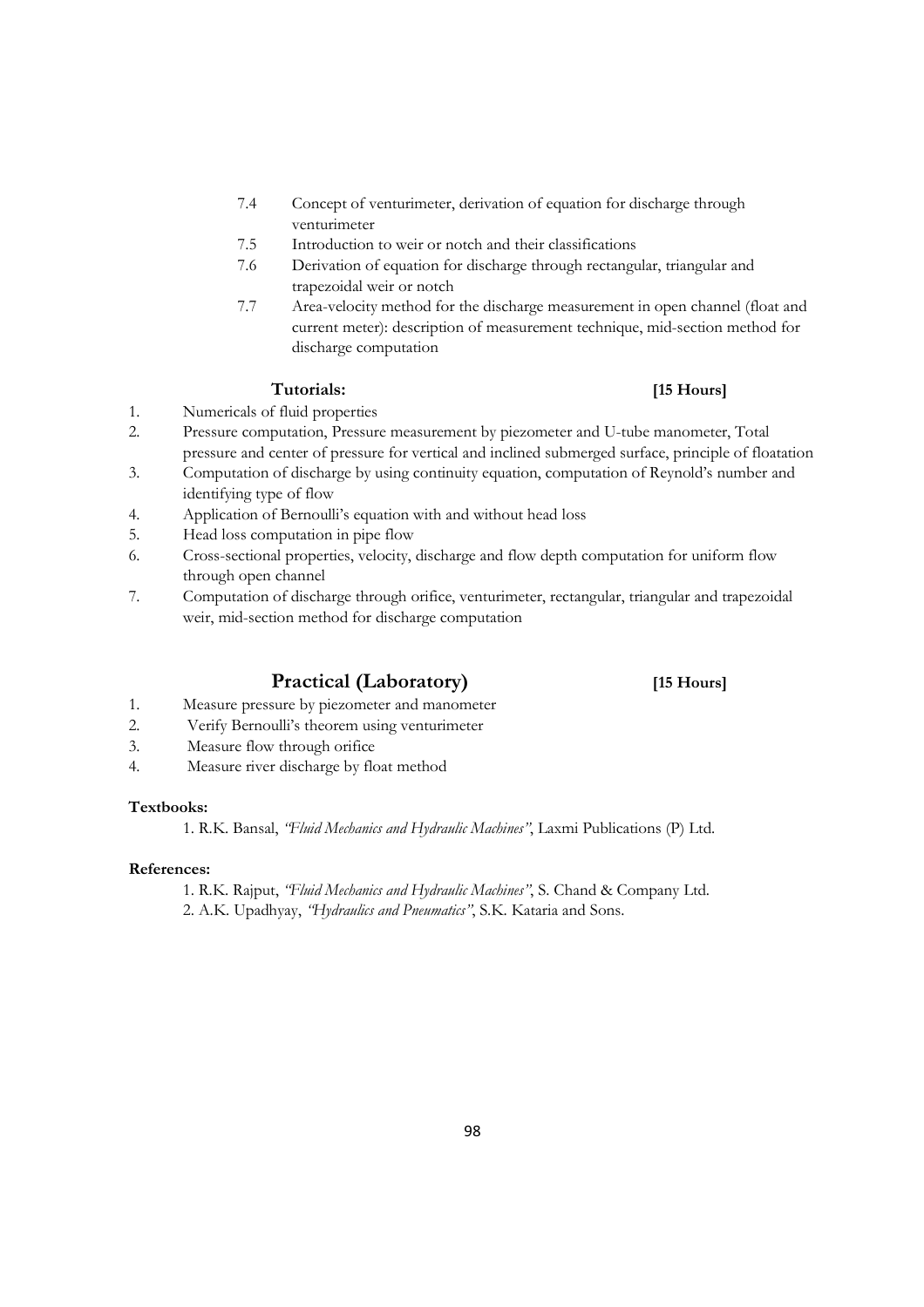7.4 Concept of venturimeter, derivation of equation for discharge through venturimeter

7.5 Introduction to weir or notch and their classifications

7.6 Derivation of equation for discharge through rectangular, triangular and trapezoidal weir or notch

7.7 Area-velocity method for the discharge measurement in open channel (float and current meter): description of measurement technique, mid-section method for discharge computation

**Tutorials: [15 Hours]**

1. Numericals of fluid properties
2. Pressure computation, Pressure measurement by piezometer and U-tube manometer, Total pressure and center of pressure for vertical and inclined submerged surface, principle of floatation
3. Computation of discharge by using continuity equation, computation of Reynold's number and identifying type of flow
4. Application of Bernoulli's equation with and without head loss
5. Head loss computation in pipe flow
6. Cross-sectional properties, velocity, discharge and flow depth computation for uniform flow through open channel
7. Computation of discharge through orifice, venturimeter, rectangular, triangular and trapezoidal weir, mid-section method for discharge computation

## Practical (Laboratory) [15 Hours]

1. Measure pressure by piezometer and manometer
2. Verify Bernoulli's theorem using venturimeter
3. Measure flow through orifice
4. Measure river discharge by float method

**Textbooks:**

1. R.K. Bansal, *"Fluid Mechanics and Hydraulic Machines"*, Laxmi Publications (P) Ltd.

**References:**

1. R.K. Rajput, *"Fluid Mechanics and Hydraulic Machines"*, S. Chand & Company Ltd.
2. A.K. Upadhyay, *"Hydraulics and Pneumatics"*, S.K. Kataria and Sons.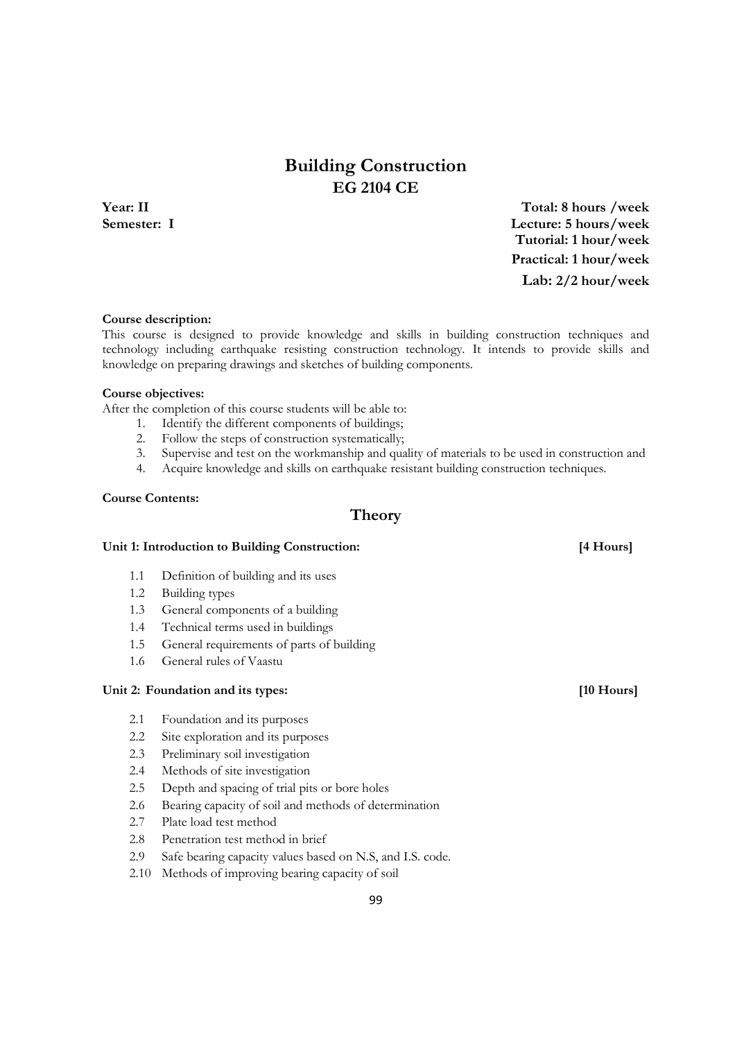# Building Construction

## EG 2104 CE

**Year: II**
**Semester: I**

**Total: 8 hours /week**
**Lecture: 5 hours/week**
**Tutorial: 1 hour/week**
**Practical: 1 hour/week**
**Lab: 2/2 hour/week**

**Course description:**

This course is designed to provide knowledge and skills in building construction techniques and technology including earthquake resisting construction technology. It intends to provide skills and knowledge on preparing drawings and sketches of building components.

**Course objectives:**

After the completion of this course students will be able to:

1. Identify the different components of buildings;
2. Follow the steps of construction systematically;
3. Supervise and test on the workmanship and quality of materials to be used in construction and
4. Acquire knowledge and skills on earthquake resistant building construction techniques.

**Course Contents:**

## Theory

**Unit 1: Introduction to Building Construction: [4 Hours]**

- 1.1 Definition of building and its uses
- 1.2 Building types
- 1.3 General components of a building
- 1.4 Technical terms used in buildings
- 1.5 General requirements of parts of building
- 1.6 General rules of Vaastu

**Unit 2: Foundation and its types: [10 Hours]**

- 2.1 Foundation and its purposes
- 2.2 Site exploration and its purposes
- 2.3 Preliminary soil investigation
- 2.4 Methods of site investigation
- 2.5 Depth and spacing of trial pits or bore holes
- 2.6 Bearing capacity of soil and methods of determination
- 2.7 Plate load test method
- 2.8 Penetration test method in brief
- 2.9 Safe bearing capacity values based on N.S, and I.S. code.
- 2.10 Methods of improving bearing capacity of soil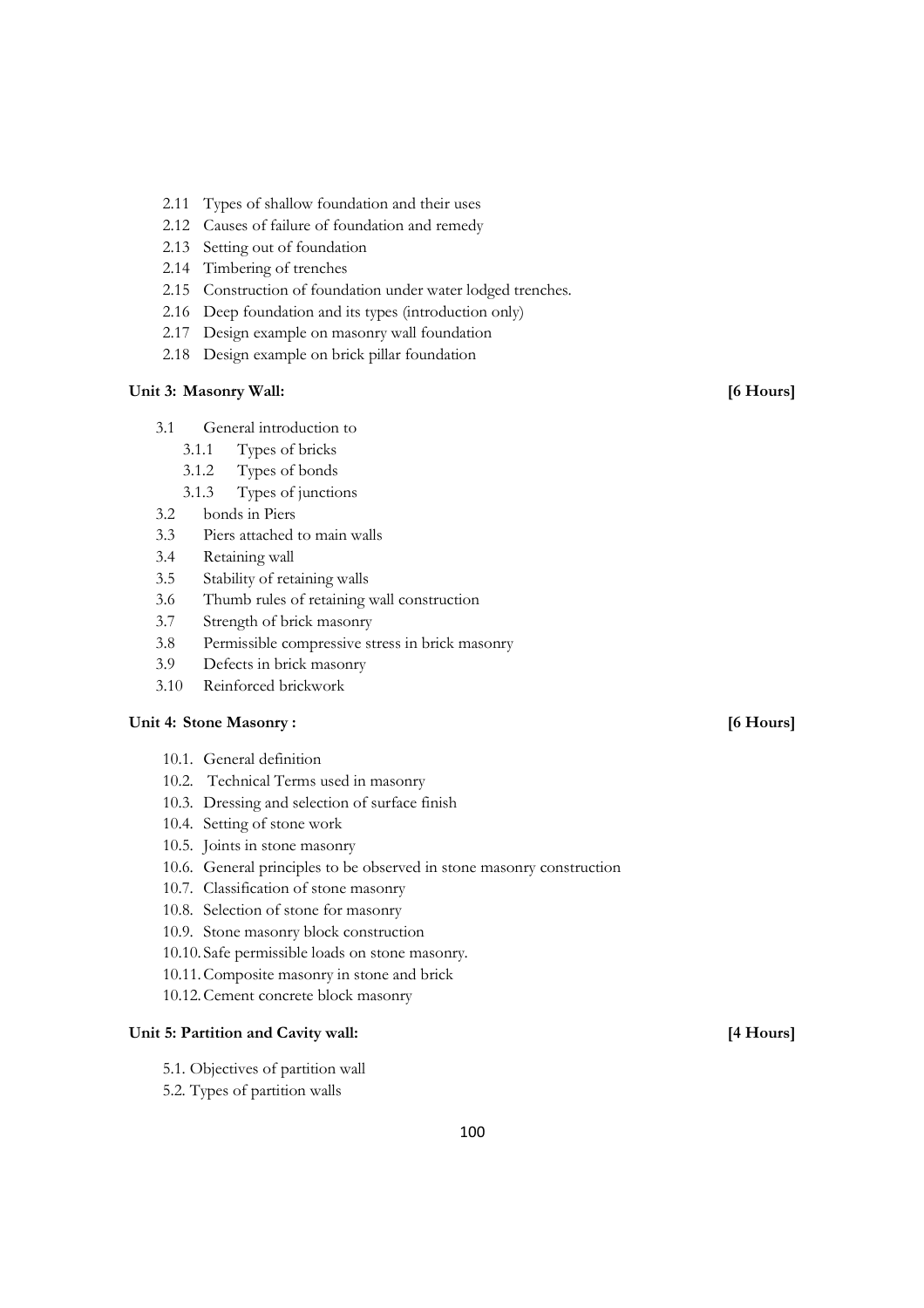2.11 Types of shallow foundation and their uses
2.12 Causes of failure of foundation and remedy
2.13 Setting out of foundation
2.14 Timbering of trenches
2.15 Construction of foundation under water lodged trenches.
2.16 Deep foundation and its types (introduction only)
2.17 Design example on masonry wall foundation
2.18 Design example on brick pillar foundation

**Unit 3: Masonry Wall:** **[6 Hours]**

3.1 General introduction to
  3.1.1 Types of bricks
  3.1.2 Types of bonds
  3.1.3 Types of junctions
3.2 bonds in Piers
3.3 Piers attached to main walls
3.4 Retaining wall
3.5 Stability of retaining walls
3.6 Thumb rules of retaining wall construction
3.7 Strength of brick masonry
3.8 Permissible compressive stress in brick masonry
3.9 Defects in brick masonry
3.10 Reinforced brickwork

**Unit 4: Stone Masonry :** **[6 Hours]**

10.1. General definition
10.2. Technical Terms used in masonry
10.3. Dressing and selection of surface finish
10.4. Setting of stone work
10.5. Joints in stone masonry
10.6. General principles to be observed in stone masonry construction
10.7. Classification of stone masonry
10.8. Selection of stone for masonry
10.9. Stone masonry block construction
10.10. Safe permissible loads on stone masonry.
10.11. Composite masonry in stone and brick
10.12. Cement concrete block masonry

**Unit 5: Partition and Cavity wall:** **[4 Hours]**

5.1. Objectives of partition wall
5.2. Types of partition walls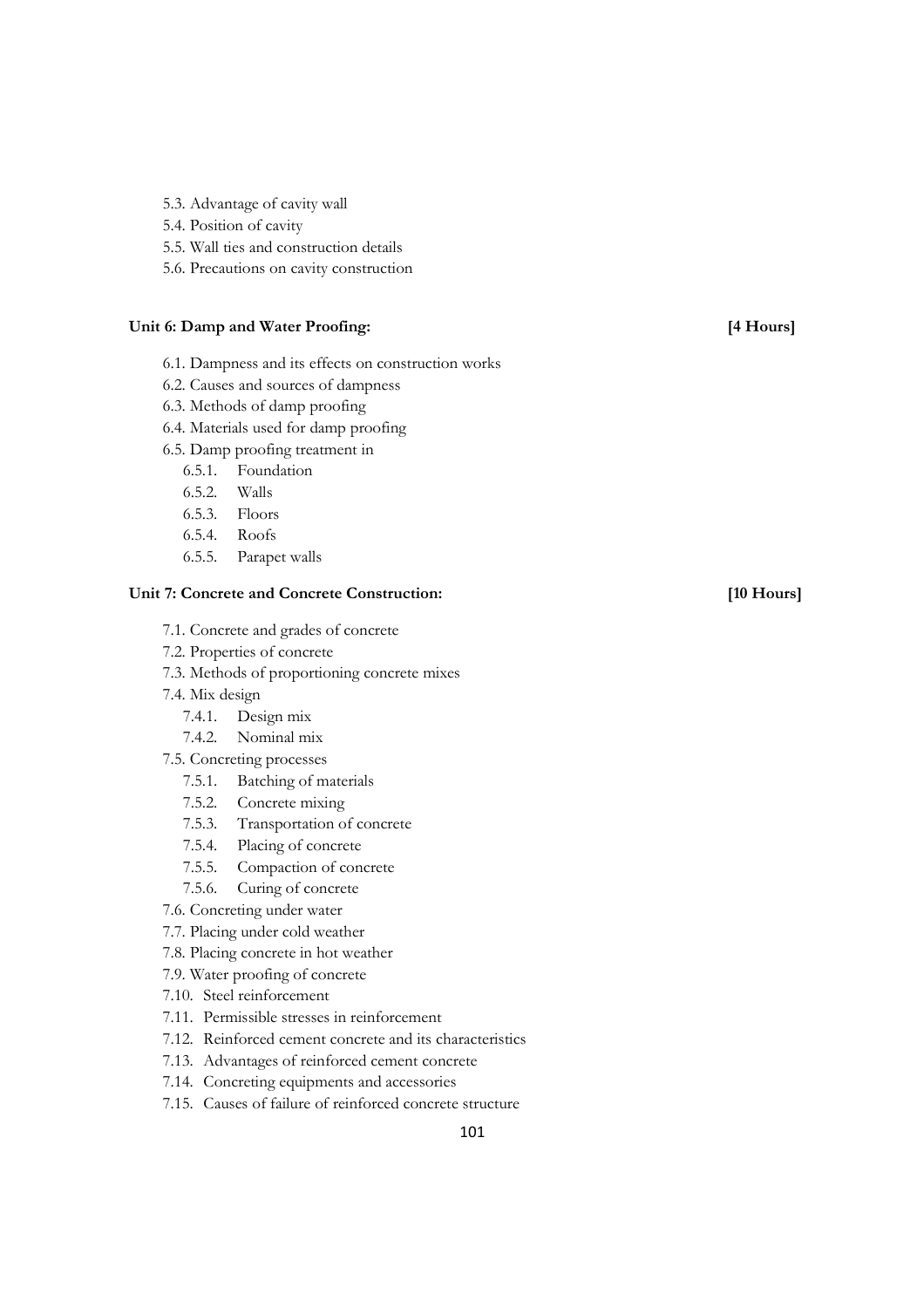- 5.3. Advantage of cavity wall
- 5.4. Position of cavity
- 5.5. Wall ties and construction details
- 5.6. Precautions on cavity construction

**Unit 6: Damp and Water Proofing:** **[4 Hours]**

- 6.1. Dampness and its effects on construction works
- 6.2. Causes and sources of dampness
- 6.3. Methods of damp proofing
- 6.4. Materials used for damp proofing
- 6.5. Damp proofing treatment in
  - 6.5.1. Foundation
  - 6.5.2. Walls
  - 6.5.3. Floors
  - 6.5.4. Roofs
  - 6.5.5. Parapet walls

**Unit 7: Concrete and Concrete Construction:** **[10 Hours]**

- 7.1. Concrete and grades of concrete
- 7.2. Properties of concrete
- 7.3. Methods of proportioning concrete mixes
- 7.4. Mix design
  - 7.4.1. Design mix
  - 7.4.2. Nominal mix
- 7.5. Concreting processes
  - 7.5.1. Batching of materials
  - 7.5.2. Concrete mixing
  - 7.5.3. Transportation of concrete
  - 7.5.4. Placing of concrete
  - 7.5.5. Compaction of concrete
  - 7.5.6. Curing of concrete
- 7.6. Concreting under water
- 7.7. Placing under cold weather
- 7.8. Placing concrete in hot weather
- 7.9. Water proofing of concrete
- 7.10. Steel reinforcement
- 7.11. Permissible stresses in reinforcement
- 7.12. Reinforced cement concrete and its characteristics
- 7.13. Advantages of reinforced cement concrete
- 7.14. Concreting equipments and accessories
- 7.15. Causes of failure of reinforced concrete structure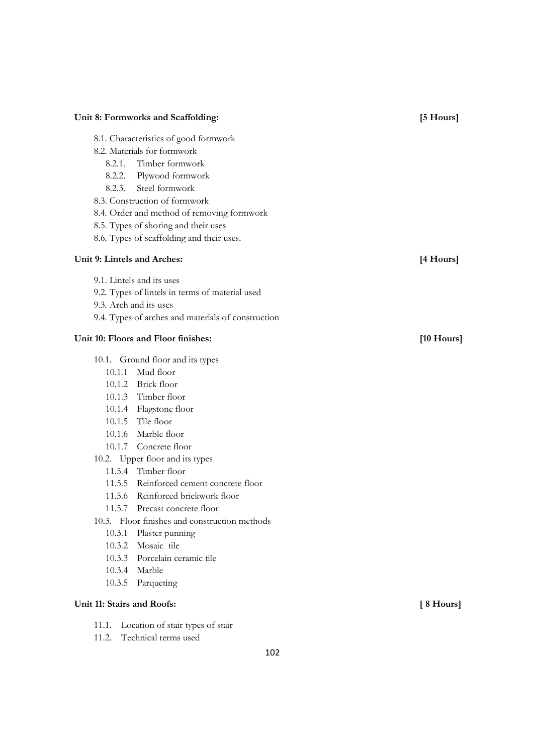**Unit 8: Formworks and Scaffolding:** **[5 Hours]**

- 8.1. Characteristics of good formwork
- 8.2. Materials for formwork
  - 8.2.1. Timber formwork
  - 8.2.2. Plywood formwork
  - 8.2.3. Steel formwork
- 8.3. Construction of formwork
- 8.4. Order and method of removing formwork
- 8.5. Types of shoring and their uses
- 8.6. Types of scaffolding and their uses.

**Unit 9: Lintels and Arches:** **[4 Hours]**

- 9.1. Lintels and its uses
- 9.2. Types of lintels in terms of material used
- 9.3. Arch and its uses
- 9.4. Types of arches and materials of construction

**Unit 10: Floors and Floor finishes:** **[10 Hours]**

- 10.1. Ground floor and its types
  - 10.1.1 Mud floor
  - 10.1.2 Brick floor
  - 10.1.3 Timber floor
  - 10.1.4 Flagstone floor
  - 10.1.5 Tile floor
  - 10.1.6 Marble floor
  - 10.1.7 Concrete floor
- 10.2. Upper floor and its types
  - 11.5.4 Timber floor
  - 11.5.5 Reinforced cement concrete floor
  - 11.5.6 Reinforced brickwork floor
  - 11.5.7 Precast concrete floor
- 10.3. Floor finishes and construction methods
  - 10.3.1 Plaster punning
  - 10.3.2 Mosaic tile
  - 10.3.3 Porcelain ceramic tile
  - 10.3.4 Marble
  - 10.3.5 Parqueting

**Unit 11: Stairs and Roofs:** **[ 8 Hours]**

- 11.1. Location of stair types of stair
- 11.2. Technical terms used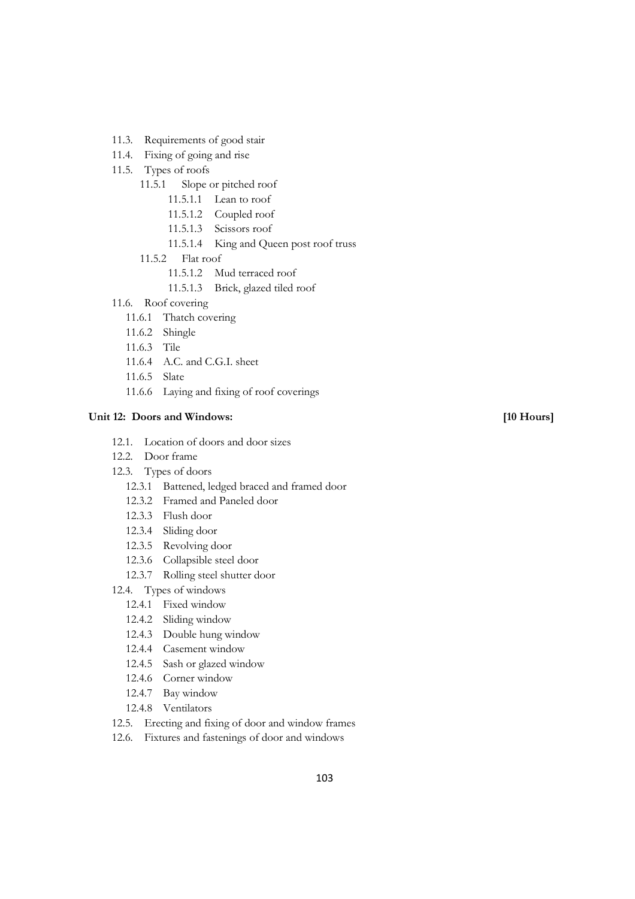- 11.3. Requirements of good stair
- 11.4. Fixing of going and rise
- 11.5. Types of roofs
  - 11.5.1 Slope or pitched roof
    - 11.5.1.1 Lean to roof
    - 11.5.1.2 Coupled roof
    - 11.5.1.3 Scissors roof
    - 11.5.1.4 King and Queen post roof truss
  - 11.5.2 Flat roof
    - 11.5.1.2 Mud terraced roof
    - 11.5.1.3 Brick, glazed tiled roof
- 11.6. Roof covering
  - 11.6.1 Thatch covering
  - 11.6.2 Shingle
  - 11.6.3 Tile
  - 11.6.4 A.C. and C.G.I. sheet
  - 11.6.5 Slate
  - 11.6.6 Laying and fixing of roof coverings

**Unit 12: Doors and Windows: [10 Hours]**

- 12.1. Location of doors and door sizes
- 12.2. Door frame
- 12.3. Types of doors
  - 12.3.1 Battened, ledged braced and framed door
  - 12.3.2 Framed and Paneled door
  - 12.3.3 Flush door
  - 12.3.4 Sliding door
  - 12.3.5 Revolving door
  - 12.3.6 Collapsible steel door
  - 12.3.7 Rolling steel shutter door
- 12.4. Types of windows
  - 12.4.1 Fixed window
  - 12.4.2 Sliding window
  - 12.4.3 Double hung window
  - 12.4.4 Casement window
  - 12.4.5 Sash or glazed window
  - 12.4.6 Corner window
  - 12.4.7 Bay window
  - 12.4.8 Ventilators
- 12.5. Erecting and fixing of door and window frames
- 12.6. Fixtures and fastenings of door and windows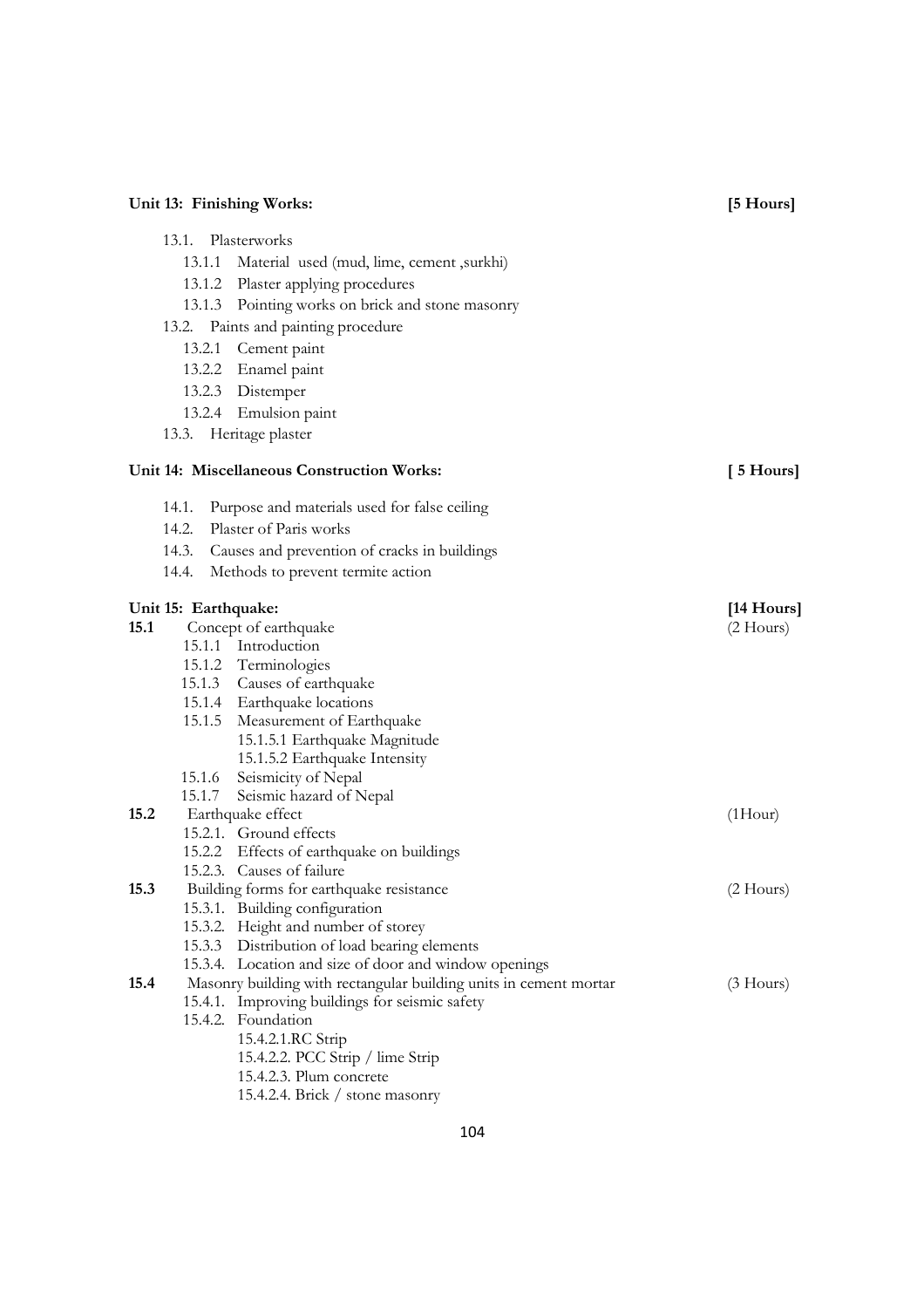**Unit 13: Finishing Works:** **[5 Hours]**

- 13.1. Plasterworks
  - 13.1.1 Material used (mud, lime, cement ,surkhi)
  - 13.1.2 Plaster applying procedures
  - 13.1.3 Pointing works on brick and stone masonry
- 13.2. Paints and painting procedure
  - 13.2.1 Cement paint
  - 13.2.2 Enamel paint
  - 13.2.3 Distemper
  - 13.2.4 Emulsion paint
- 13.3. Heritage plaster

**Unit 14: Miscellaneous Construction Works:** **[ 5 Hours]**

- 14.1. Purpose and materials used for false ceiling
- 14.2. Plaster of Paris works
- 14.3. Causes and prevention of cracks in buildings
- 14.4. Methods to prevent termite action

**Unit 15: Earthquake:** **[14 Hours]**

**15.1** Concept of earthquake (2 Hours)

- 15.1.1 Introduction
- 15.1.2 Terminologies
- 15.1.3 Causes of earthquake
- 15.1.4 Earthquake locations
- 15.1.5 Measurement of Earthquake
  - 15.1.5.1 Earthquake Magnitude
  - 15.1.5.2 Earthquake Intensity
- 15.1.6 Seismicity of Nepal
- 15.1.7 Seismic hazard of Nepal

**15.2** Earthquake effect (1Hour)

- 15.2.1. Ground effects
- 15.2.2 Effects of earthquake on buildings
- 15.2.3. Causes of failure

**15.3** Building forms for earthquake resistance (2 Hours)

- 15.3.1. Building configuration
- 15.3.2. Height and number of storey
- 15.3.3 Distribution of load bearing elements
- 15.3.4. Location and size of door and window openings

**15.4** Masonry building with rectangular building units in cement mortar (3 Hours)

- 15.4.1. Improving buildings for seismic safety
- 15.4.2. Foundation
  - 15.4.2.1.RC Strip
  - 15.4.2.2. PCC Strip / lime Strip
  - 15.4.2.3. Plum concrete
  - 15.4.2.4. Brick / stone masonry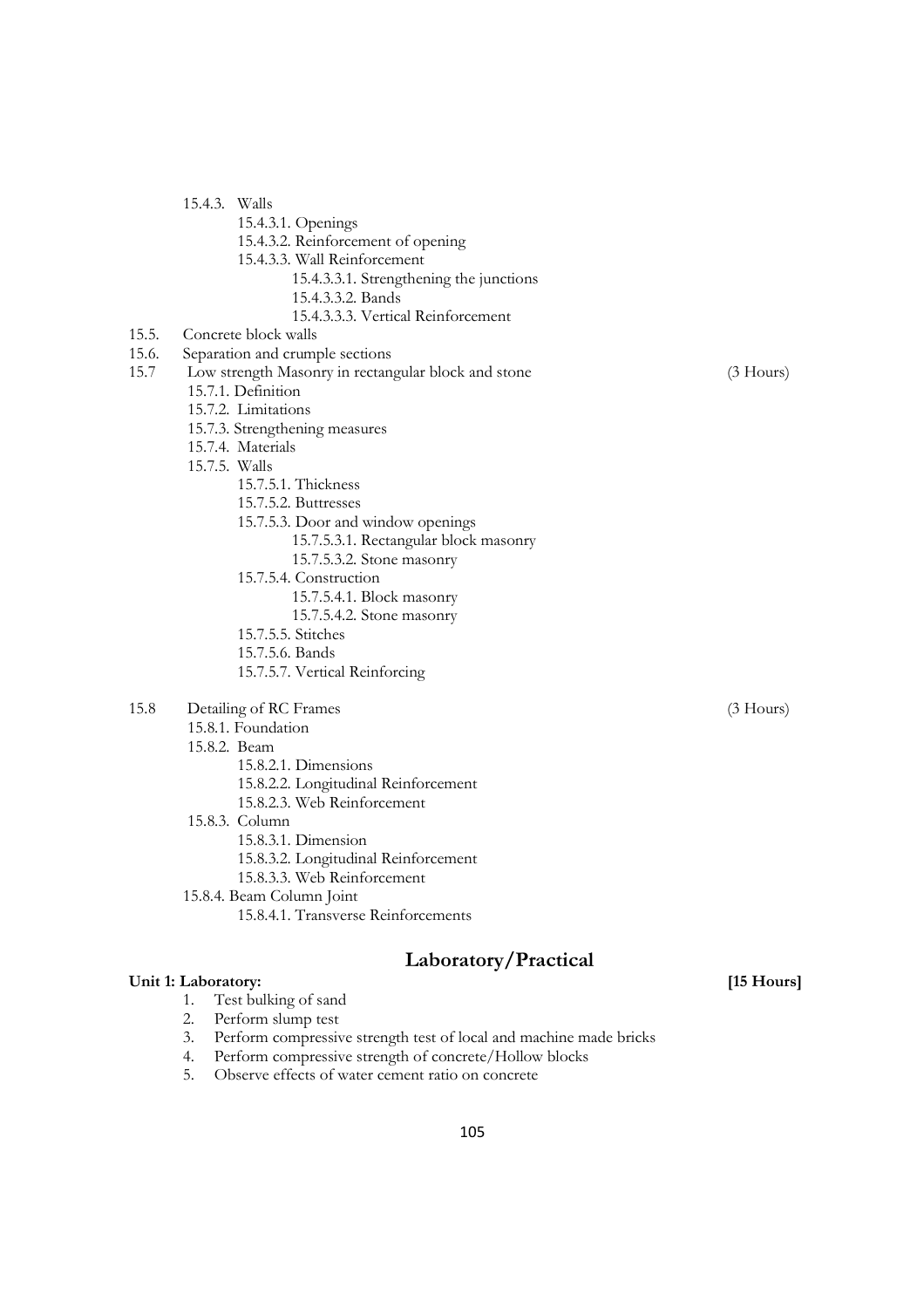- 15.4.3. Walls
  - 15.4.3.1. Openings
  - 15.4.3.2. Reinforcement of opening
  - 15.4.3.3. Wall Reinforcement
    - 15.4.3.3.1. Strengthening the junctions
    - 15.4.3.3.2. Bands
    - 15.4.3.3.3. Vertical Reinforcement

15.5. Concrete block walls

15.6. Separation and crumple sections

15.7 Low strength Masonry in rectangular block and stone (3 Hours)

- 15.7.1. Definition
- 15.7.2. Limitations
- 15.7.3. Strengthening measures
- 15.7.4. Materials
- 15.7.5. Walls
  - 15.7.5.1. Thickness
  - 15.7.5.2. Buttresses
  - 15.7.5.3. Door and window openings
    - 15.7.5.3.1. Rectangular block masonry
    - 15.7.5.3.2. Stone masonry
  - 15.7.5.4. Construction
    - 15.7.5.4.1. Block masonry
    - 15.7.5.4.2. Stone masonry
  - 15.7.5.5. Stitches
  - 15.7.5.6. Bands
  - 15.7.5.7. Vertical Reinforcing

15.8 Detailing of RC Frames (3 Hours)

- 15.8.1. Foundation
- 15.8.2. Beam
  - 15.8.2.1. Dimensions
  - 15.8.2.2. Longitudinal Reinforcement
  - 15.8.2.3. Web Reinforcement
- 15.8.3. Column
  - 15.8.3.1. Dimension
  - 15.8.3.2. Longitudinal Reinforcement
  - 15.8.3.3. Web Reinforcement
- 15.8.4. Beam Column Joint
  - 15.8.4.1. Transverse Reinforcements

## Laboratory/Practical

**Unit 1: Laboratory:** **[15 Hours]**

1. Test bulking of sand
2. Perform slump test
3. Perform compressive strength test of local and machine made bricks
4. Perform compressive strength of concrete/Hollow blocks
5. Observe effects of water cement ratio on concrete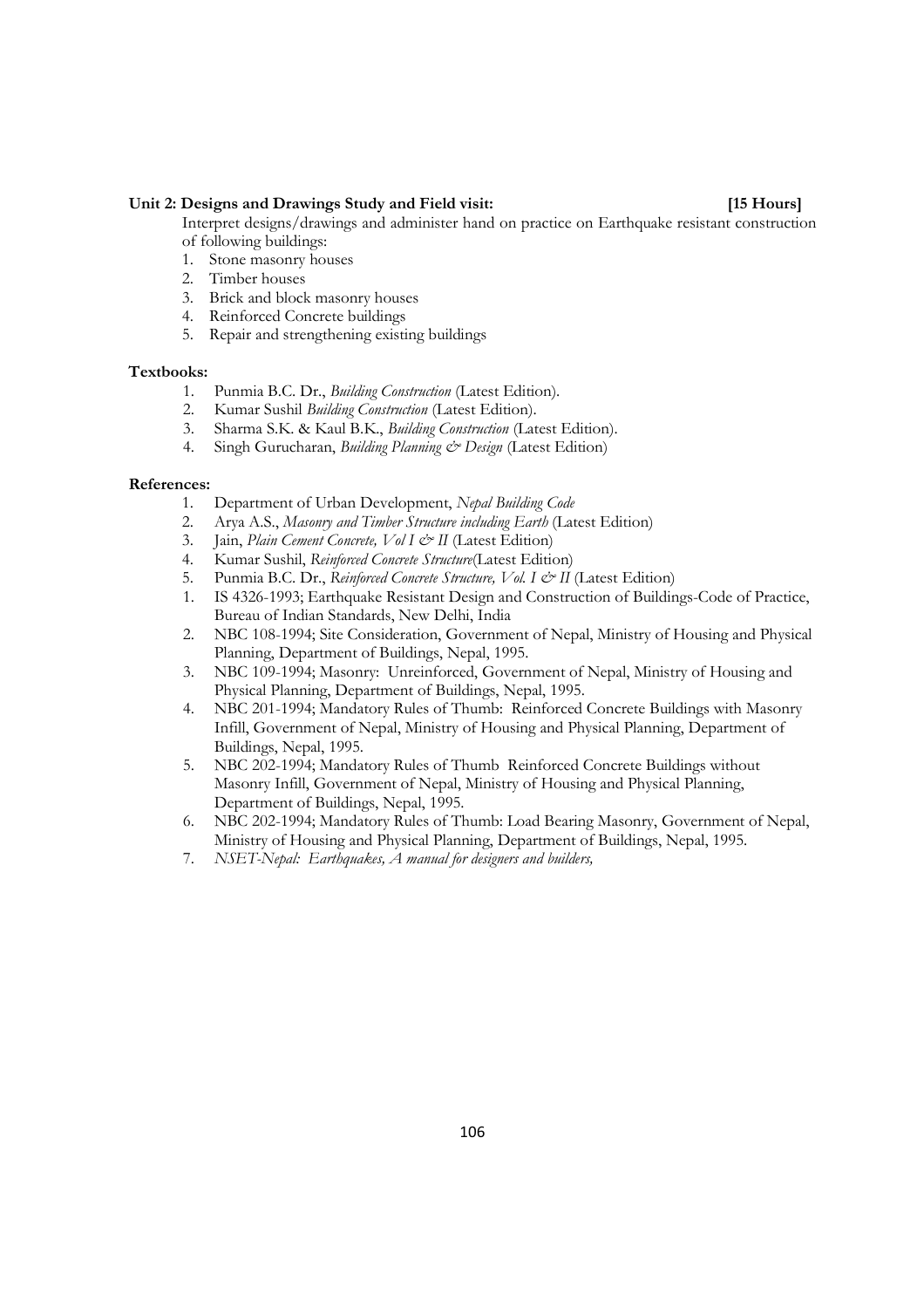**Unit 2: Designs and Drawings Study and Field visit: [15 Hours]**

Interpret designs/drawings and administer hand on practice on Earthquake resistant construction of following buildings:

1. Stone masonry houses
2. Timber houses
3. Brick and block masonry houses
4. Reinforced Concrete buildings
5. Repair and strengthening existing buildings

**Textbooks:**

1. Punmia B.C. Dr., *Building Construction* (Latest Edition).
2. Kumar Sushil *Building Construction* (Latest Edition).
3. Sharma S.K. & Kaul B.K., *Building Construction* (Latest Edition).
4. Singh Gurucharan, *Building Planning & Design* (Latest Edition)

**References:**

1. Department of Urban Development, *Nepal Building Code*
2. Arya A.S., *Masonry and Timber Structure including Earth* (Latest Edition)
3. Jain, *Plain Cement Concrete, Vol I & II* (Latest Edition)
4. Kumar Sushil, *Reinforced Concrete Structure*(Latest Edition)
5. Punmia B.C. Dr., *Reinforced Concrete Structure, Vol. I & II* (Latest Edition)

1. IS 4326-1993; Earthquake Resistant Design and Construction of Buildings-Code of Practice, Bureau of Indian Standards, New Delhi, India
2. NBC 108-1994; Site Consideration, Government of Nepal, Ministry of Housing and Physical Planning, Department of Buildings, Nepal, 1995.
3. NBC 109-1994; Masonry: Unreinforced, Government of Nepal, Ministry of Housing and Physical Planning, Department of Buildings, Nepal, 1995.
4. NBC 201-1994; Mandatory Rules of Thumb: Reinforced Concrete Buildings with Masonry Infill, Government of Nepal, Ministry of Housing and Physical Planning, Department of Buildings, Nepal, 1995.
5. NBC 202-1994; Mandatory Rules of Thumb Reinforced Concrete Buildings without Masonry Infill, Government of Nepal, Ministry of Housing and Physical Planning, Department of Buildings, Nepal, 1995.
6. NBC 202-1994; Mandatory Rules of Thumb: Load Bearing Masonry, Government of Nepal, Ministry of Housing and Physical Planning, Department of Buildings, Nepal, 1995.
7. *NSET-Nepal: Earthquakes, A manual for designers and builders,*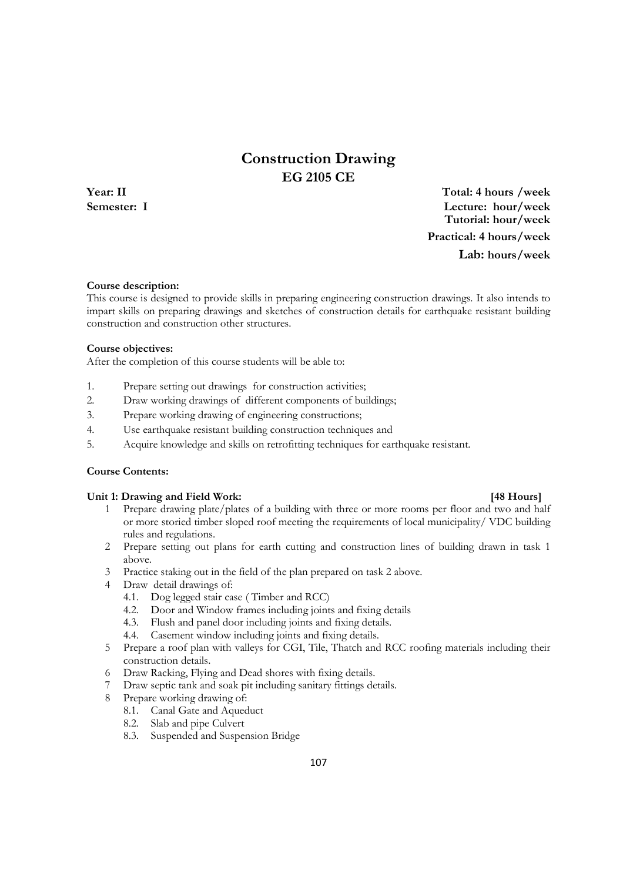# Construction Drawing
## EG 2105 CE

**Year: II**
**Semester: I**

**Total: 4 hours /week**
**Lecture: hour/week**
**Tutorial: hour/week**
**Practical: 4 hours/week**
**Lab: hours/week**

**Course description:**
This course is designed to provide skills in preparing engineering construction drawings. It also intends to impart skills on preparing drawings and sketches of construction details for earthquake resistant building construction and construction other structures.

**Course objectives:**
After the completion of this course students will be able to:

1. Prepare setting out drawings for construction activities;
2. Draw working drawings of different components of buildings;
3. Prepare working drawing of engineering constructions;
4. Use earthquake resistant building construction techniques and
5. Acquire knowledge and skills on retrofitting techniques for earthquake resistant.

**Course Contents:**

**Unit 1: Drawing and Field Work: [48 Hours]**

1. Prepare drawing plate/plates of a building with three or more rooms per floor and two and half or more storied timber sloped roof meeting the requirements of local municipality/ VDC building rules and regulations.
2. Prepare setting out plans for earth cutting and construction lines of building drawn in task 1 above.
3. Practice staking out in the field of the plan prepared on task 2 above.
4. Draw detail drawings of:
   - 4.1. Dog legged stair case ( Timber and RCC)
   - 4.2. Door and Window frames including joints and fixing details
   - 4.3. Flush and panel door including joints and fixing details.
   - 4.4. Casement window including joints and fixing details.
5. Prepare a roof plan with valleys for CGI, Tile, Thatch and RCC roofing materials including their construction details.
6. Draw Racking, Flying and Dead shores with fixing details.
7. Draw septic tank and soak pit including sanitary fittings details.
8. Prepare working drawing of:
   - 8.1. Canal Gate and Aqueduct
   - 8.2. Slab and pipe Culvert
   - 8.3. Suspended and Suspension Bridge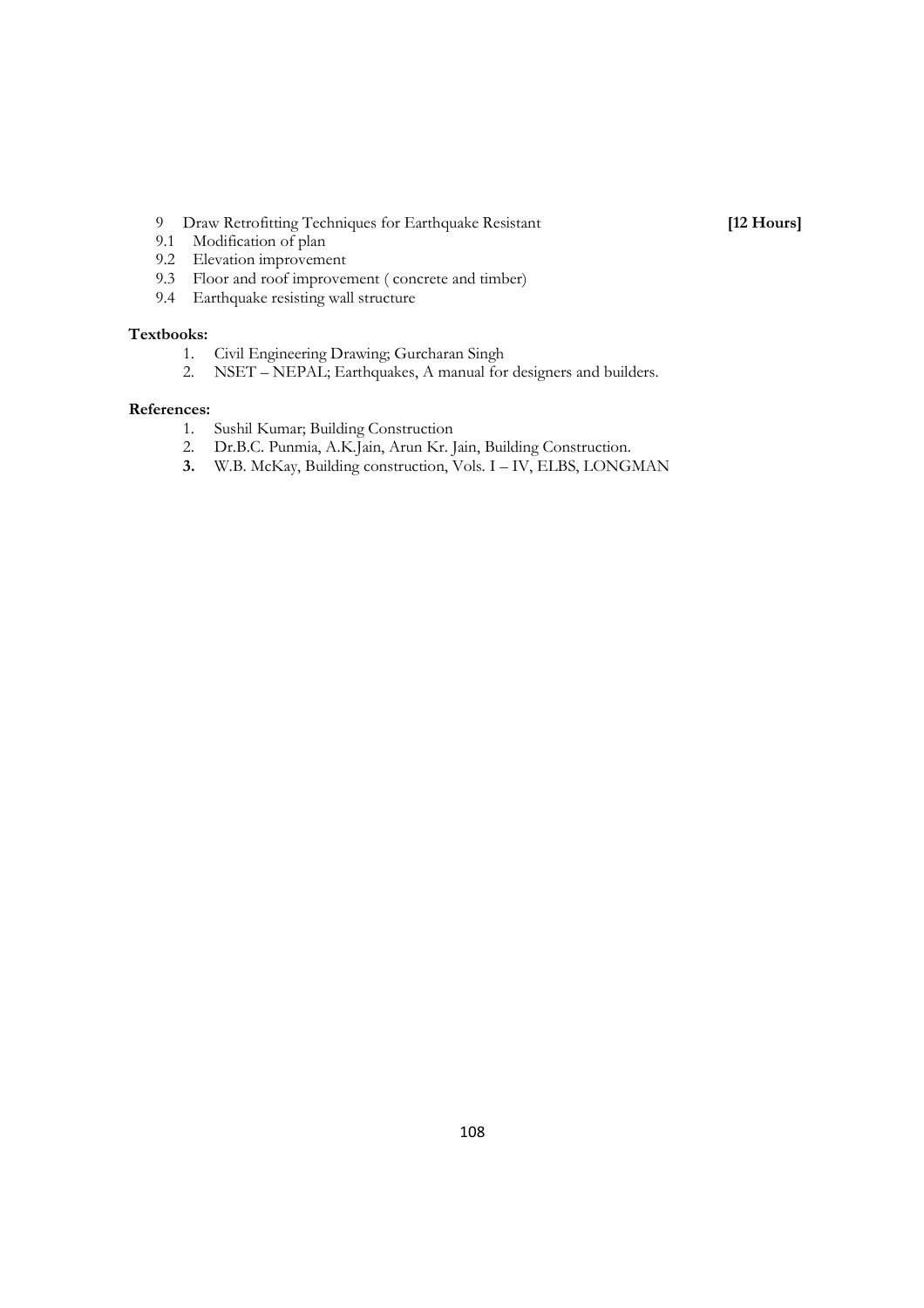9 Draw Retrofitting Techniques for Earthquake Resistant **[12 Hours]**

9.1 Modification of plan

9.2 Elevation improvement

9.3 Floor and roof improvement ( concrete and timber)

9.4 Earthquake resisting wall structure

**Textbooks:**

1. Civil Engineering Drawing; Gurcharan Singh
2. NSET – NEPAL; Earthquakes, A manual for designers and builders.

**References:**

1. Sushil Kumar; Building Construction
2. Dr.B.C. Punmia, A.K.Jain, Arun Kr. Jain, Building Construction.
3. W.B. McKay, Building construction, Vols. I – IV, ELBS, LONGMAN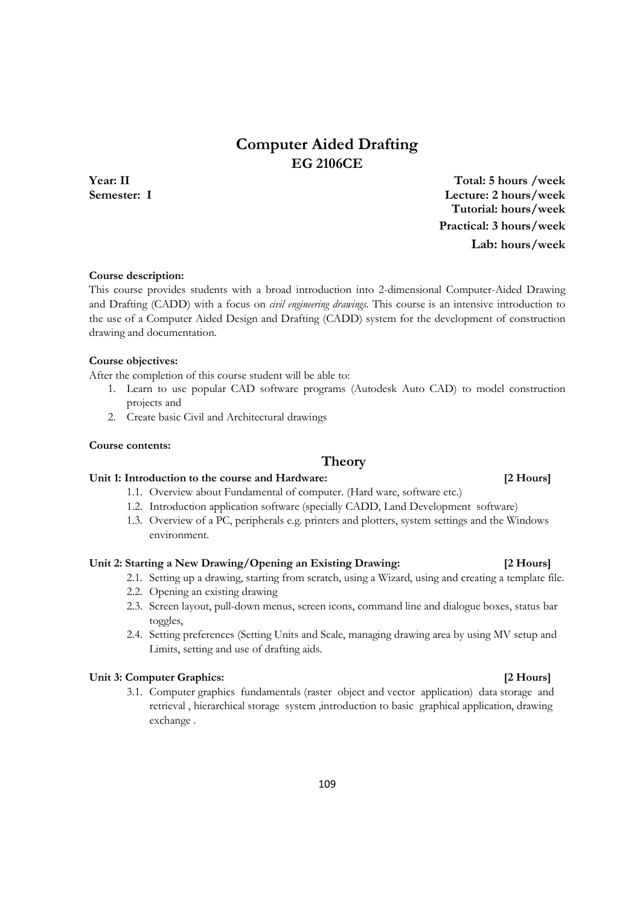# Computer Aided Drafting
## EG 2106CE

**Year: II** **Total: 5 hours /week**
**Semester: I** **Lecture: 2 hours/week**
**Tutorial: hours/week**
**Practical: 3 hours/week**
**Lab: hours/week**

**Course description:**
This course provides students with a broad introduction into 2-dimensional Computer-Aided Drawing and Drafting (CADD) with a focus on *civil engineering drawings*. This course is an intensive introduction to the use of a Computer Aided Design and Drafting (CADD) system for the development of construction drawing and documentation.

**Course objectives:**
After the completion of this course student will be able to:

1. Learn to use popular CAD software programs (Autodesk Auto CAD) to model construction projects and
2. Create basic Civil and Architectural drawings

**Course contents:**

## Theory

**Unit 1: Introduction to the course and Hardware: [2 Hours]**

- 1.1. Overview about Fundamental of computer. (Hard ware, software etc.)
- 1.2. Introduction application software (specially CADD, Land Development software)
- 1.3. Overview of a PC, peripherals e.g. printers and plotters, system settings and the Windows environment.

**Unit 2: Starting a New Drawing/Opening an Existing Drawing: [2 Hours]**

- 2.1. Setting up a drawing, starting from scratch, using a Wizard, using and creating a template file.
- 2.2. Opening an existing drawing
- 2.3. Screen layout, pull-down menus, screen icons, command line and dialogue boxes, status bar toggles,
- 2.4. Setting preferences (Setting Units and Scale, managing drawing area by using MV setup and Limits, setting and use of drafting aids.

**Unit 3: Computer Graphics: [2 Hours]**

- 3.1. Computer graphics fundamentals (raster object and vector application) data storage and retrieval , hierarchical storage system ,introduction to basic graphical application, drawing exchange .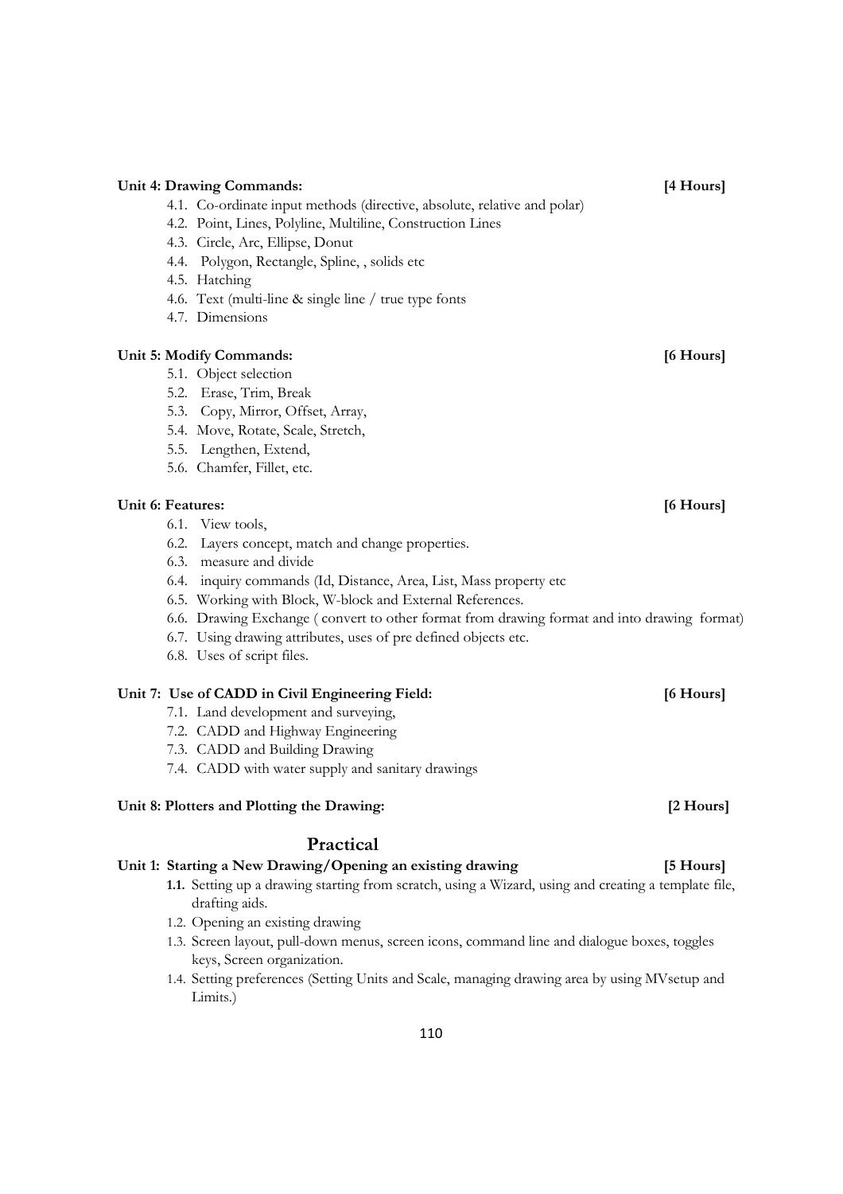**Unit 4: Drawing Commands:** **[4 Hours]**

- 4.1. Co-ordinate input methods (directive, absolute, relative and polar)
- 4.2. Point, Lines, Polyline, Multiline, Construction Lines
- 4.3. Circle, Arc, Ellipse, Donut
- 4.4. Polygon, Rectangle, Spline, , solids etc
- 4.5. Hatching
- 4.6. Text (multi-line & single line / true type fonts
- 4.7. Dimensions

**Unit 5: Modify Commands:** **[6 Hours]**

- 5.1. Object selection
- 5.2. Erase, Trim, Break
- 5.3. Copy, Mirror, Offset, Array,
- 5.4. Move, Rotate, Scale, Stretch,
- 5.5. Lengthen, Extend,
- 5.6. Chamfer, Fillet, etc.

**Unit 6: Features:** **[6 Hours]**

- 6.1. View tools,
- 6.2. Layers concept, match and change properties.
- 6.3. measure and divide
- 6.4. inquiry commands (Id, Distance, Area, List, Mass property etc
- 6.5. Working with Block, W-block and External References.
- 6.6. Drawing Exchange ( convert to other format from drawing format and into drawing format)
- 6.7. Using drawing attributes, uses of pre defined objects etc.
- 6.8. Uses of script files.

**Unit 7: Use of CADD in Civil Engineering Field:** **[6 Hours]**

- 7.1. Land development and surveying,
- 7.2. CADD and Highway Engineering
- 7.3. CADD and Building Drawing
- 7.4. CADD with water supply and sanitary drawings

**Unit 8: Plotters and Plotting the Drawing:** **[2 Hours]**

## Practical

**Unit 1: Starting a New Drawing/Opening an existing drawing** **[5 Hours]**

- **1.1.** Setting up a drawing starting from scratch, using a Wizard, using and creating a template file, drafting aids.
- 1.2. Opening an existing drawing
- 1.3. Screen layout, pull-down menus, screen icons, command line and dialogue boxes, toggles keys, Screen organization.
- 1.4. Setting preferences (Setting Units and Scale, managing drawing area by using MVsetup and Limits.)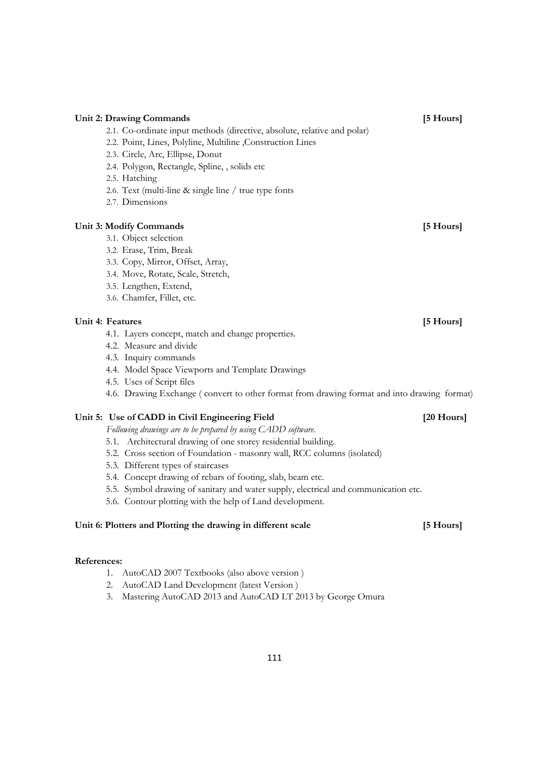**Unit 2: Drawing Commands** **[5 Hours]**

- 2.1. Co-ordinate input methods (directive, absolute, relative and polar)
- 2.2. Point, Lines, Polyline, Multiline ,Construction Lines
- 2.3. Circle, Arc, Ellipse, Donut
- 2.4. Polygon, Rectangle, Spline, , solids etc
- 2.5. Hatching
- 2.6. Text (multi-line & single line / true type fonts
- 2.7. Dimensions

**Unit 3: Modify Commands** **[5 Hours]**

- 3.1. Object selection
- 3.2. Erase, Trim, Break
- 3.3. Copy, Mirror, Offset, Array,
- 3.4. Move, Rotate, Scale, Stretch,
- 3.5. Lengthen, Extend,
- 3.6. Chamfer, Fillet, etc.

**Unit 4: Features** **[5 Hours]**

- 4.1. Layers concept, match and change properties.
- 4.2. Measure and divide
- 4.3. Inquiry commands
- 4.4. Model Space Viewports and Template Drawings
- 4.5. Uses of Script files
- 4.6. Drawing Exchange ( convert to other format from drawing format and into drawing format)

**Unit 5: Use of CADD in Civil Engineering Field** **[20 Hours]**

*Following drawings are to be prepared by using CADD software.*

- 5.1. Architectural drawing of one storey residential building.
- 5.2. Cross section of Foundation - masonry wall, RCC columns (isolated)
- 5.3. Different types of staircases
- 5.4. Concept drawing of rebars of footing, slab, beam etc.
- 5.5. Symbol drawing of sanitary and water supply, electrical and communication etc.
- 5.6. Contour plotting with the help of Land development.

**Unit 6: Plotters and Plotting the drawing in different scale** **[5 Hours]**

**References:**

1. AutoCAD 2007 Textbooks (also above version )
2. AutoCAD Land Development (latest Version )
3. Mastering AutoCAD 2013 and AutoCAD LT 2013 by George Omura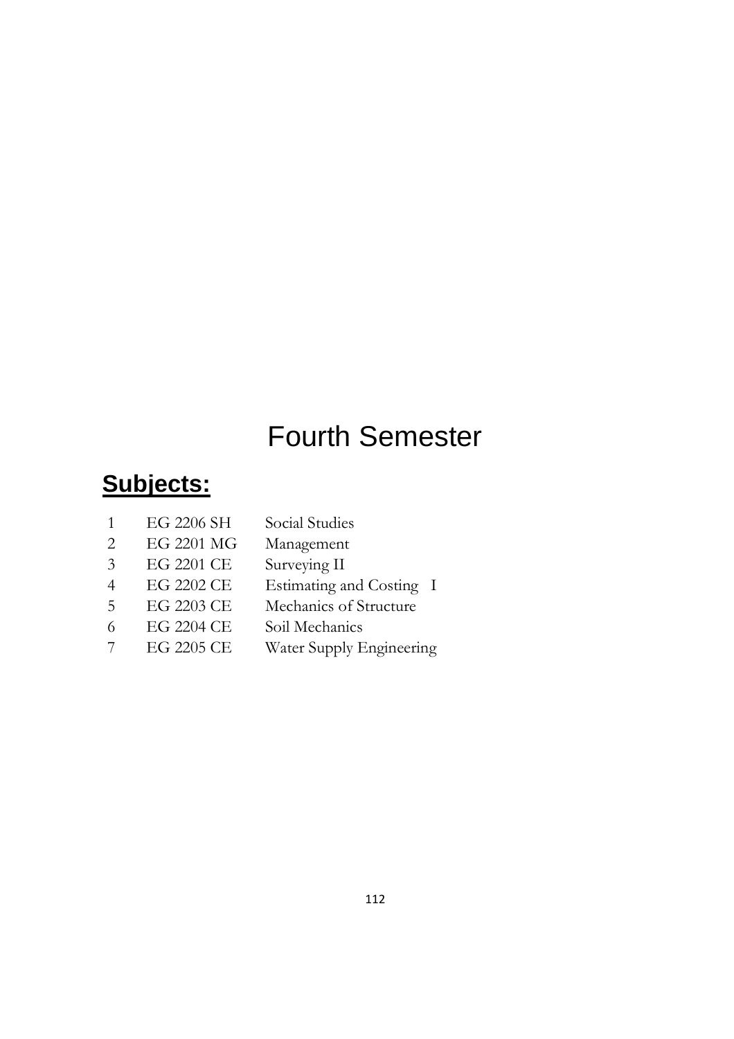# Fourth Semester

## Subjects:

| | | |
|---|---|---|
| 1 | EG 2206 SH | Social Studies |
| 2 | EG 2201 MG | Management |
| 3 | EG 2201 CE | Surveying II |
| 4 | EG 2202 CE | Estimating and Costing I |
| 5 | EG 2203 CE | Mechanics of Structure |
| 6 | EG 2204 CE | Soil Mechanics |
| 7 | EG 2205 CE | Water Supply Engineering |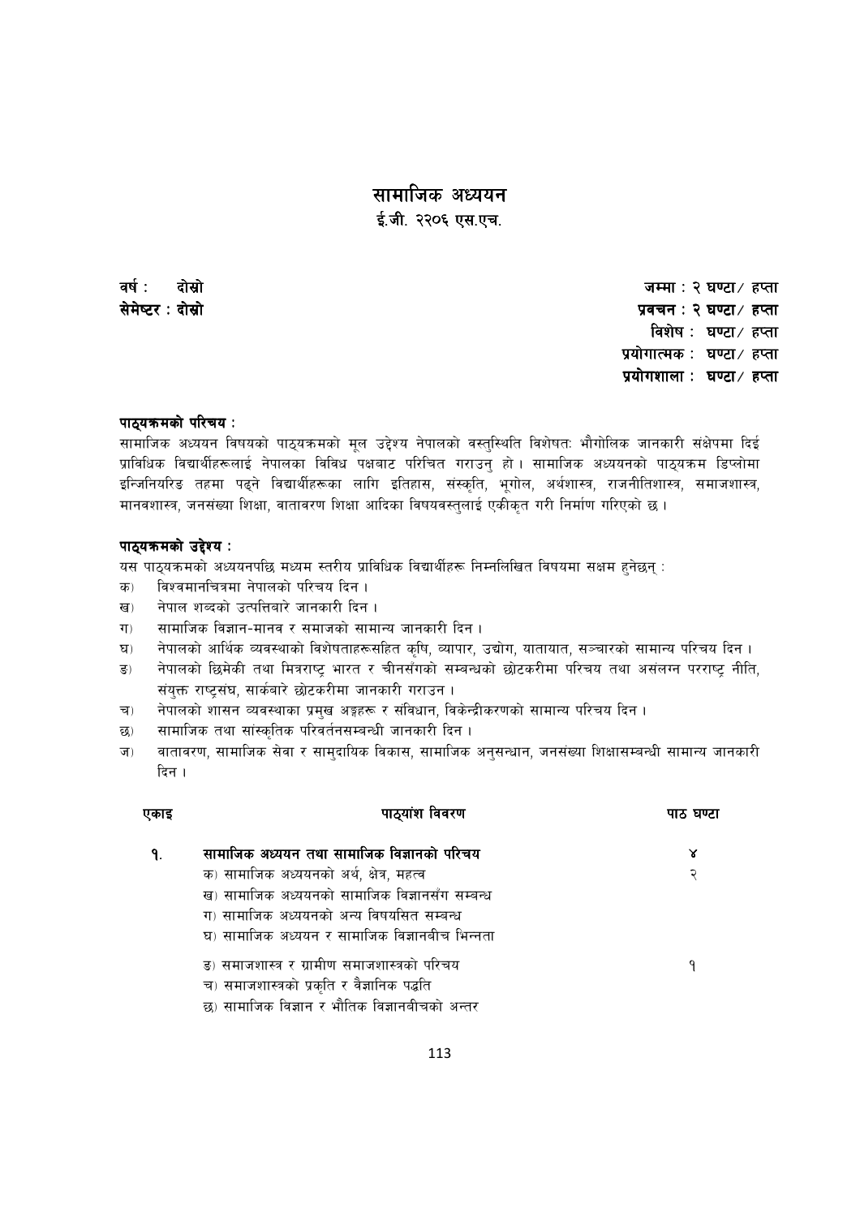# सामाजिक अध्ययन

**ई.जी. २२०६ एस.एच.**

**वर्ष : दोस्रो**
**सेमेष्टर : दोस्रो**

**जम्मा : २ घण्टा/ हप्ता**
**प्रवचन : २ घण्टा/ हप्ता**
**विशेष : घण्टा/ हप्ता**
**प्रयोगात्मक : घण्टा/ हप्ता**
**प्रयोगशाला : घण्टा/ हप्ता**

**पाठ्यक्रमको परिचय :**

सामाजिक अध्ययन विषयको पाठ्यक्रमको मूल उद्देश्य नेपालको वस्तुस्थिति विशेषतः भौगोलिक जानकारी संक्षेपमा दिई प्राविधिक विद्यार्थीहरूलाई नेपालका विविध पक्षबाट परिचित गराउनु हो। सामाजिक अध्ययनको पाठ्यक्रम डिप्लोमा इन्जिनियरिङ तहमा पढ्ने विद्यार्थीहरूका लागि इतिहास, संस्कृति, भूगोल, अर्थशास्त्र, राजनीतिशास्त्र, समाजशास्त्र, मानवशास्त्र, जनसंख्या शिक्षा, वातावरण शिक्षा आदिका विषयवस्तुलाई एकीकृत गरी निर्माण गरिएको छ।

**पाठ्यक्रमको उद्देश्य :**

यस पाठ्यक्रमको अध्ययनपछि मध्यम स्तरीय प्राविधिक विद्यार्थीहरू निम्नलिखित विषयमा सक्षम हुनेछन् :

क) विश्वमानचित्रमा नेपालको परिचय दिन।
ख) नेपाल शब्दको उत्पत्तिबारे जानकारी दिन।
ग) सामाजिक विज्ञान-मानव र समाजको सामान्य जानकारी दिन।
घ) नेपालको आर्थिक व्यवस्थाको विशेषताहरूसहित कृषि, व्यापार, उद्योग, यातायात, सञ्चारको सामान्य परिचय दिन।
ङ) नेपालको छिमेकी तथा मित्रराष्ट्र भारत र चीनसँगको सम्बन्धको छोटकरीमा परिचय तथा असंलग्न परराष्ट्र नीति, संयुक्त राष्ट्रसंघ, सार्कबारे छोटकरीमा जानकारी गराउन।
च) नेपालको शासन व्यवस्थाका प्रमुख अङ्गहरू र संविधान, विकेन्द्रीकरणको सामान्य परिचय दिन।
छ) सामाजिक तथा सांस्कृतिक परिवर्तनसम्बन्धी जानकारी दिन।
ज) वातावरण, सामाजिक सेवा र सामुदायिक विकास, सामाजिक अनुसन्धान, जनसंख्या शिक्षासम्बन्धी सामान्य जानकारी दिन।

| एकाइ | पाठ्यांश विवरण | पाठ घण्टा |
|---|---|---|
| १. | **सामाजिक अध्ययन तथा सामाजिक विज्ञानको परिचय** | ४ |
| | क) सामाजिक अध्ययनको अर्थ, क्षेत्र, महत्व | २ |
| | ख) सामाजिक अध्ययनको सामाजिक विज्ञानसँग सम्बन्ध | |
| | ग) सामाजिक अध्ययनको अन्य विषयसित सम्बन्ध | |
| | घ) सामाजिक अध्ययन र सामाजिक विज्ञानबीच भिन्नता | |
| | ङ) समाजशास्त्र र ग्रामीण समाजशास्त्रको परिचय | १ |
| | च) समाजशास्त्रको प्रकृति र वैज्ञानिक पद्धति | |
| | छ) सामाजिक विज्ञान र भौतिक विज्ञानबीचको अन्तर | |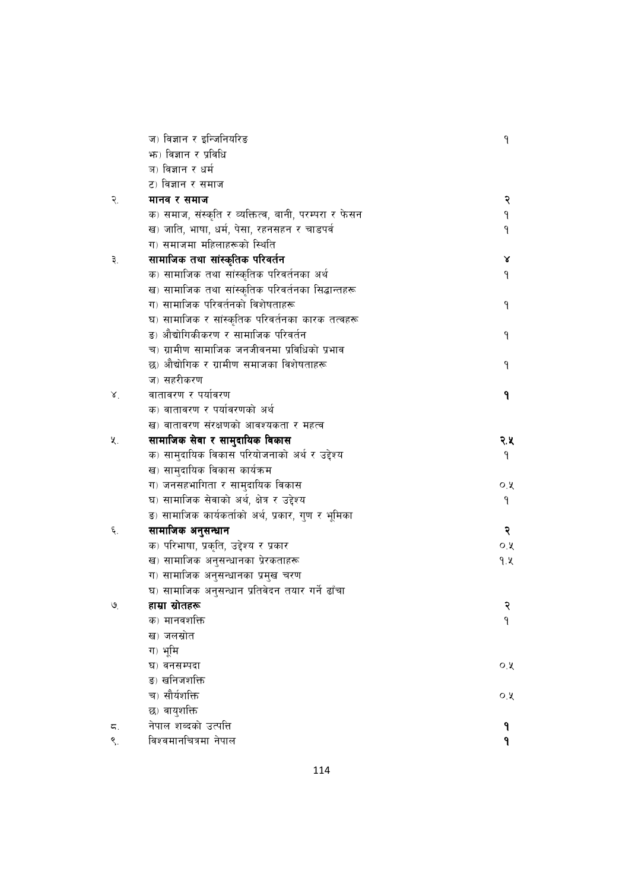| | | |
|---|---|---|
| | ज) विज्ञान र इन्जिनियरिङ | १ |
| | झ) विज्ञान र प्रविधि | |
| | ञ) विज्ञान र धर्म | |
| | ट) विज्ञान र समाज | |
| २. | **मानव र समाज** | २ |
| | क) समाज, संस्कृति र व्यक्तित्व, बानी, परम्परा र फेसन | १ |
| | ख) जाति, भाषा, धर्म, पेसा, रहनसहन र चाडपर्व | १ |
| | ग) समाजमा महिलाहरूको स्थिति | |
| ३. | **सामाजिक तथा सांस्कृतिक परिवर्तन** | ४ |
| | क) सामाजिक तथा सांस्कृतिक परिवर्तनका अर्थ | १ |
| | ख) सामाजिक तथा सांस्कृतिक परिवर्तनका सिद्धान्तहरू | |
| | ग) सामाजिक परिवर्तनको विशेषताहरू | १ |
| | घ) सामाजिक र सांस्कृतिक परिवर्तनका कारक तत्वहरू | |
| | ङ) औद्योगिकीकरण र सामाजिक परिवर्तन | १ |
| | च) ग्रामीण सामाजिक जनजीवनमा प्रविधिको प्रभाव | |
| | छ) औद्योगिक र ग्रामीण समाजका विशेषताहरू | १ |
| | ज) सहरीकरण | |
| ४. | वातावरण र पर्यावरण | **१** |
| | क) वातावरण र पर्यावरणको अर्थ | |
| | ख) वातावरण संरक्षणको आवश्यकता र महत्व | |
| ५. | **सामाजिक सेवा र सामुदायिक विकास** | **२.५** |
| | क) सामुदायिक विकास परियोजनाको अर्थ र उद्देश्य | १ |
| | ख) सामुदायिक विकास कार्यक्रम | |
| | ग) जनसहभागिता र सामुदायिक विकास | ०.५ |
| | घ) सामाजिक सेवाको अर्थ, क्षेत्र र उद्देश्य | १ |
| | ङ) सामाजिक कार्यकर्ताको अर्थ, प्रकार, गुण र भूमिका | |
| ६. | **सामाजिक अनुसन्धान** | २ |
| | क) परिभाषा, प्रकृति, उद्देश्य र प्रकार | ०.५ |
| | ख) सामाजिक अनुसन्धानका प्रेरकताहरू | १.५ |
| | ग) सामाजिक अनुसन्धानका प्रमुख चरण | |
| | घ) सामाजिक अनुसन्धान प्रतिवेदन तयार गर्ने ढाँचा | |
| ७. | **हाम्रा स्रोतहरू** | २ |
| | क) मानवशक्ति | १ |
| | ख) जलस्रोत | |
| | ग) भूमि | |
| | घ) वनसम्पदा | ०.५ |
| | ङ) खनिजशक्ति | |
| | च) सौर्यशक्ति | ०.५ |
| | छ) वायुशक्ति | |
| ८. | नेपाल शब्दको उत्पत्ति | **१** |
| ९. | विश्वमानचित्रमा नेपाल | **१** |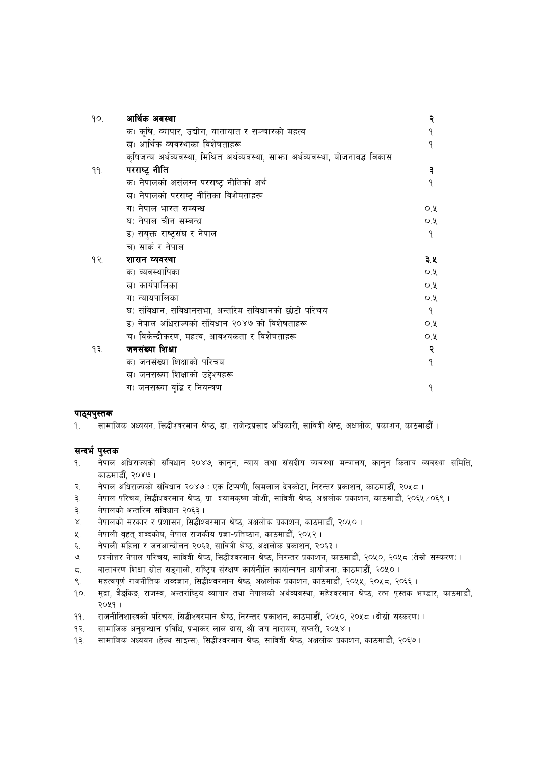| | | |
|---|---|---|
| १०. | **आर्थिक अवस्था** | **२** |
| | क) कृषि, व्यापार, उद्योग, यातायात र सञ्चारको महत्व | १ |
| | ख) आर्थिक व्यवस्थाका विशेषताहरू | १ |
| | कृषिजन्य अर्थव्यवस्था, मिश्रित अर्थव्यवस्था, साझा अर्थव्यवस्था, योजनाबद्ध विकास | |
| ११. | **परराष्ट्र नीति** | **३** |
| | क) नेपालको असंलग्न परराष्ट्र नीतिको अर्थ | १ |
| | ख) नेपालको परराष्ट्र नीतिका विशेषताहरू | |
| | ग) नेपाल भारत सम्बन्ध | ०.५ |
| | घ) नेपाल चीन सम्बन्ध | ०.५ |
| | ङ) संयुक्त राष्ट्रसंघ र नेपाल | १ |
| | च) सार्क र नेपाल | |
| १२. | **शासन व्यवस्था** | **३.५** |
| | क) व्यवस्थापिका | ०.५ |
| | ख) कार्यपालिका | ०.५ |
| | ग) न्यायपालिका | ०.५ |
| | घ) संविधान, संविधानसभा, अन्तरिम संविधानको छोटो परिचय | १ |
| | ङ) नेपाल अधिराज्यको संविधान २०४७ को विशेषताहरू | ०.५ |
| | च) विकेन्द्रीकरण, महत्व, आवश्यकता र विशेषताहरू | ०.५ |
| १३. | **जनसंख्या शिक्षा** | **२** |
| | क) जनसंख्या शिक्षाको परिचय | १ |
| | ख) जनसंख्या शिक्षाको उद्देश्यहरू | |
| | ग) जनसंख्या वृद्धि र नियन्त्रण | १ |

**पाठ्यपुस्तक**

१. सामाजिक अध्ययन, सिद्धीश्वरमान श्रेष्ठ, डा. राजेन्द्रप्रसाद अधिकारी, सावित्री श्रेष्ठ, अक्षलोक, प्रकाशन, काठमाडौं ।

**सन्दर्भ पुस्तक**

१. नेपाल अधिराज्यको संविधान २०४७, कानुन, न्याय तथा संसदीय व्यवस्था मन्त्रालय, कानुन किताब व्यवस्था समिति, काठमाडौं, २०४७ ।
२. नेपाल अधिराज्यको संविधान २०४७ : एक टिप्पणी, खिमलाल देवकोटा, निरन्तर प्रकाशन, काठमाडौं, २०५८ ।
३. नेपाल परिचय, सिद्धीश्वरमान श्रेष्ठ, प्रा. श्यामकृष्ण जोशी, सावित्री श्रेष्ठ, अक्षलोक प्रकाशन, काठमाडौं, २०६५/०६९ ।
३. नेपालको अन्तरिम संविधान २०६३ ।
४. नेपालको सरकार र प्रशासन, सिद्धीश्वरमान श्रेष्ठ, अक्षलोक प्रकाशन, काठमाडौं, २०५० ।
५. नेपाली बृहत् शब्दकोष, नेपाल राजकीय प्रज्ञा-प्रतिष्ठान, काठमाडौं, २०५२ ।
६. नेपाली महिला र जनआन्दोलन २०६३, सावित्री श्रेष्ठ, अक्षलोक प्रकाशन, २०६३ ।
७. प्रश्नोत्तर नेपाल परिचय, सावित्री श्रेष्ठ, सिद्धीश्वरमान श्रेष्ठ, निरन्तर प्रकाशन, काठमाडौं, २०५०, २०५८ (तेस्रो संस्करण) ।
८. वातावरण शिक्षा स्रोत सङ्गालो, राष्ट्रिय संरक्षण कार्यनीति कार्यान्वयन आयोजना, काठमाडौं, २०५० ।
९. महत्वपूर्ण राजनीतिक शब्दज्ञान, सिद्धीश्वरमान श्रेष्ठ, अक्षलोक प्रकाशन, काठमाडौं, २०५५, २०५८, २०६६ ।
१०. मुद्रा, बैङ्किङ, राजस्व, अन्तर्राष्ट्रिय व्यापार तथा नेपालको अर्थव्यवस्था, महेश्वरमान श्रेष्ठ, रत्न पुस्तक भण्डार, काठमाडौं, २०५१ ।
११. राजनीतिशास्त्रको परिचय, सिद्धीश्वरमान श्रेष्ठ, निरन्तर प्रकाशन, काठमाडौं, २०५०, २०५८ (दोस्रो संस्करण) ।
१२. सामाजिक अनुसन्धान प्रविधि, प्रभाकर लाल दास, श्री जय नारायण, सप्तरी, २०५४ ।
१३. सामाजिक अध्ययन (हेल्थ साइन्स), सिद्धीश्वरमान श्रेष्ठ, सावित्री श्रेष्ठ, अक्षलोक प्रकाशन, काठमाडौं, २०६७ ।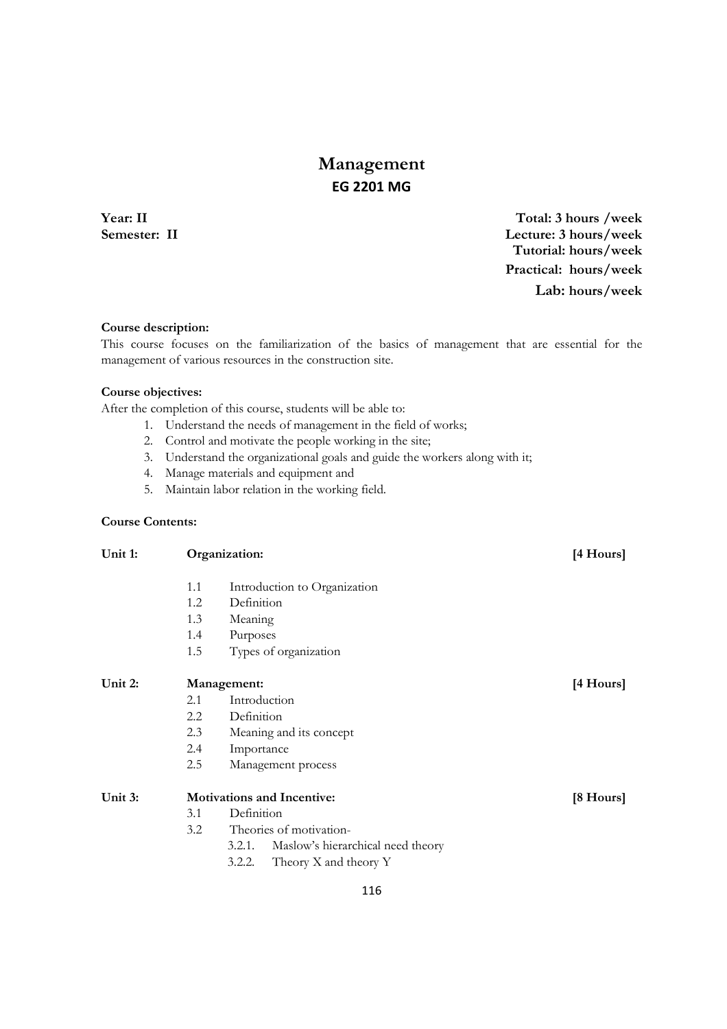# Management

## EG 2201 MG

**Year: II**
**Semester: II**

**Total: 3 hours /week**
**Lecture: 3 hours/week**
**Tutorial: hours/week**
**Practical: hours/week**
**Lab: hours/week**

**Course description:**
This course focuses on the familiarization of the basics of management that are essential for the management of various resources in the construction site.

**Course objectives:**
After the completion of this course, students will be able to:

1. Understand the needs of management in the field of works;
2. Control and motivate the people working in the site;
3. Understand the organizational goals and guide the workers along with it;
4. Manage materials and equipment and
5. Maintain labor relation in the working field.

**Course Contents:**

**Unit 1: Organization: [4 Hours]**

- 1.1 Introduction to Organization
- 1.2 Definition
- 1.3 Meaning
- 1.4 Purposes
- 1.5 Types of organization

**Unit 2: Management: [4 Hours]**

- 2.1 Introduction
- 2.2 Definition
- 2.3 Meaning and its concept
- 2.4 Importance
- 2.5 Management process

**Unit 3: Motivations and Incentive: [8 Hours]**

- 3.1 Definition
- 3.2 Theories of motivation-
  - 3.2.1. Maslow's hierarchical need theory
  - 3.2.2. Theory X and theory Y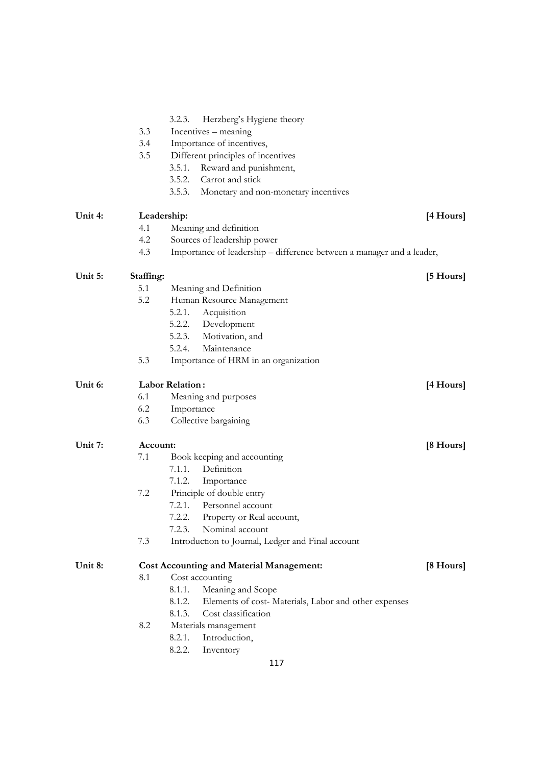- 3.2.3. Herzberg's Hygiene theory
- 3.3 Incentives – meaning
- 3.4 Importance of incentives,
- 3.5 Different principles of incentives
  - 3.5.1. Reward and punishment,
  - 3.5.2. Carrot and stick
  - 3.5.3. Monetary and non-monetary incentives

**Unit 4: Leadership: [4 Hours]**

- 4.1 Meaning and definition
- 4.2 Sources of leadership power
- 4.3 Importance of leadership – difference between a manager and a leader,

**Unit 5: Staffing: [5 Hours]**

- 5.1 Meaning and Definition
- 5.2 Human Resource Management
  - 5.2.1. Acquisition
  - 5.2.2. Development
  - 5.2.3. Motivation, and
  - 5.2.4. Maintenance
- 5.3 Importance of HRM in an organization

**Unit 6: Labor Relation: [4 Hours]**

- 6.1 Meaning and purposes
- 6.2 Importance
- 6.3 Collective bargaining

**Unit 7: Account: [8 Hours]**

- 7.1 Book keeping and accounting
  - 7.1.1. Definition
  - 7.1.2. Importance
- 7.2 Principle of double entry
  - 7.2.1. Personnel account
  - 7.2.2. Property or Real account,
  - 7.2.3. Nominal account
- 7.3 Introduction to Journal, Ledger and Final account

**Unit 8: Cost Accounting and Material Management: [8 Hours]**

- 8.1 Cost accounting
  - 8.1.1. Meaning and Scope
  - 8.1.2. Elements of cost- Materials, Labor and other expenses
  - 8.1.3. Cost classification
- 8.2 Materials management
  - 8.2.1. Introduction,
  - 8.2.2. Inventory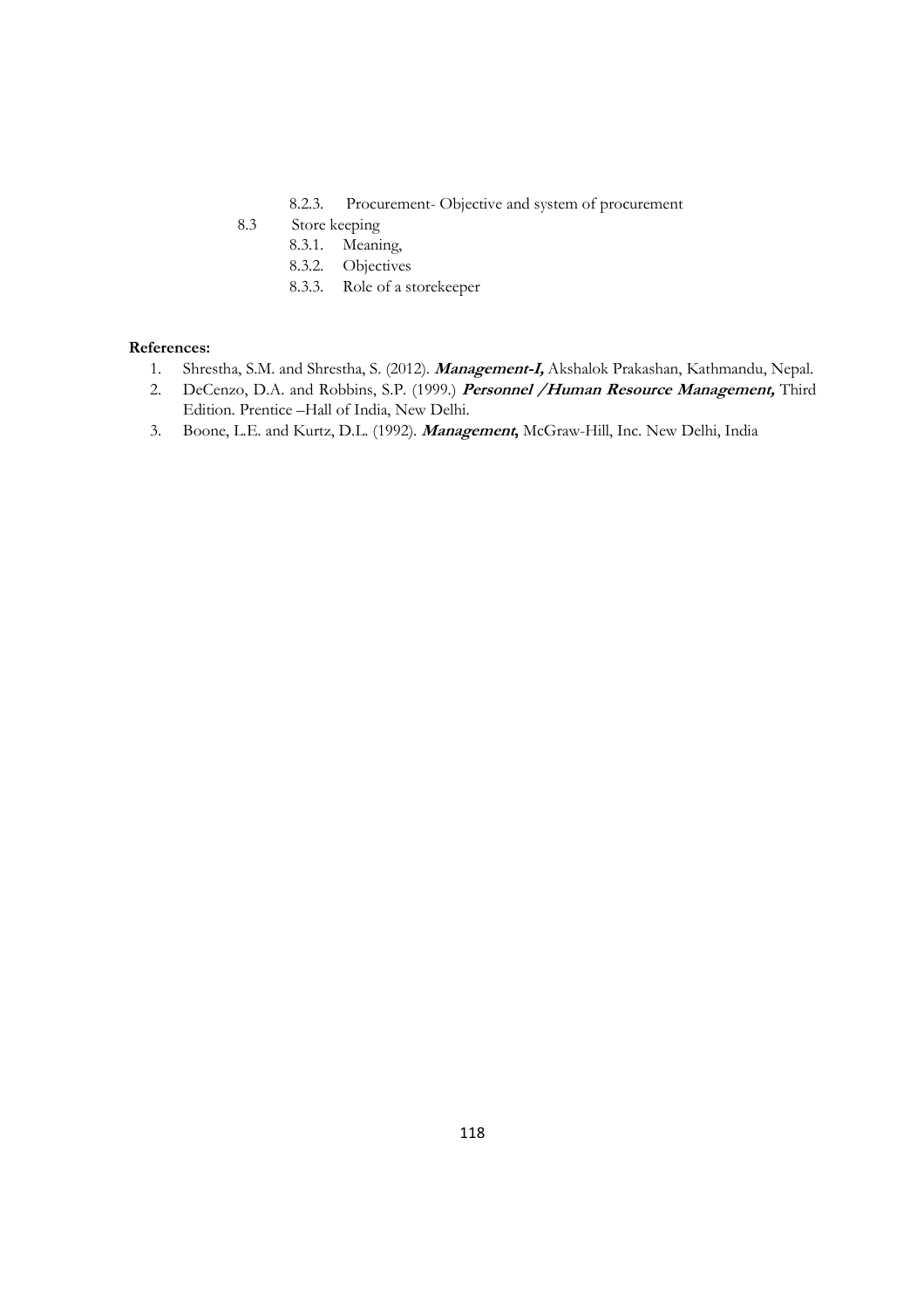8.2.3. Procurement- Objective and system of procurement

8.3 Store keeping

        8.3.1. Meaning,

        8.3.2. Objectives

        8.3.3. Role of a storekeeper

**References:**

1. Shrestha, S.M. and Shrestha, S. (2012). ***Management-I,*** Akshalok Prakashan, Kathmandu, Nepal.
2. DeCenzo, D.A. and Robbins, S.P. (1999.) ***Personnel /Human Resource Management,*** Third Edition. Prentice –Hall of India, New Delhi.
3. Boone, L.E. and Kurtz, D.L. (1992). ***Management*,** McGraw-Hill, Inc. New Delhi, India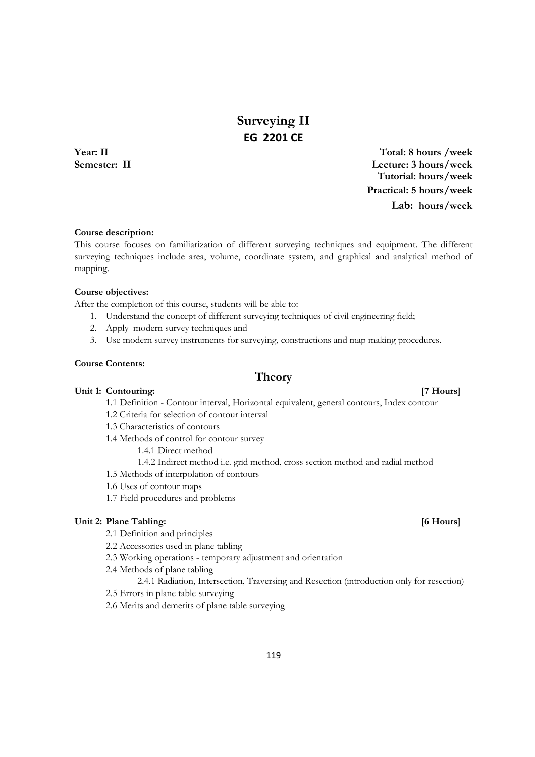# Surveying II

## EG 2201 CE

**Year: II** **Total: 8 hours /week**
**Semester: II** **Lecture: 3 hours/week**
**Tutorial: hours/week**
**Practical: 5 hours/week**
**Lab: hours/week**

**Course description:**

This course focuses on familiarization of different surveying techniques and equipment. The different surveying techniques include area, volume, coordinate system, and graphical and analytical method of mapping.

**Course objectives:**

After the completion of this course, students will be able to:

1. Understand the concept of different surveying techniques of civil engineering field;
2. Apply modern survey techniques and
3. Use modern survey instruments for surveying, constructions and map making procedures.

**Course Contents:**

## Theory

**Unit 1: Contouring: [7 Hours]**

- 1.1 Definition - Contour interval, Horizontal equivalent, general contours, Index contour
- 1.2 Criteria for selection of contour interval
- 1.3 Characteristics of contours
- 1.4 Methods of control for contour survey
    - 1.4.1 Direct method
    - 1.4.2 Indirect method i.e. grid method, cross section method and radial method
- 1.5 Methods of interpolation of contours
- 1.6 Uses of contour maps
- 1.7 Field procedures and problems

**Unit 2: Plane Tabling: [6 Hours]**

- 2.1 Definition and principles
- 2.2 Accessories used in plane tabling
- 2.3 Working operations - temporary adjustment and orientation
- 2.4 Methods of plane tabling
    - 2.4.1 Radiation, Intersection, Traversing and Resection (introduction only for resection)
- 2.5 Errors in plane table surveying
- 2.6 Merits and demerits of plane table surveying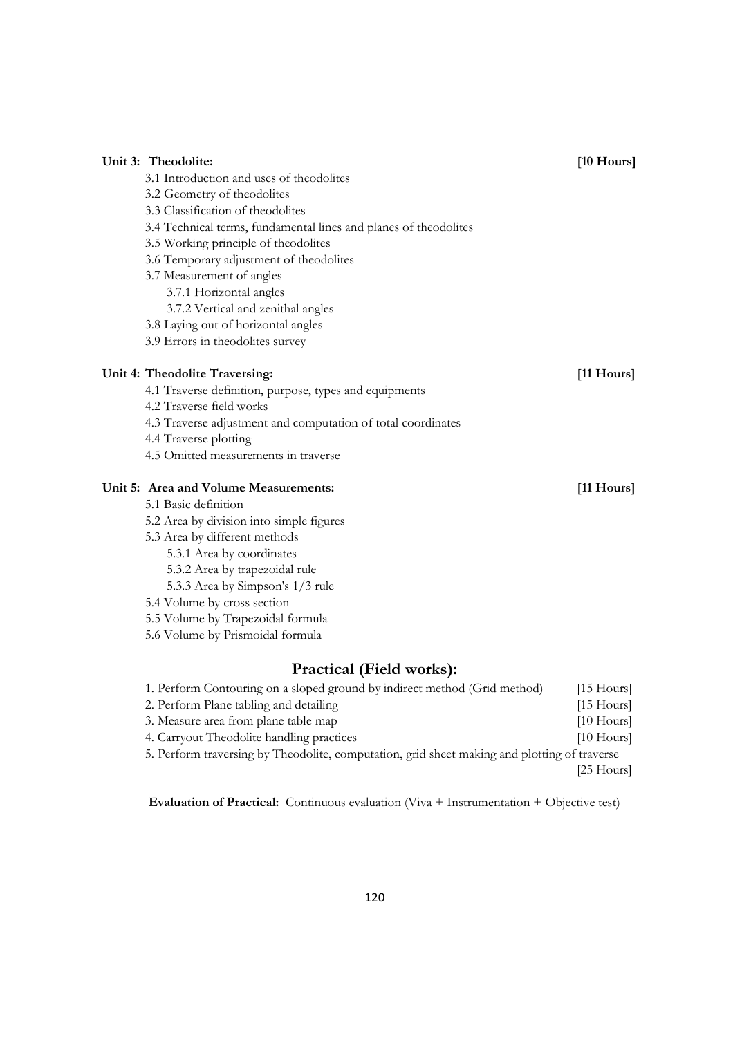**Unit 3: Theodolite:** **[10 Hours]**

3.1 Introduction and uses of theodolites
3.2 Geometry of theodolites
3.3 Classification of theodolites
3.4 Technical terms, fundamental lines and planes of theodolites
3.5 Working principle of theodolites
3.6 Temporary adjustment of theodolites
3.7 Measurement of angles
    3.7.1 Horizontal angles
    3.7.2 Vertical and zenithal angles
3.8 Laying out of horizontal angles
3.9 Errors in theodolites survey

**Unit 4: Theodolite Traversing:** **[11 Hours]**

4.1 Traverse definition, purpose, types and equipments
4.2 Traverse field works
4.3 Traverse adjustment and computation of total coordinates
4.4 Traverse plotting
4.5 Omitted measurements in traverse

**Unit 5: Area and Volume Measurements:** **[11 Hours]**

5.1 Basic definition
5.2 Area by division into simple figures
5.3 Area by different methods
    5.3.1 Area by coordinates
    5.3.2 Area by trapezoidal rule
    5.3.3 Area by Simpson's 1/3 rule
5.4 Volume by cross section
5.5 Volume by Trapezoidal formula
5.6 Volume by Prismoidal formula

## Practical (Field works):

1. Perform Contouring on a sloped ground by indirect method (Grid method) [15 Hours]
2. Perform Plane tabling and detailing [15 Hours]
3. Measure area from plane table map [10 Hours]
4. Carryout Theodolite handling practices [10 Hours]
5. Perform traversing by Theodolite, computation, grid sheet making and plotting of traverse [25 Hours]

**Evaluation of Practical:** Continuous evaluation (Viva + Instrumentation + Objective test)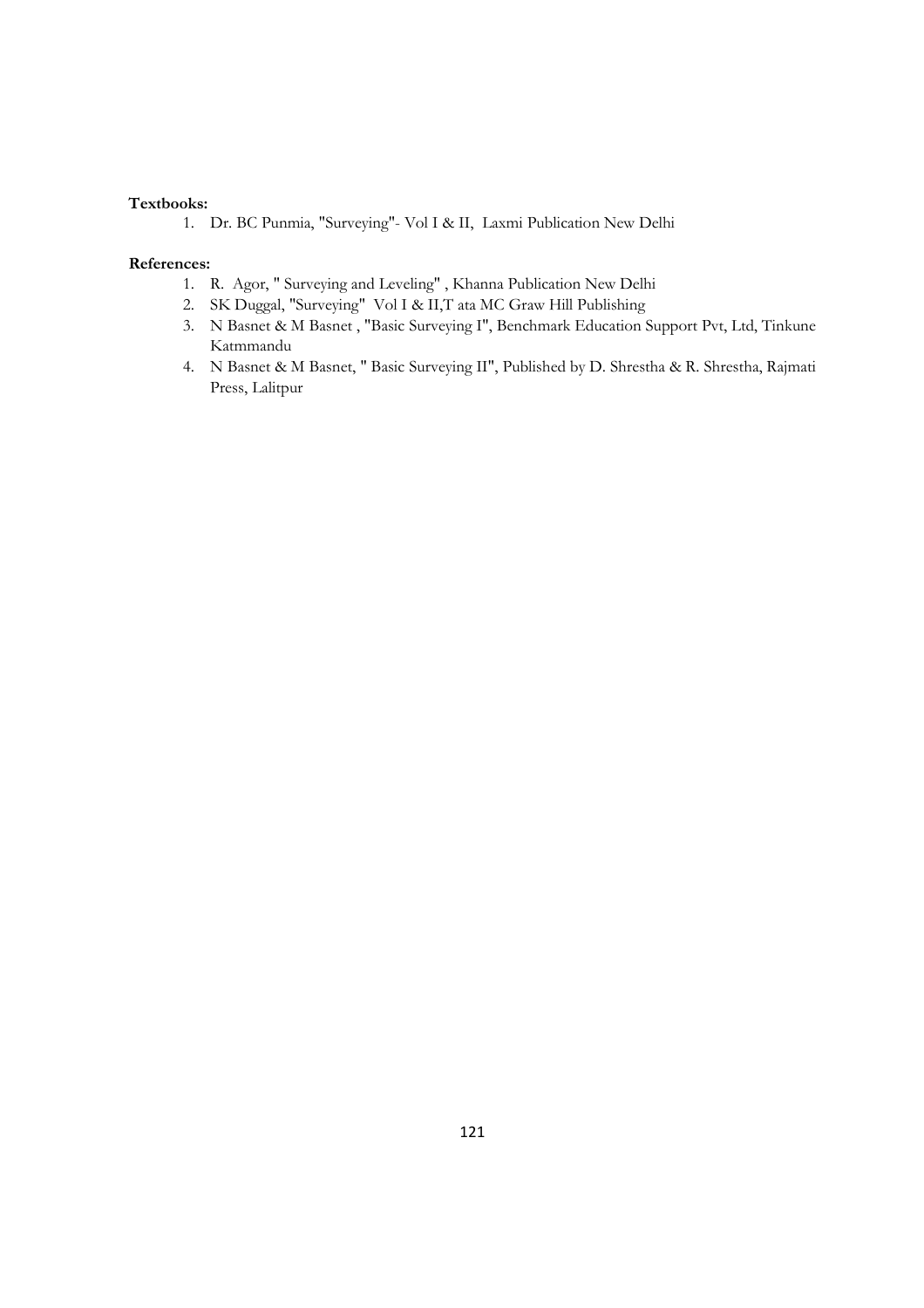**Textbooks:**

1. Dr. BC Punmia, "Surveying"- Vol I & II, Laxmi Publication New Delhi

**References:**

1. R. Agor, " Surveying and Leveling" , Khanna Publication New Delhi
2. SK Duggal, "Surveying" Vol I & II,T ata MC Graw Hill Publishing
3. N Basnet & M Basnet , "Basic Surveying I", Benchmark Education Support Pvt, Ltd, Tinkune Katmmandu
4. N Basnet & M Basnet, " Basic Surveying II", Published by D. Shrestha & R. Shrestha, Rajmati Press, Lalitpur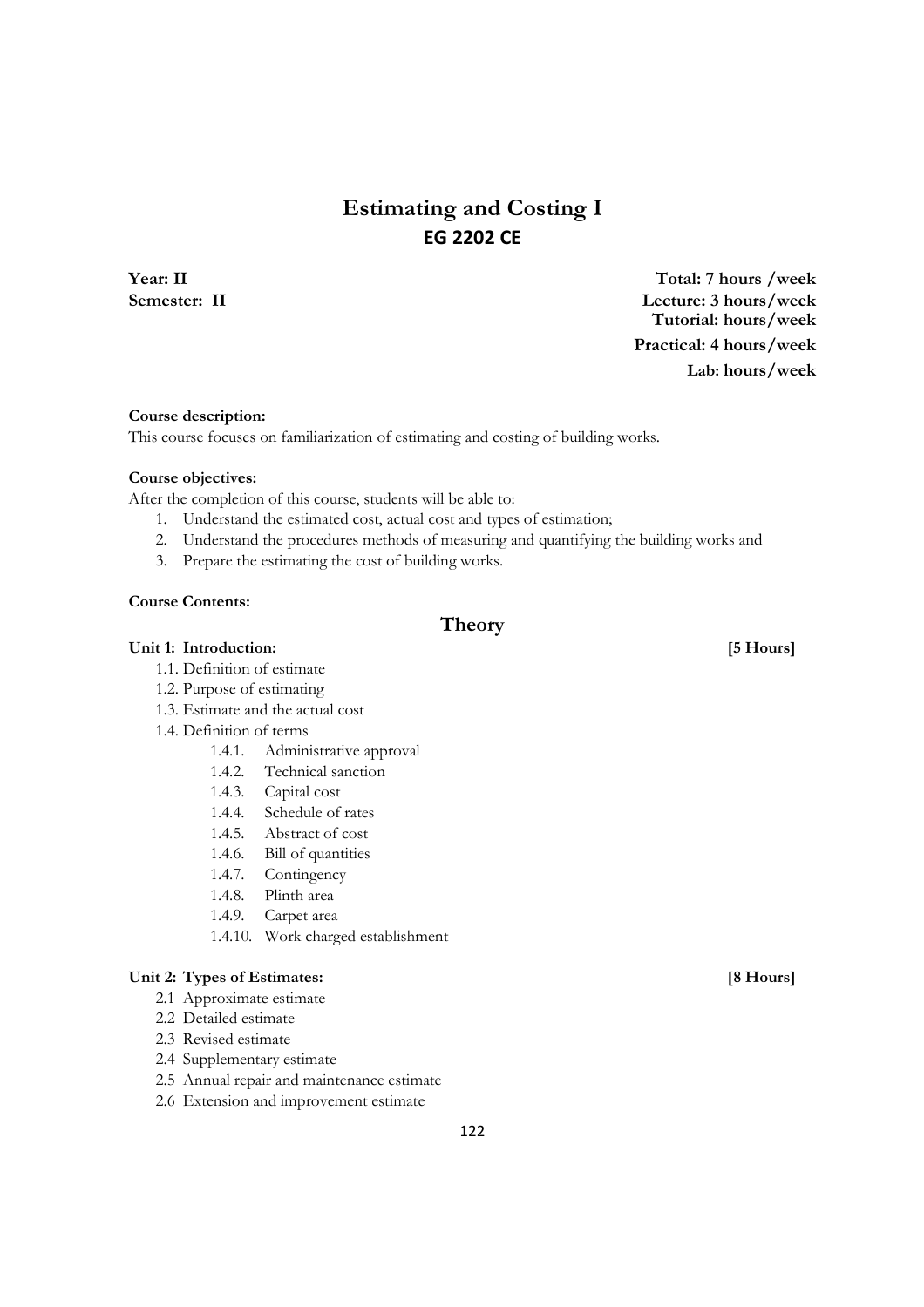# Estimating and Costing I

## EG 2202 CE

**Year: II**
**Semester: II**

**Total: 7 hours /week**
**Lecture: 3 hours/week**
**Tutorial: hours/week**
**Practical: 4 hours/week**
**Lab: hours/week**

**Course description:**

This course focuses on familiarization of estimating and costing of building works.

**Course objectives:**

After the completion of this course, students will be able to:

1. Understand the estimated cost, actual cost and types of estimation;
2. Understand the procedures methods of measuring and quantifying the building works and
3. Prepare the estimating the cost of building works.

**Course Contents:**

## Theory

**Unit 1: Introduction: [5 Hours]**

- 1.1. Definition of estimate
- 1.2. Purpose of estimating
- 1.3. Estimate and the actual cost
- 1.4. Definition of terms
  - 1.4.1. Administrative approval
  - 1.4.2. Technical sanction
  - 1.4.3. Capital cost
  - 1.4.4. Schedule of rates
  - 1.4.5. Abstract of cost
  - 1.4.6. Bill of quantities
  - 1.4.7. Contingency
  - 1.4.8. Plinth area
  - 1.4.9. Carpet area
  - 1.4.10. Work charged establishment

**Unit 2: Types of Estimates: [8 Hours]**

- 2.1 Approximate estimate
- 2.2 Detailed estimate
- 2.3 Revised estimate
- 2.4 Supplementary estimate
- 2.5 Annual repair and maintenance estimate
- 2.6 Extension and improvement estimate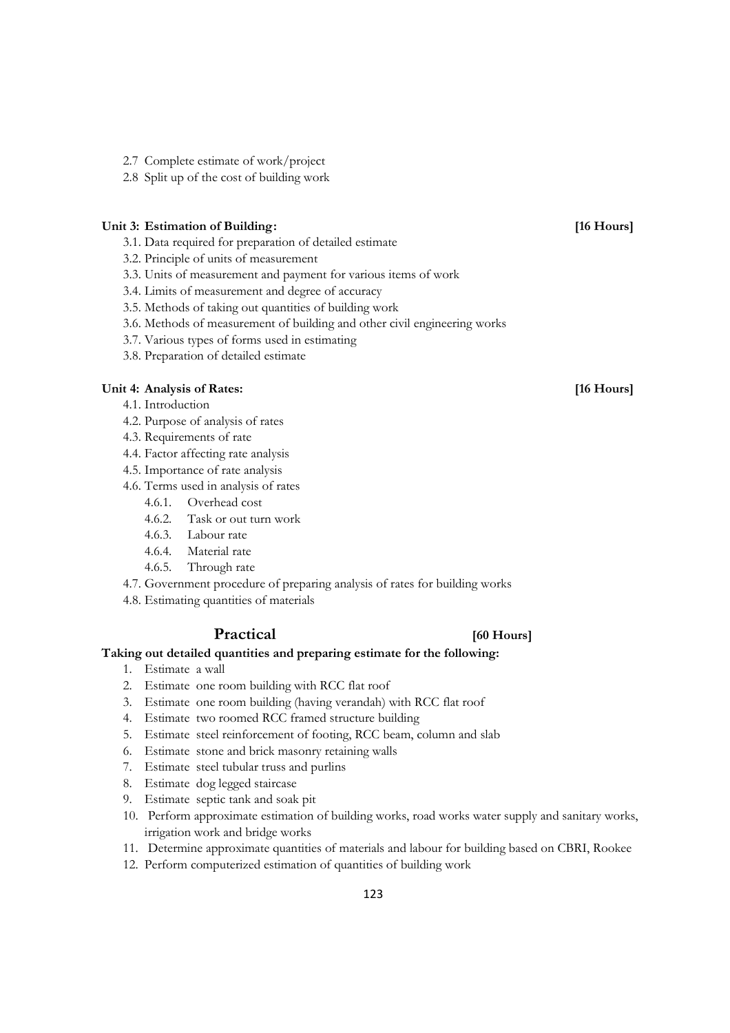2.7 Complete estimate of work/project
2.8 Split up of the cost of building work

**Unit 3: Estimation of Building: [16 Hours]**

3.1. Data required for preparation of detailed estimate
3.2. Principle of units of measurement
3.3. Units of measurement and payment for various items of work
3.4. Limits of measurement and degree of accuracy
3.5. Methods of taking out quantities of building work
3.6. Methods of measurement of building and other civil engineering works
3.7. Various types of forms used in estimating
3.8. Preparation of detailed estimate

**Unit 4: Analysis of Rates: [16 Hours]**

4.1. Introduction
4.2. Purpose of analysis of rates
4.3. Requirements of rate
4.4. Factor affecting rate analysis
4.5. Importance of rate analysis
4.6. Terms used in analysis of rates
  4.6.1. Overhead cost
  4.6.2. Task or out turn work
  4.6.3. Labour rate
  4.6.4. Material rate
  4.6.5. Through rate
4.7. Government procedure of preparing analysis of rates for building works
4.8. Estimating quantities of materials

## Practical [60 Hours]

**Taking out detailed quantities and preparing estimate for the following:**

1. Estimate a wall
2. Estimate one room building with RCC flat roof
3. Estimate one room building (having verandah) with RCC flat roof
4. Estimate two roomed RCC framed structure building
5. Estimate steel reinforcement of footing, RCC beam, column and slab
6. Estimate stone and brick masonry retaining walls
7. Estimate steel tubular truss and purlins
8. Estimate dog legged staircase
9. Estimate septic tank and soak pit
10. Perform approximate estimation of building works, road works water supply and sanitary works, irrigation work and bridge works
11. Determine approximate quantities of materials and labour for building based on CBRI, Rookee
12. Perform computerized estimation of quantities of building work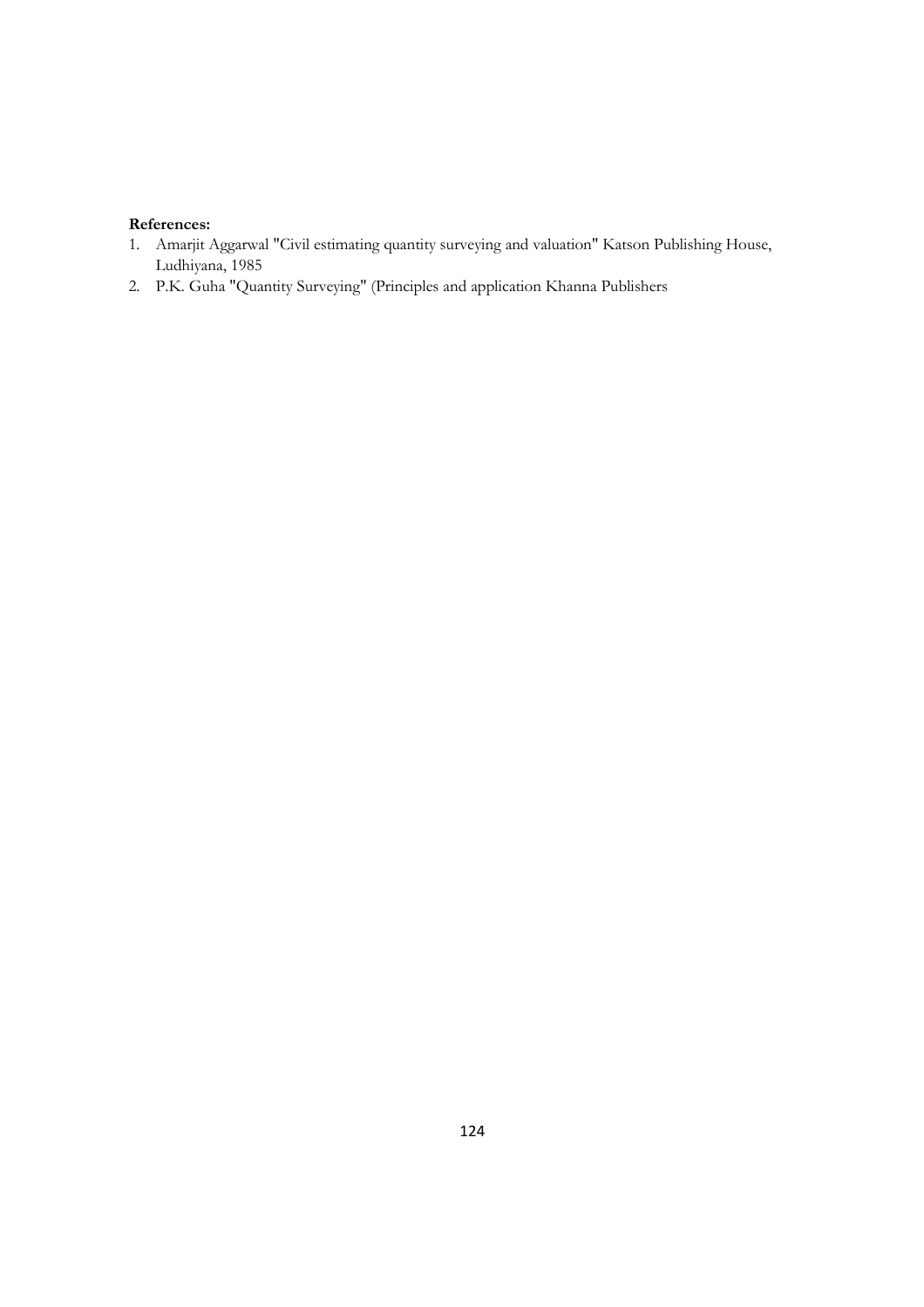**References:**

1. Amarjit Aggarwal "Civil estimating quantity surveying and valuation" Katson Publishing House, Ludhiyana, 1985
2. P.K. Guha "Quantity Surveying" (Principles and application Khanna Publishers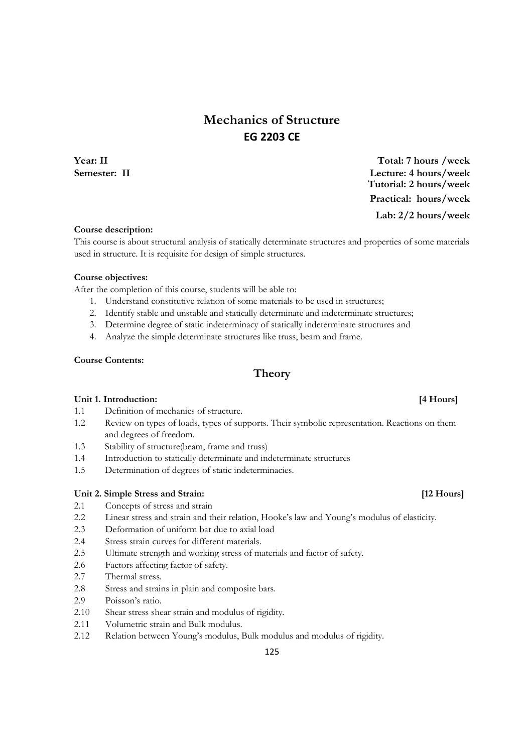# Mechanics of Structure

## EG 2203 CE

**Year: II** **Total: 7 hours /week**
**Semester: II** **Lecture: 4 hours/week**
**Tutorial: 2 hours/week**
**Practical: hours/week**
**Lab: 2/2 hours/week**

**Course description:**

This course is about structural analysis of statically determinate structures and properties of some materials used in structure. It is requisite for design of simple structures.

**Course objectives:**

After the completion of this course, students will be able to:

1. Understand constitutive relation of some materials to be used in structures;
2. Identify stable and unstable and statically determinate and indeterminate structures;
3. Determine degree of static indeterminacy of statically indeterminate structures and
4. Analyze the simple determinate structures like truss, beam and frame.

**Course Contents:**

## Theory

**Unit 1. Introduction:** **[4 Hours]**

1.1 Definition of mechanics of structure.
1.2 Review on types of loads, types of supports. Their symbolic representation. Reactions on them and degrees of freedom.
1.3 Stability of structure(beam, frame and truss)
1.4 Introduction to statically determinate and indeterminate structures
1.5 Determination of degrees of static indeterminacies.

**Unit 2. Simple Stress and Strain:** **[12 Hours]**

2.1 Concepts of stress and strain
2.2 Linear stress and strain and their relation, Hooke's law and Young's modulus of elasticity.
2.3 Deformation of uniform bar due to axial load
2.4 Stress strain curves for different materials.
2.5 Ultimate strength and working stress of materials and factor of safety.
2.6 Factors affecting factor of safety.
2.7 Thermal stress.
2.8 Stress and strains in plain and composite bars.
2.9 Poisson's ratio.
2.10 Shear stress shear strain and modulus of rigidity.
2.11 Volumetric strain and Bulk modulus.
2.12 Relation between Young's modulus, Bulk modulus and modulus of rigidity.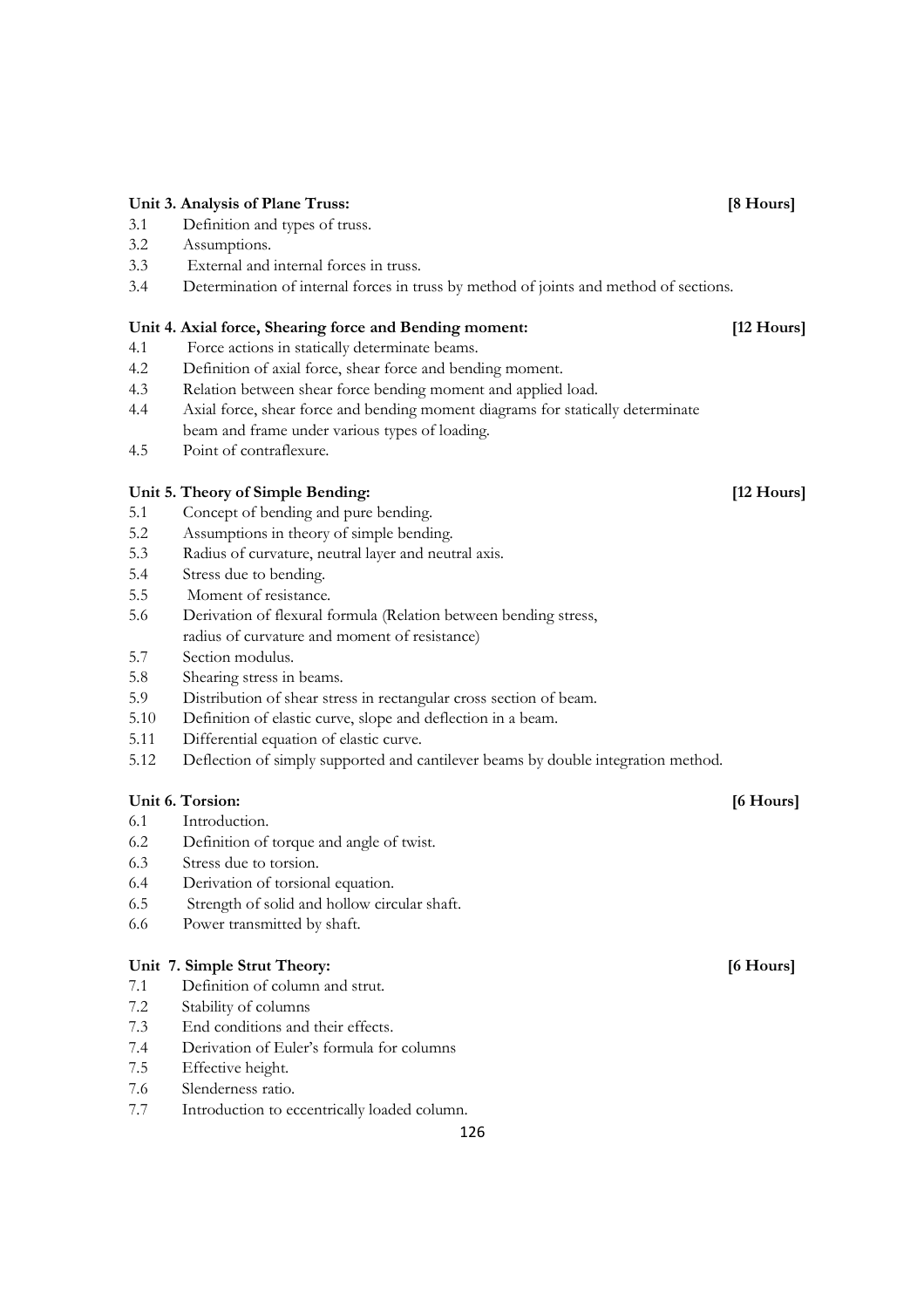**Unit 3. Analysis of Plane Truss:** **[8 Hours]**

3.1 Definition and types of truss.
3.2 Assumptions.
3.3 External and internal forces in truss.
3.4 Determination of internal forces in truss by method of joints and method of sections.

**Unit 4. Axial force, Shearing force and Bending moment:** **[12 Hours]**

4.1 Force actions in statically determinate beams.
4.2 Definition of axial force, shear force and bending moment.
4.3 Relation between shear force bending moment and applied load.
4.4 Axial force, shear force and bending moment diagrams for statically determinate beam and frame under various types of loading.
4.5 Point of contraflexure.

**Unit 5. Theory of Simple Bending:** **[12 Hours]**

5.1 Concept of bending and pure bending.
5.2 Assumptions in theory of simple bending.
5.3 Radius of curvature, neutral layer and neutral axis.
5.4 Stress due to bending.
5.5 Moment of resistance.
5.6 Derivation of flexural formula (Relation between bending stress, radius of curvature and moment of resistance)
5.7 Section modulus.
5.8 Shearing stress in beams.
5.9 Distribution of shear stress in rectangular cross section of beam.
5.10 Definition of elastic curve, slope and deflection in a beam.
5.11 Differential equation of elastic curve.
5.12 Deflection of simply supported and cantilever beams by double integration method.

**Unit 6. Torsion:** **[6 Hours]**

6.1 Introduction.
6.2 Definition of torque and angle of twist.
6.3 Stress due to torsion.
6.4 Derivation of torsional equation.
6.5 Strength of solid and hollow circular shaft.
6.6 Power transmitted by shaft.

**Unit 7. Simple Strut Theory:** **[6 Hours]**

7.1 Definition of column and strut.
7.2 Stability of columns
7.3 End conditions and their effects.
7.4 Derivation of Euler's formula for columns
7.5 Effective height.
7.6 Slenderness ratio.
7.7 Introduction to eccentrically loaded column.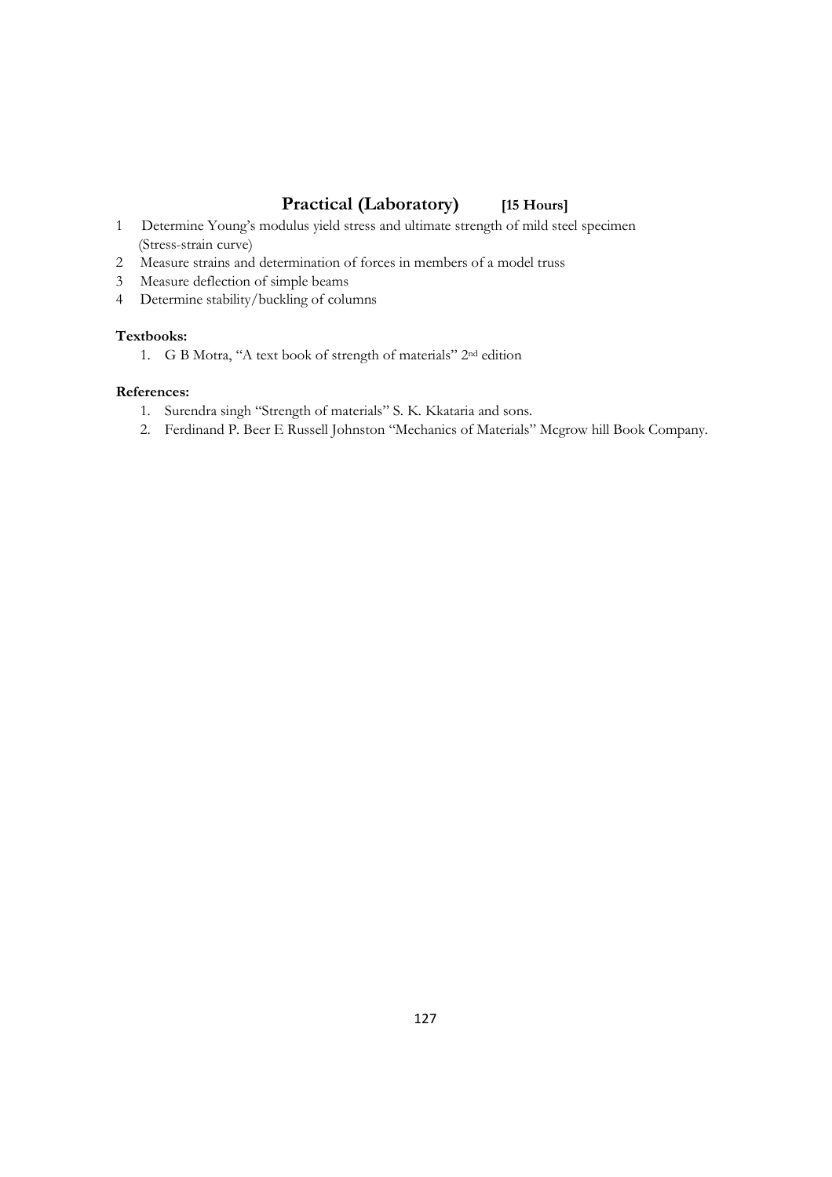## Practical (Laboratory) **[15 Hours]**

1. Determine Young's modulus yield stress and ultimate strength of mild steel specimen (Stress-strain curve)
2. Measure strains and determination of forces in members of a model truss
3. Measure deflection of simple beams
4. Determine stability/buckling of columns

**Textbooks:**

1. G B Motra, "A text book of strength of materials" 2nd edition

**References:**

1. Surendra singh "Strength of materials" S. K. Kkataria and sons.
2. Ferdinand P. Beer E Russell Johnston "Mechanics of Materials" Mcgrow hill Book Company.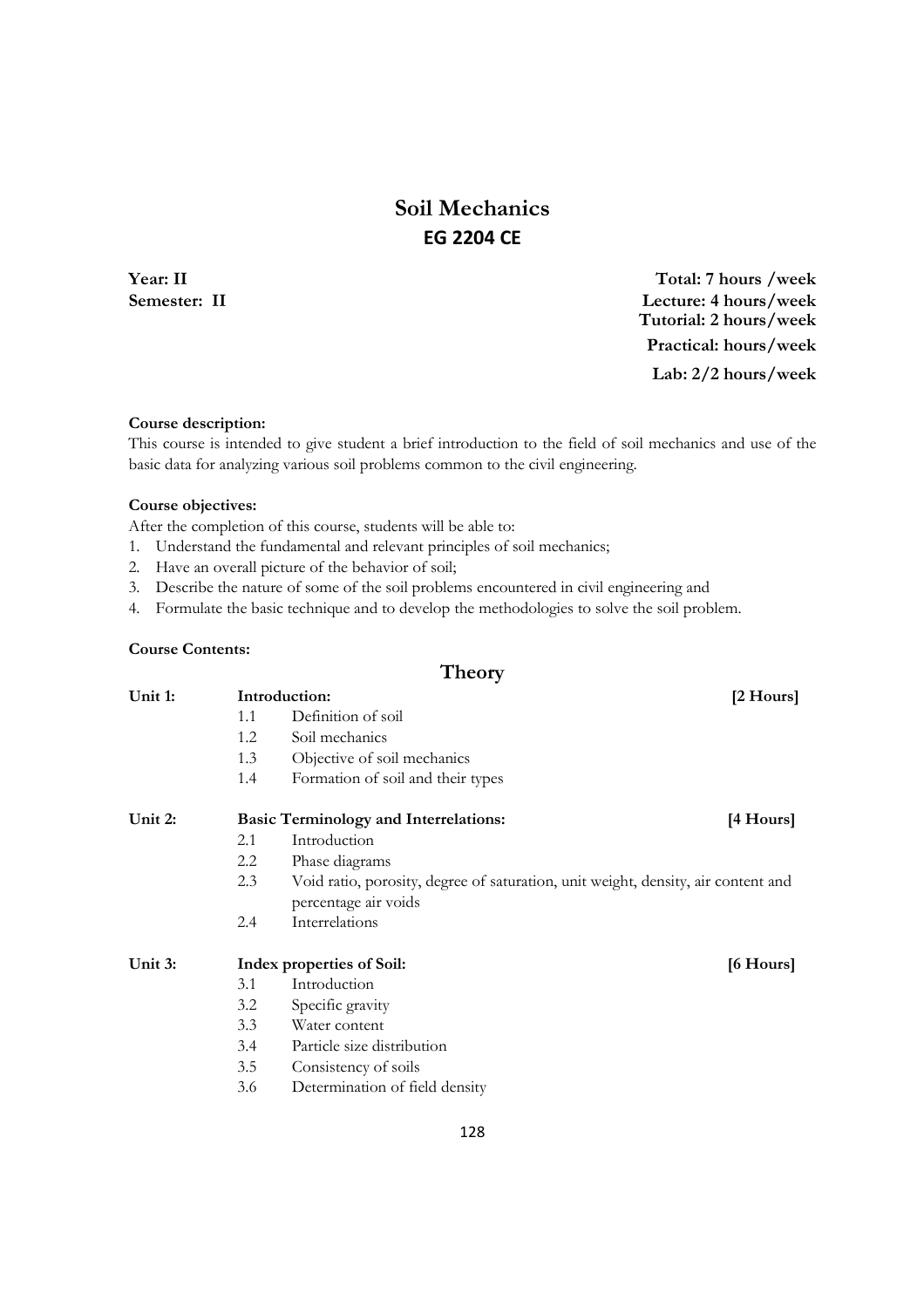# Soil Mechanics

## EG 2204 CE

**Year: II**
**Semester: II**

**Total: 7 hours /week**
**Lecture: 4 hours/week**
**Tutorial: 2 hours/week**
**Practical: hours/week**
**Lab: 2/2 hours/week**

**Course description:**

This course is intended to give student a brief introduction to the field of soil mechanics and use of the basic data for analyzing various soil problems common to the civil engineering.

**Course objectives:**

After the completion of this course, students will be able to:

1. Understand the fundamental and relevant principles of soil mechanics;
2. Have an overall picture of the behavior of soil;
3. Describe the nature of some of the soil problems encountered in civil engineering and
4. Formulate the basic technique and to develop the methodologies to solve the soil problem.

**Course Contents:**

## Theory

**Unit 1: Introduction: [2 Hours]**

- 1.1 Definition of soil
- 1.2 Soil mechanics
- 1.3 Objective of soil mechanics
- 1.4 Formation of soil and their types

**Unit 2: Basic Terminology and Interrelations: [4 Hours]**

- 2.1 Introduction
- 2.2 Phase diagrams
- 2.3 Void ratio, porosity, degree of saturation, unit weight, density, air content and percentage air voids
- 2.4 Interrelations

**Unit 3: Index properties of Soil: [6 Hours]**

- 3.1 Introduction
- 3.2 Specific gravity
- 3.3 Water content
- 3.4 Particle size distribution
- 3.5 Consistency of soils
- 3.6 Determination of field density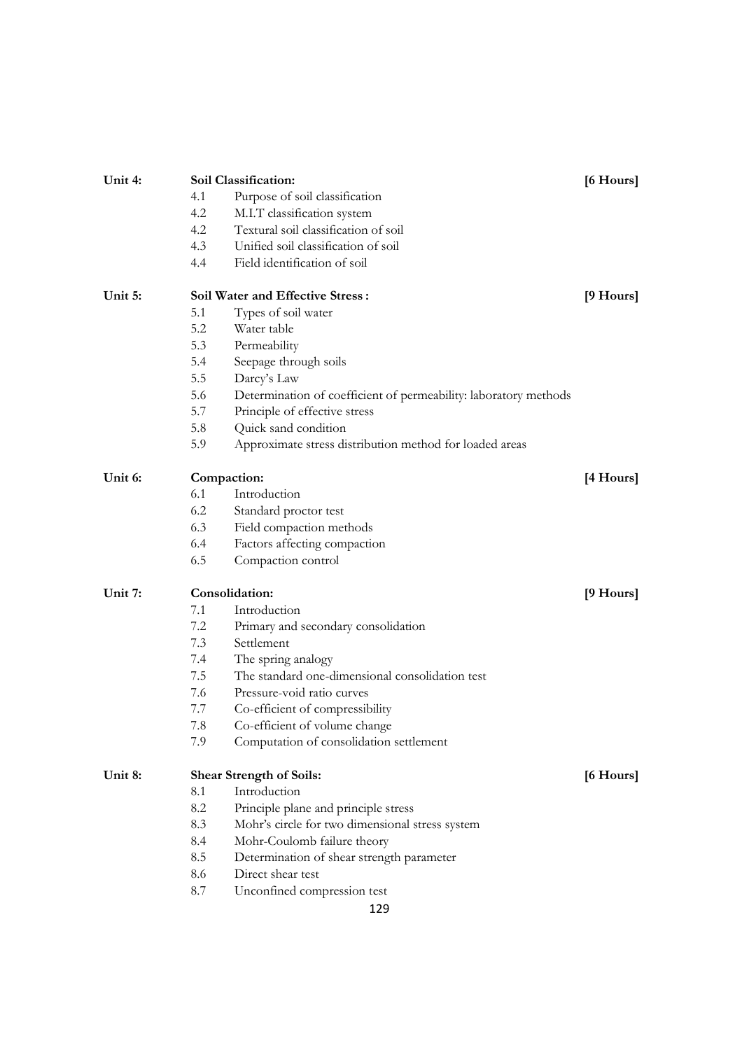**Unit 4: Soil Classification: [6 Hours]**

- 4.1 Purpose of soil classification
- 4.2 M.I.T classification system
- 4.2 Textural soil classification of soil
- 4.3 Unified soil classification of soil
- 4.4 Field identification of soil

**Unit 5: Soil Water and Effective Stress : [9 Hours]**

- 5.1 Types of soil water
- 5.2 Water table
- 5.3 Permeability
- 5.4 Seepage through soils
- 5.5 Darcy's Law
- 5.6 Determination of coefficient of permeability: laboratory methods
- 5.7 Principle of effective stress
- 5.8 Quick sand condition
- 5.9 Approximate stress distribution method for loaded areas

**Unit 6: Compaction: [4 Hours]**

- 6.1 Introduction
- 6.2 Standard proctor test
- 6.3 Field compaction methods
- 6.4 Factors affecting compaction
- 6.5 Compaction control

**Unit 7: Consolidation: [9 Hours]**

- 7.1 Introduction
- 7.2 Primary and secondary consolidation
- 7.3 Settlement
- 7.4 The spring analogy
- 7.5 The standard one-dimensional consolidation test
- 7.6 Pressure-void ratio curves
- 7.7 Co-efficient of compressibility
- 7.8 Co-efficient of volume change
- 7.9 Computation of consolidation settlement

**Unit 8: Shear Strength of Soils: [6 Hours]**

- 8.1 Introduction
- 8.2 Principle plane and principle stress
- 8.3 Mohr's circle for two dimensional stress system
- 8.4 Mohr-Coulomb failure theory
- 8.5 Determination of shear strength parameter
- 8.6 Direct shear test
- 8.7 Unconfined compression test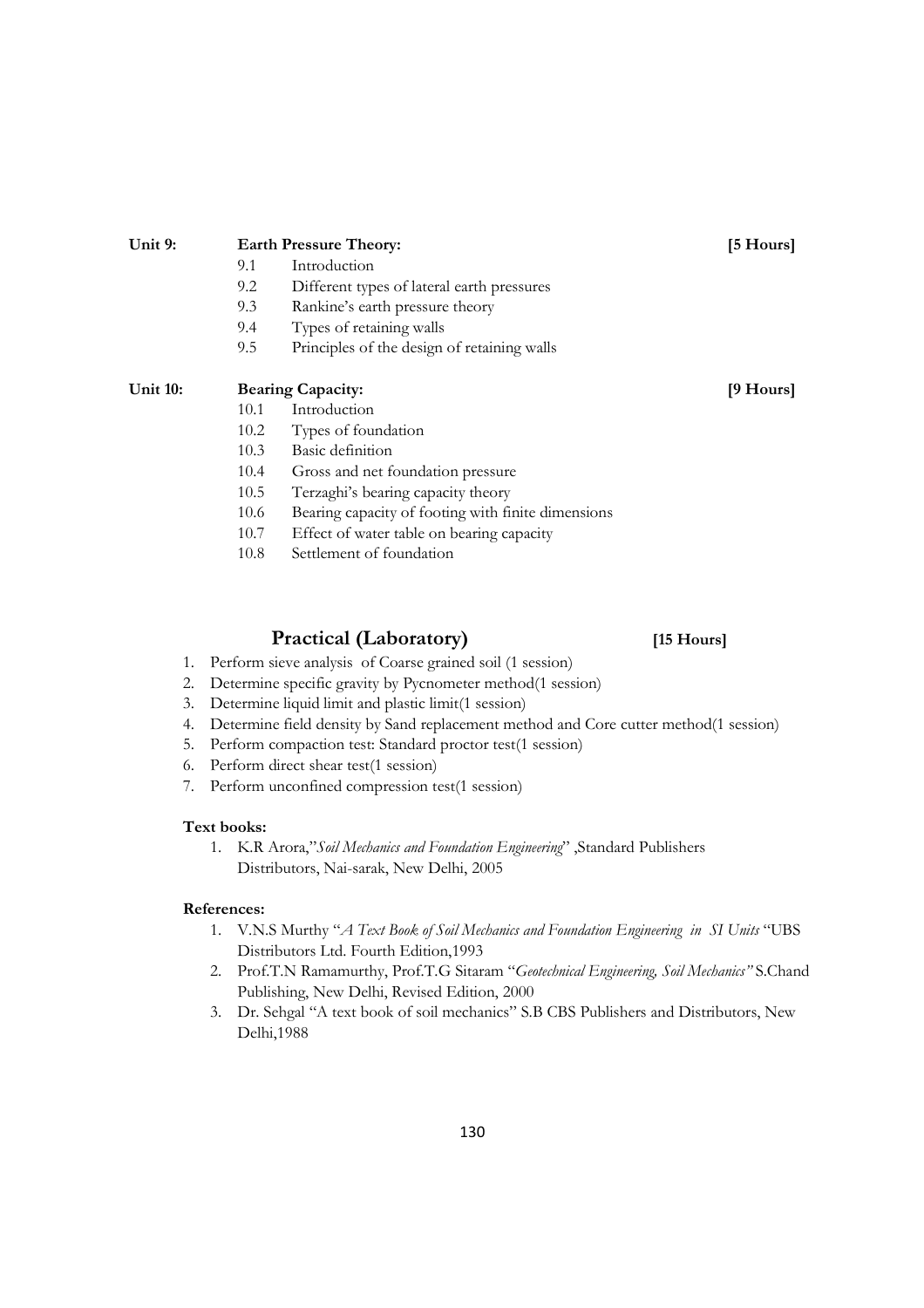**Unit 9: Earth Pressure Theory: [5 Hours]**

- 9.1 Introduction
- 9.2 Different types of lateral earth pressures
- 9.3 Rankine's earth pressure theory
- 9.4 Types of retaining walls
- 9.5 Principles of the design of retaining walls

**Unit 10: Bearing Capacity: [9 Hours]**

- 10.1 Introduction
- 10.2 Types of foundation
- 10.3 Basic definition
- 10.4 Gross and net foundation pressure
- 10.5 Terzaghi's bearing capacity theory
- 10.6 Bearing capacity of footing with finite dimensions
- 10.7 Effect of water table on bearing capacity
- 10.8 Settlement of foundation

## Practical (Laboratory) [15 Hours]

1. Perform sieve analysis of Coarse grained soil (1 session)
2. Determine specific gravity by Pycnometer method(1 session)
3. Determine liquid limit and plastic limit(1 session)
4. Determine field density by Sand replacement method and Core cutter method(1 session)
5. Perform compaction test: Standard proctor test(1 session)
6. Perform direct shear test(1 session)
7. Perform unconfined compression test(1 session)

**Text books:**

1. K.R Arora,"*Soil Mechanics and Foundation Engineering*" ,Standard Publishers Distributors, Nai-sarak, New Delhi, 2005

**References:**

1. V.N.S Murthy "*A Text Book of Soil Mechanics and Foundation Engineering in SI Units* "UBS Distributors Ltd. Fourth Edition,1993
2. Prof.T.N Ramamurthy, Prof.T.G Sitaram "*Geotechnical Engineering, Soil Mechanics"* S.Chand Publishing, New Delhi, Revised Edition, 2000
3. Dr. Sehgal "A text book of soil mechanics" S.B CBS Publishers and Distributors, New Delhi,1988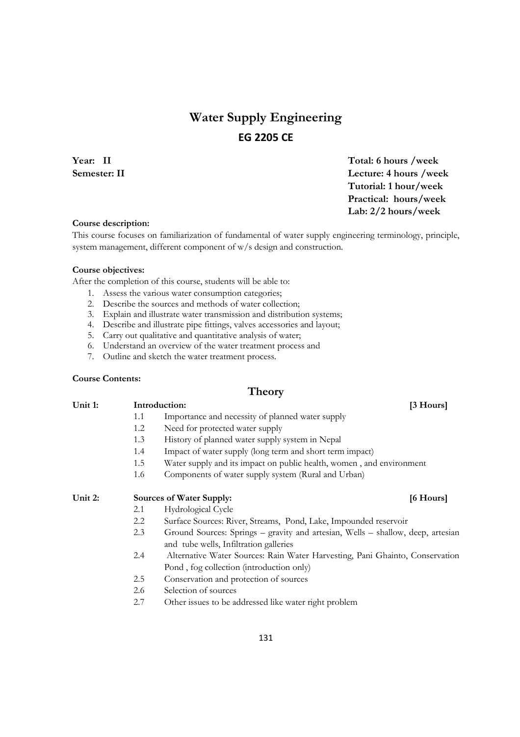# Water Supply Engineering

## EG 2205 CE

**Year: II**
**Semester: II**

**Total: 6 hours /week**
**Lecture: 4 hours /week**
**Tutorial: 1 hour/week**
**Practical: hours/week**
**Lab: 2/2 hours/week**

**Course description:**

This course focuses on familiarization of fundamental of water supply engineering terminology, principle, system management, different component of w/s design and construction.

**Course objectives:**

After the completion of this course, students will be able to:

1. Assess the various water consumption categories;
2. Describe the sources and methods of water collection;
3. Explain and illustrate water transmission and distribution systems;
4. Describe and illustrate pipe fittings, valves accessories and layout;
5. Carry out qualitative and quantitative analysis of water;
6. Understand an overview of the water treatment process and
7. Outline and sketch the water treatment process.

**Course Contents:**

## Theory

**Unit 1: Introduction: [3 Hours]**

- 1.1 Importance and necessity of planned water supply
- 1.2 Need for protected water supply
- 1.3 History of planned water supply system in Nepal
- 1.4 Impact of water supply (long term and short term impact)
- 1.5 Water supply and its impact on public health, women , and environment
- 1.6 Components of water supply system (Rural and Urban)

**Unit 2: Sources of Water Supply: [6 Hours]**

- 2.1 Hydrological Cycle
- 2.2 Surface Sources: River, Streams, Pond, Lake, Impounded reservoir
- 2.3 Ground Sources: Springs – gravity and artesian, Wells – shallow, deep, artesian and tube wells, Infiltration galleries
- 2.4 Alternative Water Sources: Rain Water Harvesting, Pani Ghainto, Conservation Pond , fog collection (introduction only)
- 2.5 Conservation and protection of sources
- 2.6 Selection of sources
- 2.7 Other issues to be addressed like water right problem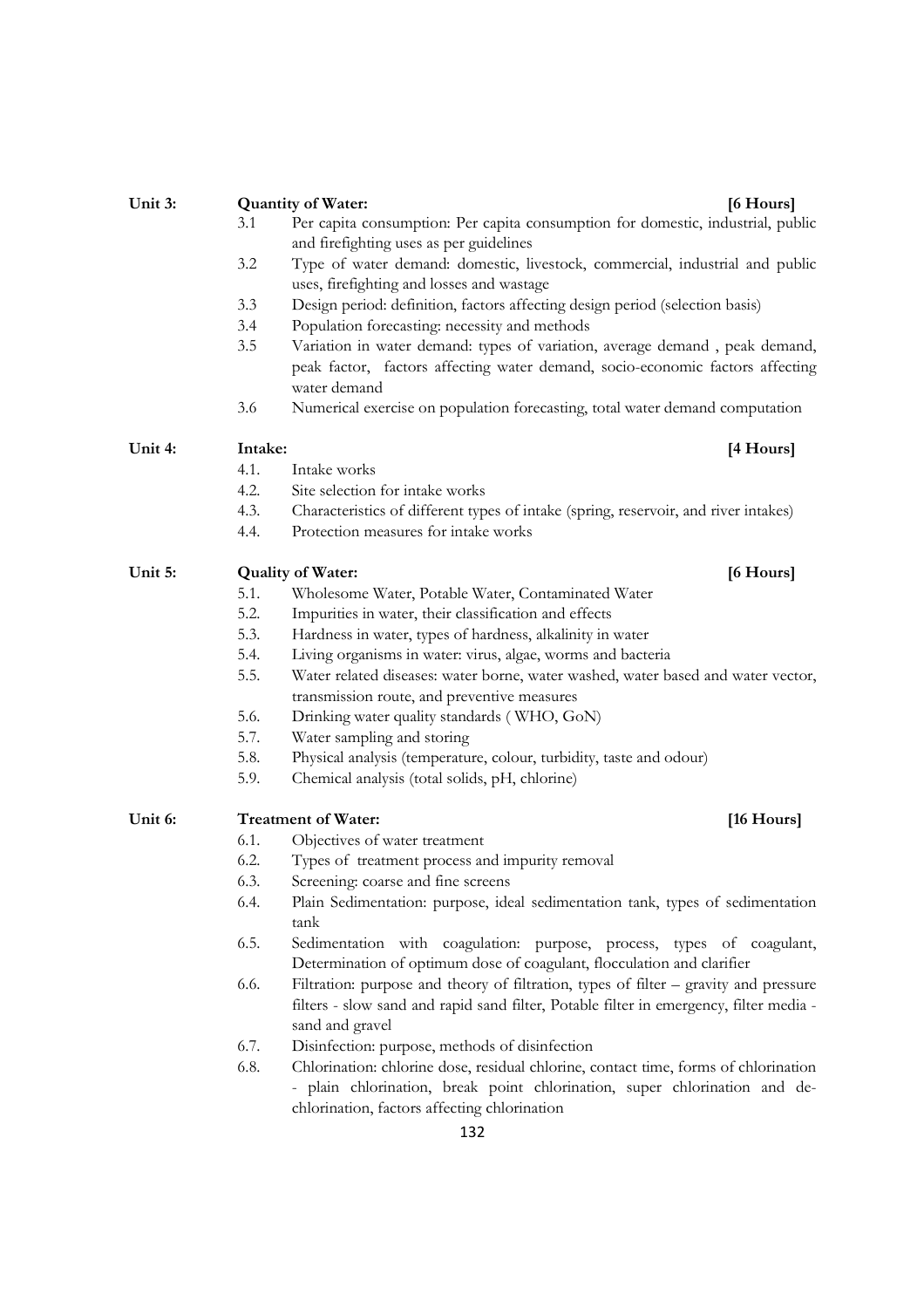**Unit 3: Quantity of Water: [6 Hours]**

- 3.1 Per capita consumption: Per capita consumption for domestic, industrial, public and firefighting uses as per guidelines
- 3.2 Type of water demand: domestic, livestock, commercial, industrial and public uses, firefighting and losses and wastage
- 3.3 Design period: definition, factors affecting design period (selection basis)
- 3.4 Population forecasting: necessity and methods
- 3.5 Variation in water demand: types of variation, average demand , peak demand, peak factor, factors affecting water demand, socio-economic factors affecting water demand
- 3.6 Numerical exercise on population forecasting, total water demand computation

**Unit 4: Intake: [4 Hours]**

- 4.1. Intake works
- 4.2. Site selection for intake works
- 4.3. Characteristics of different types of intake (spring, reservoir, and river intakes)
- 4.4. Protection measures for intake works

**Unit 5: Quality of Water: [6 Hours]**

- 5.1. Wholesome Water, Potable Water, Contaminated Water
- 5.2. Impurities in water, their classification and effects
- 5.3. Hardness in water, types of hardness, alkalinity in water
- 5.4. Living organisms in water: virus, algae, worms and bacteria
- 5.5. Water related diseases: water borne, water washed, water based and water vector, transmission route, and preventive measures
- 5.6. Drinking water quality standards ( WHO, GoN)
- 5.7. Water sampling and storing
- 5.8. Physical analysis (temperature, colour, turbidity, taste and odour)
- 5.9. Chemical analysis (total solids, pH, chlorine)

**Unit 6: Treatment of Water: [16 Hours]**

- 6.1. Objectives of water treatment
- 6.2. Types of treatment process and impurity removal
- 6.3. Screening: coarse and fine screens
- 6.4. Plain Sedimentation: purpose, ideal sedimentation tank, types of sedimentation tank
- 6.5. Sedimentation with coagulation: purpose, process, types of coagulant, Determination of optimum dose of coagulant, flocculation and clarifier
- 6.6. Filtration: purpose and theory of filtration, types of filter – gravity and pressure filters - slow sand and rapid sand filter, Potable filter in emergency, filter media - sand and gravel
- 6.7. Disinfection: purpose, methods of disinfection
- 6.8. Chlorination: chlorine dose, residual chlorine, contact time, forms of chlorination - plain chlorination, break point chlorination, super chlorination and de-chlorination, factors affecting chlorination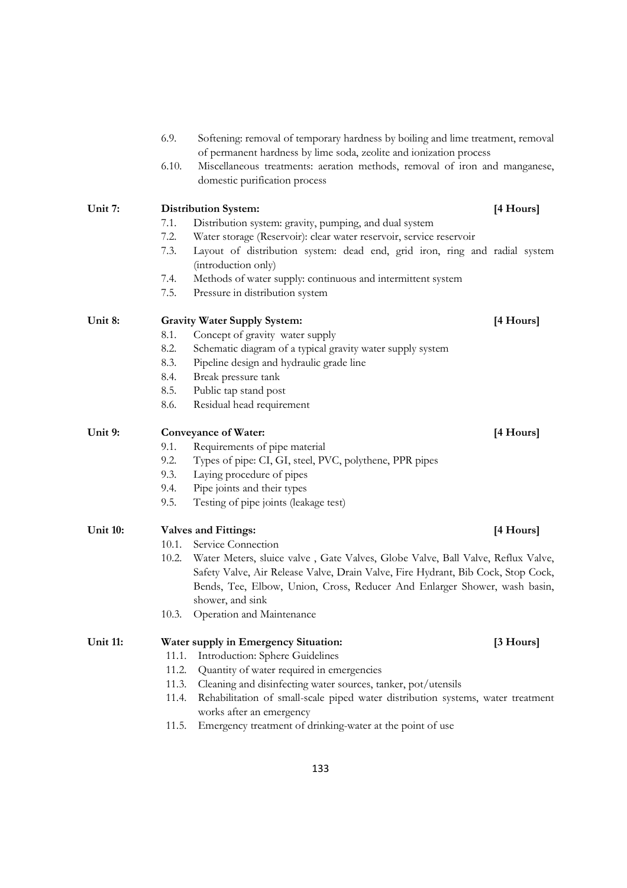6.9. Softening: removal of temporary hardness by boiling and lime treatment, removal of permanent hardness by lime soda, zeolite and ionization process

6.10. Miscellaneous treatments: aeration methods, removal of iron and manganese, domestic purification process

**Unit 7: Distribution System: [4 Hours]**

7.1. Distribution system: gravity, pumping, and dual system

7.2. Water storage (Reservoir): clear water reservoir, service reservoir

7.3. Layout of distribution system: dead end, grid iron, ring and radial system (introduction only)

7.4. Methods of water supply: continuous and intermittent system

7.5. Pressure in distribution system

**Unit 8: Gravity Water Supply System: [4 Hours]**

8.1. Concept of gravity water supply

8.2. Schematic diagram of a typical gravity water supply system

8.3. Pipeline design and hydraulic grade line

8.4. Break pressure tank

8.5. Public tap stand post

8.6. Residual head requirement

**Unit 9: Conveyance of Water: [4 Hours]**

9.1. Requirements of pipe material

9.2. Types of pipe: CI, GI, steel, PVC, polythene, PPR pipes

9.3. Laying procedure of pipes

9.4. Pipe joints and their types

9.5. Testing of pipe joints (leakage test)

**Unit 10: Valves and Fittings: [4 Hours]**

10.1. Service Connection

10.2. Water Meters, sluice valve , Gate Valves, Globe Valve, Ball Valve, Reflux Valve, Safety Valve, Air Release Valve, Drain Valve, Fire Hydrant, Bib Cock, Stop Cock, Bends, Tee, Elbow, Union, Cross, Reducer And Enlarger Shower, wash basin, shower, and sink

10.3. Operation and Maintenance

**Unit 11: Water supply in Emergency Situation: [3 Hours]**

11.1. Introduction: Sphere Guidelines

11.2. Quantity of water required in emergencies

11.3. Cleaning and disinfecting water sources, tanker, pot/utensils

11.4. Rehabilitation of small-scale piped water distribution systems, water treatment works after an emergency

11.5. Emergency treatment of drinking-water at the point of use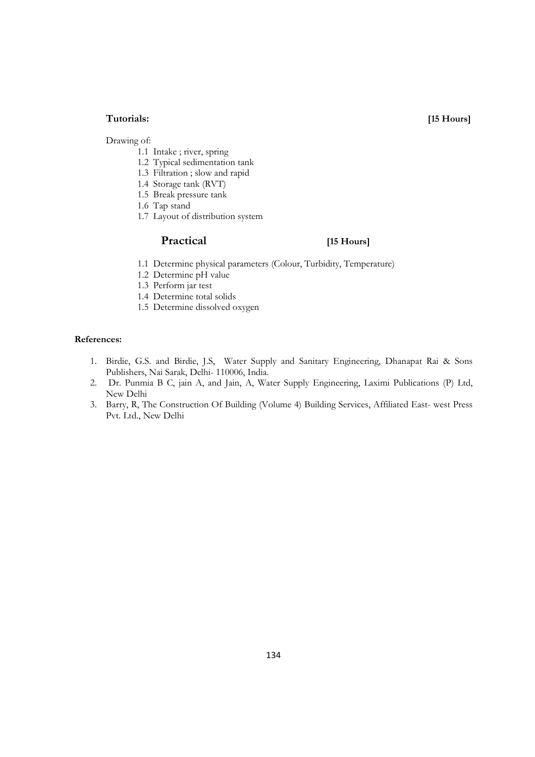**Tutorials:** **[15 Hours]**

Drawing of:

- 1.1 Intake ; river, spring
- 1.2 Typical sedimentation tank
- 1.3 Filtration ; slow and rapid
- 1.4 Storage tank (RVT)
- 1.5 Break pressure tank
- 1.6 Tap stand
- 1.7 Layout of distribution system

## Practical **[15 Hours]**

- 1.1 Determine physical parameters (Colour, Turbidity, Temperature)
- 1.2 Determine pH value
- 1.3 Perform jar test
- 1.4 Determine total solids
- 1.5 Determine dissolved oxygen

**References:**

1. Birdie, G.S. and Birdie, J.S, Water Supply and Sanitary Engineering, Dhanapat Rai & Sons Publishers, Nai Sarak, Delhi- 110006, India.
2. Dr. Punmia B C, jain A, and Jain, A, Water Supply Engineering, Laximi Publications (P) Ltd, New Delhi
3. Barry, R, The Construction Of Building (Volume 4) Building Services, Affiliated East- west Press Pvt. Ltd., New Delhi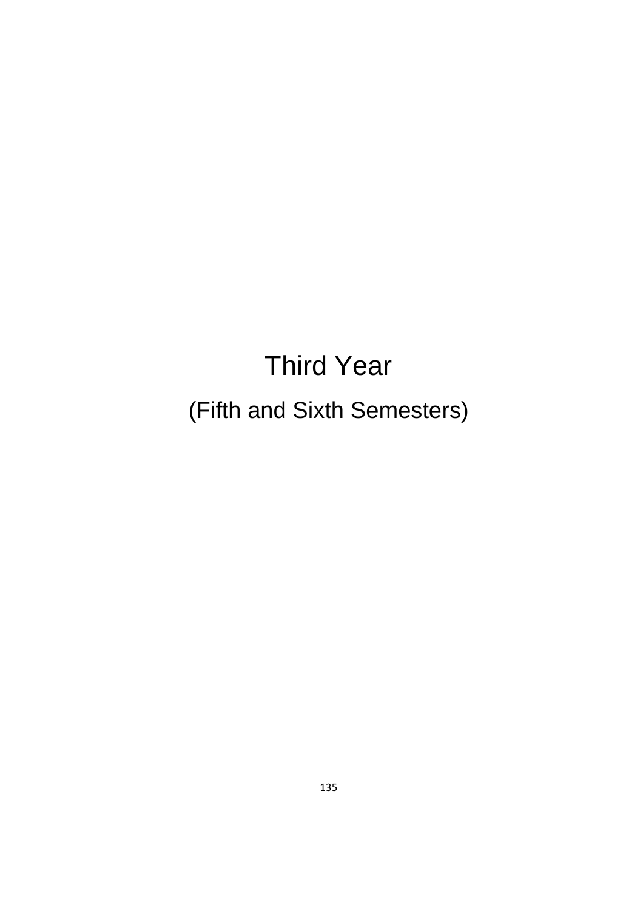# Third Year

## (Fifth and Sixth Semesters)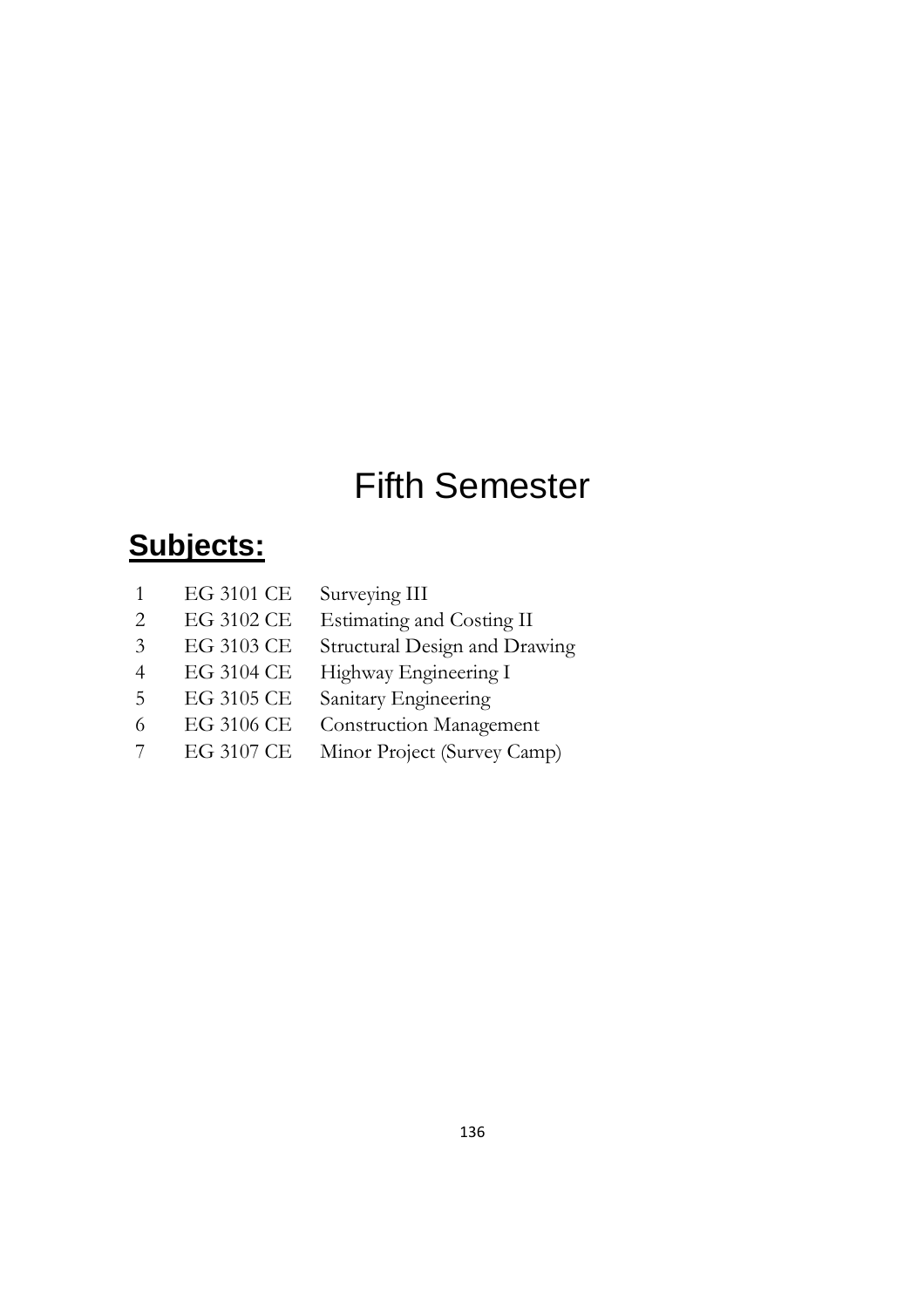# Fifth Semester

## **Subjects:**

| | | |
|---|---|---|
| 1 | EG 3101 CE | Surveying III |
| 2 | EG 3102 CE | Estimating and Costing II |
| 3 | EG 3103 CE | Structural Design and Drawing |
| 4 | EG 3104 CE | Highway Engineering I |
| 5 | EG 3105 CE | Sanitary Engineering |
| 6 | EG 3106 CE | Construction Management |
| 7 | EG 3107 CE | Minor Project (Survey Camp) |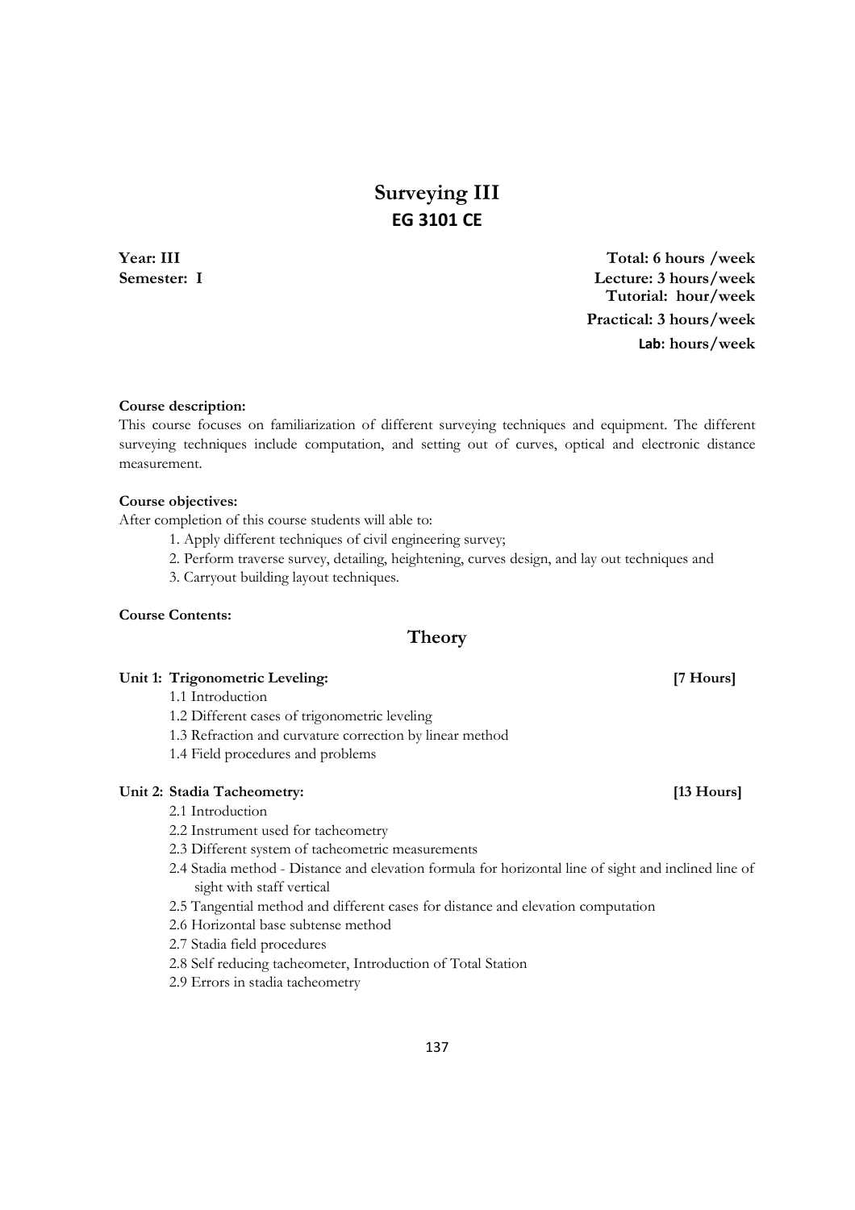# Surveying III
## EG 3101 CE

**Year: III**
**Semester: I**

**Total: 6 hours /week**
**Lecture: 3 hours/week**
**Tutorial: hour/week**
**Practical: 3 hours/week**
**Lab: hours/week**

**Course description:**
This course focuses on familiarization of different surveying techniques and equipment. The different surveying techniques include computation, and setting out of curves, optical and electronic distance measurement.

**Course objectives:**
After completion of this course students will able to:

1. Apply different techniques of civil engineering survey;
2. Perform traverse survey, detailing, heightening, curves design, and lay out techniques and
3. Carryout building layout techniques.

**Course Contents:**

## Theory

**Unit 1: Trigonometric Leveling: [7 Hours]**

- 1.1 Introduction
- 1.2 Different cases of trigonometric leveling
- 1.3 Refraction and curvature correction by linear method
- 1.4 Field procedures and problems

**Unit 2: Stadia Tacheometry: [13 Hours]**

- 2.1 Introduction
- 2.2 Instrument used for tacheometry
- 2.3 Different system of tacheometric measurements
- 2.4 Stadia method - Distance and elevation formula for horizontal line of sight and inclined line of sight with staff vertical
- 2.5 Tangential method and different cases for distance and elevation computation
- 2.6 Horizontal base subtense method
- 2.7 Stadia field procedures
- 2.8 Self reducing tacheometer, Introduction of Total Station
- 2.9 Errors in stadia tacheometry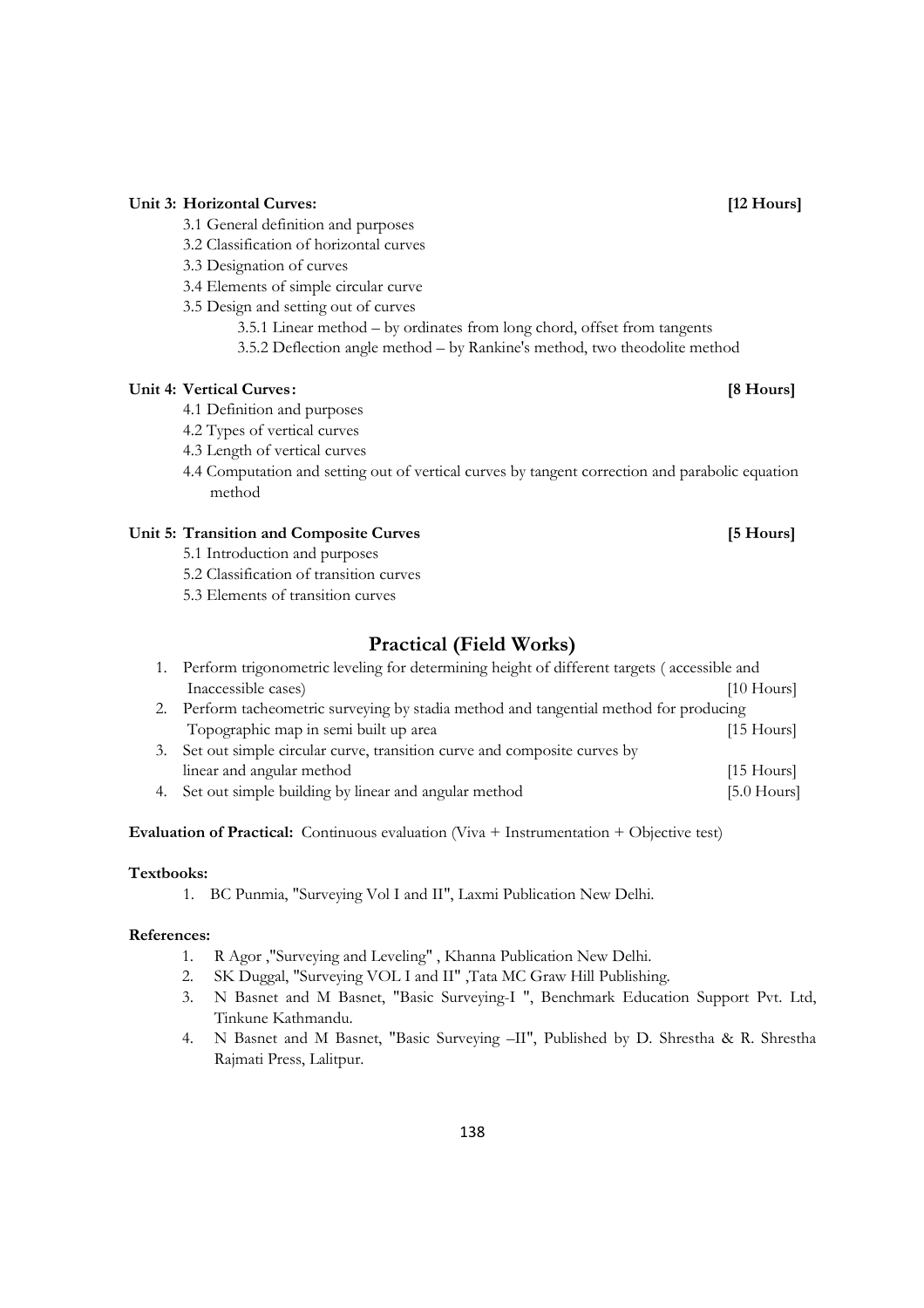**Unit 3: Horizontal Curves: [12 Hours]**

3.1 General definition and purposes

3.2 Classification of horizontal curves

3.3 Designation of curves

3.4 Elements of simple circular curve

3.5 Design and setting out of curves

3.5.1 Linear method – by ordinates from long chord, offset from tangents

3.5.2 Deflection angle method – by Rankine's method, two theodolite method

**Unit 4: Vertical Curves: [8 Hours]**

4.1 Definition and purposes

4.2 Types of vertical curves

4.3 Length of vertical curves

4.4 Computation and setting out of vertical curves by tangent correction and parabolic equation method

**Unit 5: Transition and Composite Curves [5 Hours]**

5.1 Introduction and purposes

5.2 Classification of transition curves

5.3 Elements of transition curves

## Practical (Field Works)

1. Perform trigonometric leveling for determining height of different targets ( accessible and Inaccessible cases) [10 Hours]
2. Perform tacheometric surveying by stadia method and tangential method for producing Topographic map in semi built up area [15 Hours]
3. Set out simple circular curve, transition curve and composite curves by linear and angular method [15 Hours]
4. Set out simple building by linear and angular method [5.0 Hours]

**Evaluation of Practical:** Continuous evaluation (Viva + Instrumentation + Objective test)

**Textbooks:**

1. BC Punmia, "Surveying Vol I and II", Laxmi Publication New Delhi.

**References:**

1. R Agor ,"Surveying and Leveling" , Khanna Publication New Delhi.
2. SK Duggal, "Surveying VOL I and II" ,Tata MC Graw Hill Publishing.
3. N Basnet and M Basnet, "Basic Surveying-I ", Benchmark Education Support Pvt. Ltd, Tinkune Kathmandu.
4. N Basnet and M Basnet, "Basic Surveying –II", Published by D. Shrestha & R. Shrestha Rajmati Press, Lalitpur.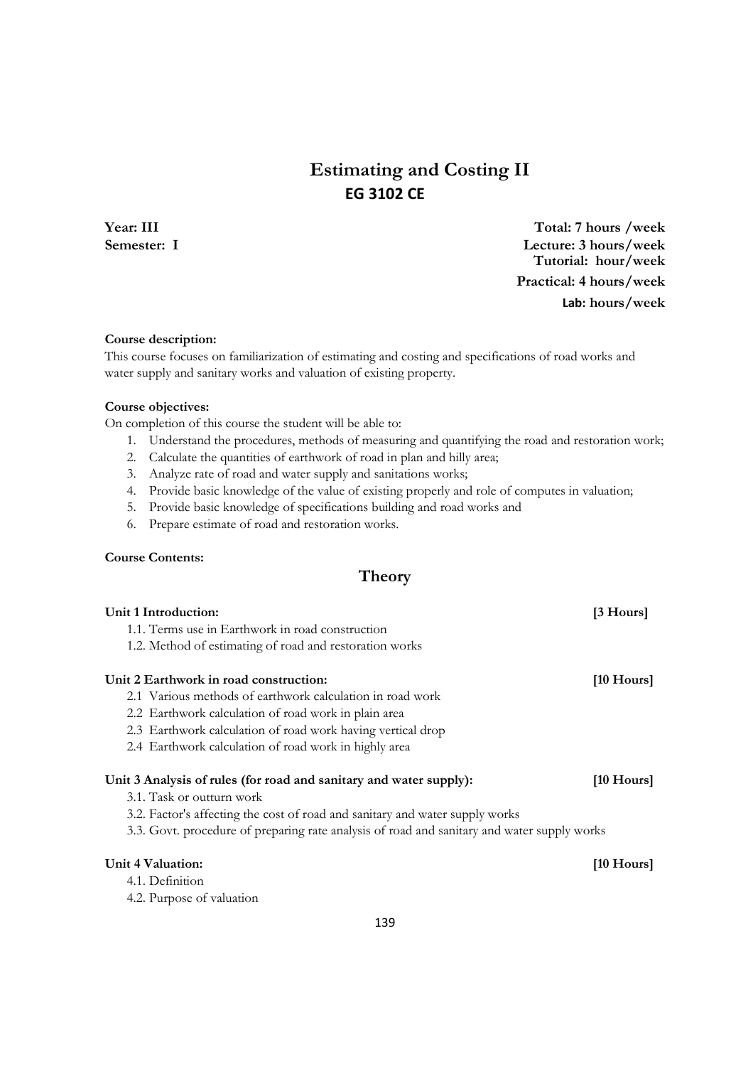# Estimating and Costing II

## EG 3102 CE

**Year: III** **Total: 7 hours /week**

**Semester: I** **Lecture: 3 hours/week**

**Tutorial: hour/week**

**Practical: 4 hours/week**

**Lab: hours/week**

**Course description:**

This course focuses on familiarization of estimating and costing and specifications of road works and water supply and sanitary works and valuation of existing property.

**Course objectives:**

On completion of this course the student will be able to:

1. Understand the procedures, methods of measuring and quantifying the road and restoration work;
2. Calculate the quantities of earthwork of road in plan and hilly area;
3. Analyze rate of road and water supply and sanitations works;
4. Provide basic knowledge of the value of existing properly and role of computes in valuation;
5. Provide basic knowledge of specifications building and road works and
6. Prepare estimate of road and restoration works.

**Course Contents:**

## Theory

**Unit 1 Introduction:** **[3 Hours]**

1.1. Terms use in Earthwork in road construction

1.2. Method of estimating of road and restoration works

**Unit 2 Earthwork in road construction:** **[10 Hours]**

2.1 Various methods of earthwork calculation in road work

2.2 Earthwork calculation of road work in plain area

2.3 Earthwork calculation of road work having vertical drop

2.4 Earthwork calculation of road work in highly area

**Unit 3 Analysis of rules (for road and sanitary and water supply):** **[10 Hours]**

3.1. Task or outturn work

3.2. Factor's affecting the cost of road and sanitary and water supply works

3.3. Govt. procedure of preparing rate analysis of road and sanitary and water supply works

**Unit 4 Valuation:** **[10 Hours]**

4.1. Definition

4.2. Purpose of valuation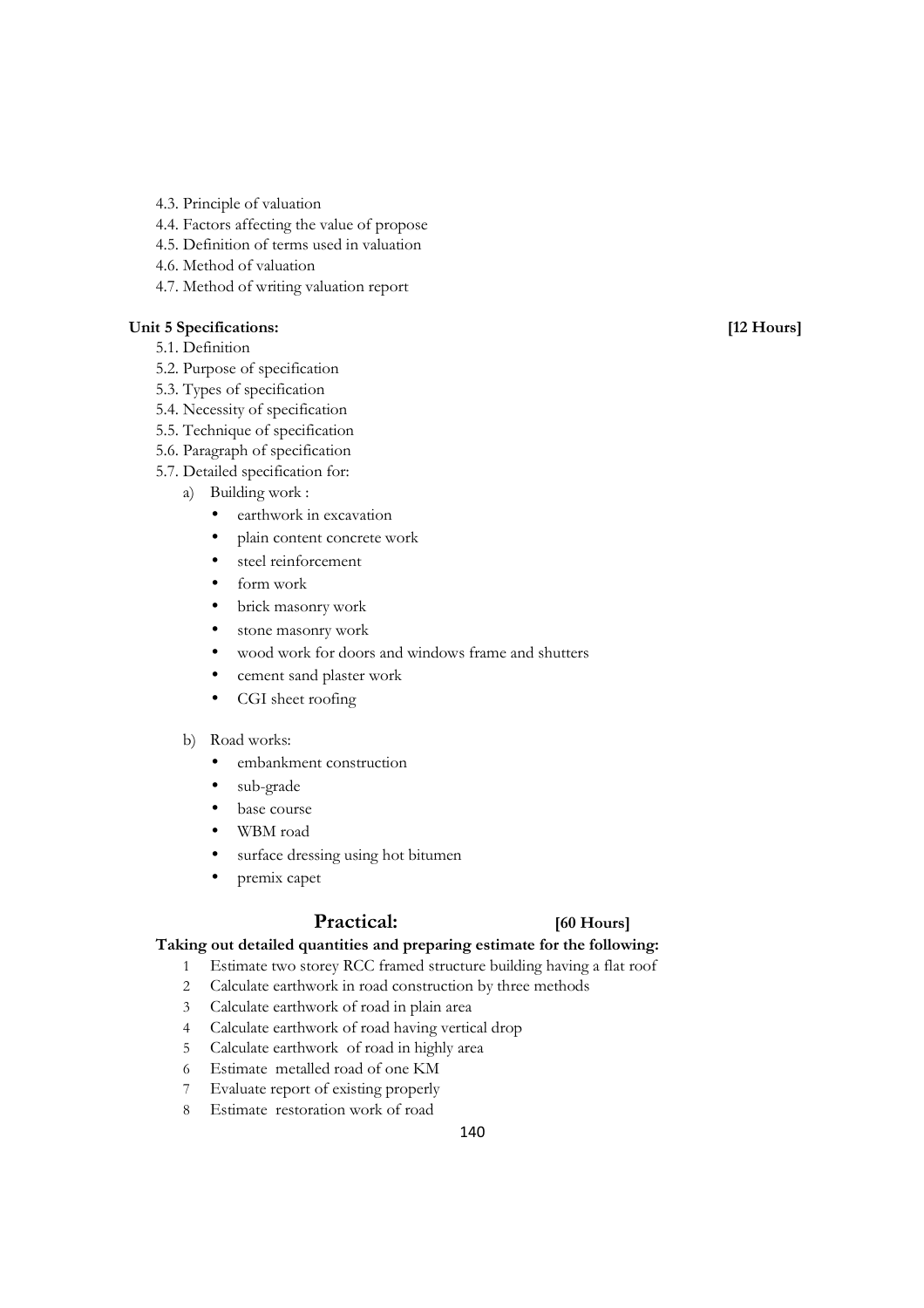4.3. Principle of valuation
4.4. Factors affecting the value of propose
4.5. Definition of terms used in valuation
4.6. Method of valuation
4.7. Method of writing valuation report

**Unit 5 Specifications: [12 Hours]**

5.1. Definition
5.2. Purpose of specification
5.3. Types of specification
5.4. Necessity of specification
5.5. Technique of specification
5.6. Paragraph of specification
5.7. Detailed specification for:

a) Building work :
- earthwork in excavation
- plain content concrete work
- steel reinforcement
- form work
- brick masonry work
- stone masonry work
- wood work for doors and windows frame and shutters
- cement sand plaster work
- CGI sheet roofing

b) Road works:
- embankment construction
- sub-grade
- base course
- WBM road
- surface dressing using hot bitumen
- premix capet

## Practical: [60 Hours]

**Taking out detailed quantities and preparing estimate for the following:**

1. Estimate two storey RCC framed structure building having a flat roof
2. Calculate earthwork in road construction by three methods
3. Calculate earthwork of road in plain area
4. Calculate earthwork of road having vertical drop
5. Calculate earthwork of road in highly area
6. Estimate metalled road of one KM
7. Evaluate report of existing properly
8. Estimate restoration work of road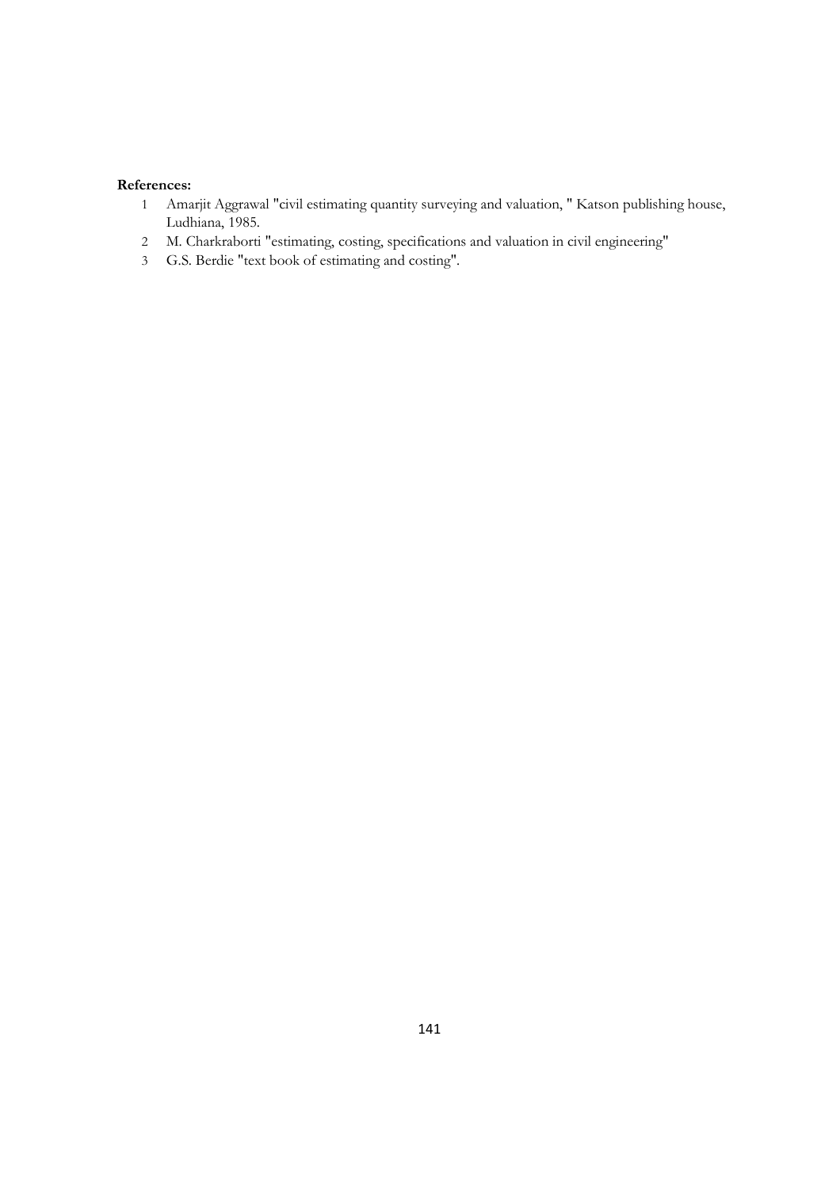**References:**

1. Amarjit Aggrawal "civil estimating quantity surveying and valuation, " Katson publishing house, Ludhiana, 1985.
2. M. Charkraborti "estimating, costing, specifications and valuation in civil engineering"
3. G.S. Berdie "text book of estimating and costing".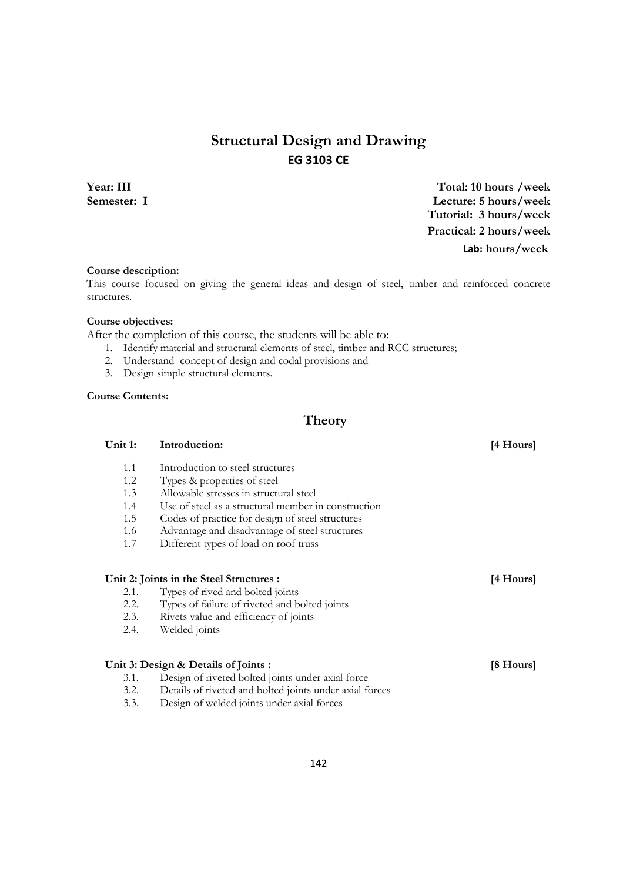# Structural Design and Drawing

## EG 3103 CE

**Year: III**
**Semester: I**

**Total: 10 hours /week**
**Lecture: 5 hours/week**
**Tutorial: 3 hours/week**
**Practical: 2 hours/week**
**Lab: hours/week**

**Course description:**

This course focused on giving the general ideas and design of steel, timber and reinforced concrete structures.

**Course objectives:**

After the completion of this course, the students will be able to:

1. Identify material and structural elements of steel, timber and RCC structures;
2. Understand concept of design and codal provisions and
3. Design simple structural elements.

**Course Contents:**

## Theory

**Unit 1: Introduction: [4 Hours]**

- 1.1 Introduction to steel structures
- 1.2 Types & properties of steel
- 1.3 Allowable stresses in structural steel
- 1.4 Use of steel as a structural member in construction
- 1.5 Codes of practice for design of steel structures
- 1.6 Advantage and disadvantage of steel structures
- 1.7 Different types of load on roof truss

**Unit 2: Joints in the Steel Structures : [4 Hours]**

- 2.1. Types of rived and bolted joints
- 2.2. Types of failure of riveted and bolted joints
- 2.3. Rivets value and efficiency of joints
- 2.4. Welded joints

**Unit 3: Design & Details of Joints : [8 Hours]**

- 3.1. Design of riveted bolted joints under axial force
- 3.2. Details of riveted and bolted joints under axial forces
- 3.3. Design of welded joints under axial forces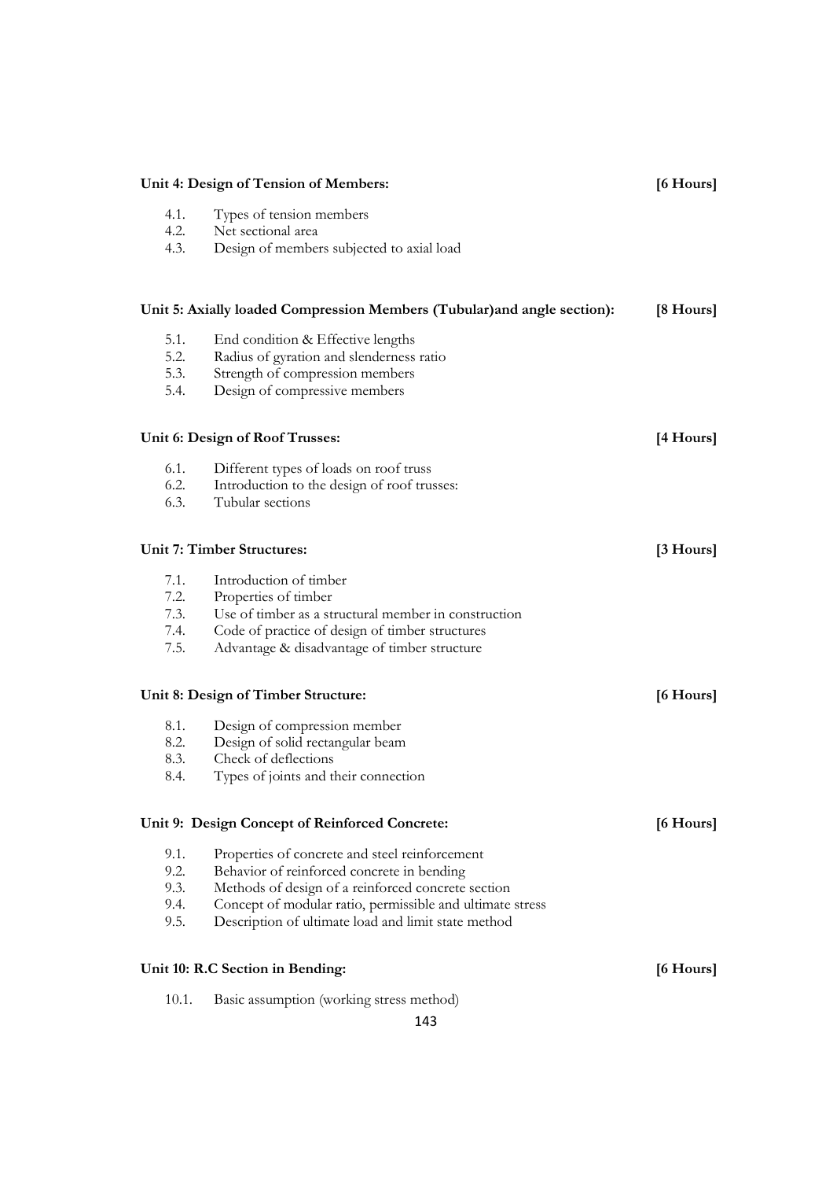**Unit 4: Design of Tension of Members: [6 Hours]**

- 4.1. Types of tension members
- 4.2. Net sectional area
- 4.3. Design of members subjected to axial load

**Unit 5: Axially loaded Compression Members (Tubular)and angle section): [8 Hours]**

- 5.1. End condition & Effective lengths
- 5.2. Radius of gyration and slenderness ratio
- 5.3. Strength of compression members
- 5.4. Design of compressive members

**Unit 6: Design of Roof Trusses: [4 Hours]**

- 6.1. Different types of loads on roof truss
- 6.2. Introduction to the design of roof trusses:
- 6.3. Tubular sections

**Unit 7: Timber Structures: [3 Hours]**

- 7.1. Introduction of timber
- 7.2. Properties of timber
- 7.3. Use of timber as a structural member in construction
- 7.4. Code of practice of design of timber structures
- 7.5. Advantage & disadvantage of timber structure

**Unit 8: Design of Timber Structure: [6 Hours]**

- 8.1. Design of compression member
- 8.2. Design of solid rectangular beam
- 8.3. Check of deflections
- 8.4. Types of joints and their connection

**Unit 9: Design Concept of Reinforced Concrete: [6 Hours]**

- 9.1. Properties of concrete and steel reinforcement
- 9.2. Behavior of reinforced concrete in bending
- 9.3. Methods of design of a reinforced concrete section
- 9.4. Concept of modular ratio, permissible and ultimate stress
- 9.5. Description of ultimate load and limit state method

**Unit 10: R.C Section in Bending: [6 Hours]**

- 10.1. Basic assumption (working stress method)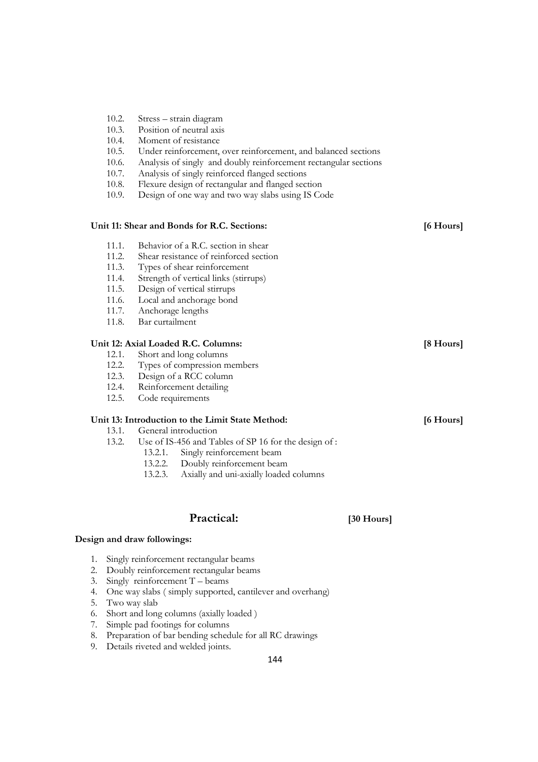10.2. Stress – strain diagram
10.3. Position of neutral axis
10.4. Moment of resistance
10.5. Under reinforcement, over reinforcement, and balanced sections
10.6. Analysis of singly and doubly reinforcement rectangular sections
10.7. Analysis of singly reinforced flanged sections
10.8. Flexure design of rectangular and flanged section
10.9. Design of one way and two way slabs using IS Code

**Unit 11: Shear and Bonds for R.C. Sections:** **[6 Hours]**

11.1. Behavior of a R.C. section in shear
11.2. Shear resistance of reinforced section
11.3. Types of shear reinforcement
11.4. Strength of vertical links (stirrups)
11.5. Design of vertical stirrups
11.6. Local and anchorage bond
11.7. Anchorage lengths
11.8. Bar curtailment

**Unit 12: Axial Loaded R.C. Columns:** **[8 Hours]**

12.1. Short and long columns
12.2. Types of compression members
12.3. Design of a RCC column
12.4. Reinforcement detailing
12.5. Code requirements

**Unit 13: Introduction to the Limit State Method:** **[6 Hours]**

13.1. General introduction
13.2. Use of IS-456 and Tables of SP 16 for the design of :
   13.2.1. Singly reinforcement beam
   13.2.2. Doubly reinforcement beam
   13.2.3. Axially and uni-axially loaded columns

## Practical: [30 Hours]

**Design and draw followings:**

1. Singly reinforcement rectangular beams
2. Doubly reinforcement rectangular beams
3. Singly reinforcement T – beams
4. One way slabs ( simply supported, cantilever and overhang)
5. Two way slab
6. Short and long columns (axially loaded )
7. Simple pad footings for columns
8. Preparation of bar bending schedule for all RC drawings
9. Details riveted and welded joints.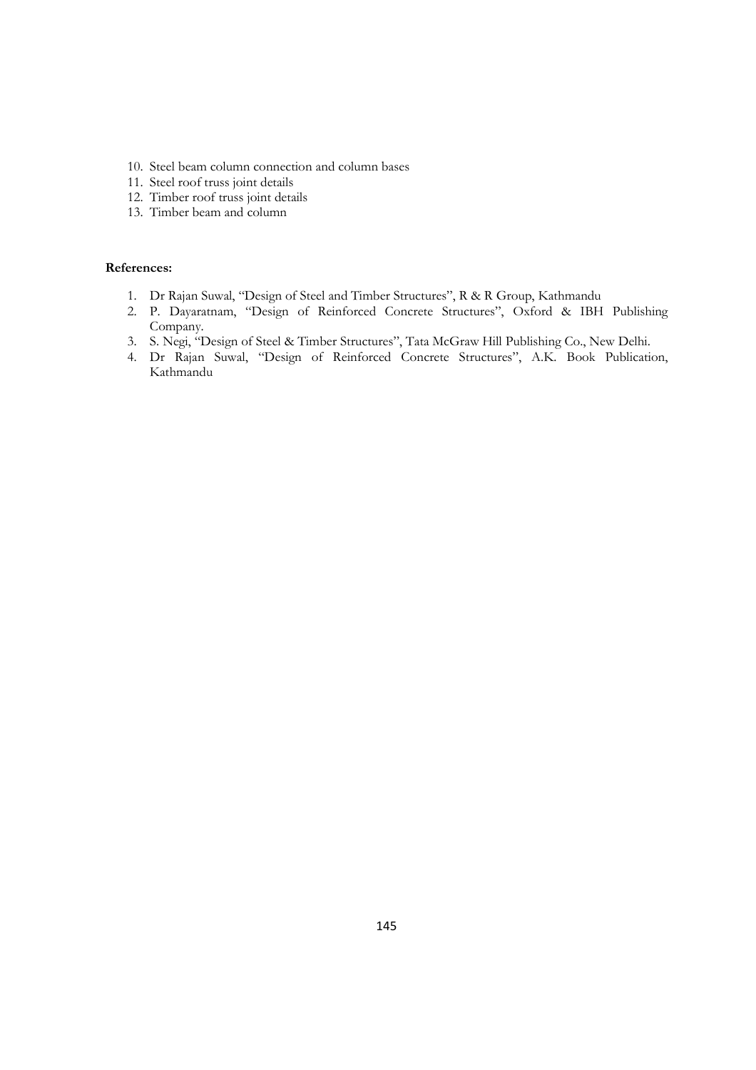10. Steel beam column connection and column bases
11. Steel roof truss joint details
12. Timber roof truss joint details
13. Timber beam and column

**References:**

1. Dr Rajan Suwal, "Design of Steel and Timber Structures", R & R Group, Kathmandu
2. P. Dayaratnam, "Design of Reinforced Concrete Structures", Oxford & IBH Publishing Company.
3. S. Negi, "Design of Steel & Timber Structures", Tata McGraw Hill Publishing Co., New Delhi.
4. Dr Rajan Suwal, "Design of Reinforced Concrete Structures", A.K. Book Publication, Kathmandu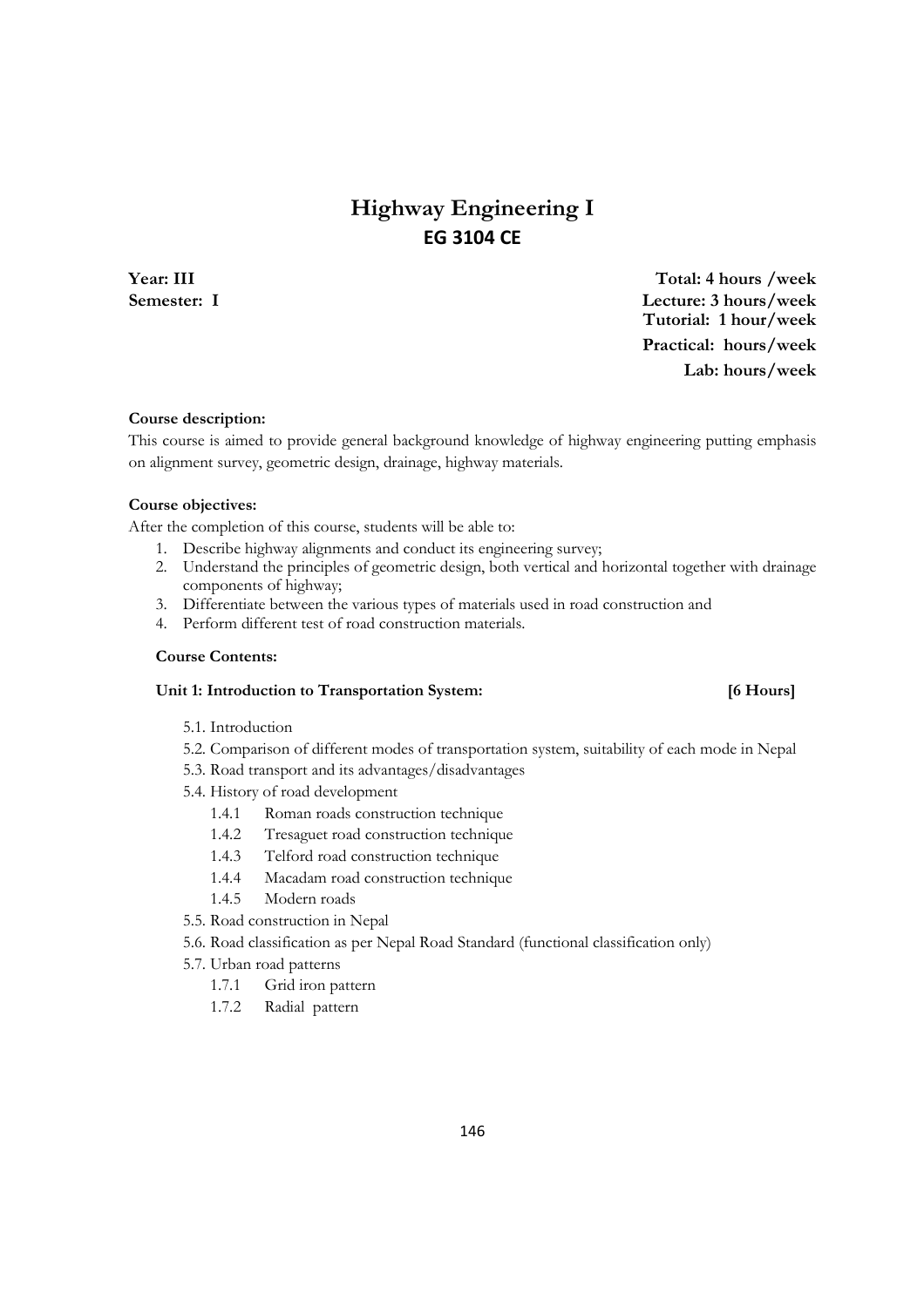# Highway Engineering I
## EG 3104 CE

**Year: III** **Total: 4 hours /week**
**Semester: I** **Lecture: 3 hours/week**
**Tutorial: 1 hour/week**
**Practical: hours/week**
**Lab: hours/week**

**Course description:**

This course is aimed to provide general background knowledge of highway engineering putting emphasis on alignment survey, geometric design, drainage, highway materials.

**Course objectives:**

After the completion of this course, students will be able to:

1. Describe highway alignments and conduct its engineering survey;
2. Understand the principles of geometric design, both vertical and horizontal together with drainage components of highway;
3. Differentiate between the various types of materials used in road construction and
4. Perform different test of road construction materials.

**Course Contents:**

**Unit 1: Introduction to Transportation System: [6 Hours]**

- 5.1. Introduction
- 5.2. Comparison of different modes of transportation system, suitability of each mode in Nepal
- 5.3. Road transport and its advantages/disadvantages
- 5.4. History of road development
  - 1.4.1 Roman roads construction technique
  - 1.4.2 Tresaguet road construction technique
  - 1.4.3 Telford road construction technique
  - 1.4.4 Macadam road construction technique
  - 1.4.5 Modern roads
- 5.5. Road construction in Nepal
- 5.6. Road classification as per Nepal Road Standard (functional classification only)
- 5.7. Urban road patterns
  - 1.7.1 Grid iron pattern
  - 1.7.2 Radial pattern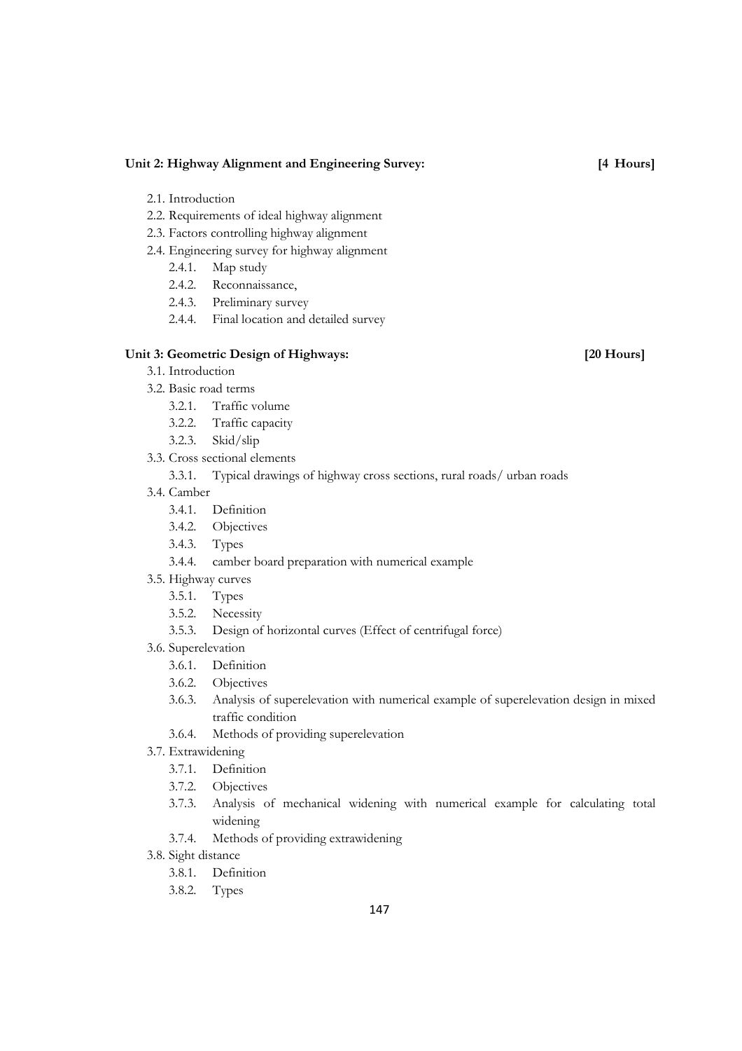**Unit 2: Highway Alignment and Engineering Survey: [4 Hours]**

- 2.1. Introduction
- 2.2. Requirements of ideal highway alignment
- 2.3. Factors controlling highway alignment
- 2.4. Engineering survey for highway alignment
  - 2.4.1. Map study
  - 2.4.2. Reconnaissance,
  - 2.4.3. Preliminary survey
  - 2.4.4. Final location and detailed survey

**Unit 3: Geometric Design of Highways: [20 Hours]**

- 3.1. Introduction
- 3.2. Basic road terms
  - 3.2.1. Traffic volume
  - 3.2.2. Traffic capacity
  - 3.2.3. Skid/slip
- 3.3. Cross sectional elements
  - 3.3.1. Typical drawings of highway cross sections, rural roads/ urban roads
- 3.4. Camber
  - 3.4.1. Definition
  - 3.4.2. Objectives
  - 3.4.3. Types
  - 3.4.4. camber board preparation with numerical example
- 3.5. Highway curves
  - 3.5.1. Types
  - 3.5.2. Necessity
  - 3.5.3. Design of horizontal curves (Effect of centrifugal force)
- 3.6. Superelevation
  - 3.6.1. Definition
  - 3.6.2. Objectives
  - 3.6.3. Analysis of superelevation with numerical example of superelevation design in mixed traffic condition
  - 3.6.4. Methods of providing superelevation
- 3.7. Extrawidening
  - 3.7.1. Definition
  - 3.7.2. Objectives
  - 3.7.3. Analysis of mechanical widening with numerical example for calculating total widening
  - 3.7.4. Methods of providing extrawidening
- 3.8. Sight distance
  - 3.8.1. Definition
  - 3.8.2. Types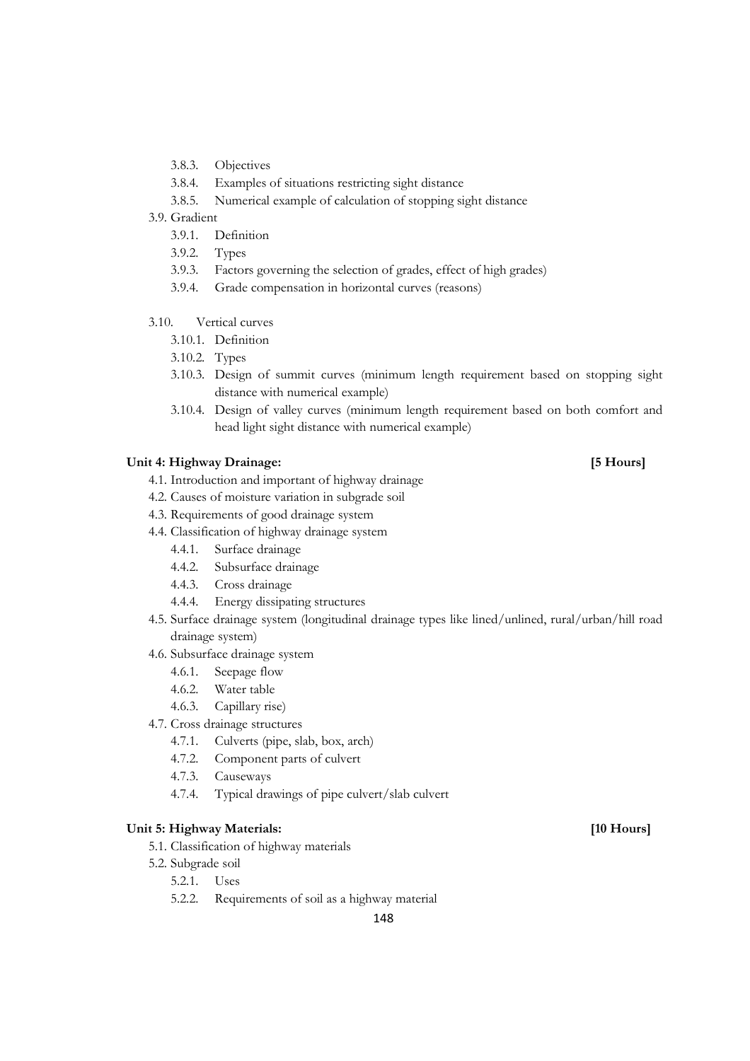- 3.8.3. Objectives
- 3.8.4. Examples of situations restricting sight distance
- 3.8.5. Numerical example of calculation of stopping sight distance

3.9. Gradient

- 3.9.1. Definition
- 3.9.2. Types
- 3.9.3. Factors governing the selection of grades, effect of high grades)
- 3.9.4. Grade compensation in horizontal curves (reasons)

3.10. Vertical curves

- 3.10.1. Definition
- 3.10.2. Types
- 3.10.3. Design of summit curves (minimum length requirement based on stopping sight distance with numerical example)
- 3.10.4. Design of valley curves (minimum length requirement based on both comfort and head light sight distance with numerical example)

**Unit 4: Highway Drainage: [5 Hours]**

4.1. Introduction and important of highway drainage

4.2. Causes of moisture variation in subgrade soil

4.3. Requirements of good drainage system

4.4. Classification of highway drainage system

- 4.4.1. Surface drainage
- 4.4.2. Subsurface drainage
- 4.4.3. Cross drainage
- 4.4.4. Energy dissipating structures

4.5. Surface drainage system (longitudinal drainage types like lined/unlined, rural/urban/hill road drainage system)

4.6. Subsurface drainage system

- 4.6.1. Seepage flow
- 4.6.2. Water table
- 4.6.3. Capillary rise)

4.7. Cross drainage structures

- 4.7.1. Culverts (pipe, slab, box, arch)
- 4.7.2. Component parts of culvert
- 4.7.3. Causeways
- 4.7.4. Typical drawings of pipe culvert/slab culvert

**Unit 5: Highway Materials: [10 Hours]**

5.1. Classification of highway materials

5.2. Subgrade soil

- 5.2.1. Uses
- 5.2.2. Requirements of soil as a highway material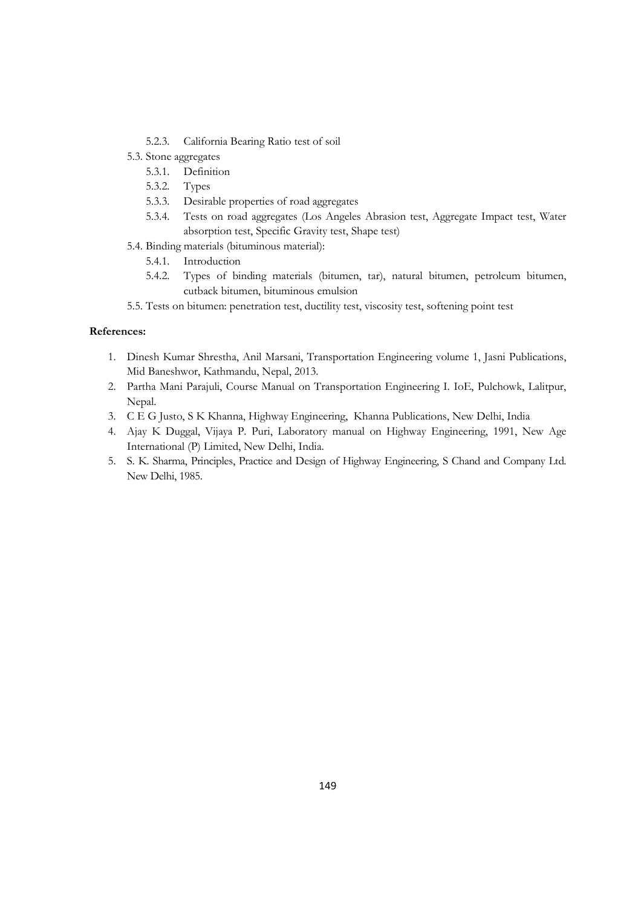- 5.2.3. California Bearing Ratio test of soil
- 5.3. Stone aggregates
  - 5.3.1. Definition
  - 5.3.2. Types
  - 5.3.3. Desirable properties of road aggregates
  - 5.3.4. Tests on road aggregates (Los Angeles Abrasion test, Aggregate Impact test, Water absorption test, Specific Gravity test, Shape test)
- 5.4. Binding materials (bituminous material):
  - 5.4.1. Introduction
  - 5.4.2. Types of binding materials (bitumen, tar), natural bitumen, petroleum bitumen, cutback bitumen, bituminous emulsion
- 5.5. Tests on bitumen: penetration test, ductility test, viscosity test, softening point test

**References:**

1. Dinesh Kumar Shrestha, Anil Marsani, Transportation Engineering volume 1, Jasni Publications, Mid Baneshwor, Kathmandu, Nepal, 2013.
2. Partha Mani Parajuli, Course Manual on Transportation Engineering I. IoE, Pulchowk, Lalitpur, Nepal.
3. C E G Justo, S K Khanna, Highway Engineering, Khanna Publications, New Delhi, India
4. Ajay K Duggal, Vijaya P. Puri, Laboratory manual on Highway Engineering, 1991, New Age International (P) Limited, New Delhi, India.
5. S. K. Sharma, Principles, Practice and Design of Highway Engineering, S Chand and Company Ltd. New Delhi, 1985.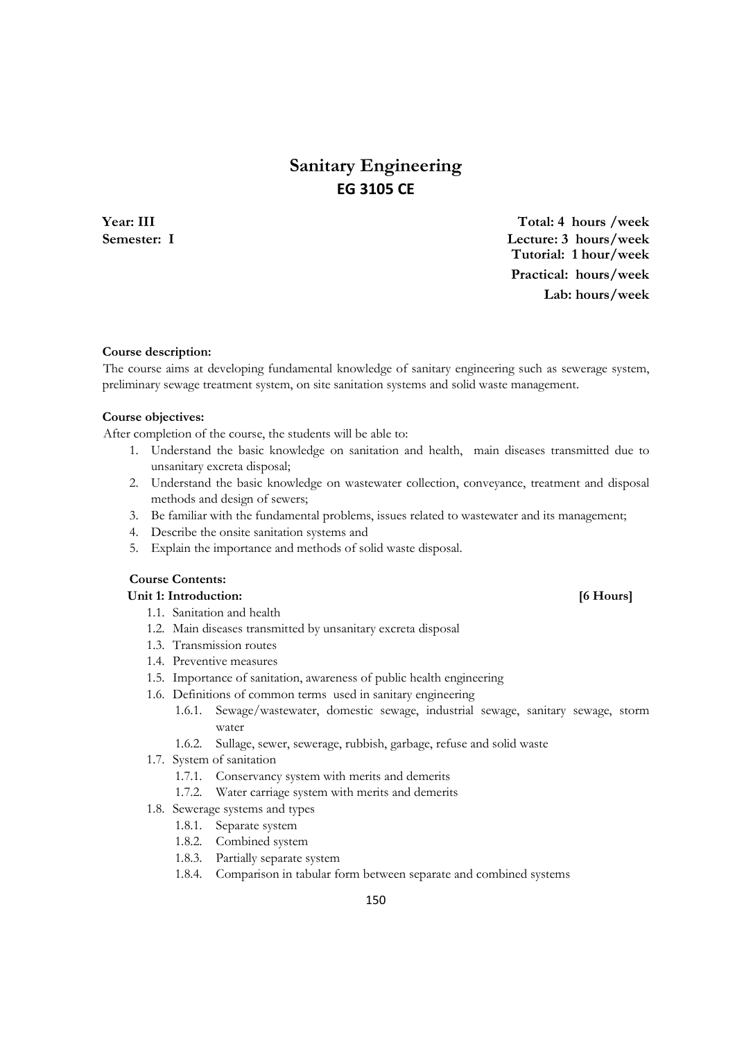# Sanitary Engineering
## EG 3105 CE

**Year: III** | **Total: 4 hours /week**
**Semester: I** | **Lecture: 3 hours/week**
**Tutorial: 1 hour/week**
**Practical: hours/week**
**Lab: hours/week**

**Course description:**
The course aims at developing fundamental knowledge of sanitary engineering such as sewerage system, preliminary sewage treatment system, on site sanitation systems and solid waste management.

**Course objectives:**
After completion of the course, the students will be able to:

1. Understand the basic knowledge on sanitation and health, main diseases transmitted due to unsanitary excreta disposal;
2. Understand the basic knowledge on wastewater collection, conveyance, treatment and disposal methods and design of sewers;
3. Be familiar with the fundamental problems, issues related to wastewater and its management;
4. Describe the onsite sanitation systems and
5. Explain the importance and methods of solid waste disposal.

**Course Contents:**

**Unit 1: Introduction: [6 Hours]**

- 1.1. Sanitation and health
- 1.2. Main diseases transmitted by unsanitary excreta disposal
- 1.3. Transmission routes
- 1.4. Preventive measures
- 1.5. Importance of sanitation, awareness of public health engineering
- 1.6. Definitions of common terms used in sanitary engineering
  - 1.6.1. Sewage/wastewater, domestic sewage, industrial sewage, sanitary sewage, storm water
  - 1.6.2. Sullage, sewer, sewerage, rubbish, garbage, refuse and solid waste
- 1.7. System of sanitation
  - 1.7.1. Conservancy system with merits and demerits
  - 1.7.2. Water carriage system with merits and demerits
- 1.8. Sewerage systems and types
  - 1.8.1. Separate system
  - 1.8.2. Combined system
  - 1.8.3. Partially separate system
  - 1.8.4. Comparison in tabular form between separate and combined systems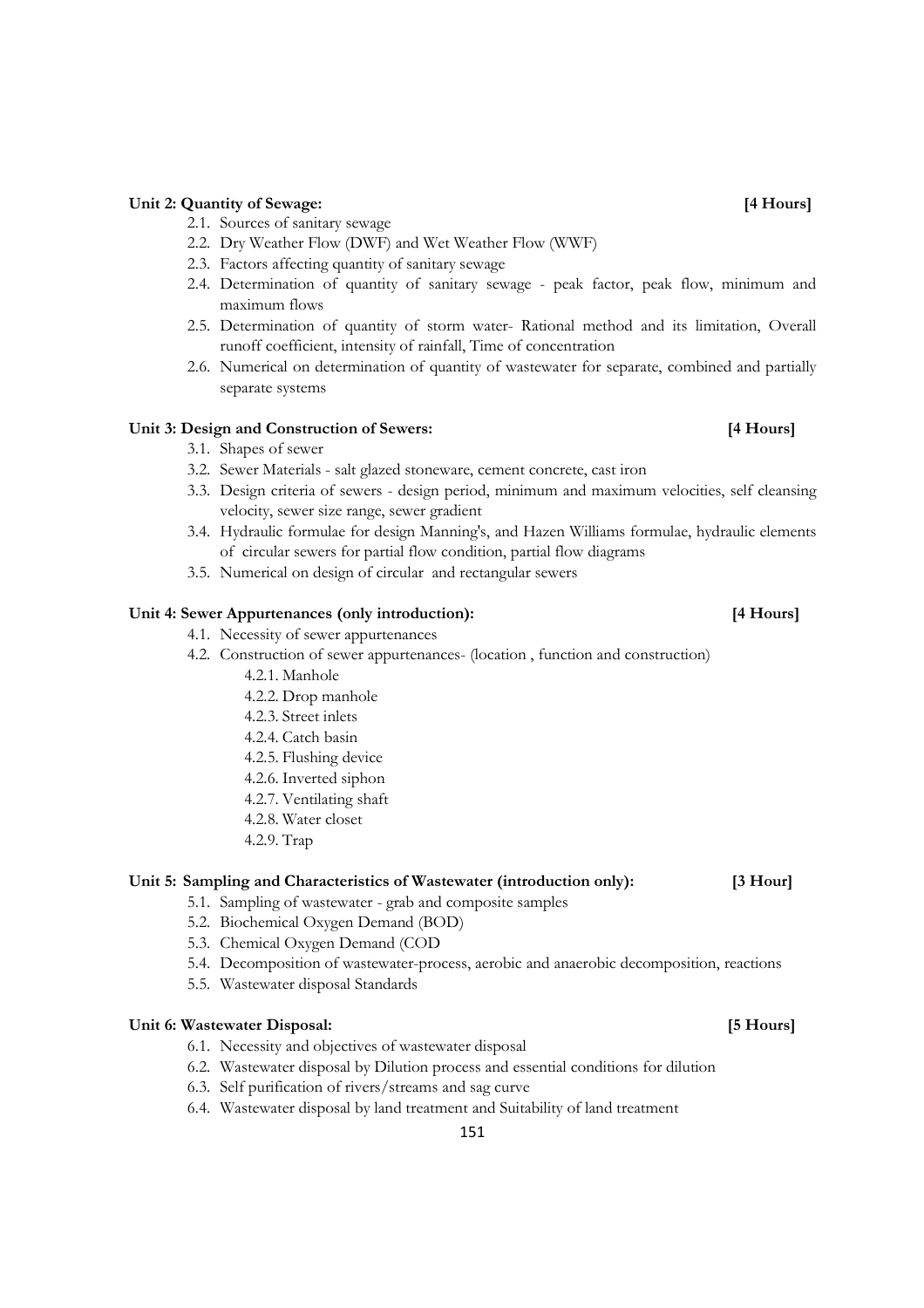**Unit 2: Quantity of Sewage: [4 Hours]**

- 2.1. Sources of sanitary sewage
- 2.2. Dry Weather Flow (DWF) and Wet Weather Flow (WWF)
- 2.3. Factors affecting quantity of sanitary sewage
- 2.4. Determination of quantity of sanitary sewage - peak factor, peak flow, minimum and maximum flows
- 2.5. Determination of quantity of storm water- Rational method and its limitation, Overall runoff coefficient, intensity of rainfall, Time of concentration
- 2.6. Numerical on determination of quantity of wastewater for separate, combined and partially separate systems

**Unit 3: Design and Construction of Sewers: [4 Hours]**

- 3.1. Shapes of sewer
- 3.2. Sewer Materials - salt glazed stoneware, cement concrete, cast iron
- 3.3. Design criteria of sewers - design period, minimum and maximum velocities, self cleansing velocity, sewer size range, sewer gradient
- 3.4. Hydraulic formulae for design Manning's, and Hazen Williams formulae, hydraulic elements of circular sewers for partial flow condition, partial flow diagrams
- 3.5. Numerical on design of circular and rectangular sewers

**Unit 4: Sewer Appurtenances (only introduction): [4 Hours]**

- 4.1. Necessity of sewer appurtenances
- 4.2. Construction of sewer appurtenances- (location , function and construction)
  - 4.2.1. Manhole
  - 4.2.2. Drop manhole
  - 4.2.3. Street inlets
  - 4.2.4. Catch basin
  - 4.2.5. Flushing device
  - 4.2.6. Inverted siphon
  - 4.2.7. Ventilating shaft
  - 4.2.8. Water closet
  - 4.2.9. Trap

**Unit 5: Sampling and Characteristics of Wastewater (introduction only): [3 Hour]**

- 5.1. Sampling of wastewater - grab and composite samples
- 5.2. Biochemical Oxygen Demand (BOD)
- 5.3. Chemical Oxygen Demand (COD
- 5.4. Decomposition of wastewater-process, aerobic and anaerobic decomposition, reactions
- 5.5. Wastewater disposal Standards

**Unit 6: Wastewater Disposal: [5 Hours]**

- 6.1. Necessity and objectives of wastewater disposal
- 6.2. Wastewater disposal by Dilution process and essential conditions for dilution
- 6.3. Self purification of rivers/streams and sag curve
- 6.4. Wastewater disposal by land treatment and Suitability of land treatment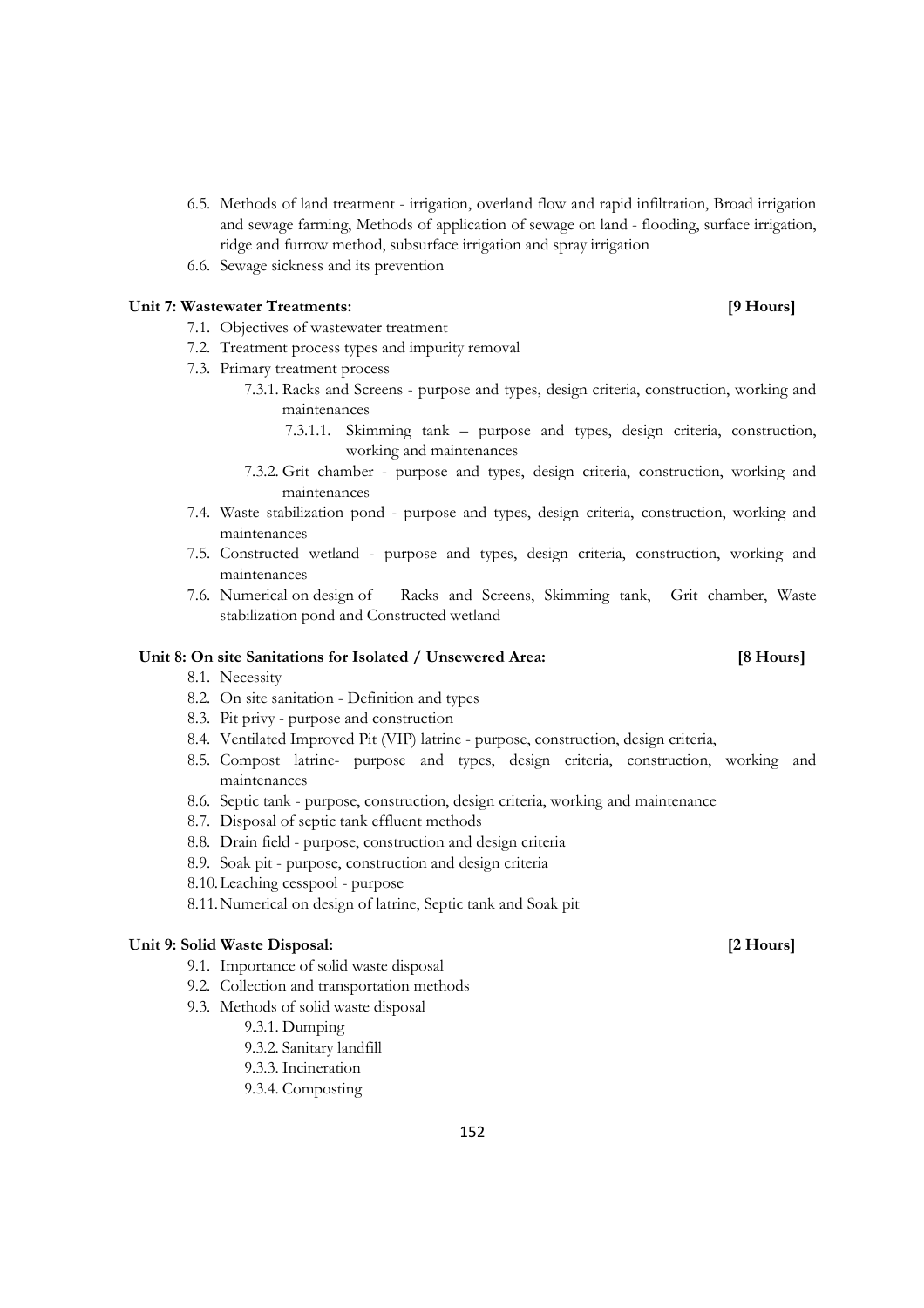6.5. Methods of land treatment - irrigation, overland flow and rapid infiltration, Broad irrigation and sewage farming, Methods of application of sewage on land - flooding, surface irrigation, ridge and furrow method, subsurface irrigation and spray irrigation

6.6. Sewage sickness and its prevention

**Unit 7: Wastewater Treatments: [9 Hours]**

7.1. Objectives of wastewater treatment

7.2. Treatment process types and impurity removal

7.3. Primary treatment process

- 7.3.1. Racks and Screens - purpose and types, design criteria, construction, working and maintenances
  - 7.3.1.1. Skimming tank – purpose and types, design criteria, construction, working and maintenances
- 7.3.2. Grit chamber - purpose and types, design criteria, construction, working and maintenances

7.4. Waste stabilization pond - purpose and types, design criteria, construction, working and maintenances

7.5. Constructed wetland - purpose and types, design criteria, construction, working and maintenances

7.6. Numerical on design of Racks and Screens, Skimming tank, Grit chamber, Waste stabilization pond and Constructed wetland

**Unit 8: On site Sanitations for Isolated / Unsewered Area: [8 Hours]**

8.1. Necessity

8.2. On site sanitation - Definition and types

8.3. Pit privy - purpose and construction

8.4. Ventilated Improved Pit (VIP) latrine - purpose, construction, design criteria,

8.5. Compost latrine- purpose and types, design criteria, construction, working and maintenances

8.6. Septic tank - purpose, construction, design criteria, working and maintenance

8.7. Disposal of septic tank effluent methods

8.8. Drain field - purpose, construction and design criteria

8.9. Soak pit - purpose, construction and design criteria

8.10. Leaching cesspool - purpose

8.11. Numerical on design of latrine, Septic tank and Soak pit

**Unit 9: Solid Waste Disposal: [2 Hours]**

9.1. Importance of solid waste disposal

9.2. Collection and transportation methods

9.3. Methods of solid waste disposal

- 9.3.1. Dumping
- 9.3.2. Sanitary landfill
- 9.3.3. Incineration
- 9.3.4. Composting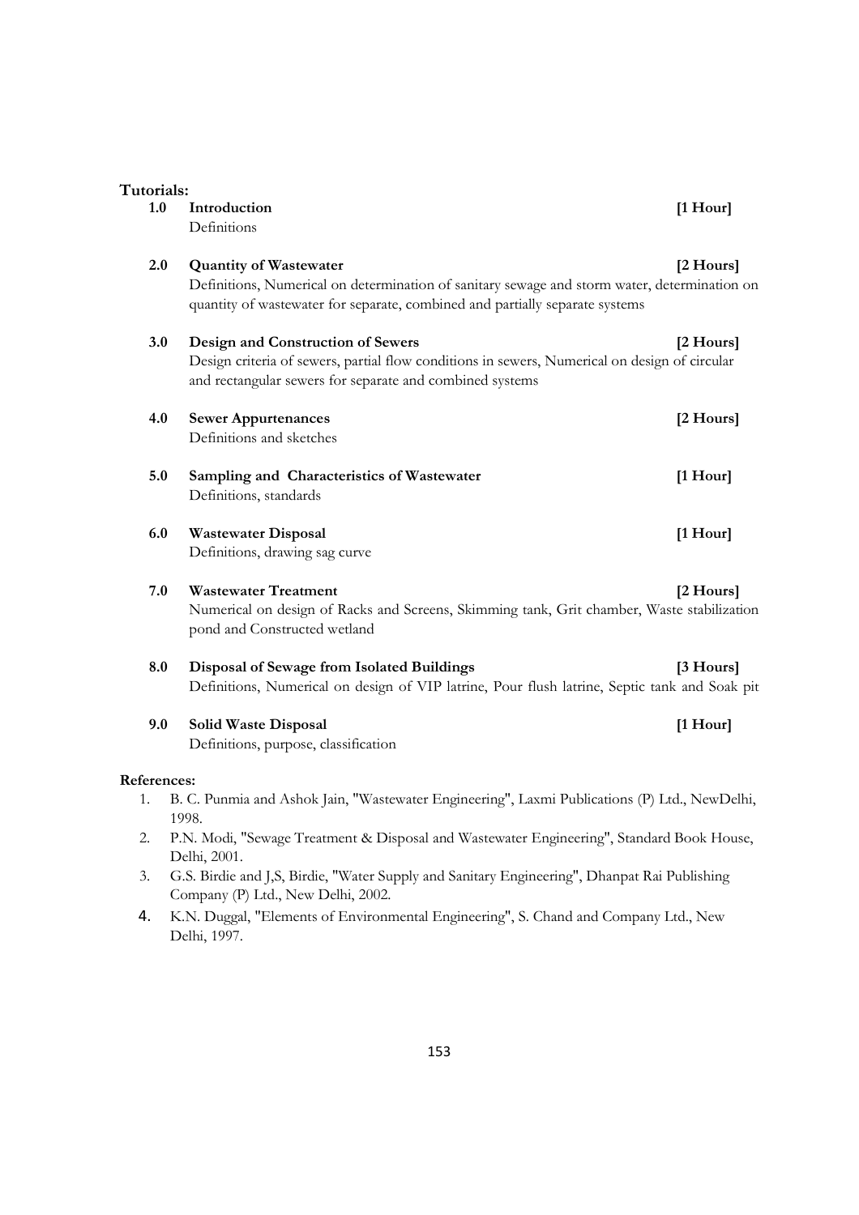**Tutorials:**

**1.0 Introduction** **[1 Hour]**
Definitions

**2.0 Quantity of Wastewater** **[2 Hours]**
Definitions, Numerical on determination of sanitary sewage and storm water, determination on quantity of wastewater for separate, combined and partially separate systems

**3.0 Design and Construction of Sewers** **[2 Hours]**
Design criteria of sewers, partial flow conditions in sewers, Numerical on design of circular and rectangular sewers for separate and combined systems

**4.0 Sewer Appurtenances** **[2 Hours]**
Definitions and sketches

**5.0 Sampling and Characteristics of Wastewater** **[1 Hour]**
Definitions, standards

**6.0 Wastewater Disposal** **[1 Hour]**
Definitions, drawing sag curve

**7.0 Wastewater Treatment** **[2 Hours]**
Numerical on design of Racks and Screens, Skimming tank, Grit chamber, Waste stabilization pond and Constructed wetland

**8.0 Disposal of Sewage from Isolated Buildings** **[3 Hours]**
Definitions, Numerical on design of VIP latrine, Pour flush latrine, Septic tank and Soak pit

**9.0 Solid Waste Disposal** **[1 Hour]**
Definitions, purpose, classification

**References:**

1. B. C. Punmia and Ashok Jain, "Wastewater Engineering", Laxmi Publications (P) Ltd., NewDelhi, 1998.
2. P.N. Modi, "Sewage Treatment & Disposal and Wastewater Engineering", Standard Book House, Delhi, 2001.
3. G.S. Birdie and J,S, Birdie, "Water Supply and Sanitary Engineering", Dhanpat Rai Publishing Company (P) Ltd., New Delhi, 2002.
4. K.N. Duggal, "Elements of Environmental Engineering", S. Chand and Company Ltd., New Delhi, 1997.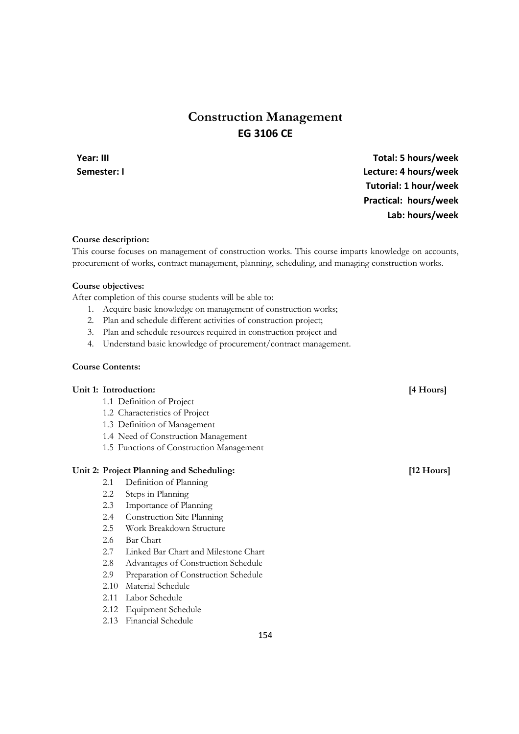# Construction Management
## EG 3106 CE

**Year: III**
**Semester: I**

**Total: 5 hours/week**
**Lecture: 4 hours/week**
**Tutorial: 1 hour/week**
**Practical: hours/week**
**Lab: hours/week**

**Course description:**
This course focuses on management of construction works. This course imparts knowledge on accounts, procurement of works, contract management, planning, scheduling, and managing construction works.

**Course objectives:**
After completion of this course students will be able to:

1. Acquire basic knowledge on management of construction works;
2. Plan and schedule different activities of construction project;
3. Plan and schedule resources required in construction project and
4. Understand basic knowledge of procurement/contract management.

**Course Contents:**

**Unit 1: Introduction: [4 Hours]**

- 1.1 Definition of Project
- 1.2 Characteristics of Project
- 1.3 Definition of Management
- 1.4 Need of Construction Management
- 1.5 Functions of Construction Management

**Unit 2: Project Planning and Scheduling: [12 Hours]**

- 2.1 Definition of Planning
- 2.2 Steps in Planning
- 2.3 Importance of Planning
- 2.4 Construction Site Planning
- 2.5 Work Breakdown Structure
- 2.6 Bar Chart
- 2.7 Linked Bar Chart and Milestone Chart
- 2.8 Advantages of Construction Schedule
- 2.9 Preparation of Construction Schedule
- 2.10 Material Schedule
- 2.11 Labor Schedule
- 2.12 Equipment Schedule
- 2.13 Financial Schedule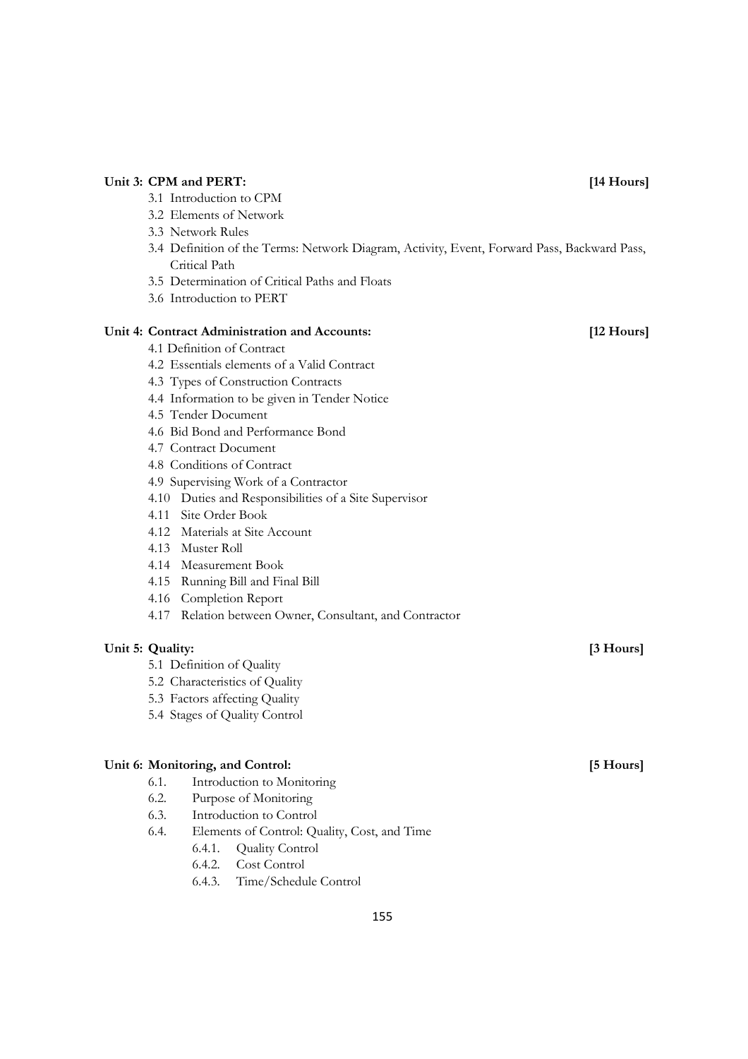**Unit 3: CPM and PERT: [14 Hours]**

- 3.1 Introduction to CPM
- 3.2 Elements of Network
- 3.3 Network Rules
- 3.4 Definition of the Terms: Network Diagram, Activity, Event, Forward Pass, Backward Pass, Critical Path
- 3.5 Determination of Critical Paths and Floats
- 3.6 Introduction to PERT

**Unit 4: Contract Administration and Accounts: [12 Hours]**

- 4.1 Definition of Contract
- 4.2 Essentials elements of a Valid Contract
- 4.3 Types of Construction Contracts
- 4.4 Information to be given in Tender Notice
- 4.5 Tender Document
- 4.6 Bid Bond and Performance Bond
- 4.7 Contract Document
- 4.8 Conditions of Contract
- 4.9 Supervising Work of a Contractor
- 4.10 Duties and Responsibilities of a Site Supervisor
- 4.11 Site Order Book
- 4.12 Materials at Site Account
- 4.13 Muster Roll
- 4.14 Measurement Book
- 4.15 Running Bill and Final Bill
- 4.16 Completion Report
- 4.17 Relation between Owner, Consultant, and Contractor

**Unit 5: Quality: [3 Hours]**

- 5.1 Definition of Quality
- 5.2 Characteristics of Quality
- 5.3 Factors affecting Quality
- 5.4 Stages of Quality Control

**Unit 6: Monitoring, and Control: [5 Hours]**

- 6.1. Introduction to Monitoring
- 6.2. Purpose of Monitoring
- 6.3. Introduction to Control
- 6.4. Elements of Control: Quality, Cost, and Time
  - 6.4.1. Quality Control
  - 6.4.2. Cost Control
  - 6.4.3. Time/Schedule Control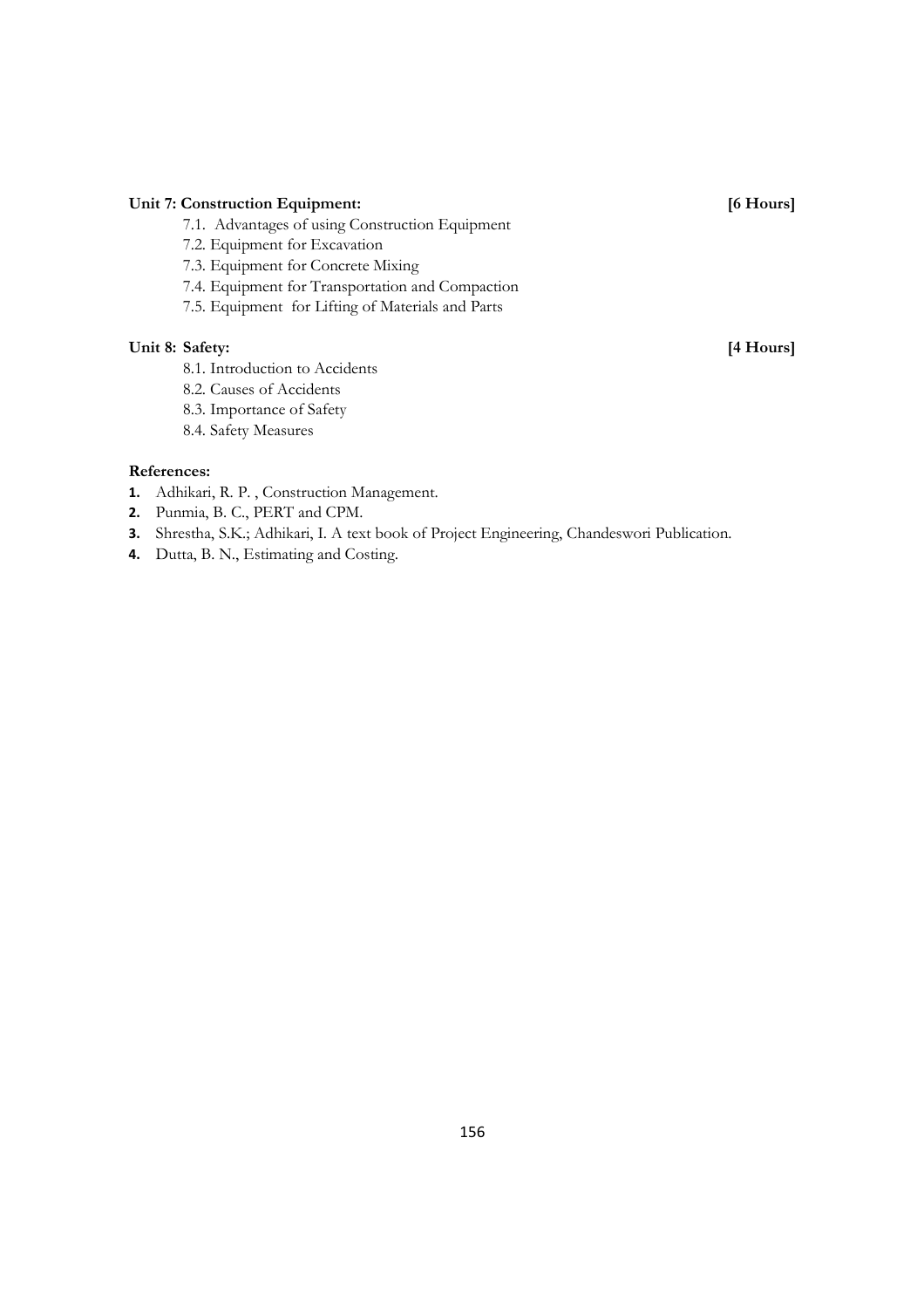**Unit 7: Construction Equipment: [6 Hours]**

- 7.1. Advantages of using Construction Equipment
- 7.2. Equipment for Excavation
- 7.3. Equipment for Concrete Mixing
- 7.4. Equipment for Transportation and Compaction
- 7.5. Equipment for Lifting of Materials and Parts

**Unit 8: Safety: [4 Hours]**

- 8.1. Introduction to Accidents
- 8.2. Causes of Accidents
- 8.3. Importance of Safety
- 8.4. Safety Measures

**References:**

1. Adhikari, R. P. , Construction Management.
2. Punmia, B. C., PERT and CPM.
3. Shrestha, S.K.; Adhikari, I. A text book of Project Engineering, Chandeswori Publication.
4. Dutta, B. N., Estimating and Costing.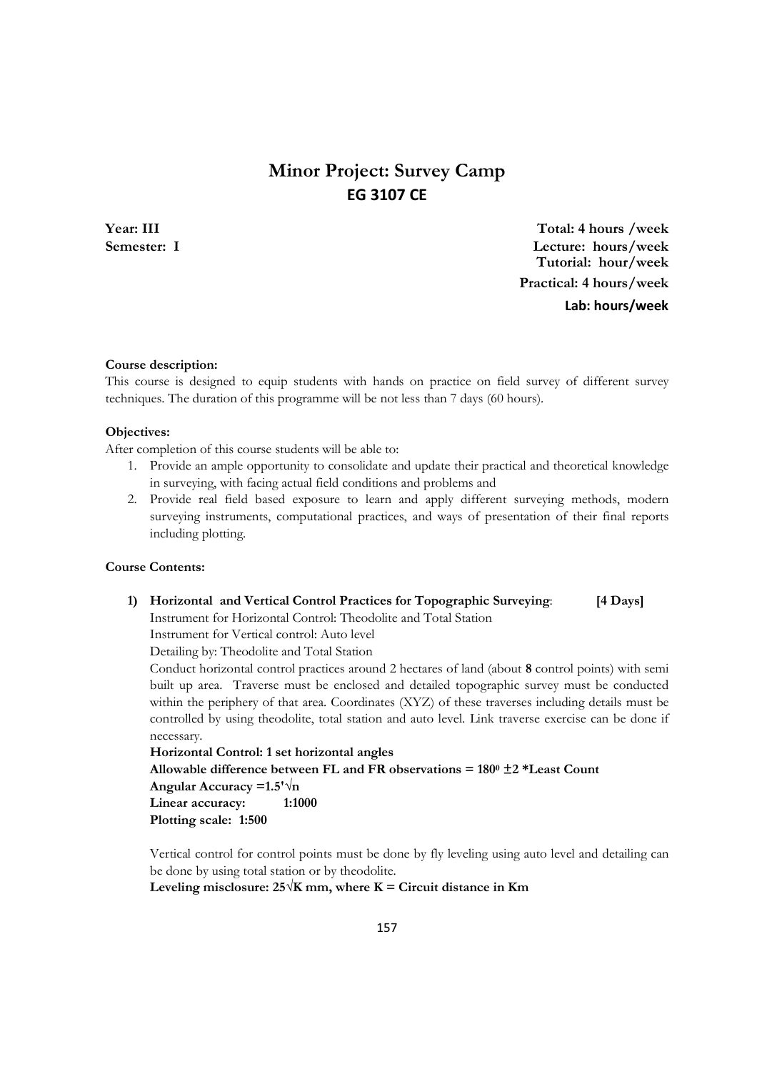# Minor Project: Survey Camp
## EG 3107 CE

**Year: III** | **Total: 4 hours /week**
**Semester: I** | **Lecture: hours/week**
**Tutorial: hour/week**
**Practical: 4 hours/week**
**Lab: hours/week**

**Course description:**
This course is designed to equip students with hands on practice on field survey of different survey techniques. The duration of this programme will be not less than 7 days (60 hours).

**Objectives:**
After completion of this course students will be able to:

1. Provide an ample opportunity to consolidate and update their practical and theoretical knowledge in surveying, with facing actual field conditions and problems and
2. Provide real field based exposure to learn and apply different surveying methods, modern surveying instruments, computational practices, and ways of presentation of their final reports including plotting.

**Course Contents:**

1) **Horizontal and Vertical Control Practices for Topographic Surveying**: **[4 Days]**
   Instrument for Horizontal Control: Theodolite and Total Station
   Instrument for Vertical control: Auto level
   Detailing by: Theodolite and Total Station
   Conduct horizontal control practices around 2 hectares of land (about **8** control points) with semi built up area. Traverse must be enclosed and detailed topographic survey must be conducted within the periphery of that area. Coordinates (XYZ) of these traverses including details must be controlled by using theodolite, total station and auto level. Link traverse exercise can be done if necessary.
   **Horizontal Control: 1 set horizontal angles**
   **Allowable difference between FL and FR observations = $180^0 \pm 2$ *Least Count**
   **Angular Accuracy =$1.5'\sqrt{n}$**
   **Linear accuracy: 1:1000**
   **Plotting scale: 1:500**

   Vertical control for control points must be done by fly leveling using auto level and detailing can be done by using total station or by theodolite.
   **Leveling misclosure: $25\sqrt{K}$ mm, where K = Circuit distance in Km**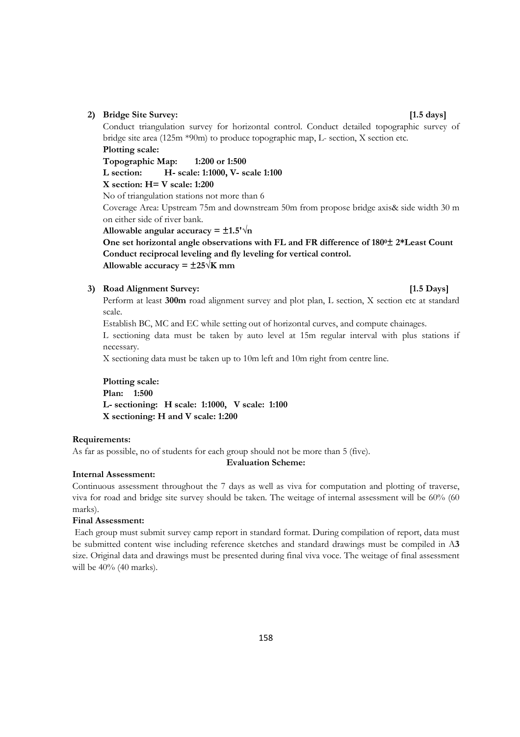**2) Bridge Site Survey: [1.5 days]**

Conduct triangulation survey for horizontal control. Conduct detailed topographic survey of bridge site area (125m *90m) to produce topographic map, L- section, X section etc.

**Plotting scale:**

**Topographic Map: 1:200 or 1:500**

**L section: H- scale: 1:1000, V- scale 1:100**

**X section: H= V scale: 1:200**

No of triangulation stations not more than 6

Coverage Area: Upstream 75m and downstream 50m from propose bridge axis& side width 30 m on either side of river bank.

**Allowable angular accuracy = $\pm 1.5'\sqrt{n}$**

**One set horizontal angle observations with FL and FR difference of $180^0 \pm$ 2*Least Count**

**Conduct reciprocal leveling and fly leveling for vertical control.**

**Allowable accuracy = $\pm 25\sqrt{K}$ mm**

**3) Road Alignment Survey: [1.5 Days]**

Perform at least **300m** road alignment survey and plot plan, L section, X section etc at standard scale.

Establish BC, MC and EC while setting out of horizontal curves, and compute chainages.

L sectioning data must be taken by auto level at 15m regular interval with plus stations if necessary.

X sectioning data must be taken up to 10m left and 10m right from centre line.

**Plotting scale:**

**Plan: 1:500**

**L- sectioning: H scale: 1:1000, V scale: 1:100**

**X sectioning: H and V scale: 1:200**

**Requirements:**

As far as possible, no of students for each group should not be more than 5 (five).

**Evaluation Scheme:**

**Internal Assessment:**

Continuous assessment throughout the 7 days as well as viva for computation and plotting of traverse, viva for road and bridge site survey should be taken. The weitage of internal assessment will be 60% (60 marks).

**Final Assessment:**

Each group must submit survey camp report in standard format. During compilation of report, data must be submitted content wise including reference sketches and standard drawings must be compiled in A**3** size. Original data and drawings must be presented during final viva voce. The weitage of final assessment will be 40% (40 marks).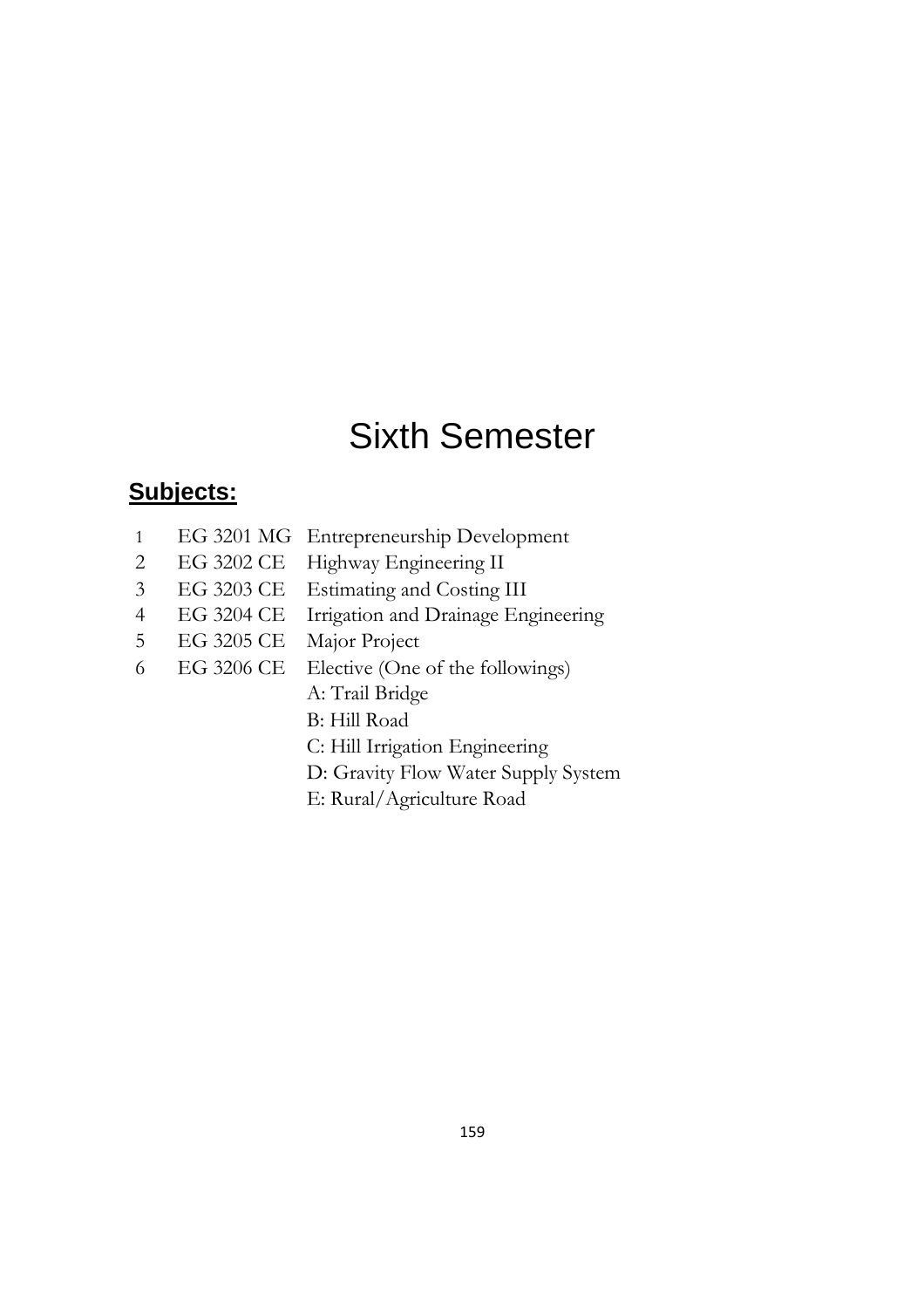# Sixth Semester

## Subjects:

1. EG 3201 MG Entrepreneurship Development
2. EG 3202 CE Highway Engineering II
3. EG 3203 CE Estimating and Costing III
4. EG 3204 CE Irrigation and Drainage Engineering
5. EG 3205 CE Major Project
6. EG 3206 CE Elective (One of the followings)
   - A: Trail Bridge
   - B: Hill Road
   - C: Hill Irrigation Engineering
   - D: Gravity Flow Water Supply System
   - E: Rural/Agriculture Road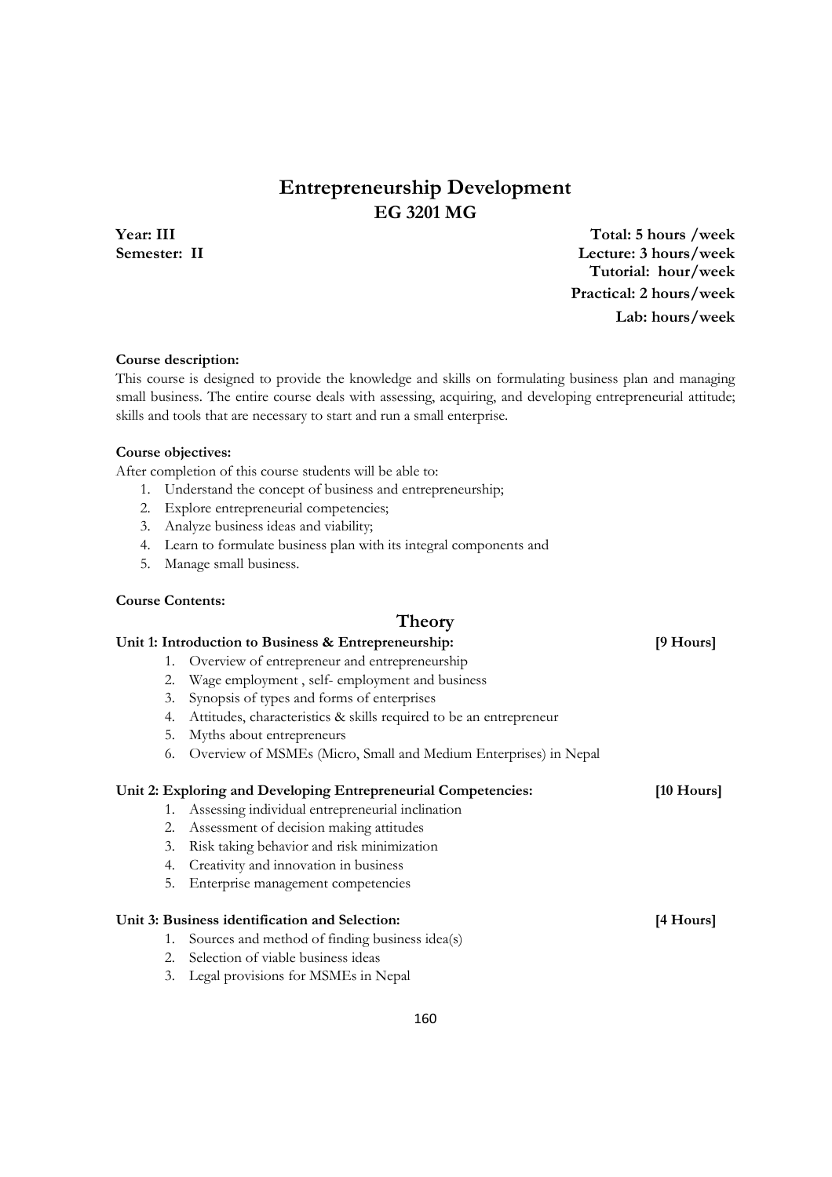# Entrepreneurship Development
## EG 3201 MG

**Year: III**
**Semester: II**

**Total: 5 hours /week**
**Lecture: 3 hours/week**
**Tutorial: hour/week**
**Practical: 2 hours/week**
**Lab: hours/week**

**Course description:**

This course is designed to provide the knowledge and skills on formulating business plan and managing small business. The entire course deals with assessing, acquiring, and developing entrepreneurial attitude; skills and tools that are necessary to start and run a small enterprise.

**Course objectives:**

After completion of this course students will be able to:

1. Understand the concept of business and entrepreneurship;
2. Explore entrepreneurial competencies;
3. Analyze business ideas and viability;
4. Learn to formulate business plan with its integral components and
5. Manage small business.

**Course Contents:**

## Theory

**Unit 1: Introduction to Business & Entrepreneurship: [9 Hours]**

1. Overview of entrepreneur and entrepreneurship
2. Wage employment , self- employment and business
3. Synopsis of types and forms of enterprises
4. Attitudes, characteristics & skills required to be an entrepreneur
5. Myths about entrepreneurs
6. Overview of MSMEs (Micro, Small and Medium Enterprises) in Nepal

**Unit 2: Exploring and Developing Entrepreneurial Competencies: [10 Hours]**

1. Assessing individual entrepreneurial inclination
2. Assessment of decision making attitudes
3. Risk taking behavior and risk minimization
4. Creativity and innovation in business
5. Enterprise management competencies

**Unit 3: Business identification and Selection: [4 Hours]**

1. Sources and method of finding business idea(s)
2. Selection of viable business ideas
3. Legal provisions for MSMEs in Nepal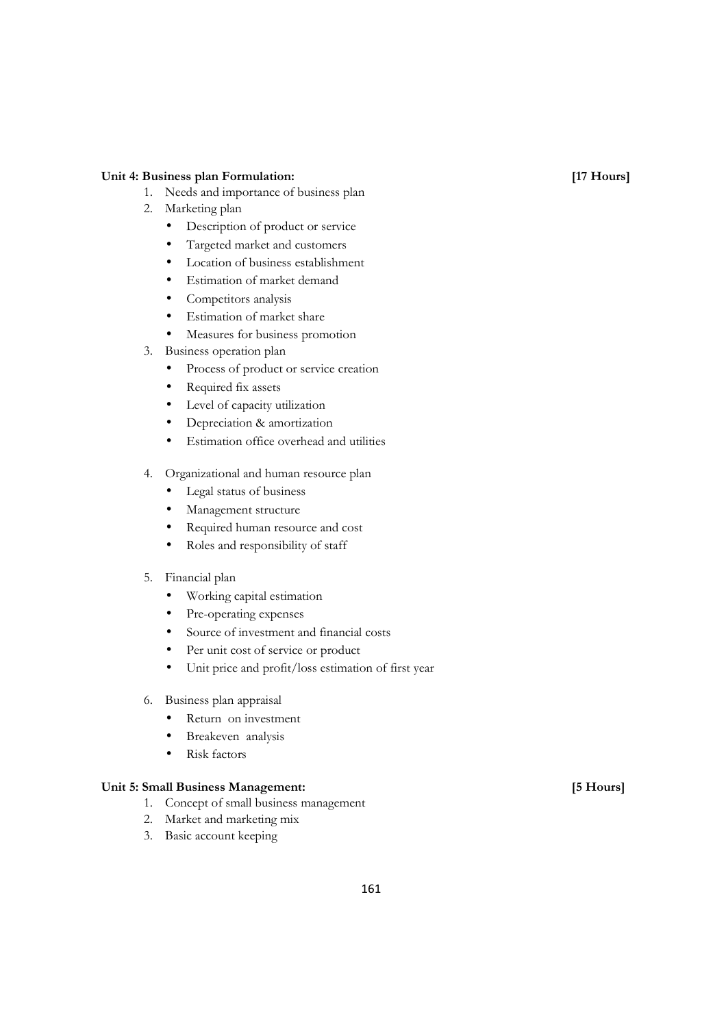**Unit 4: Business plan Formulation: [17 Hours]**

1. Needs and importance of business plan
2. Marketing plan
   - Description of product or service
   - Targeted market and customers
   - Location of business establishment
   - Estimation of market demand
   - Competitors analysis
   - Estimation of market share
   - Measures for business promotion
3. Business operation plan
   - Process of product or service creation
   - Required fix assets
   - Level of capacity utilization
   - Depreciation & amortization
   - Estimation office overhead and utilities
4. Organizational and human resource plan
   - Legal status of business
   - Management structure
   - Required human resource and cost
   - Roles and responsibility of staff
5. Financial plan
   - Working capital estimation
   - Pre-operating expenses
   - Source of investment and financial costs
   - Per unit cost of service or product
   - Unit price and profit/loss estimation of first year
6. Business plan appraisal
   - Return on investment
   - Breakeven analysis
   - Risk factors

**Unit 5: Small Business Management: [5 Hours]**

1. Concept of small business management
2. Market and marketing mix
3. Basic account keeping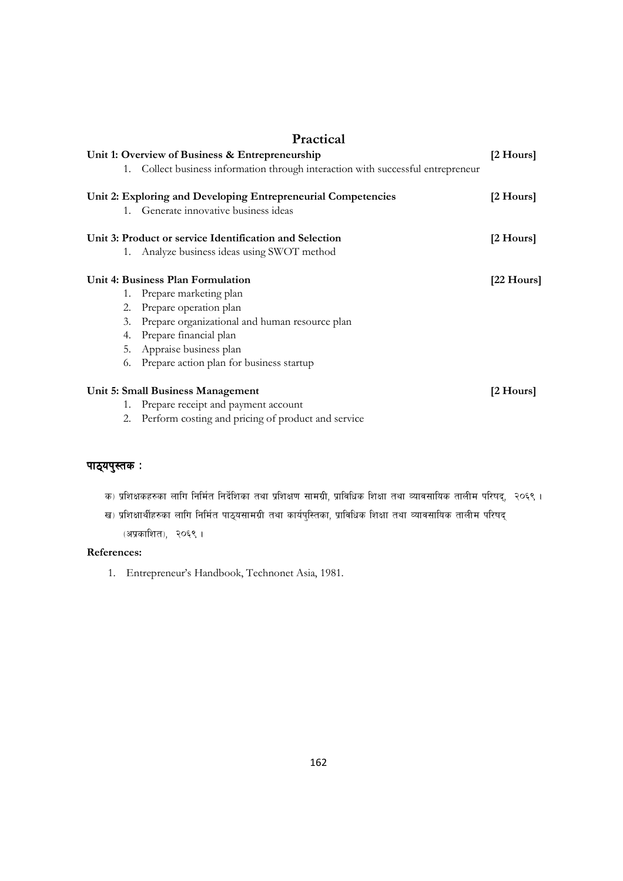## Practical

**Unit 1: Overview of Business & Entrepreneurship** **[2 Hours]**

1. Collect business information through interaction with successful entrepreneur

**Unit 2: Exploring and Developing Entrepreneurial Competencies** **[2 Hours]**

1. Generate innovative business ideas

**Unit 3: Product or service Identification and Selection** **[2 Hours]**

1. Analyze business ideas using SWOT method

**Unit 4: Business Plan Formulation** **[22 Hours]**

1. Prepare marketing plan
2. Prepare operation plan
3. Prepare organizational and human resource plan
4. Prepare financial plan
5. Appraise business plan
6. Prepare action plan for business startup

**Unit 5: Small Business Management** **[2 Hours]**

1. Prepare receipt and payment account
2. Perform costing and pricing of product and service

**पाठ्यपुस्तक :**

क) प्रशिक्षकहरुका लागि निर्मित निर्देशिका तथा प्रशिक्षण सामग्री, प्राविधिक शिक्षा तथा व्यावसायिक तालीम परिषद्, २०६९ ।

ख) प्रशिक्षार्थीहरुका लागि निर्मित पाठ्यसामग्री तथा कार्यपुस्तिका, प्राविधिक शिक्षा तथा व्यावसायिक तालीम परिषद् (अप्रकाशित), २०६९ ।

**References:**

1. Entrepreneur's Handbook, Technonet Asia, 1981.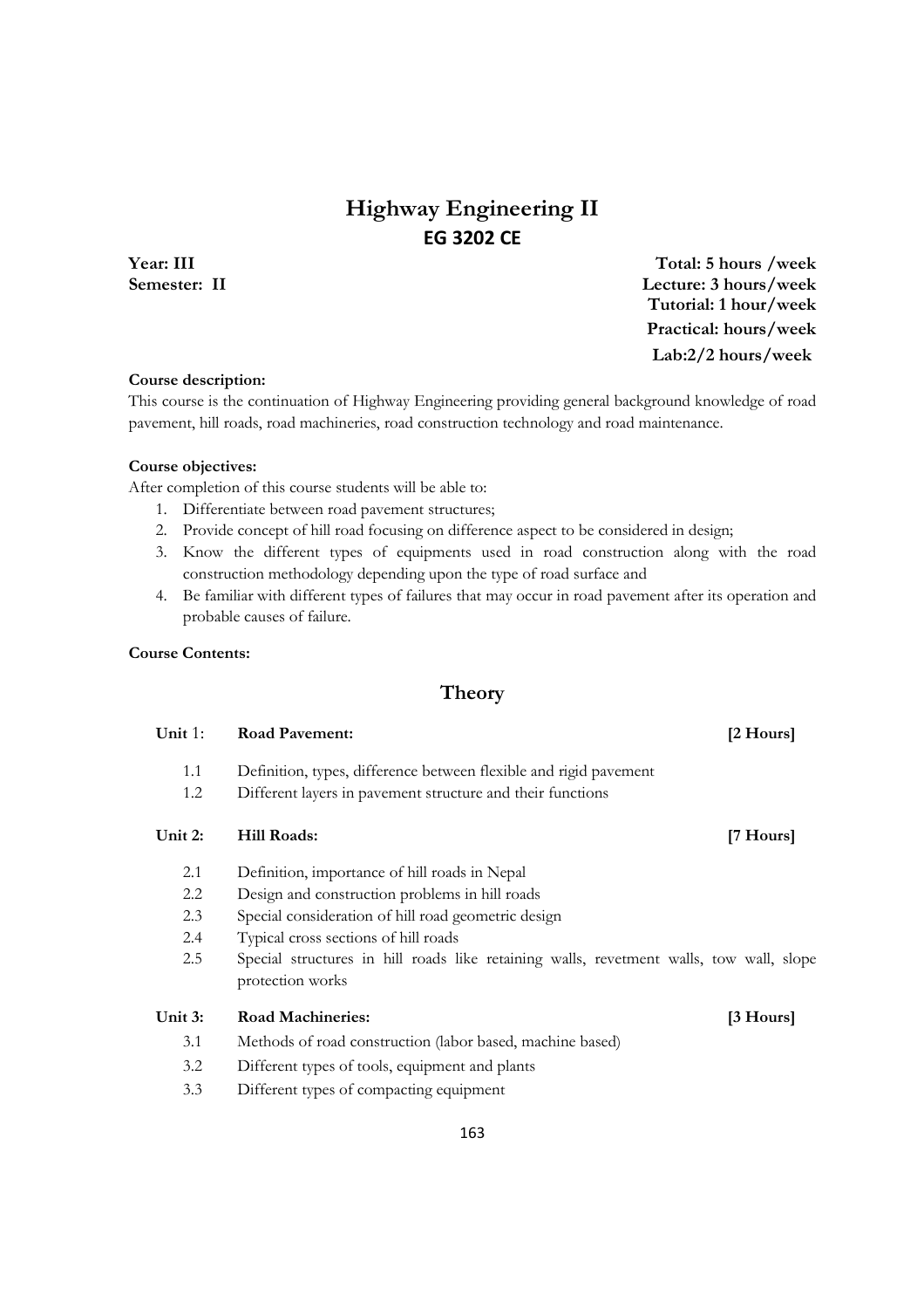# Highway Engineering II

## EG 3202 CE

**Year: III** | **Total: 5 hours /week**
**Semester: II** | **Lecture: 3 hours/week**
**Tutorial: 1 hour/week**
**Practical: hours/week**
**Lab:2/2 hours/week**

**Course description:**

This course is the continuation of Highway Engineering providing general background knowledge of road pavement, hill roads, road machineries, road construction technology and road maintenance.

**Course objectives:**

After completion of this course students will be able to:

1. Differentiate between road pavement structures;
2. Provide concept of hill road focusing on difference aspect to be considered in design;
3. Know the different types of equipments used in road construction along with the road construction methodology depending upon the type of road surface and
4. Be familiar with different types of failures that may occur in road pavement after its operation and probable causes of failure.

**Course Contents:**

## Theory

**Unit 1: Road Pavement: [2 Hours]**

- 1.1 Definition, types, difference between flexible and rigid pavement
- 1.2 Different layers in pavement structure and their functions

**Unit 2: Hill Roads: [7 Hours]**

- 2.1 Definition, importance of hill roads in Nepal
- 2.2 Design and construction problems in hill roads
- 2.3 Special consideration of hill road geometric design
- 2.4 Typical cross sections of hill roads
- 2.5 Special structures in hill roads like retaining walls, revetment walls, tow wall, slope protection works

**Unit 3: Road Machineries: [3 Hours]**

- 3.1 Methods of road construction (labor based, machine based)
- 3.2 Different types of tools, equipment and plants
- 3.3 Different types of compacting equipment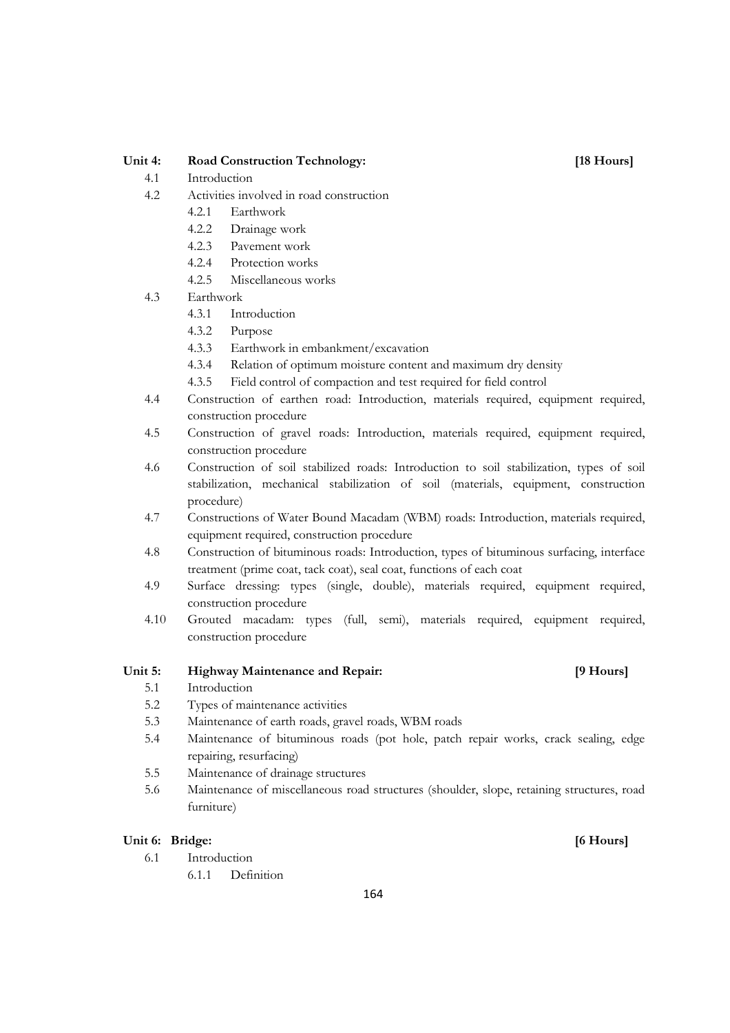**Unit 4: Road Construction Technology: [18 Hours]**

- 4.1 Introduction
- 4.2 Activities involved in road construction
  - 4.2.1 Earthwork
  - 4.2.2 Drainage work
  - 4.2.3 Pavement work
  - 4.2.4 Protection works
  - 4.2.5 Miscellaneous works
- 4.3 Earthwork
  - 4.3.1 Introduction
  - 4.3.2 Purpose
  - 4.3.3 Earthwork in embankment/excavation
  - 4.3.4 Relation of optimum moisture content and maximum dry density
  - 4.3.5 Field control of compaction and test required for field control
- 4.4 Construction of earthen road: Introduction, materials required, equipment required, construction procedure
- 4.5 Construction of gravel roads: Introduction, materials required, equipment required, construction procedure
- 4.6 Construction of soil stabilized roads: Introduction to soil stabilization, types of soil stabilization, mechanical stabilization of soil (materials, equipment, construction procedure)
- 4.7 Constructions of Water Bound Macadam (WBM) roads: Introduction, materials required, equipment required, construction procedure
- 4.8 Construction of bituminous roads: Introduction, types of bituminous surfacing, interface treatment (prime coat, tack coat), seal coat, functions of each coat
- 4.9 Surface dressing: types (single, double), materials required, equipment required, construction procedure
- 4.10 Grouted macadam: types (full, semi), materials required, equipment required, construction procedure

**Unit 5: Highway Maintenance and Repair: [9 Hours]**

- 5.1 Introduction
- 5.2 Types of maintenance activities
- 5.3 Maintenance of earth roads, gravel roads, WBM roads
- 5.4 Maintenance of bituminous roads (pot hole, patch repair works, crack sealing, edge repairing, resurfacing)
- 5.5 Maintenance of drainage structures
- 5.6 Maintenance of miscellaneous road structures (shoulder, slope, retaining structures, road furniture)

**Unit 6: Bridge: [6 Hours]**

- 6.1 Introduction
  - 6.1.1 Definition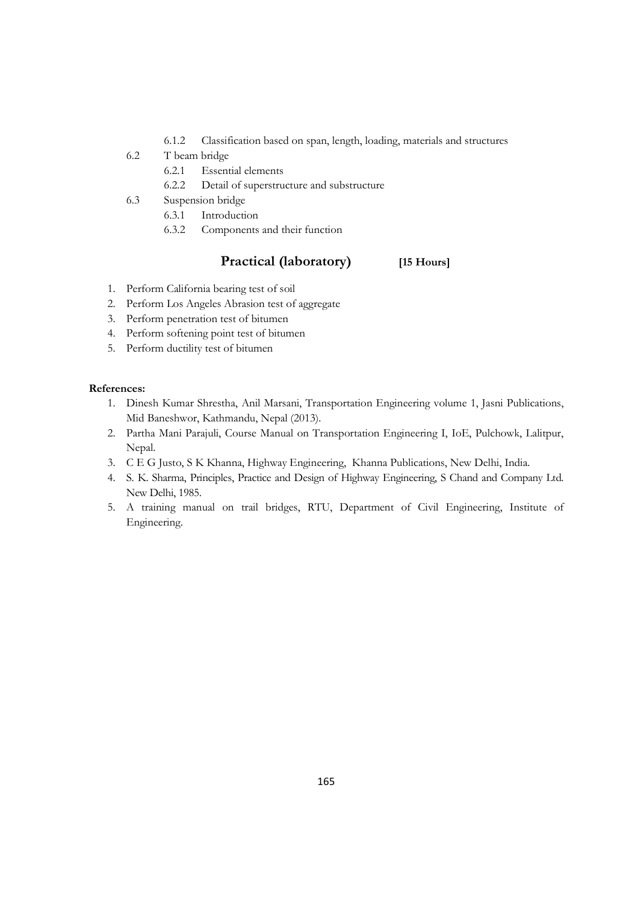- 6.1.2 Classification based on span, length, loading, materials and structures
- 6.2 T beam bridge
  - 6.2.1 Essential elements
  - 6.2.2 Detail of superstructure and substructure
- 6.3 Suspension bridge
  - 6.3.1 Introduction
  - 6.3.2 Components and their function

## Practical (laboratory) [15 Hours]

1. Perform California bearing test of soil
2. Perform Los Angeles Abrasion test of aggregate
3. Perform penetration test of bitumen
4. Perform softening point test of bitumen
5. Perform ductility test of bitumen

**References:**

1. Dinesh Kumar Shrestha, Anil Marsani, Transportation Engineering volume 1, Jasni Publications, Mid Baneshwor, Kathmandu, Nepal (2013).
2. Partha Mani Parajuli, Course Manual on Transportation Engineering I, IoE, Pulchowk, Lalitpur, Nepal.
3. C E G Justo, S K Khanna, Highway Engineering, Khanna Publications, New Delhi, India.
4. S. K. Sharma, Principles, Practice and Design of Highway Engineering, S Chand and Company Ltd. New Delhi, 1985.
5. A training manual on trail bridges, RTU, Department of Civil Engineering, Institute of Engineering.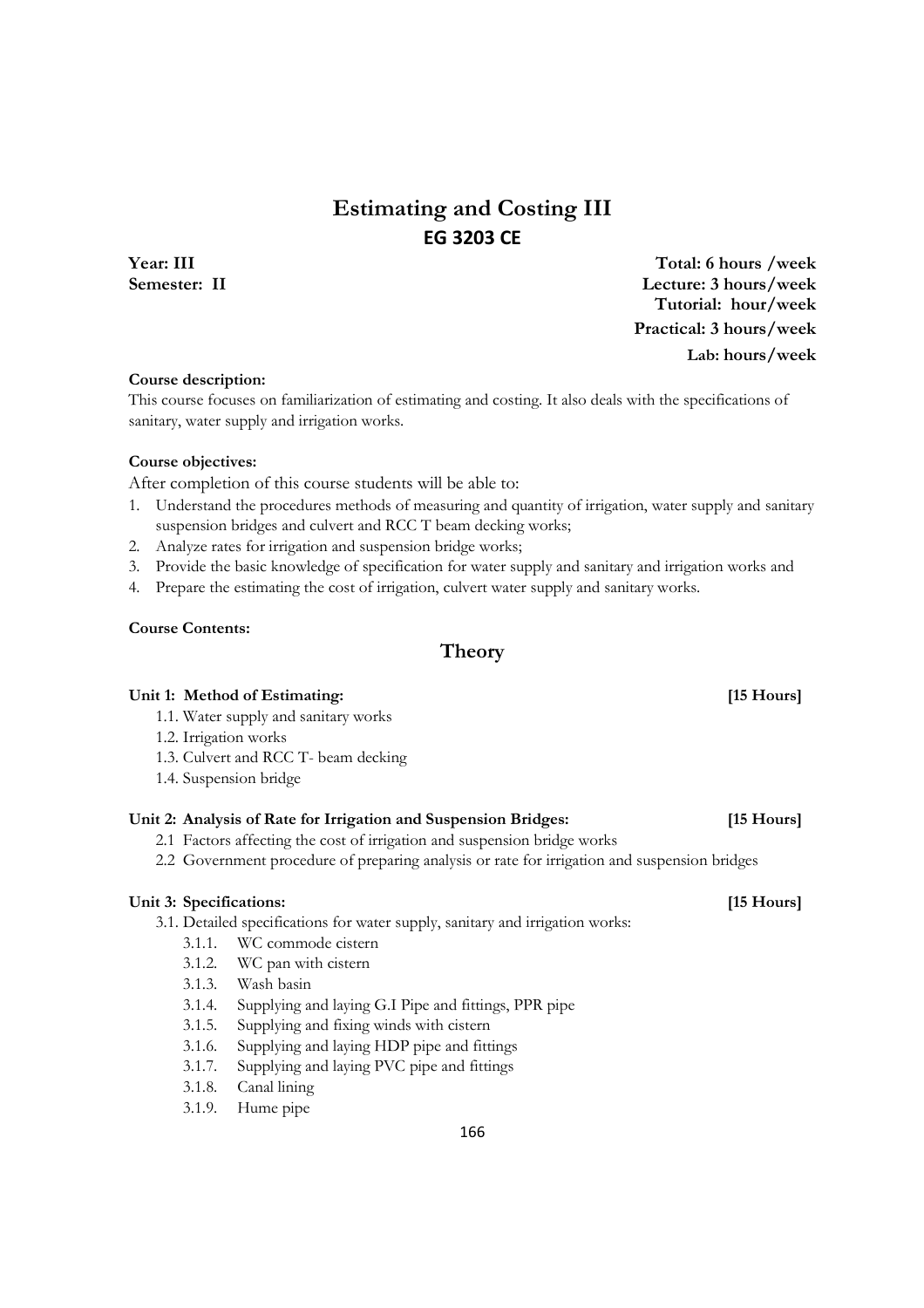# Estimating and Costing III

## EG 3203 CE

**Year: III** **Total: 6 hours /week**
**Semester: II** **Lecture: 3 hours/week**
**Tutorial: hour/week**
**Practical: 3 hours/week**
**Lab: hours/week**

**Course description:**

This course focuses on familiarization of estimating and costing. It also deals with the specifications of sanitary, water supply and irrigation works.

**Course objectives:**

After completion of this course students will be able to:

1. Understand the procedures methods of measuring and quantity of irrigation, water supply and sanitary suspension bridges and culvert and RCC T beam decking works;
2. Analyze rates for irrigation and suspension bridge works;
3. Provide the basic knowledge of specification for water supply and sanitary and irrigation works and
4. Prepare the estimating the cost of irrigation, culvert water supply and sanitary works.

**Course Contents:**

## Theory

**Unit 1: Method of Estimating:** **[15 Hours]**

1.1. Water supply and sanitary works
1.2. Irrigation works
1.3. Culvert and RCC T- beam decking
1.4. Suspension bridge

**Unit 2: Analysis of Rate for Irrigation and Suspension Bridges:** **[15 Hours]**

2.1 Factors affecting the cost of irrigation and suspension bridge works
2.2 Government procedure of preparing analysis or rate for irrigation and suspension bridges

**Unit 3: Specifications:** **[15 Hours]**

3.1. Detailed specifications for water supply, sanitary and irrigation works:
  3.1.1. WC commode cistern
  3.1.2. WC pan with cistern
  3.1.3. Wash basin
  3.1.4. Supplying and laying G.I Pipe and fittings, PPR pipe
  3.1.5. Supplying and fixing winds with cistern
  3.1.6. Supplying and laying HDP pipe and fittings
  3.1.7. Supplying and laying PVC pipe and fittings
  3.1.8. Canal lining
  3.1.9. Hume pipe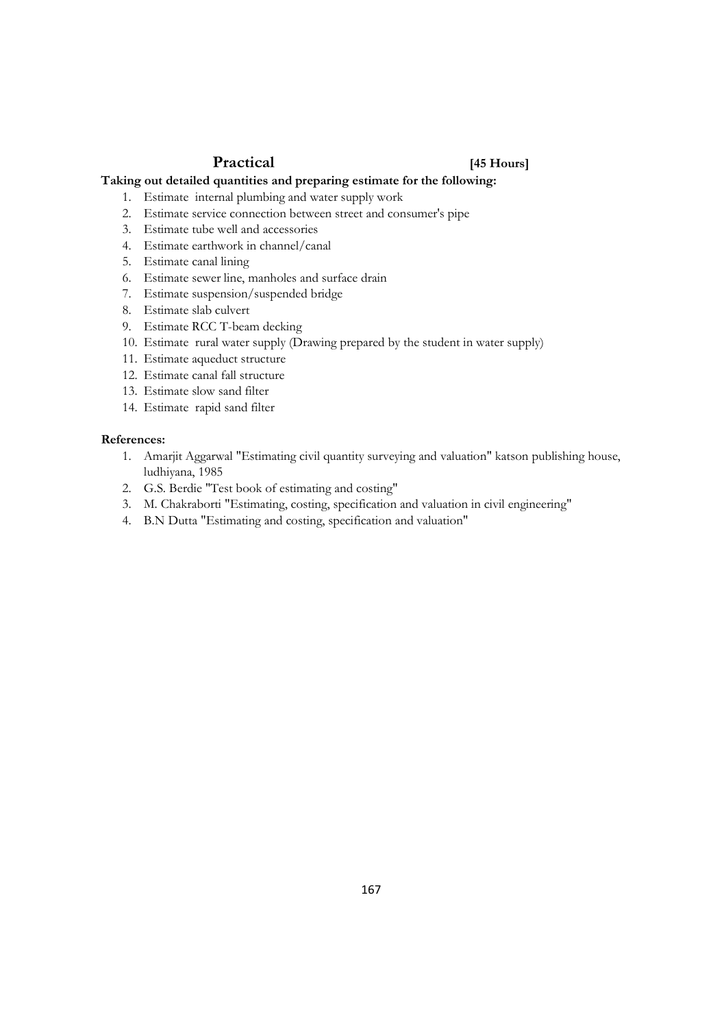## Practical **[45 Hours]**

**Taking out detailed quantities and preparing estimate for the following:**

1. Estimate internal plumbing and water supply work
2. Estimate service connection between street and consumer's pipe
3. Estimate tube well and accessories
4. Estimate earthwork in channel/canal
5. Estimate canal lining
6. Estimate sewer line, manholes and surface drain
7. Estimate suspension/suspended bridge
8. Estimate slab culvert
9. Estimate RCC T-beam decking
10. Estimate rural water supply (Drawing prepared by the student in water supply)
11. Estimate aqueduct structure
12. Estimate canal fall structure
13. Estimate slow sand filter
14. Estimate rapid sand filter

**References:**

1. Amarjit Aggarwal "Estimating civil quantity surveying and valuation" katson publishing house, ludhiyana, 1985
2. G.S. Berdie "Test book of estimating and costing"
3. M. Chakraborti "Estimating, costing, specification and valuation in civil engineering"
4. B.N Dutta "Estimating and costing, specification and valuation"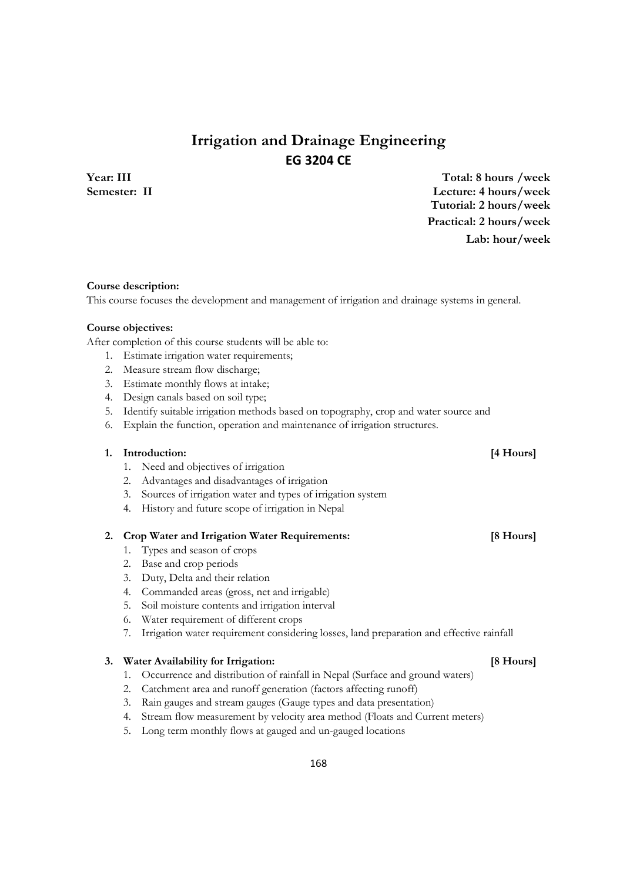# Irrigation and Drainage Engineering

## EG 3204 CE

**Year: III** **Total: 8 hours /week**
**Semester: II** **Lecture: 4 hours/week**
**Tutorial: 2 hours/week**
**Practical: 2 hours/week**
**Lab: hour/week**

**Course description:**
This course focuses the development and management of irrigation and drainage systems in general.

**Course objectives:**
After completion of this course students will be able to:

1. Estimate irrigation water requirements;
2. Measure stream flow discharge;
3. Estimate monthly flows at intake;
4. Design canals based on soil type;
5. Identify suitable irrigation methods based on topography, crop and water source and
6. Explain the function, operation and maintenance of irrigation structures.

**1. Introduction: [4 Hours]**

1. Need and objectives of irrigation
2. Advantages and disadvantages of irrigation
3. Sources of irrigation water and types of irrigation system
4. History and future scope of irrigation in Nepal

**2. Crop Water and Irrigation Water Requirements: [8 Hours]**

1. Types and season of crops
2. Base and crop periods
3. Duty, Delta and their relation
4. Commanded areas (gross, net and irrigable)
5. Soil moisture contents and irrigation interval
6. Water requirement of different crops
7. Irrigation water requirement considering losses, land preparation and effective rainfall

**3. Water Availability for Irrigation: [8 Hours]**

1. Occurrence and distribution of rainfall in Nepal (Surface and ground waters)
2. Catchment area and runoff generation (factors affecting runoff)
3. Rain gauges and stream gauges (Gauge types and data presentation)
4. Stream flow measurement by velocity area method (Floats and Current meters)
5. Long term monthly flows at gauged and un-gauged locations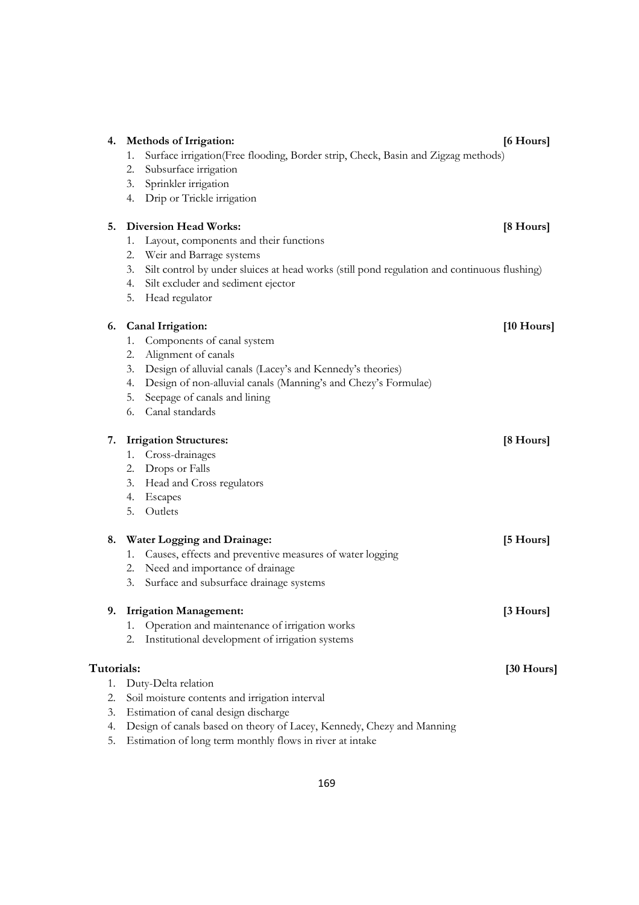**4. Methods of Irrigation:** **[6 Hours]**

1. Surface irrigation(Free flooding, Border strip, Check, Basin and Zigzag methods)
2. Subsurface irrigation
3. Sprinkler irrigation
4. Drip or Trickle irrigation

**5. Diversion Head Works:** **[8 Hours]**

1. Layout, components and their functions
2. Weir and Barrage systems
3. Silt control by under sluices at head works (still pond regulation and continuous flushing)
4. Silt excluder and sediment ejector
5. Head regulator

**6. Canal Irrigation:** **[10 Hours]**

1. Components of canal system
2. Alignment of canals
3. Design of alluvial canals (Lacey's and Kennedy's theories)
4. Design of non-alluvial canals (Manning's and Chezy's Formulae)
5. Seepage of canals and lining
6. Canal standards

**7. Irrigation Structures:** **[8 Hours]**

1. Cross-drainages
2. Drops or Falls
3. Head and Cross regulators
4. Escapes
5. Outlets

**8. Water Logging and Drainage:** **[5 Hours]**

1. Causes, effects and preventive measures of water logging
2. Need and importance of drainage
3. Surface and subsurface drainage systems

**9. Irrigation Management:** **[3 Hours]**

1. Operation and maintenance of irrigation works
2. Institutional development of irrigation systems

**Tutorials:** **[30 Hours]**

1. Duty-Delta relation
2. Soil moisture contents and irrigation interval
3. Estimation of canal design discharge
4. Design of canals based on theory of Lacey, Kennedy, Chezy and Manning
5. Estimation of long term monthly flows in river at intake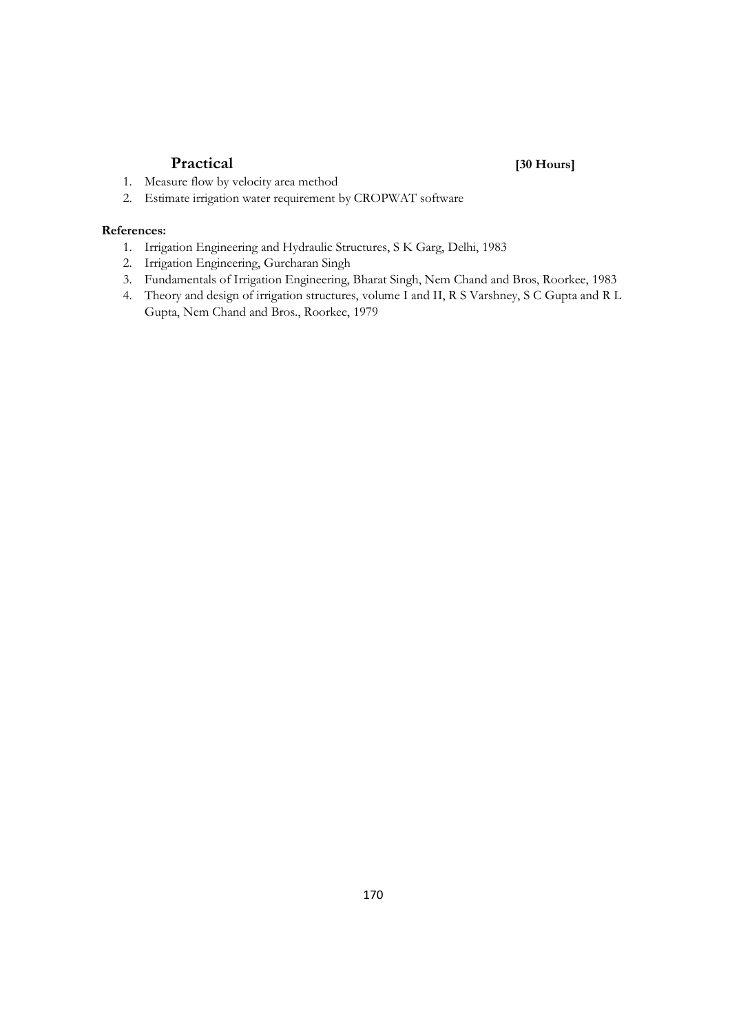## Practical [30 Hours]

1. Measure flow by velocity area method
2. Estimate irrigation water requirement by CROPWAT software

**References:**

1. Irrigation Engineering and Hydraulic Structures, S K Garg, Delhi, 1983
2. Irrigation Engineering, Gurcharan Singh
3. Fundamentals of Irrigation Engineering, Bharat Singh, Nem Chand and Bros, Roorkee, 1983
4. Theory and design of irrigation structures, volume I and II, R S Varshney, S C Gupta and R L Gupta, Nem Chand and Bros., Roorkee, 1979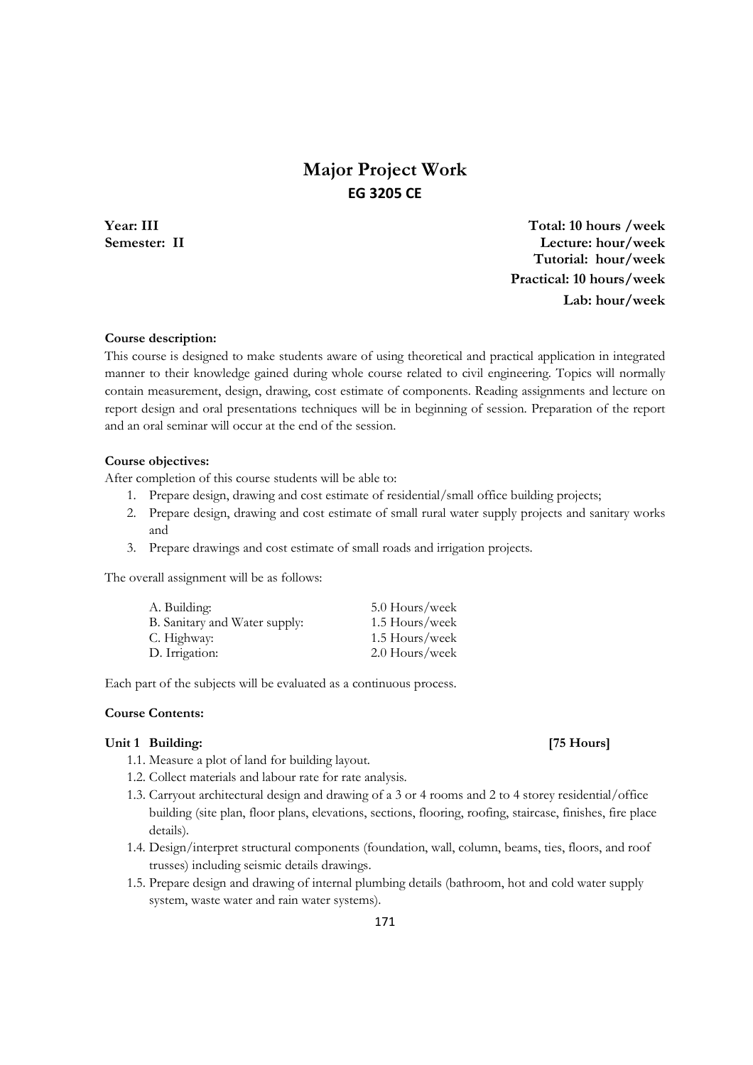# Major Project Work

## EG 3205 CE

**Year: III**
**Semester: II**

**Total: 10 hours /week**
**Lecture: hour/week**
**Tutorial: hour/week**
**Practical: 10 hours/week**
**Lab: hour/week**

**Course description:**

This course is designed to make students aware of using theoretical and practical application in integrated manner to their knowledge gained during whole course related to civil engineering. Topics will normally contain measurement, design, drawing, cost estimate of components. Reading assignments and lecture on report design and oral presentations techniques will be in beginning of session. Preparation of the report and an oral seminar will occur at the end of the session.

**Course objectives:**

After completion of this course students will be able to:

1. Prepare design, drawing and cost estimate of residential/small office building projects;
2. Prepare design, drawing and cost estimate of small rural water supply projects and sanitary works and
3. Prepare drawings and cost estimate of small roads and irrigation projects.

The overall assignment will be as follows:

| | |
|---|---|
| A. Building: | 5.0 Hours/week |
| B. Sanitary and Water supply: | 1.5 Hours/week |
| C. Highway: | 1.5 Hours/week |
| D. Irrigation: | 2.0 Hours/week |

Each part of the subjects will be evaluated as a continuous process.

**Course Contents:**

**Unit 1 Building: [75 Hours]**

1.1. Measure a plot of land for building layout.
1.2. Collect materials and labour rate for rate analysis.
1.3. Carryout architectural design and drawing of a 3 or 4 rooms and 2 to 4 storey residential/office building (site plan, floor plans, elevations, sections, flooring, roofing, staircase, finishes, fire place details).
1.4. Design/interpret structural components (foundation, wall, column, beams, ties, floors, and roof trusses) including seismic details drawings.
1.5. Prepare design and drawing of internal plumbing details (bathroom, hot and cold water supply system, waste water and rain water systems).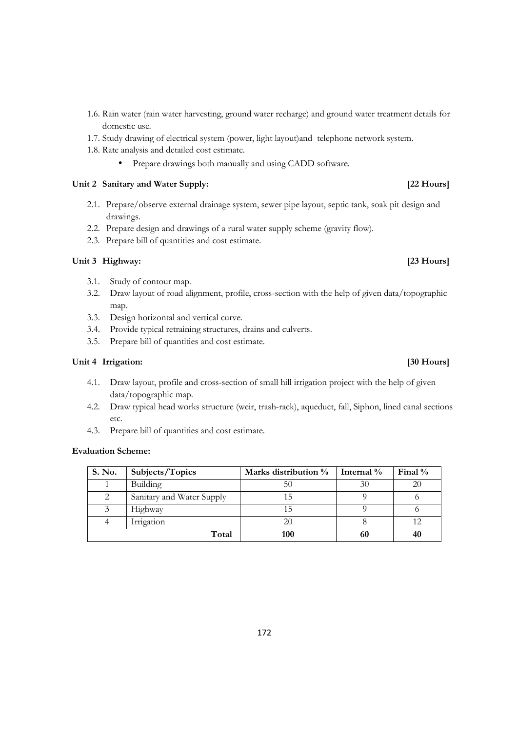1.6. Rain water (rain water harvesting, ground water recharge) and ground water treatment details for domestic use.
1.7. Study drawing of electrical system (power, light layout)and telephone network system.
1.8. Rate analysis and detailed cost estimate.

- Prepare drawings both manually and using CADD software.

**Unit 2 Sanitary and Water Supply: [22 Hours]**

2.1. Prepare/observe external drainage system, sewer pipe layout, septic tank, soak pit design and drawings.
2.2. Prepare design and drawings of a rural water supply scheme (gravity flow).
2.3. Prepare bill of quantities and cost estimate.

**Unit 3 Highway: [23 Hours]**

3.1. Study of contour map.
3.2. Draw layout of road alignment, profile, cross-section with the help of given data/topographic map.
3.3. Design horizontal and vertical curve.
3.4. Provide typical retraining structures, drains and culverts.
3.5. Prepare bill of quantities and cost estimate.

**Unit 4 Irrigation: [30 Hours]**

4.1. Draw layout, profile and cross-section of small hill irrigation project with the help of given data/topographic map.
4.2. Draw typical head works structure (weir, trash-rack), aqueduct, fall, Siphon, lined canal sections etc.
4.3. Prepare bill of quantities and cost estimate.

**Evaluation Scheme:**

| S. No. | Subjects/Topics | Marks distribution % | Internal % | Final % |
|---|---|---|---|---|
| 1 | Building | 50 | 30 | 20 |
| 2 | Sanitary and Water Supply | 15 | 9 | 6 |
| 3 | Highway | 15 | 9 | 6 |
| 4 | Irrigation | 20 | 8 | 12 |
| | **Total** | **100** | **60** | **40** |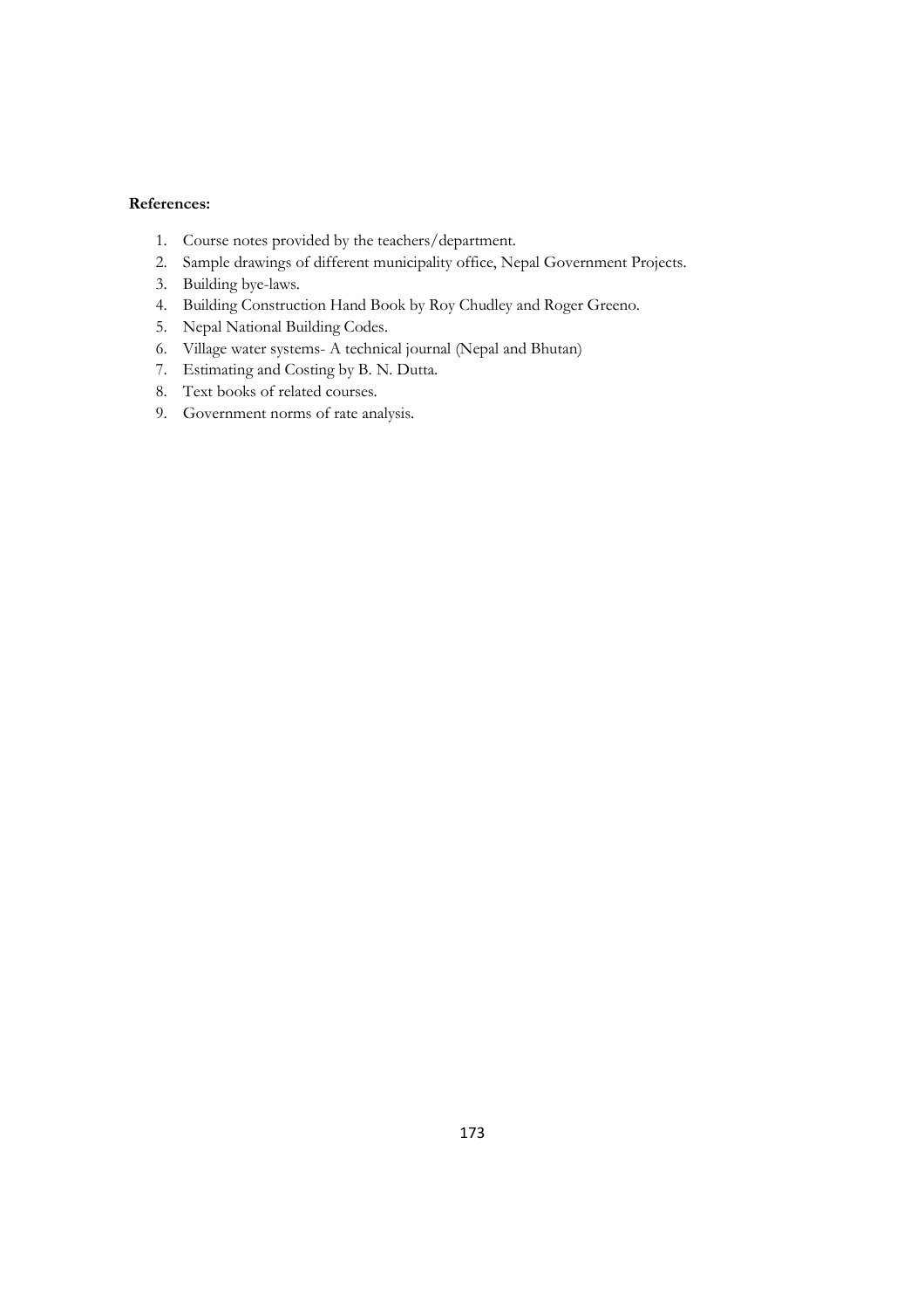**References:**

1. Course notes provided by the teachers/department.
2. Sample drawings of different municipality office, Nepal Government Projects.
3. Building bye-laws.
4. Building Construction Hand Book by Roy Chudley and Roger Greeno.
5. Nepal National Building Codes.
6. Village water systems- A technical journal (Nepal and Bhutan)
7. Estimating and Costing by B. N. Dutta.
8. Text books of related courses.
9. Government norms of rate analysis.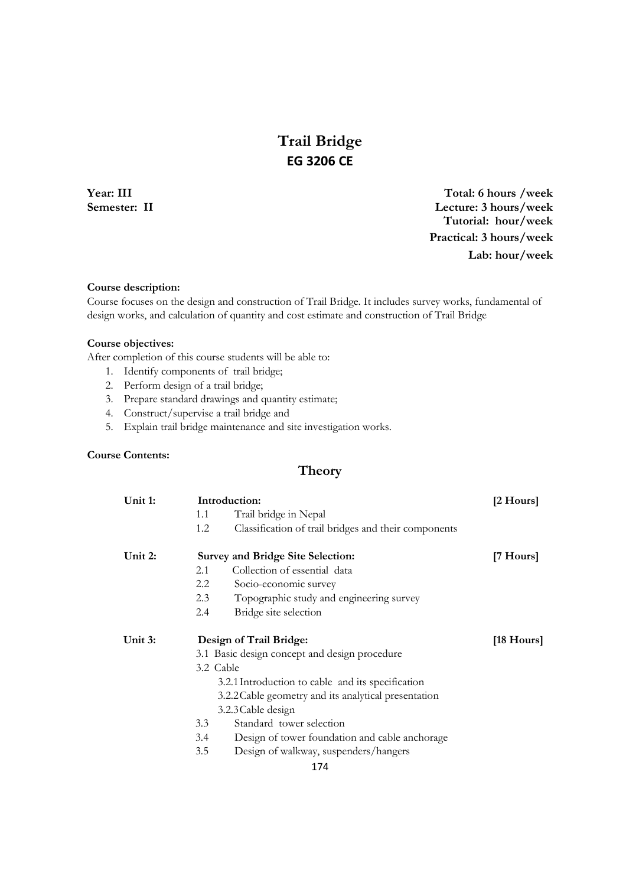# Trail Bridge

## EG 3206 CE

**Year: III**
**Semester: II**

**Total: 6 hours /week**
**Lecture: 3 hours/week**
**Tutorial: hour/week**
**Practical: 3 hours/week**
**Lab: hour/week**

**Course description:**

Course focuses on the design and construction of Trail Bridge. It includes survey works, fundamental of design works, and calculation of quantity and cost estimate and construction of Trail Bridge

**Course objectives:**

After completion of this course students will be able to:

1. Identify components of trail bridge;
2. Perform design of a trail bridge;
3. Prepare standard drawings and quantity estimate;
4. Construct/supervise a trail bridge and
5. Explain trail bridge maintenance and site investigation works.

**Course Contents:**

## Theory

**Unit 1: Introduction: [2 Hours]**

- 1.1 Trail bridge in Nepal
- 1.2 Classification of trail bridges and their components

**Unit 2: Survey and Bridge Site Selection: [7 Hours]**

- 2.1 Collection of essential data
- 2.2 Socio-economic survey
- 2.3 Topographic study and engineering survey
- 2.4 Bridge site selection

**Unit 3: Design of Trail Bridge: [18 Hours]**

- 3.1 Basic design concept and design procedure
- 3.2 Cable
  - 3.2.1 Introduction to cable and its specification
  - 3.2.2 Cable geometry and its analytical presentation
  - 3.2.3 Cable design
- 3.3 Standard tower selection
- 3.4 Design of tower foundation and cable anchorage
- 3.5 Design of walkway, suspenders/hangers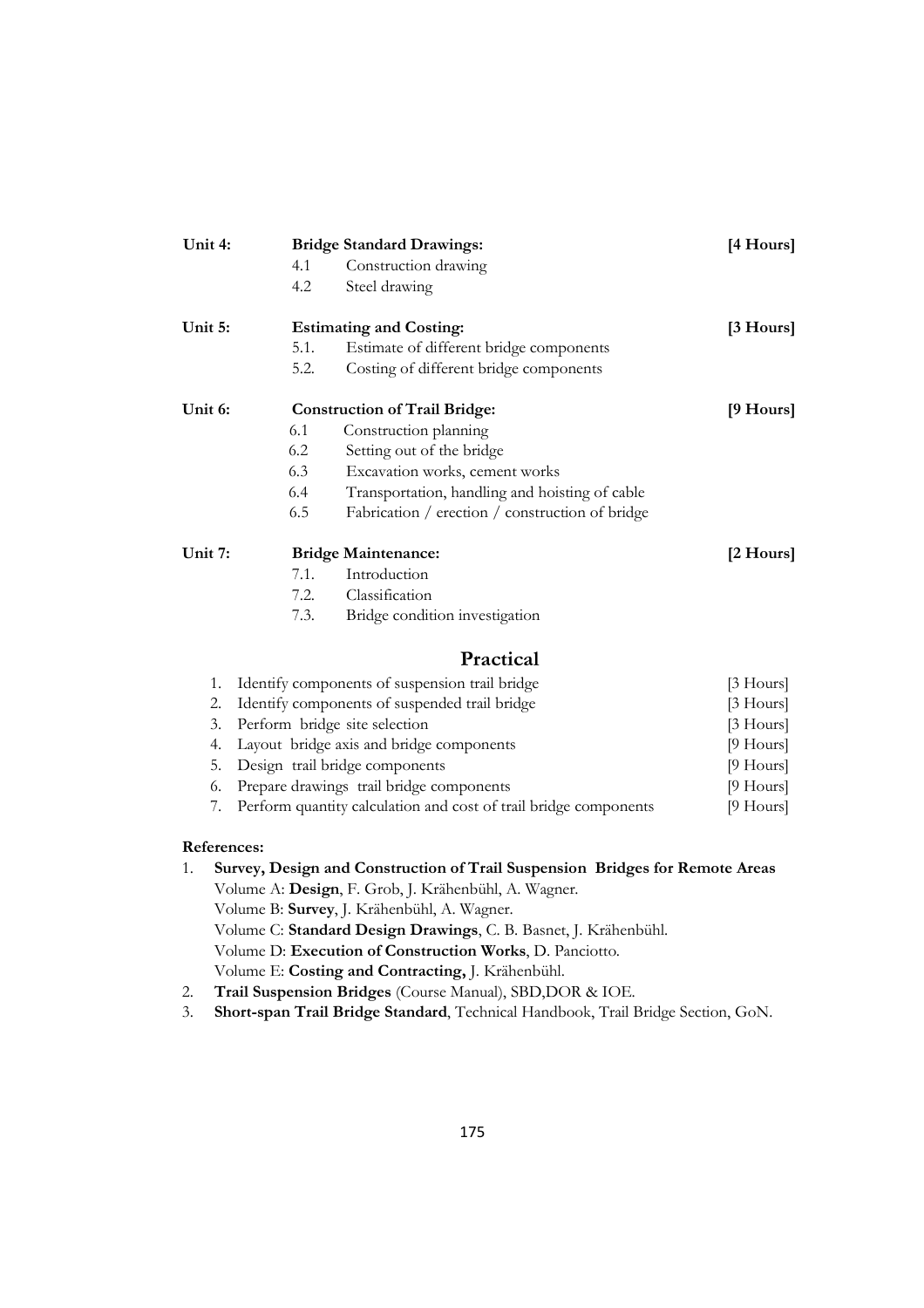**Unit 4: Bridge Standard Drawings: [4 Hours]**

- 4.1 Construction drawing
- 4.2 Steel drawing

**Unit 5: Estimating and Costing: [3 Hours]**

- 5.1. Estimate of different bridge components
- 5.2. Costing of different bridge components

**Unit 6: Construction of Trail Bridge: [9 Hours]**

- 6.1 Construction planning
- 6.2 Setting out of the bridge
- 6.3 Excavation works, cement works
- 6.4 Transportation, handling and hoisting of cable
- 6.5 Fabrication / erection / construction of bridge

**Unit 7: Bridge Maintenance: [2 Hours]**

- 7.1. Introduction
- 7.2. Classification
- 7.3. Bridge condition investigation

## Practical

1. Identify components of suspension trail bridge [3 Hours]
2. Identify components of suspended trail bridge [3 Hours]
3. Perform bridge site selection [3 Hours]
4. Layout bridge axis and bridge components [9 Hours]
5. Design trail bridge components [9 Hours]
6. Prepare drawings trail bridge components [9 Hours]
7. Perform quantity calculation and cost of trail bridge components [9 Hours]

**References:**

1. **Survey, Design and Construction of Trail Suspension Bridges for Remote Areas**
   Volume A: **Design**, F. Grob, J. Krähenbühl, A. Wagner.
   Volume B: **Survey**, J. Krähenbühl, A. Wagner.
   Volume C: **Standard Design Drawings**, C. B. Basnet, J. Krähenbühl.
   Volume D: **Execution of Construction Works**, D. Panciotto.
   Volume E: **Costing and Contracting,** J. Krähenbühl.
2. **Trail Suspension Bridges** (Course Manual), SBD,DOR & IOE.
3. **Short-span Trail Bridge Standard**, Technical Handbook, Trail Bridge Section, GoN.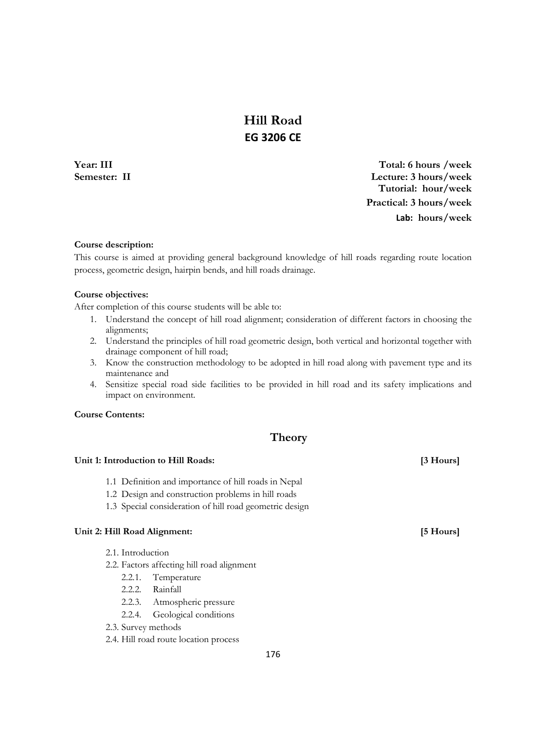# Hill Road
## EG 3206 CE

**Year: III**
**Semester: II**

**Total: 6 hours /week**
**Lecture: 3 hours/week**
**Tutorial: hour/week**
**Practical: 3 hours/week**
**Lab: hours/week**

**Course description:**

This course is aimed at providing general background knowledge of hill roads regarding route location process, geometric design, hairpin bends, and hill roads drainage.

**Course objectives:**

After completion of this course students will be able to:

1. Understand the concept of hill road alignment; consideration of different factors in choosing the alignments;
2. Understand the principles of hill road geometric design, both vertical and horizontal together with drainage component of hill road;
3. Know the construction methodology to be adopted in hill road along with pavement type and its maintenance and
4. Sensitize special road side facilities to be provided in hill road and its safety implications and impact on environment.

**Course Contents:**

## Theory

**Unit 1: Introduction to Hill Roads: [3 Hours]**

- 1.1 Definition and importance of hill roads in Nepal
- 1.2 Design and construction problems in hill roads
- 1.3 Special consideration of hill road geometric design

**Unit 2: Hill Road Alignment: [5 Hours]**

- 2.1. Introduction
- 2.2. Factors affecting hill road alignment
  - 2.2.1. Temperature
  - 2.2.2. Rainfall
  - 2.2.3. Atmospheric pressure
  - 2.2.4. Geological conditions
- 2.3. Survey methods
- 2.4. Hill road route location process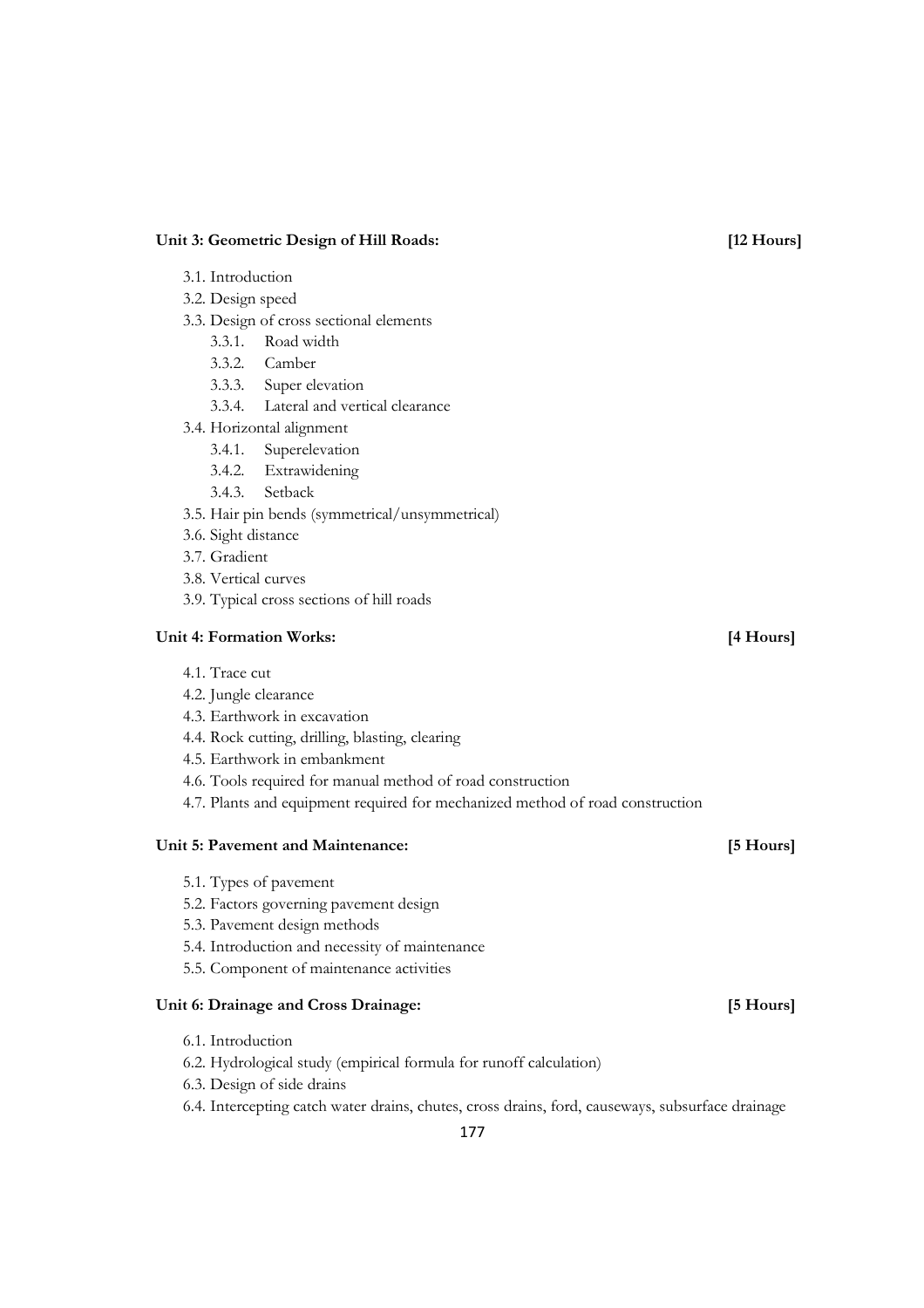**Unit 3: Geometric Design of Hill Roads: [12 Hours]**

- 3.1. Introduction
- 3.2. Design speed
- 3.3. Design of cross sectional elements
  - 3.3.1. Road width
  - 3.3.2. Camber
  - 3.3.3. Super elevation
  - 3.3.4. Lateral and vertical clearance
- 3.4. Horizontal alignment
  - 3.4.1. Superelevation
  - 3.4.2. Extrawidening
  - 3.4.3. Setback
- 3.5. Hair pin bends (symmetrical/unsymmetrical)
- 3.6. Sight distance
- 3.7. Gradient
- 3.8. Vertical curves
- 3.9. Typical cross sections of hill roads

**Unit 4: Formation Works: [4 Hours]**

- 4.1. Trace cut
- 4.2. Jungle clearance
- 4.3. Earthwork in excavation
- 4.4. Rock cutting, drilling, blasting, clearing
- 4.5. Earthwork in embankment
- 4.6. Tools required for manual method of road construction
- 4.7. Plants and equipment required for mechanized method of road construction

**Unit 5: Pavement and Maintenance: [5 Hours]**

- 5.1. Types of pavement
- 5.2. Factors governing pavement design
- 5.3. Pavement design methods
- 5.4. Introduction and necessity of maintenance
- 5.5. Component of maintenance activities

**Unit 6: Drainage and Cross Drainage: [5 Hours]**

- 6.1. Introduction
- 6.2. Hydrological study (empirical formula for runoff calculation)
- 6.3. Design of side drains
- 6.4. Intercepting catch water drains, chutes, cross drains, ford, causeways, subsurface drainage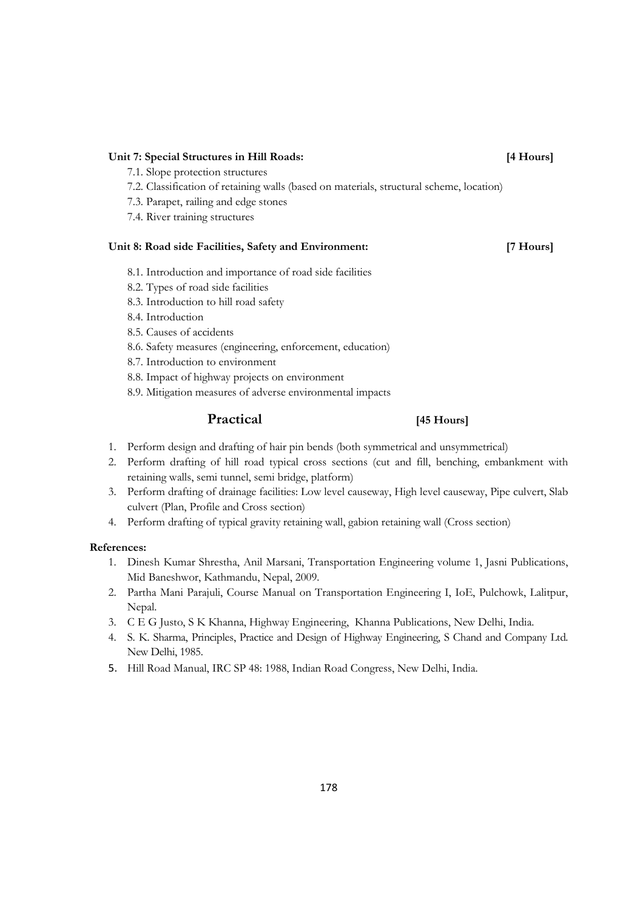**Unit 7: Special Structures in Hill Roads: [4 Hours]**

7.1. Slope protection structures
7.2. Classification of retaining walls (based on materials, structural scheme, location)
7.3. Parapet, railing and edge stones
7.4. River training structures

**Unit 8: Road side Facilities, Safety and Environment: [7 Hours]**

8.1. Introduction and importance of road side facilities
8.2. Types of road side facilities
8.3. Introduction to hill road safety
8.4. Introduction
8.5. Causes of accidents
8.6. Safety measures (engineering, enforcement, education)
8.7. Introduction to environment
8.8. Impact of highway projects on environment
8.9. Mitigation measures of adverse environmental impacts

## Practical [45 Hours]

1. Perform design and drafting of hair pin bends (both symmetrical and unsymmetrical)
2. Perform drafting of hill road typical cross sections (cut and fill, benching, embankment with retaining walls, semi tunnel, semi bridge, platform)
3. Perform drafting of drainage facilities: Low level causeway, High level causeway, Pipe culvert, Slab culvert (Plan, Profile and Cross section)
4. Perform drafting of typical gravity retaining wall, gabion retaining wall (Cross section)

**References:**

1. Dinesh Kumar Shrestha, Anil Marsani, Transportation Engineering volume 1, Jasni Publications, Mid Baneshwor, Kathmandu, Nepal, 2009.
2. Partha Mani Parajuli, Course Manual on Transportation Engineering I, IoE, Pulchowk, Lalitpur, Nepal.
3. C E G Justo, S K Khanna, Highway Engineering, Khanna Publications, New Delhi, India.
4. S. K. Sharma, Principles, Practice and Design of Highway Engineering, S Chand and Company Ltd. New Delhi, 1985.
5. Hill Road Manual, IRC SP 48: 1988, Indian Road Congress, New Delhi, India.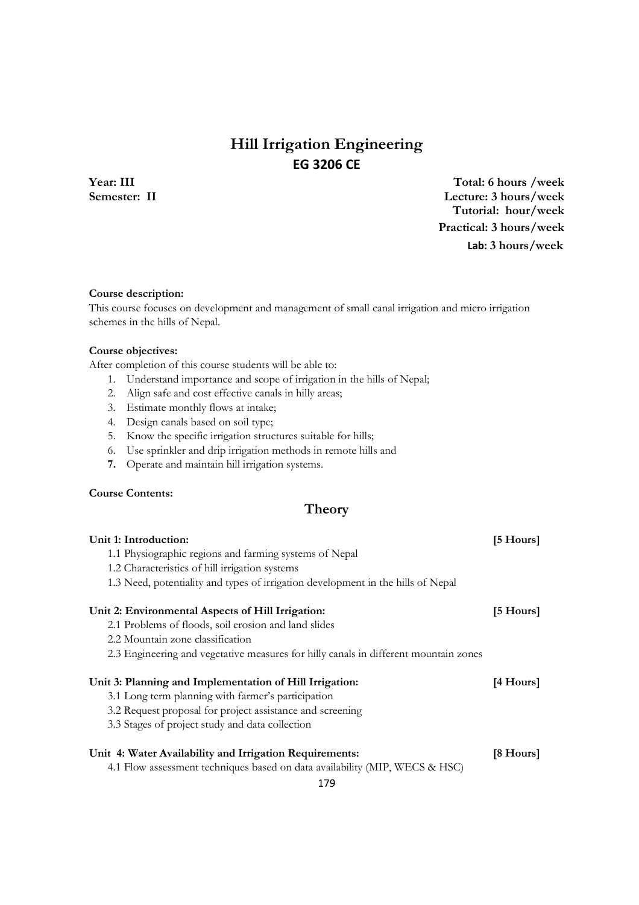# Hill Irrigation Engineering

## EG 3206 CE

**Year: III**
**Semester: II**

**Total: 6 hours /week**
**Lecture: 3 hours/week**
**Tutorial: hour/week**
**Practical: 3 hours/week**
**Lab: 3 hours/week**

**Course description:**

This course focuses on development and management of small canal irrigation and micro irrigation schemes in the hills of Nepal.

**Course objectives:**

After completion of this course students will be able to:

1. Understand importance and scope of irrigation in the hills of Nepal;
2. Align safe and cost effective canals in hilly areas;
3. Estimate monthly flows at intake;
4. Design canals based on soil type;
5. Know the specific irrigation structures suitable for hills;
6. Use sprinkler and drip irrigation methods in remote hills and
7. Operate and maintain hill irrigation systems.

**Course Contents:**

## Theory

**Unit 1: Introduction: [5 Hours]**

1.1 Physiographic regions and farming systems of Nepal
1.2 Characteristics of hill irrigation systems
1.3 Need, potentiality and types of irrigation development in the hills of Nepal

**Unit 2: Environmental Aspects of Hill Irrigation: [5 Hours]**

2.1 Problems of floods, soil erosion and land slides
2.2 Mountain zone classification
2.3 Engineering and vegetative measures for hilly canals in different mountain zones

**Unit 3: Planning and Implementation of Hill Irrigation: [4 Hours]**

3.1 Long term planning with farmer's participation
3.2 Request proposal for project assistance and screening
3.3 Stages of project study and data collection

**Unit 4: Water Availability and Irrigation Requirements: [8 Hours]**

4.1 Flow assessment techniques based on data availability (MIP, WECS & HSC)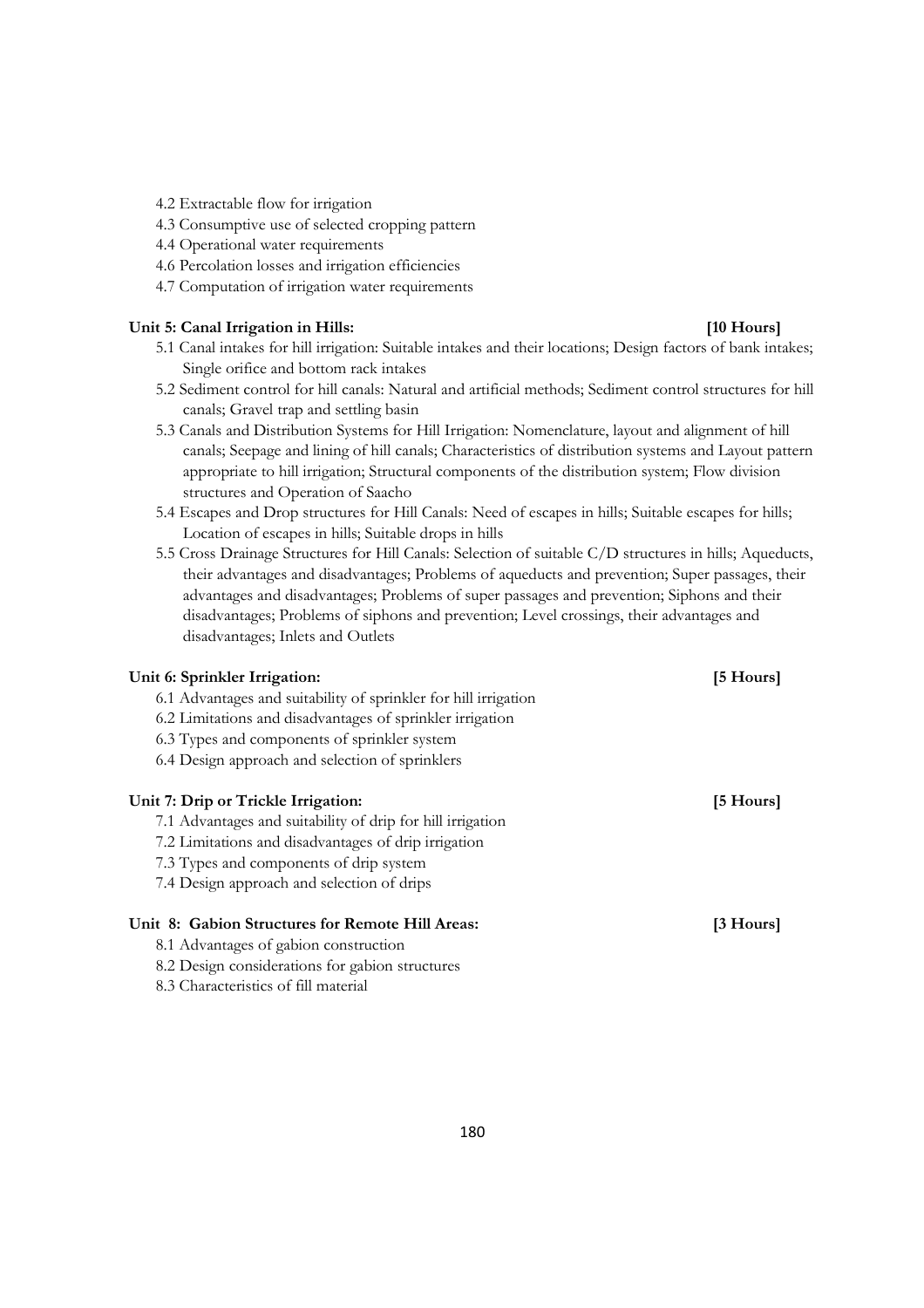- 4.2 Extractable flow for irrigation
- 4.3 Consumptive use of selected cropping pattern
- 4.4 Operational water requirements
- 4.6 Percolation losses and irrigation efficiencies
- 4.7 Computation of irrigation water requirements

**Unit 5: Canal Irrigation in Hills: [10 Hours]**

- 5.1 Canal intakes for hill irrigation: Suitable intakes and their locations; Design factors of bank intakes; Single orifice and bottom rack intakes
- 5.2 Sediment control for hill canals: Natural and artificial methods; Sediment control structures for hill canals; Gravel trap and settling basin
- 5.3 Canals and Distribution Systems for Hill Irrigation: Nomenclature, layout and alignment of hill canals; Seepage and lining of hill canals; Characteristics of distribution systems and Layout pattern appropriate to hill irrigation; Structural components of the distribution system; Flow division structures and Operation of Saacho
- 5.4 Escapes and Drop structures for Hill Canals: Need of escapes in hills; Suitable escapes for hills; Location of escapes in hills; Suitable drops in hills
- 5.5 Cross Drainage Structures for Hill Canals: Selection of suitable C/D structures in hills; Aqueducts, their advantages and disadvantages; Problems of aqueducts and prevention; Super passages, their advantages and disadvantages; Problems of super passages and prevention; Siphons and their disadvantages; Problems of siphons and prevention; Level crossings, their advantages and disadvantages; Inlets and Outlets

**Unit 6: Sprinkler Irrigation: [5 Hours]**

- 6.1 Advantages and suitability of sprinkler for hill irrigation
- 6.2 Limitations and disadvantages of sprinkler irrigation
- 6.3 Types and components of sprinkler system
- 6.4 Design approach and selection of sprinklers

**Unit 7: Drip or Trickle Irrigation: [5 Hours]**

- 7.1 Advantages and suitability of drip for hill irrigation
- 7.2 Limitations and disadvantages of drip irrigation
- 7.3 Types and components of drip system
- 7.4 Design approach and selection of drips

**Unit 8: Gabion Structures for Remote Hill Areas: [3 Hours]**

- 8.1 Advantages of gabion construction
- 8.2 Design considerations for gabion structures
- 8.3 Characteristics of fill material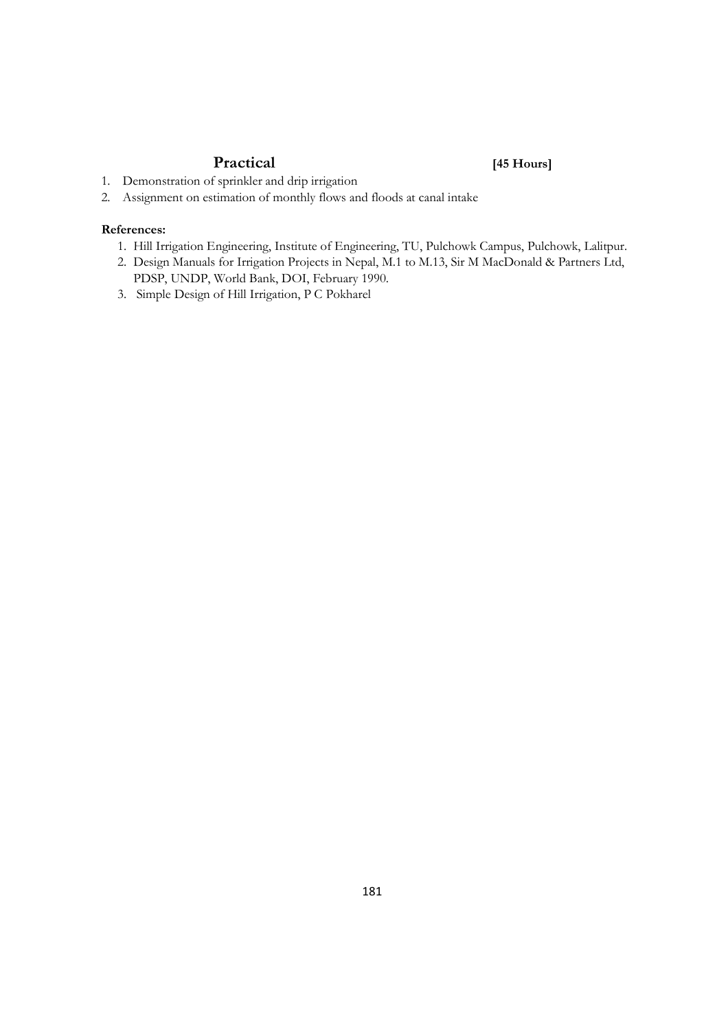## Practical [45 Hours]

1. Demonstration of sprinkler and drip irrigation
2. Assignment on estimation of monthly flows and floods at canal intake

**References:**

1. Hill Irrigation Engineering, Institute of Engineering, TU, Pulchowk Campus, Pulchowk, Lalitpur.
2. Design Manuals for Irrigation Projects in Nepal, M.1 to M.13, Sir M MacDonald & Partners Ltd, PDSP, UNDP, World Bank, DOI, February 1990.
3. Simple Design of Hill Irrigation, P C Pokharel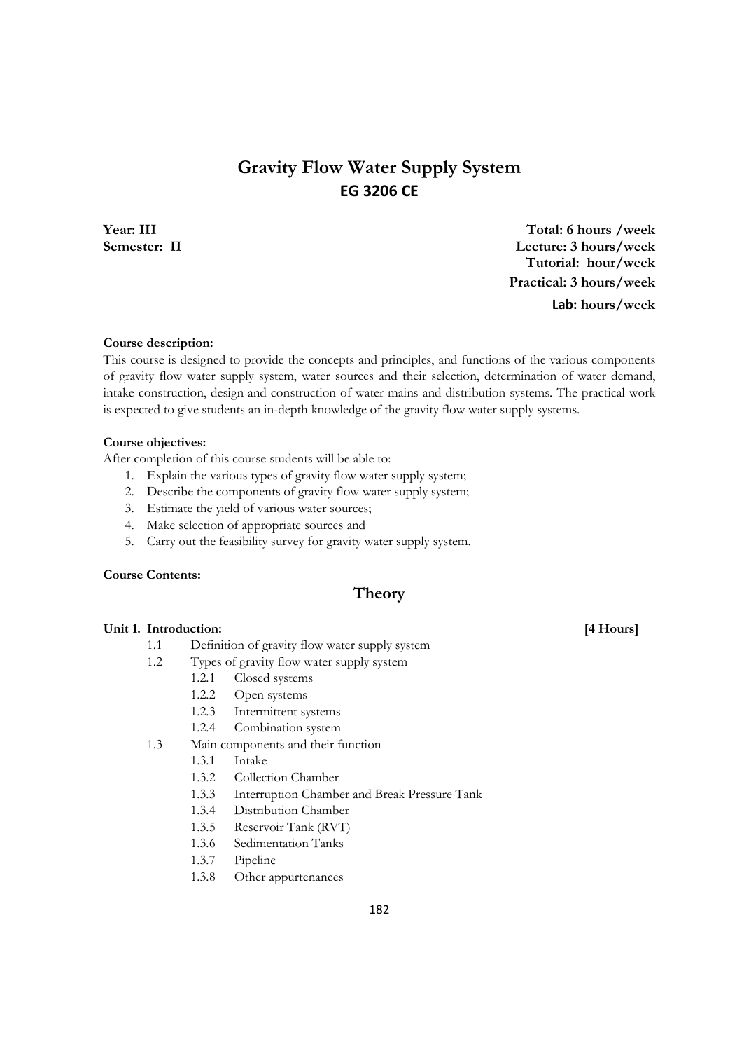# Gravity Flow Water Supply System

## EG 3206 CE

**Year: III**
**Semester: II**

**Total: 6 hours /week**
**Lecture: 3 hours/week**
**Tutorial: hour/week**
**Practical: 3 hours/week**
**Lab: hours/week**

**Course description:**

This course is designed to provide the concepts and principles, and functions of the various components of gravity flow water supply system, water sources and their selection, determination of water demand, intake construction, design and construction of water mains and distribution systems. The practical work is expected to give students an in-depth knowledge of the gravity flow water supply systems.

**Course objectives:**

After completion of this course students will be able to:

1. Explain the various types of gravity flow water supply system;
2. Describe the components of gravity flow water supply system;
3. Estimate the yield of various water sources;
4. Make selection of appropriate sources and
5. Carry out the feasibility survey for gravity water supply system.

**Course Contents:**

## Theory

**Unit 1. Introduction: [4 Hours]**

- 1.1 Definition of gravity flow water supply system
- 1.2 Types of gravity flow water supply system
  - 1.2.1 Closed systems
  - 1.2.2 Open systems
  - 1.2.3 Intermittent systems
  - 1.2.4 Combination system
- 1.3 Main components and their function
  - 1.3.1 Intake
  - 1.3.2 Collection Chamber
  - 1.3.3 Interruption Chamber and Break Pressure Tank
  - 1.3.4 Distribution Chamber
  - 1.3.5 Reservoir Tank (RVT)
  - 1.3.6 Sedimentation Tanks
  - 1.3.7 Pipeline
  - 1.3.8 Other appurtenances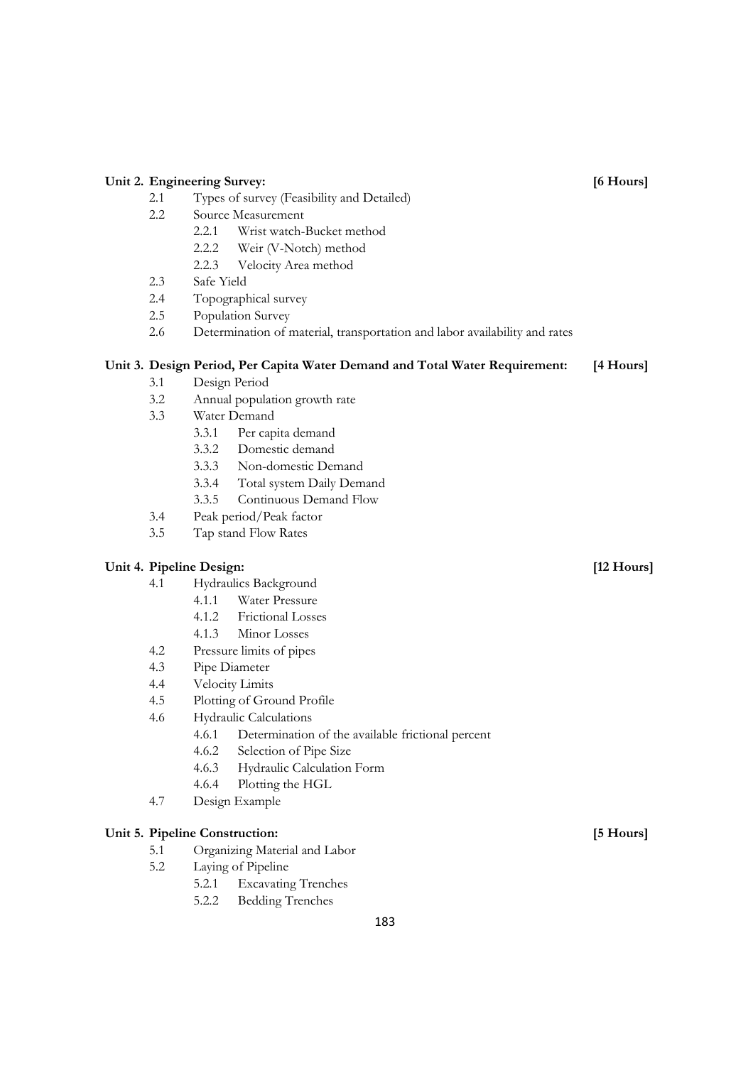**Unit 2. Engineering Survey: [6 Hours]**

- 2.1 Types of survey (Feasibility and Detailed)
- 2.2 Source Measurement
  - 2.2.1 Wrist watch-Bucket method
  - 2.2.2 Weir (V-Notch) method
  - 2.2.3 Velocity Area method
- 2.3 Safe Yield
- 2.4 Topographical survey
- 2.5 Population Survey
- 2.6 Determination of material, transportation and labor availability and rates

**Unit 3. Design Period, Per Capita Water Demand and Total Water Requirement: [4 Hours]**

- 3.1 Design Period
- 3.2 Annual population growth rate
- 3.3 Water Demand
  - 3.3.1 Per capita demand
  - 3.3.2 Domestic demand
  - 3.3.3 Non-domestic Demand
  - 3.3.4 Total system Daily Demand
  - 3.3.5 Continuous Demand Flow
- 3.4 Peak period/Peak factor
- 3.5 Tap stand Flow Rates

**Unit 4. Pipeline Design: [12 Hours]**

- 4.1 Hydraulics Background
  - 4.1.1 Water Pressure
  - 4.1.2 Frictional Losses
  - 4.1.3 Minor Losses
- 4.2 Pressure limits of pipes
- 4.3 Pipe Diameter
- 4.4 Velocity Limits
- 4.5 Plotting of Ground Profile
- 4.6 Hydraulic Calculations
  - 4.6.1 Determination of the available frictional percent
  - 4.6.2 Selection of Pipe Size
  - 4.6.3 Hydraulic Calculation Form
  - 4.6.4 Plotting the HGL
- 4.7 Design Example

**Unit 5. Pipeline Construction: [5 Hours]**

- 5.1 Organizing Material and Labor
- 5.2 Laying of Pipeline
  - 5.2.1 Excavating Trenches
  - 5.2.2 Bedding Trenches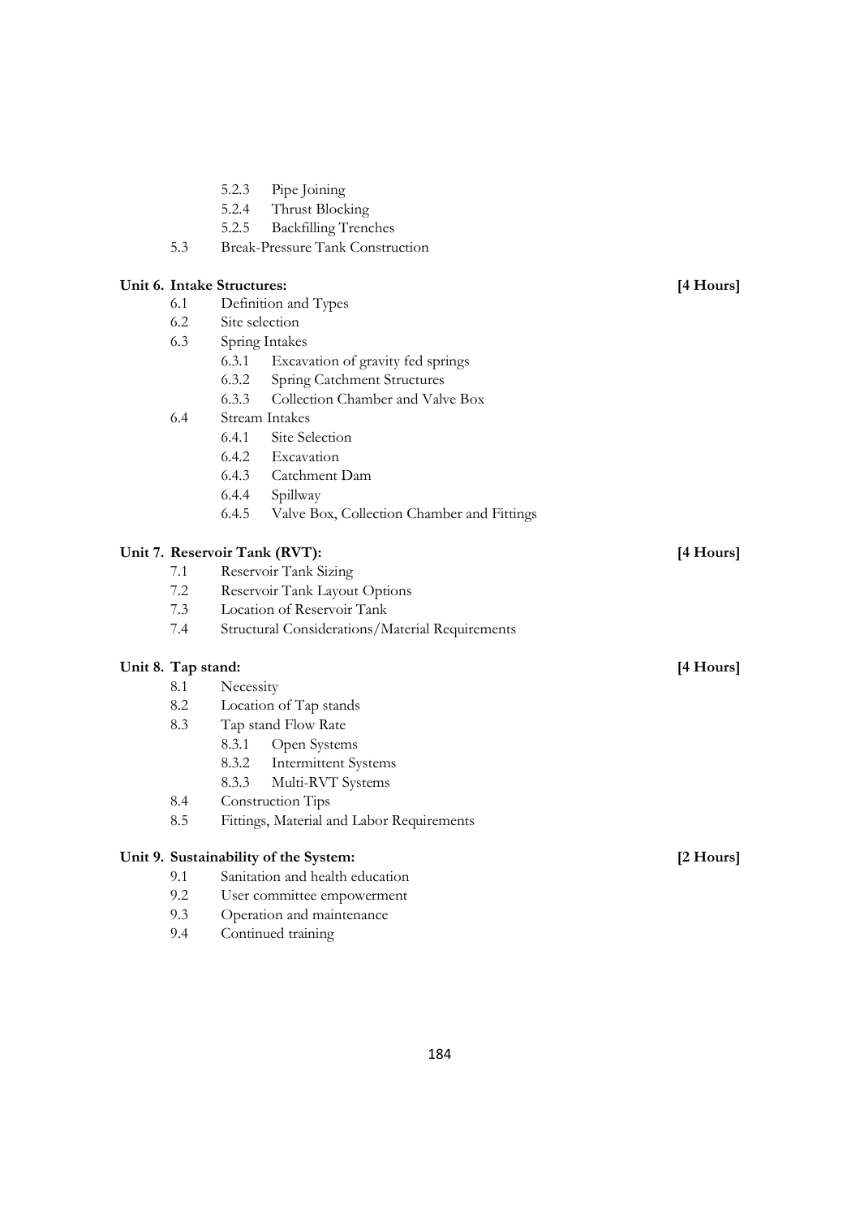- 5.2.3 Pipe Joining
- 5.2.4 Thrust Blocking
- 5.2.5 Backfilling Trenches

5.3 Break-Pressure Tank Construction

**Unit 6. Intake Structures: [4 Hours]**

- 6.1 Definition and Types
- 6.2 Site selection
- 6.3 Spring Intakes
  - 6.3.1 Excavation of gravity fed springs
  - 6.3.2 Spring Catchment Structures
  - 6.3.3 Collection Chamber and Valve Box
- 6.4 Stream Intakes
  - 6.4.1 Site Selection
  - 6.4.2 Excavation
  - 6.4.3 Catchment Dam
  - 6.4.4 Spillway
  - 6.4.5 Valve Box, Collection Chamber and Fittings

**Unit 7. Reservoir Tank (RVT): [4 Hours]**

- 7.1 Reservoir Tank Sizing
- 7.2 Reservoir Tank Layout Options
- 7.3 Location of Reservoir Tank
- 7.4 Structural Considerations/Material Requirements

**Unit 8. Tap stand: [4 Hours]**

- 8.1 Necessity
- 8.2 Location of Tap stands
- 8.3 Tap stand Flow Rate
  - 8.3.1 Open Systems
  - 8.3.2 Intermittent Systems
  - 8.3.3 Multi-RVT Systems
- 8.4 Construction Tips
- 8.5 Fittings, Material and Labor Requirements

**Unit 9. Sustainability of the System: [2 Hours]**

- 9.1 Sanitation and health education
- 9.2 User committee empowerment
- 9.3 Operation and maintenance
- 9.4 Continued training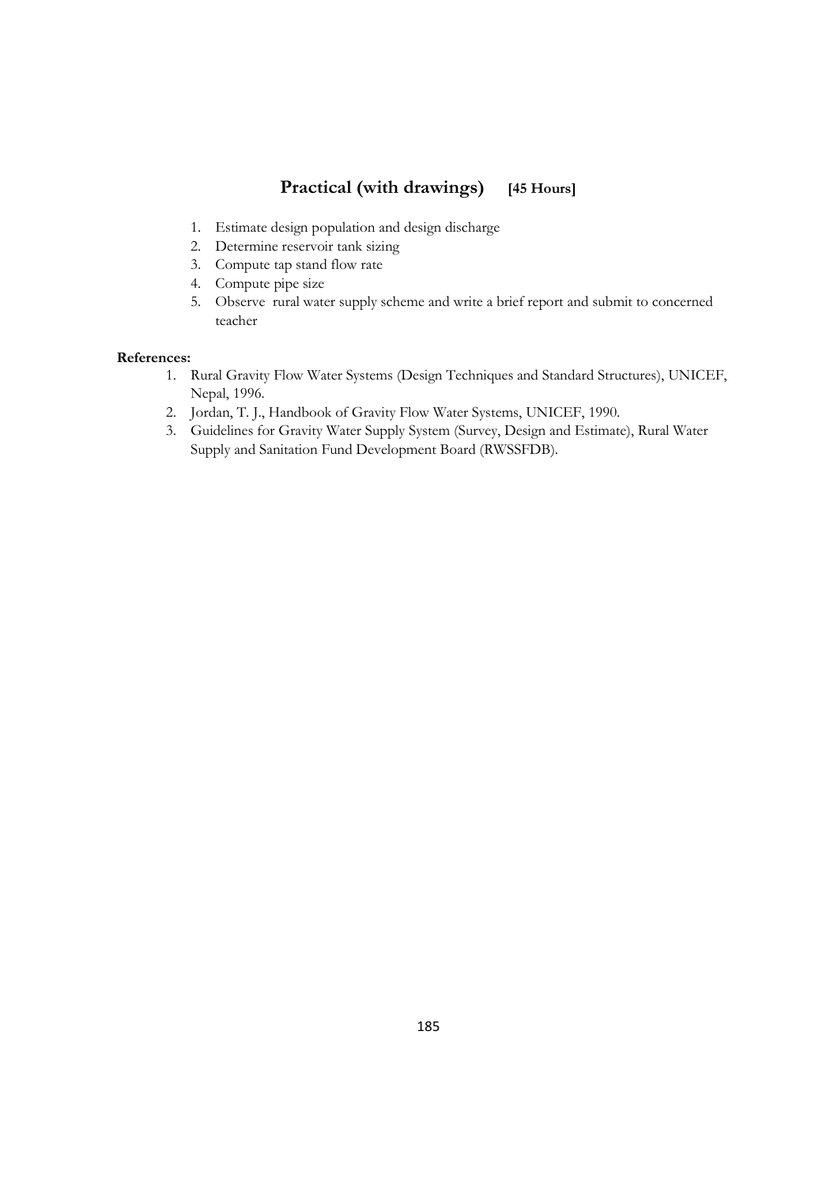## Practical (with drawings) [45 Hours]

1. Estimate design population and design discharge
2. Determine reservoir tank sizing
3. Compute tap stand flow rate
4. Compute pipe size
5. Observe rural water supply scheme and write a brief report and submit to concerned teacher

**References:**

1. Rural Gravity Flow Water Systems (Design Techniques and Standard Structures), UNICEF, Nepal, 1996.
2. Jordan, T. J., Handbook of Gravity Flow Water Systems, UNICEF, 1990.
3. Guidelines for Gravity Water Supply System (Survey, Design and Estimate), Rural Water Supply and Sanitation Fund Development Board (RWSSFDB).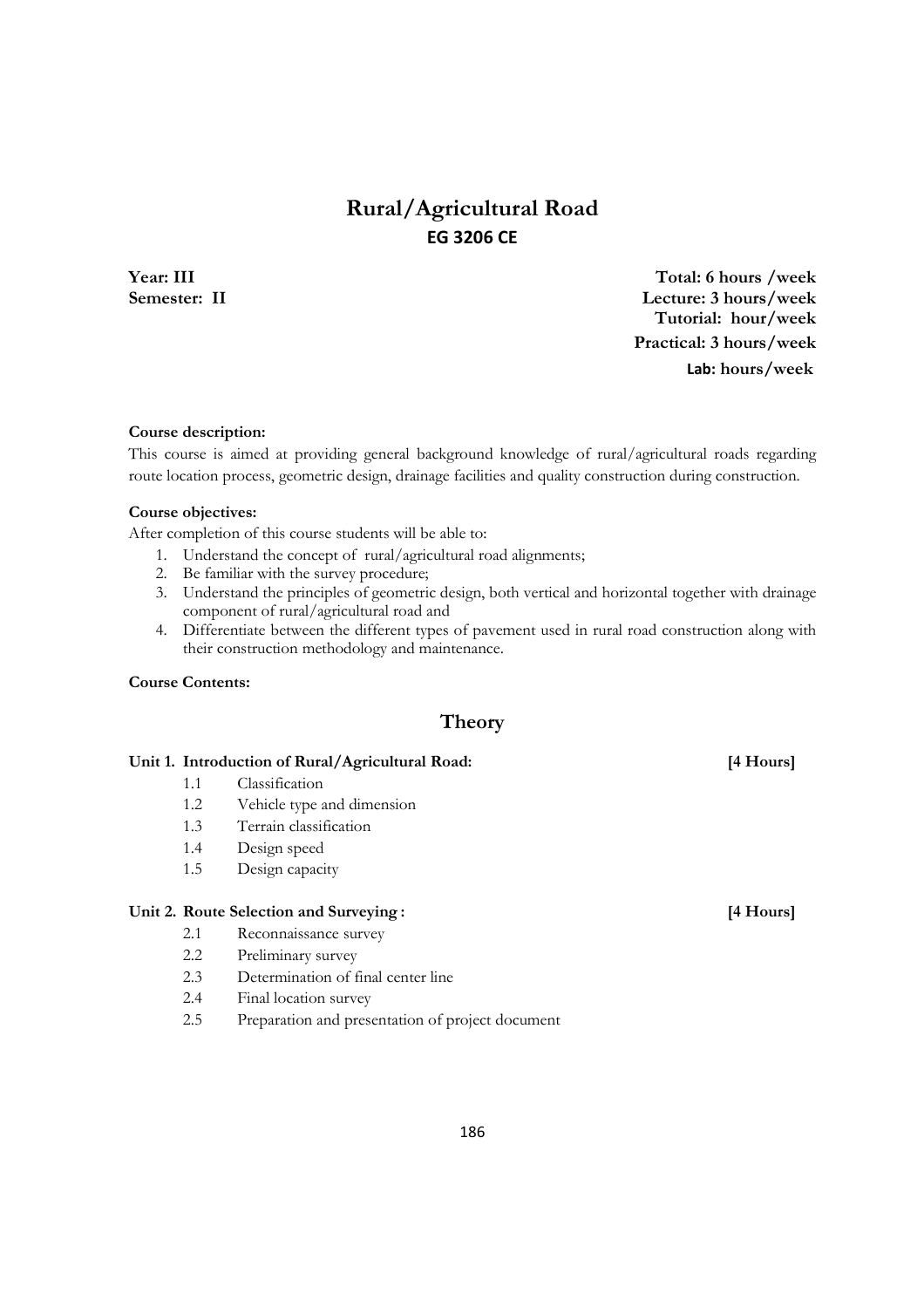# Rural/Agricultural Road

## EG 3206 CE

**Year: III**
**Semester: II**

**Total: 6 hours /week**
**Lecture: 3 hours/week**
**Tutorial: hour/week**
**Practical: 3 hours/week**
**Lab: hours/week**

**Course description:**

This course is aimed at providing general background knowledge of rural/agricultural roads regarding route location process, geometric design, drainage facilities and quality construction during construction.

**Course objectives:**

After completion of this course students will be able to:

1. Understand the concept of rural/agricultural road alignments;
2. Be familiar with the survey procedure;
3. Understand the principles of geometric design, both vertical and horizontal together with drainage component of rural/agricultural road and
4. Differentiate between the different types of pavement used in rural road construction along with their construction methodology and maintenance.

**Course Contents:**

## Theory

**Unit 1. Introduction of Rural/Agricultural Road: [4 Hours]**

- 1.1 Classification
- 1.2 Vehicle type and dimension
- 1.3 Terrain classification
- 1.4 Design speed
- 1.5 Design capacity

**Unit 2. Route Selection and Surveying : [4 Hours]**

- 2.1 Reconnaissance survey
- 2.2 Preliminary survey
- 2.3 Determination of final center line
- 2.4 Final location survey
- 2.5 Preparation and presentation of project document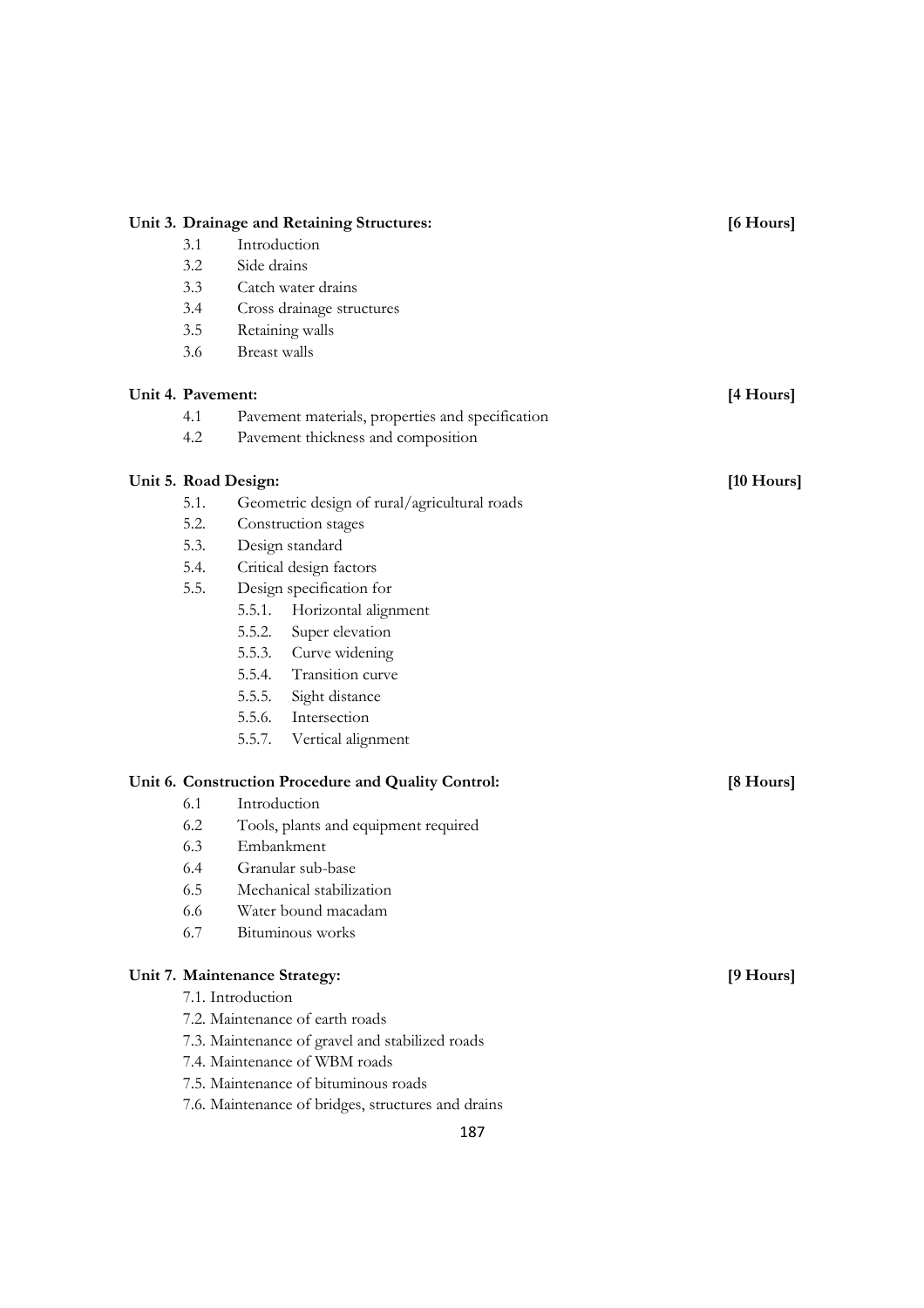**Unit 3. Drainage and Retaining Structures:** **[6 Hours]**

- 3.1 Introduction
- 3.2 Side drains
- 3.3 Catch water drains
- 3.4 Cross drainage structures
- 3.5 Retaining walls
- 3.6 Breast walls

**Unit 4. Pavement:** **[4 Hours]**

- 4.1 Pavement materials, properties and specification
- 4.2 Pavement thickness and composition

**Unit 5. Road Design:** **[10 Hours]**

- 5.1. Geometric design of rural/agricultural roads
- 5.2. Construction stages
- 5.3. Design standard
- 5.4. Critical design factors
- 5.5. Design specification for
  - 5.5.1. Horizontal alignment
  - 5.5.2. Super elevation
  - 5.5.3. Curve widening
  - 5.5.4. Transition curve
  - 5.5.5. Sight distance
  - 5.5.6. Intersection
  - 5.5.7. Vertical alignment

**Unit 6. Construction Procedure and Quality Control:** **[8 Hours]**

- 6.1 Introduction
- 6.2 Tools, plants and equipment required
- 6.3 Embankment
- 6.4 Granular sub-base
- 6.5 Mechanical stabilization
- 6.6 Water bound macadam
- 6.7 Bituminous works

**Unit 7. Maintenance Strategy:** **[9 Hours]**

- 7.1. Introduction
- 7.2. Maintenance of earth roads
- 7.3. Maintenance of gravel and stabilized roads
- 7.4. Maintenance of WBM roads
- 7.5. Maintenance of bituminous roads
- 7.6. Maintenance of bridges, structures and drains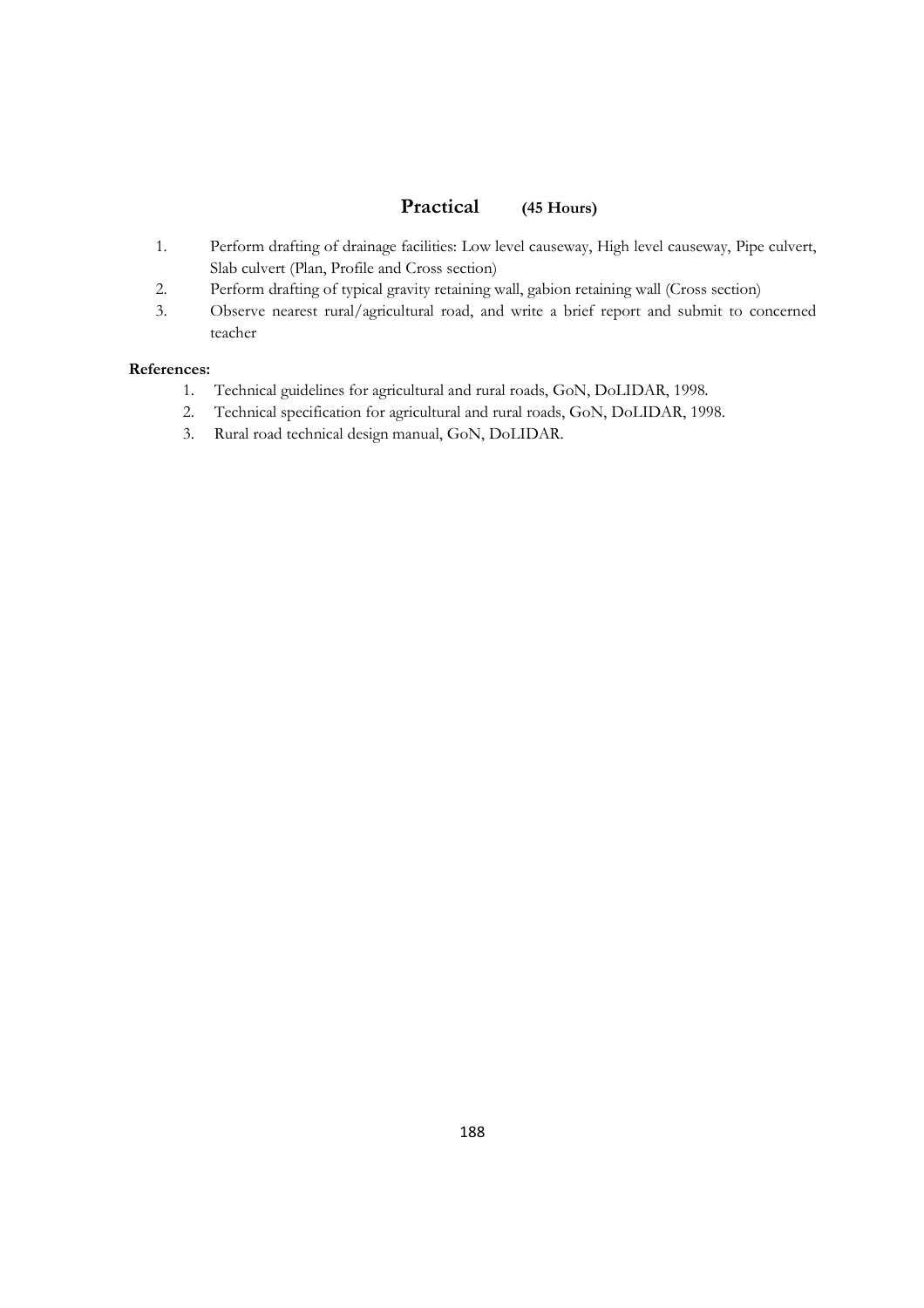## Practical (45 Hours)

1. Perform drafting of drainage facilities: Low level causeway, High level causeway, Pipe culvert, Slab culvert (Plan, Profile and Cross section)
2. Perform drafting of typical gravity retaining wall, gabion retaining wall (Cross section)
3. Observe nearest rural/agricultural road, and write a brief report and submit to concerned teacher

**References:**

1. Technical guidelines for agricultural and rural roads, GoN, DoLIDAR, 1998.
2. Technical specification for agricultural and rural roads, GoN, DoLIDAR, 1998.
3. Rural road technical design manual, GoN, DoLIDAR.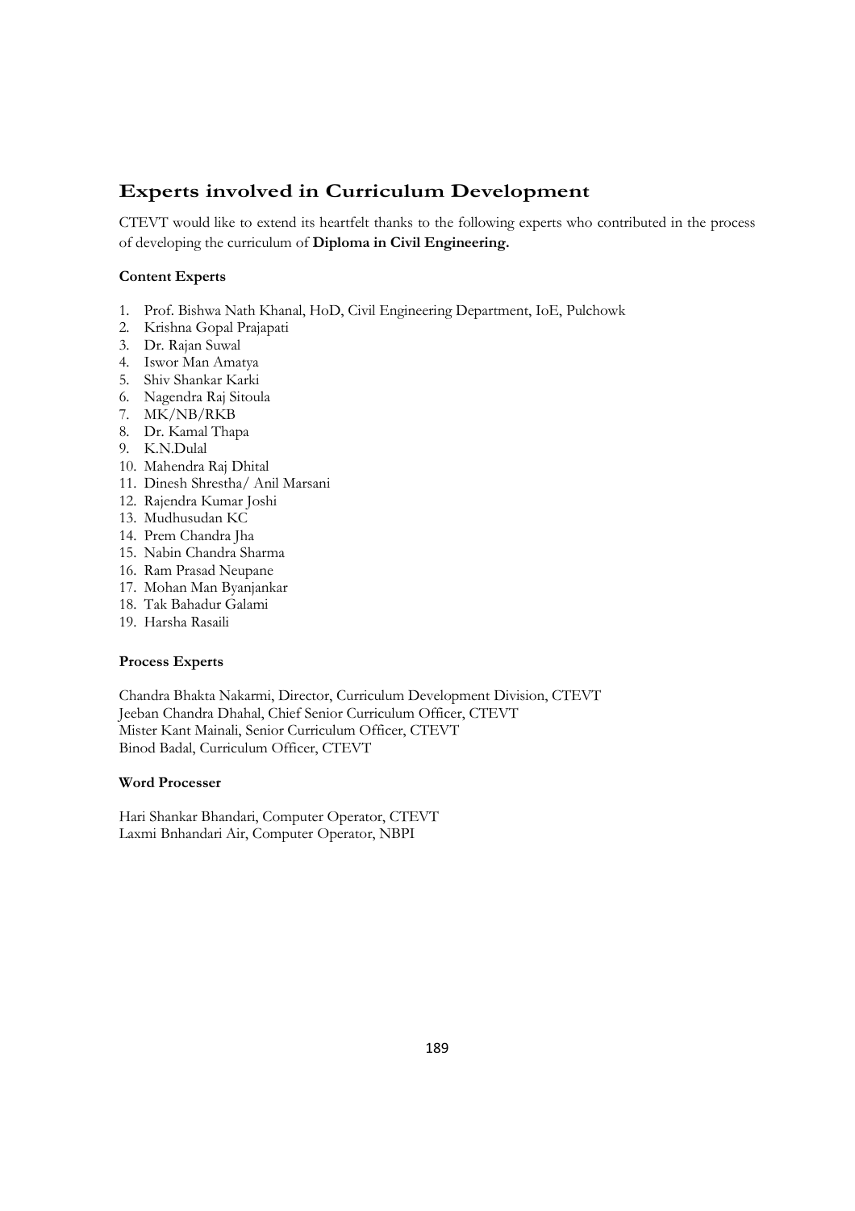## Experts involved in Curriculum Development

CTEVT would like to extend its heartfelt thanks to the following experts who contributed in the process of developing the curriculum of **Diploma in Civil Engineering.**

**Content Experts**

1. Prof. Bishwa Nath Khanal, HoD, Civil Engineering Department, IoE, Pulchowk
2. Krishna Gopal Prajapati
3. Dr. Rajan Suwal
4. Iswor Man Amatya
5. Shiv Shankar Karki
6. Nagendra Raj Sitoula
7. MK/NB/RKB
8. Dr. Kamal Thapa
9. K.N.Dulal
10. Mahendra Raj Dhital
11. Dinesh Shrestha/ Anil Marsani
12. Rajendra Kumar Joshi
13. Mudhusudan KC
14. Prem Chandra Jha
15. Nabin Chandra Sharma
16. Ram Prasad Neupane
17. Mohan Man Byanjankar
18. Tak Bahadur Galami
19. Harsha Rasaili

**Process Experts**

Chandra Bhakta Nakarmi, Director, Curriculum Development Division, CTEVT
Jeeban Chandra Dhahal, Chief Senior Curriculum Officer, CTEVT
Mister Kant Mainali, Senior Curriculum Officer, CTEVT
Binod Badal, Curriculum Officer, CTEVT

**Word Processer**

Hari Shankar Bhandari, Computer Operator, CTEVT
Laxmi Bnhandari Air, Computer Operator, NBPI